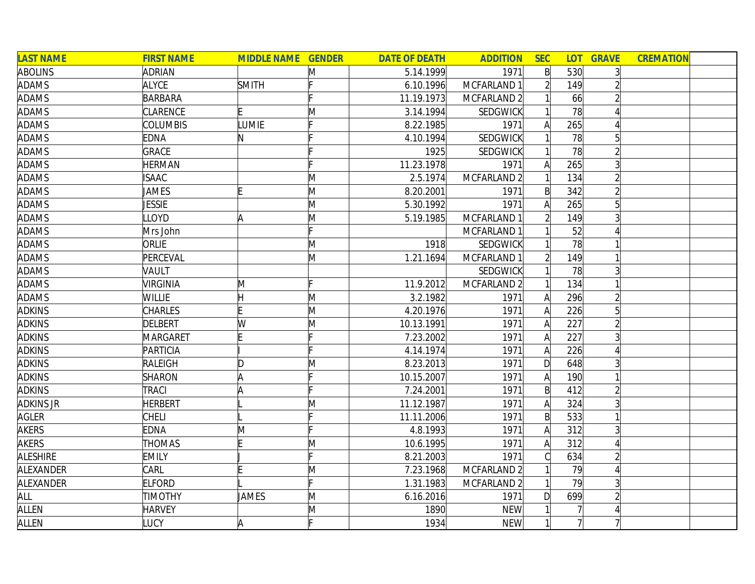| LAST NAME | FIRST NAME | MIDDLE NAME | GENDER | DATE OF DEATH | ADDITION | SEC | LOT | GRAVE | CREMATION | |
|---|---|---|---|---|---|---|---|---|---|---|
| ABOLINS | ADRIAN | | M | 5.14.1999 | 1971 | B | 530 | 3 | | |
| ADAMS | ALYCE | SMITH | F | 6.10.1996 | MCFARLAND 1 | 2 | 149 | 2 | | |
| ADAMS | BARBARA | | F | 11.19.1973 | MCFARLAND 2 | 1 | 66 | 2 | | |
| ADAMS | CLARENCE | E | M | 3.14.1994 | SEDGWICK | 1 | 78 | 4 | | |
| ADAMS | COLUMBIS | LUMIE | F | 8.22.1985 | 1971 | A | 265 | 4 | | |
| ADAMS | EDNA | N | F | 4.10.1994 | SEDGWICK | 1 | 78 | 5 | | |
| ADAMS | GRACE | | F | 1925 | SEDGWICK | 1 | 78 | 2 | | |
| ADAMS | HERMAN | | F | 11.23.1978 | 1971 | A | 265 | 3 | | |
| ADAMS | ISAAC | | M | 2.5.1974 | MCFARLAND 2 | 1 | 134 | 2 | | |
| ADAMS | JAMES | E | M | 8.20.2001 | 1971 | B | 342 | 2 | | |
| ADAMS | JESSIE | | M | 5.30.1992 | 1971 | A | 265 | 5 | | |
| ADAMS | LLOYD | A | M | 5.19.1985 | MCFARLAND 1 | 2 | 149 | 3 | | |
| ADAMS | Mrs John | | F | | MCFARLAND 1 | 1 | 52 | 4 | | |
| ADAMS | ORLIE | | M | 1918 | SEDGWICK | 1 | 78 | 1 | | |
| ADAMS | PERCEVAL | | M | 1.21.1694 | MCFARLAND 1 | 2 | 149 | 1 | | |
| ADAMS | VAULT | | | | SEDGWICK | 1 | 78 | 3 | | |
| ADAMS | VIRGINIA | M | F | 11.9.2012 | MCFARLAND 2 | 1 | 134 | 1 | | |
| ADAMS | WILLIE | H | M | 3.2.1982 | 1971 | A | 296 | 2 | | |
| ADKINS | CHARLES | E | M | 4.20.1976 | 1971 | A | 226 | 5 | | |
| ADKINS | DELBERT | W | M | 10.13.1991 | 1971 | A | 227 | 2 | | |
| ADKINS | MARGARET | E | F | 7.23.2002 | 1971 | A | 227 | 3 | | |
| ADKINS | PARTICIA | I | F | 4.14.1974 | 1971 | A | 226 | 4 | | |
| ADKINS | RALEIGH | D | M | 8.23.2013 | 1971 | D | 648 | 3 | | |
| ADKINS | SHARON | A | F | 10.15.2007 | 1971 | A | 190 | 1 | | |
| ADKINS | TRACI | A | F | 7.24.2001 | 1971 | B | 412 | 2 | | |
| ADKINS JR | HERBERT | L | M | 11.12.1987 | 1971 | A | 324 | 3 | | |
| AGLER | CHELI | L | F | 11.11.2006 | 1971 | B | 533 | 1 | | |
| AKERS | EDNA | M | F | 4.8.1993 | 1971 | A | 312 | 3 | | |
| AKERS | THOMAS | E | M | 10.6.1995 | 1971 | A | 312 | 4 | | |
| ALESHIRE | EMILY | J | F | 8.21.2003 | 1971 | C | 634 | 2 | | |
| ALEXANDER | CARL | E | M | 7.23.1968 | MCFARLAND 2 | 1 | 79 | 4 | | |
| ALEXANDER | ELFORD | L | F | 1.31.1983 | MCFARLAND 2 | 1 | 79 | 3 | | |
| ALL | TIMOTHY | JAMES | M | 6.16.2016 | 1971 | D | 699 | 2 | | |
| ALLEN | HARVEY | | M | 1890 | NEW | 1 | 7 | 4 | | |
| ALLEN | LUCY | A | F | 1934 | NEW | 1 | 7 | 7 | | |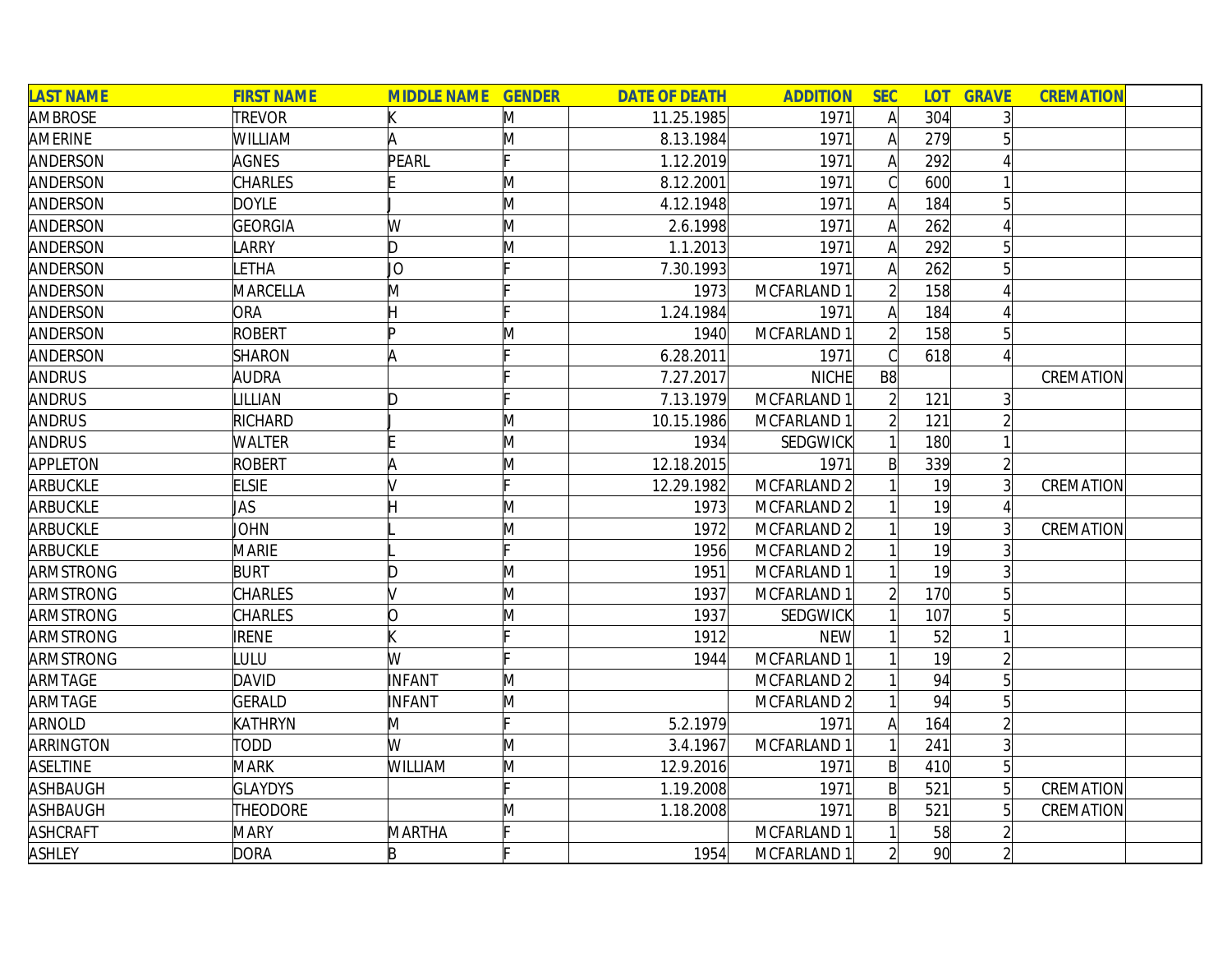| LAST NAME | FIRST NAME | MIDDLE NAME | GENDER | DATE OF DEATH | ADDITION | SEC | LOT | GRAVE | CREMATION | |
|---|---|---|---|---|---|---|---|---|---|---|
| AMBROSE | TREVOR | K | M | 11.25.1985 | 1971 | A | 304 | 3 | | |
| AMERINE | WILLIAM | A | M | 8.13.1984 | 1971 | A | 279 | 5 | | |
| ANDERSON | AGNES | PEARL | F | 1.12.2019 | 1971 | A | 292 | 4 | | |
| ANDERSON | CHARLES | E | M | 8.12.2001 | 1971 | C | 600 | 1 | | |
| ANDERSON | DOYLE | J | M | 4.12.1948 | 1971 | A | 184 | 5 | | |
| ANDERSON | GEORGIA | W | M | 2.6.1998 | 1971 | A | 262 | 4 | | |
| ANDERSON | LARRY | D | M | 1.1.2013 | 1971 | A | 292 | 5 | | |
| ANDERSON | LETHA | JO | F | 7.30.1993 | 1971 | A | 262 | 5 | | |
| ANDERSON | MARCELLA | M | F | 1973 | MCFARLAND 1 | 2 | 158 | 4 | | |
| ANDERSON | ORA | H | F | 1.24.1984 | 1971 | A | 184 | 4 | | |
| ANDERSON | ROBERT | P | M | 1940 | MCFARLAND 1 | 2 | 158 | 5 | | |
| ANDERSON | SHARON | A | F | 6.28.2011 | 1971 | C | 618 | 4 | | |
| ANDRUS | AUDRA | | F | 7.27.2017 | NICHE | B8 | | | CREMATION | |
| ANDRUS | LILLIAN | D | F | 7.13.1979 | MCFARLAND 1 | 2 | 121 | 3 | | |
| ANDRUS | RICHARD | J | M | 10.15.1986 | MCFARLAND 1 | 2 | 121 | 2 | | |
| ANDRUS | WALTER | E | M | 1934 | SEDGWICK | 1 | 180 | 1 | | |
| APPLETON | ROBERT | A | M | 12.18.2015 | 1971 | B | 339 | 2 | | |
| ARBUCKLE | ELSIE | V | F | 12.29.1982 | MCFARLAND 2 | 1 | 19 | 3 | CREMATION | |
| ARBUCKLE | JAS | H | M | 1973 | MCFARLAND 2 | 1 | 19 | 4 | | |
| ARBUCKLE | JOHN | L | M | 1972 | MCFARLAND 2 | 1 | 19 | 3 | CREMATION | |
| ARBUCKLE | MARIE | L | F | 1956 | MCFARLAND 2 | 1 | 19 | 3 | | |
| ARMSTRONG | BURT | D | M | 1951 | MCFARLAND 1 | 1 | 19 | 3 | | |
| ARMSTRONG | CHARLES | V | M | 1937 | MCFARLAND 1 | 2 | 170 | 5 | | |
| ARMSTRONG | CHARLES | O | M | 1937 | SEDGWICK | 1 | 107 | 5 | | |
| ARMSTRONG | IRENE | K | F | 1912 | NEW | 1 | 52 | 1 | | |
| ARMSTRONG | LULU | W | F | 1944 | MCFARLAND 1 | 1 | 19 | 2 | | |
| ARMTAGE | DAVID | INFANT | M | | MCFARLAND 2 | 1 | 94 | 5 | | |
| ARMTAGE | GERALD | INFANT | M | | MCFARLAND 2 | 1 | 94 | 5 | | |
| ARNOLD | KATHRYN | M | F | 5.2.1979 | 1971 | A | 164 | 2 | | |
| ARRINGTON | TODD | W | M | 3.4.1967 | MCFARLAND 1 | 1 | 241 | 3 | | |
| ASELTINE | MARK | WILLIAM | M | 12.9.2016 | 1971 | B | 410 | 5 | | |
| ASHBAUGH | GLAYDYS | | F | 1.19.2008 | 1971 | B | 521 | 5 | CREMATION | |
| ASHBAUGH | THEODORE | | M | 1.18.2008 | 1971 | B | 521 | 5 | CREMATION | |
| ASHCRAFT | MARY | MARTHA | F | | MCFARLAND 1 | 1 | 58 | 2 | | |
| ASHLEY | DORA | B | F | 1954 | MCFARLAND 1 | 2 | 90 | 2 | | |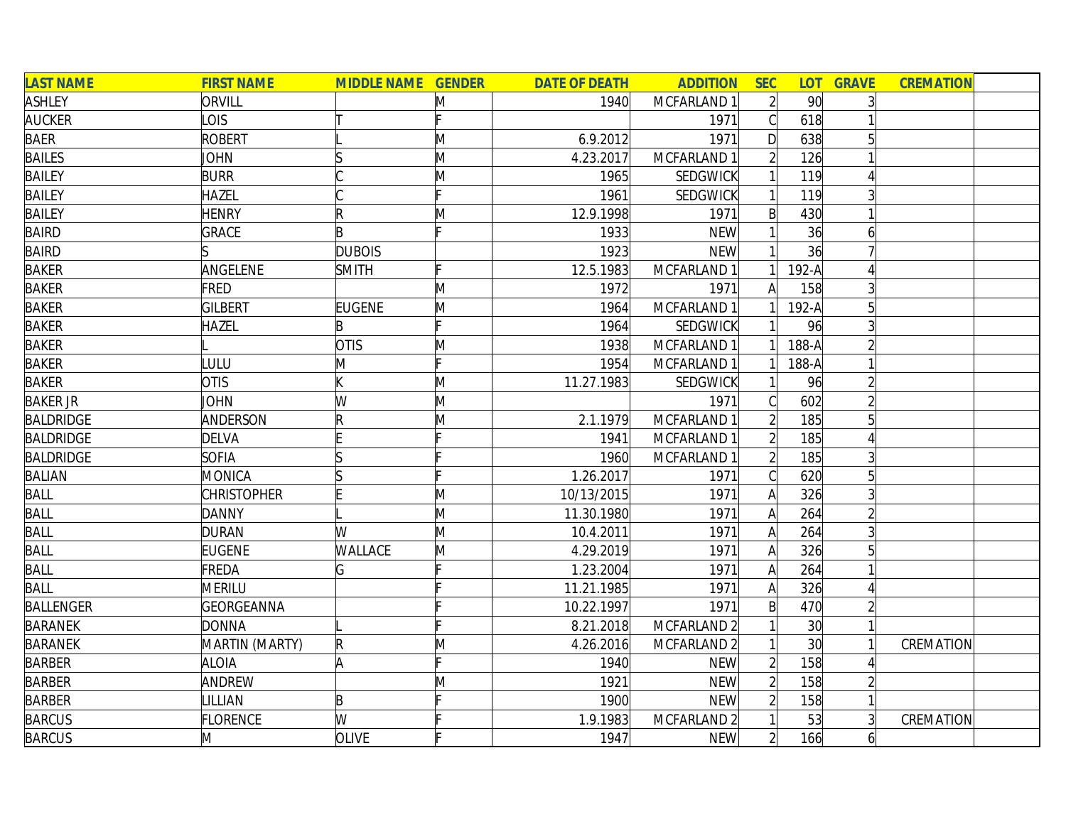| LAST NAME | FIRST NAME | MIDDLE NAME | GENDER | DATE OF DEATH | ADDITION | SEC | LOT | GRAVE | CREMATION | |
|---|---|---|---|---|---|---|---|---|---|---|
| ASHLEY | ORVILL | | M | 1940 | MCFARLAND 1 | 2 | 90 | 3 | | |
| AUCKER | LOIS | T | F | | 1971 | C | 618 | 1 | | |
| BAER | ROBERT | L | M | 6.9.2012 | 1971 | D | 638 | 5 | | |
| BAILES | JOHN | S | M | 4.23.2017 | MCFARLAND 1 | 2 | 126 | 1 | | |
| BAILEY | BURR | C | M | 1965 | SEDGWICK | 1 | 119 | 4 | | |
| BAILEY | HAZEL | C | F | 1961 | SEDGWICK | 1 | 119 | 3 | | |
| BAILEY | HENRY | R | M | 12.9.1998 | 1971 | B | 430 | 1 | | |
| BAIRD | GRACE | B | F | 1933 | NEW | 1 | 36 | 6 | | |
| BAIRD | S | DUBOIS | | 1923 | NEW | 1 | 36 | 7 | | |
| BAKER | ANGELENE | SMITH | F | 12.5.1983 | MCFARLAND 1 | 1 | 192-A | 4 | | |
| BAKER | FRED | | M | 1972 | 1971 | A | 158 | 3 | | |
| BAKER | GILBERT | EUGENE | M | 1964 | MCFARLAND 1 | 1 | 192-A | 5 | | |
| BAKER | HAZEL | B | F | 1964 | SEDGWICK | 1 | 96 | 3 | | |
| BAKER | L | OTIS | M | 1938 | MCFARLAND 1 | 1 | 188-A | 2 | | |
| BAKER | LULU | M | F | 1954 | MCFARLAND 1 | 1 | 188-A | 1 | | |
| BAKER | OTIS | K | M | 11.27.1983 | SEDGWICK | 1 | 96 | 2 | | |
| BAKER JR | JOHN | W | M | | 1971 | C | 602 | 2 | | |
| BALDRIDGE | ANDERSON | R | M | 2.1.1979 | MCFARLAND 1 | 2 | 185 | 5 | | |
| BALDRIDGE | DELVA | E | F | 1941 | MCFARLAND 1 | 2 | 185 | 4 | | |
| BALDRIDGE | SOFIA | S | F | 1960 | MCFARLAND 1 | 2 | 185 | 3 | | |
| BALIAN | MONICA | S | F | 1.26.2017 | 1971 | C | 620 | 5 | | |
| BALL | CHRISTOPHER | E | M | 10/13/2015 | 1971 | A | 326 | 3 | | |
| BALL | DANNY | L | M | 11.30.1980 | 1971 | A | 264 | 2 | | |
| BALL | DURAN | W | M | 10.4.2011 | 1971 | A | 264 | 3 | | |
| BALL | EUGENE | WALLACE | M | 4.29.2019 | 1971 | A | 326 | 5 | | |
| BALL | FREDA | G | F | 1.23.2004 | 1971 | A | 264 | 1 | | |
| BALL | MERILU | | F | 11.21.1985 | 1971 | A | 326 | 4 | | |
| BALLENGER | GEORGEANNA | | F | 10.22.1997 | 1971 | B | 470 | 2 | | |
| BARANEK | DONNA | L | F | 8.21.2018 | MCFARLAND 2 | 1 | 30 | 1 | | |
| BARANEK | MARTIN (MARTY) | R | M | 4.26.2016 | MCFARLAND 2 | 1 | 30 | 1 | CREMATION | |
| BARBER | ALOIA | A | F | 1940 | NEW | 2 | 158 | 4 | | |
| BARBER | ANDREW | | M | 1921 | NEW | 2 | 158 | 2 | | |
| BARBER | LILLIAN | B | F | 1900 | NEW | 2 | 158 | 1 | | |
| BARCUS | FLORENCE | W | F | 1.9.1983 | MCFARLAND 2 | 1 | 53 | 3 | CREMATION | |
| BARCUS | M | OLIVE | F | 1947 | NEW | 2 | 166 | 6 | | |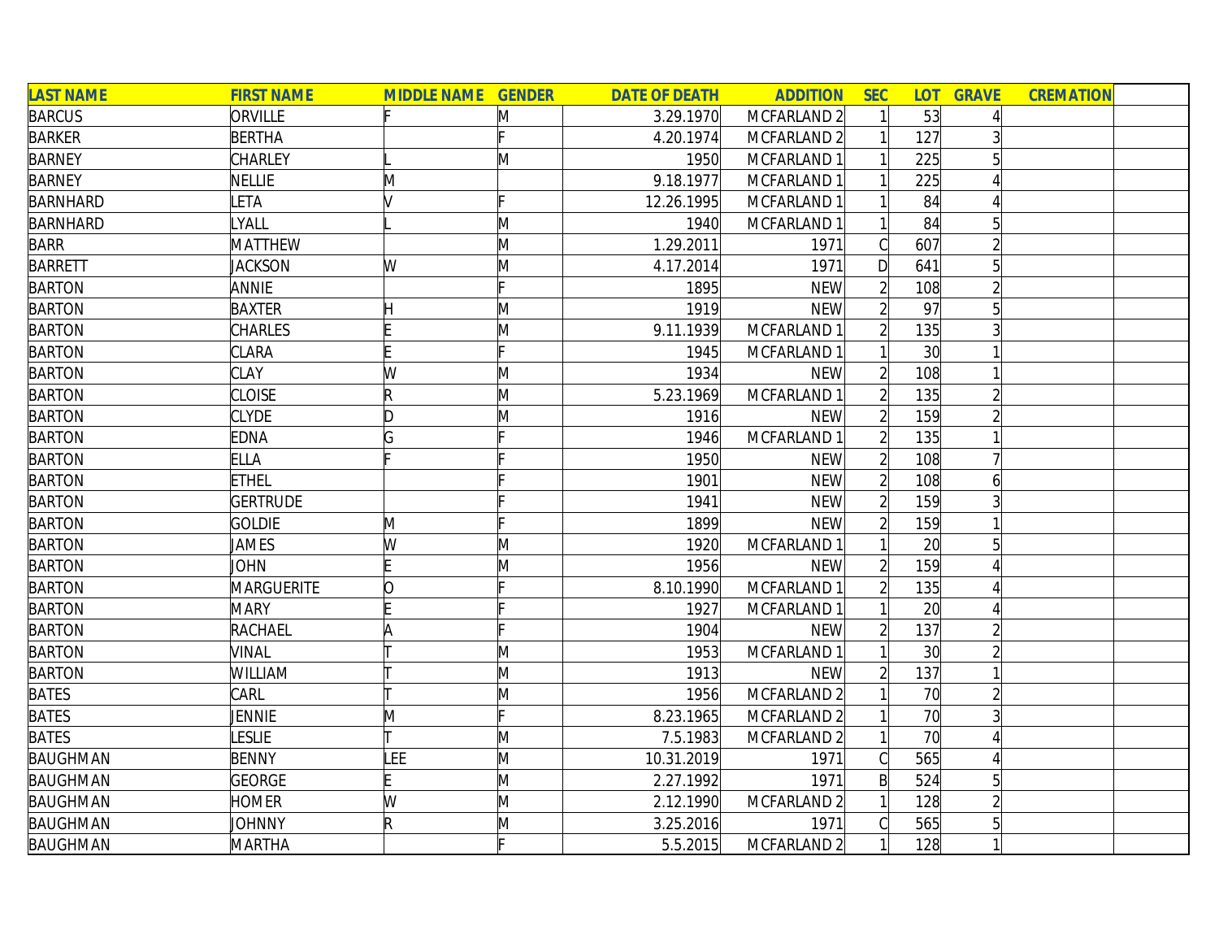| LAST NAME | FIRST NAME | MIDDLE NAME | GENDER | DATE OF DEATH | ADDITION | SEC | LOT | GRAVE | CREMATION | |
|---|---|---|---|---|---|---|---|---|---|---|
| BARCUS | ORVILLE | F | M | 3.29.1970 | MCFARLAND 2 | 1 | 53 | 4 | | |
| BARKER | BERTHA | | F | 4.20.1974 | MCFARLAND 2 | 1 | 127 | 3 | | |
| BARNEY | CHARLEY | L | M | 1950 | MCFARLAND 1 | 1 | 225 | 5 | | |
| BARNEY | NELLIE | M | | 9.18.1977 | MCFARLAND 1 | 1 | 225 | 4 | | |
| BARNHARD | LETA | V | F | 12.26.1995 | MCFARLAND 1 | 1 | 84 | 4 | | |
| BARNHARD | LYALL | L | M | 1940 | MCFARLAND 1 | 1 | 84 | 5 | | |
| BARR | MATTHEW | | M | 1.29.2011 | 1971 | C | 607 | 2 | | |
| BARRETT | JACKSON | W | M | 4.17.2014 | 1971 | D | 641 | 5 | | |
| BARTON | ANNIE | | F | 1895 | NEW | 2 | 108 | 2 | | |
| BARTON | BAXTER | H | M | 1919 | NEW | 2 | 97 | 5 | | |
| BARTON | CHARLES | E | M | 9.11.1939 | MCFARLAND 1 | 2 | 135 | 3 | | |
| BARTON | CLARA | E | F | 1945 | MCFARLAND 1 | 1 | 30 | 1 | | |
| BARTON | CLAY | W | M | 1934 | NEW | 2 | 108 | 1 | | |
| BARTON | CLOISE | R | M | 5.23.1969 | MCFARLAND 1 | 2 | 135 | 2 | | |
| BARTON | CLYDE | D | M | 1916 | NEW | 2 | 159 | 2 | | |
| BARTON | EDNA | G | F | 1946 | MCFARLAND 1 | 2 | 135 | 1 | | |
| BARTON | ELLA | F | F | 1950 | NEW | 2 | 108 | 7 | | |
| BARTON | ETHEL | | F | 1901 | NEW | 2 | 108 | 6 | | |
| BARTON | GERTRUDE | | F | 1941 | NEW | 2 | 159 | 3 | | |
| BARTON | GOLDIE | M | F | 1899 | NEW | 2 | 159 | 1 | | |
| BARTON | JAMES | W | M | 1920 | MCFARLAND 1 | 1 | 20 | 5 | | |
| BARTON | JOHN | E | M | 1956 | NEW | 2 | 159 | 4 | | |
| BARTON | MARGUERITE | O | F | 8.10.1990 | MCFARLAND 1 | 2 | 135 | 4 | | |
| BARTON | MARY | E | F | 1927 | MCFARLAND 1 | 1 | 20 | 4 | | |
| BARTON | RACHAEL | A | F | 1904 | NEW | 2 | 137 | 2 | | |
| BARTON | VINAL | T | M | 1953 | MCFARLAND 1 | 1 | 30 | 2 | | |
| BARTON | WILLIAM | T | M | 1913 | NEW | 2 | 137 | 1 | | |
| BATES | CARL | T | M | 1956 | MCFARLAND 2 | 1 | 70 | 2 | | |
| BATES | JENNIE | M | F | 8.23.1965 | MCFARLAND 2 | 1 | 70 | 3 | | |
| BATES | LESLIE | T | M | 7.5.1983 | MCFARLAND 2 | 1 | 70 | 4 | | |
| BAUGHMAN | BENNY | LEE | M | 10.31.2019 | 1971 | C | 565 | 4 | | |
| BAUGHMAN | GEORGE | E | M | 2.27.1992 | 1971 | B | 524 | 5 | | |
| BAUGHMAN | HOMER | W | M | 2.12.1990 | MCFARLAND 2 | 1 | 128 | 2 | | |
| BAUGHMAN | JOHNNY | R | M | 3.25.2016 | 1971 | C | 565 | 5 | | |
| BAUGHMAN | MARTHA | | F | 5.5.2015 | MCFARLAND 2 | 1 | 128 | 1 | | |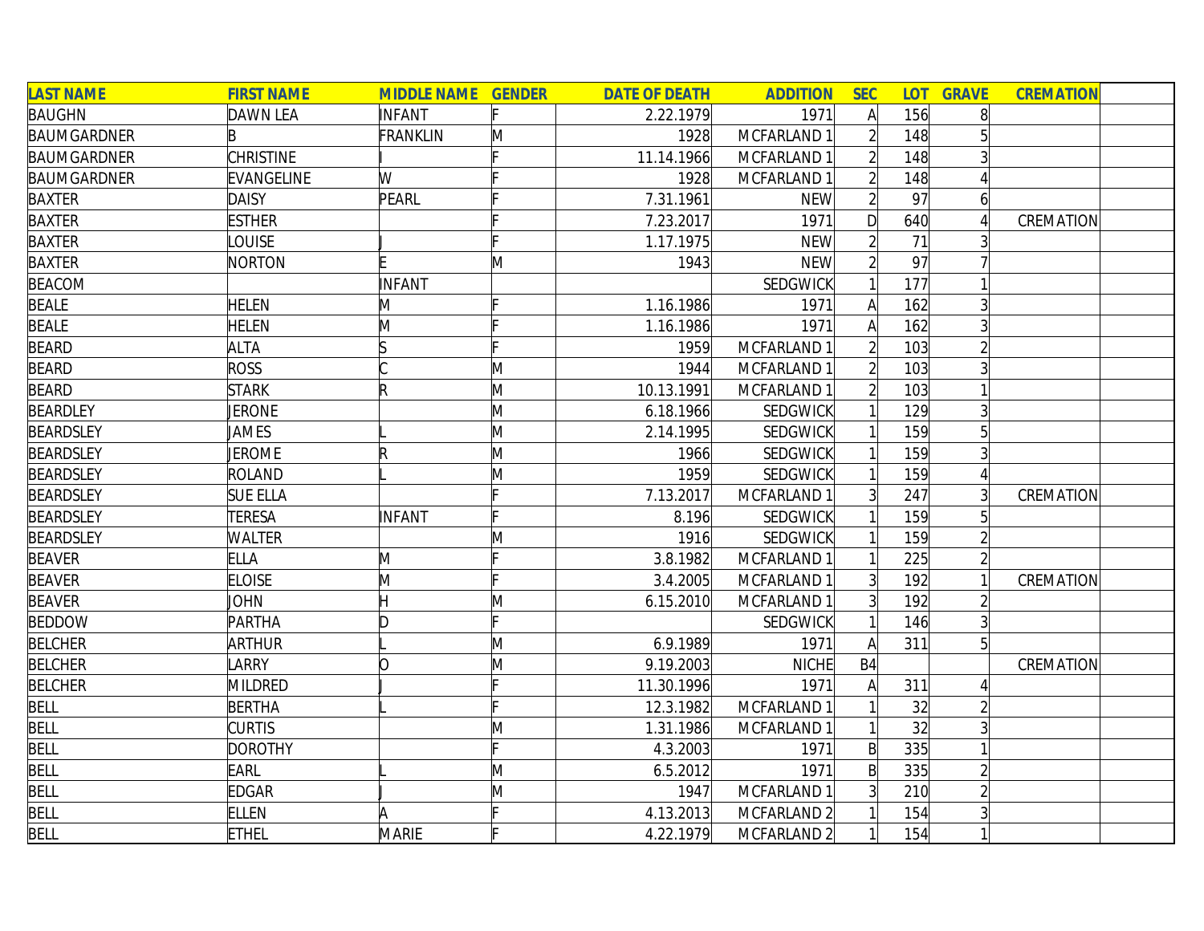| LAST NAME | FIRST NAME | MIDDLE NAME | GENDER | DATE OF DEATH | ADDITION | SEC | LOT | GRAVE | CREMATION | |
|---|---|---|---|---|---|---|---|---|---|---|
| BAUGHN | DAWN LEA | INFANT | F | 2.22.1979 | 1971 | A | 156 | 8 | | |
| BAUMGARDNER | B | FRANKLIN | M | 1928 | MCFARLAND 1 | 2 | 148 | 5 | | |
| BAUMGARDNER | CHRISTINE | I | F | 11.14.1966 | MCFARLAND 1 | 2 | 148 | 3 | | |
| BAUMGARDNER | EVANGELINE | W | F | 1928 | MCFARLAND 1 | 2 | 148 | 4 | | |
| BAXTER | DAISY | PEARL | F | 7.31.1961 | NEW | 2 | 97 | 6 | | |
| BAXTER | ESTHER | | F | 7.23.2017 | 1971 | D | 640 | 4 | CREMATION | |
| BAXTER | LOUISE | J | F | 1.17.1975 | NEW | 2 | 71 | 3 | | |
| BAXTER | NORTON | E | M | 1943 | NEW | 2 | 97 | 7 | | |
| BEACOM | | INFANT | | | SEDGWICK | 1 | 177 | 1 | | |
| BEALE | HELEN | M | F | 1.16.1986 | 1971 | A | 162 | 3 | | |
| BEALE | HELEN | M | F | 1.16.1986 | 1971 | A | 162 | 3 | | |
| BEARD | ALTA | S | F | 1959 | MCFARLAND 1 | 2 | 103 | 2 | | |
| BEARD | ROSS | C | M | 1944 | MCFARLAND 1 | 2 | 103 | 3 | | |
| BEARD | STARK | R | M | 10.13.1991 | MCFARLAND 1 | 2 | 103 | 1 | | |
| BEARDLEY | JERONE | | M | 6.18.1966 | SEDGWICK | 1 | 129 | 3 | | |
| BEARDSLEY | JAMES | L | M | 2.14.1995 | SEDGWICK | 1 | 159 | 5 | | |
| BEARDSLEY | JEROME | R | M | 1966 | SEDGWICK | 1 | 159 | 3 | | |
| BEARDSLEY | ROLAND | L | M | 1959 | SEDGWICK | 1 | 159 | 4 | | |
| BEARDSLEY | SUE ELLA | | F | 7.13.2017 | MCFARLAND 1 | 3 | 247 | 3 | CREMATION | |
| BEARDSLEY | TERESA | INFANT | F | 8.196 | SEDGWICK | 1 | 159 | 5 | | |
| BEARDSLEY | WALTER | | M | 1916 | SEDGWICK | 1 | 159 | 2 | | |
| BEAVER | ELLA | M | F | 3.8.1982 | MCFARLAND 1 | 1 | 225 | 2 | | |
| BEAVER | ELOISE | M | F | 3.4.2005 | MCFARLAND 1 | 3 | 192 | 1 | CREMATION | |
| BEAVER | JOHN | H | M | 6.15.2010 | MCFARLAND 1 | 3 | 192 | 2 | | |
| BEDDOW | PARTHA | D | F | | SEDGWICK | 1 | 146 | 3 | | |
| BELCHER | ARTHUR | L | M | 6.9.1989 | 1971 | A | 311 | 5 | | |
| BELCHER | LARRY | O | M | 9.19.2003 | NICHE | B4 | | | CREMATION | |
| BELCHER | MILDRED | J | F | 11.30.1996 | 1971 | A | 311 | 4 | | |
| BELL | BERTHA | L | F | 12.3.1982 | MCFARLAND 1 | 1 | 32 | 2 | | |
| BELL | CURTIS | | M | 1.31.1986 | MCFARLAND 1 | 1 | 32 | 3 | | |
| BELL | DOROTHY | | F | 4.3.2003 | 1971 | B | 335 | 1 | | |
| BELL | EARL | L | M | 6.5.2012 | 1971 | B | 335 | 2 | | |
| BELL | EDGAR | J | M | 1947 | MCFARLAND 1 | 3 | 210 | 2 | | |
| BELL | ELLEN | A | F | 4.13.2013 | MCFARLAND 2 | 1 | 154 | 3 | | |
| BELL | ETHEL | MARIE | F | 4.22.1979 | MCFARLAND 2 | 1 | 154 | 1 | | |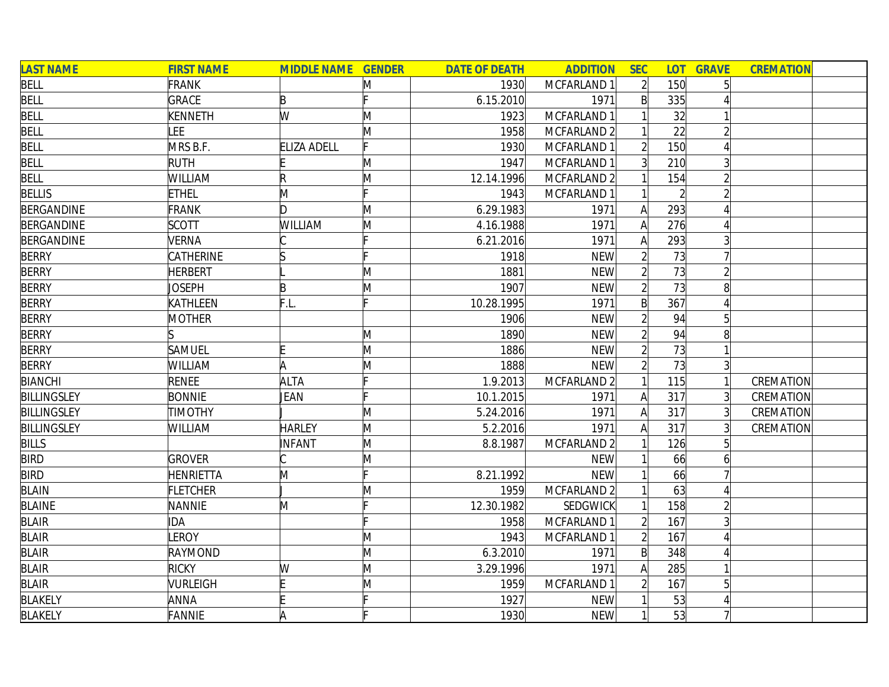| LAST NAME | FIRST NAME | MIDDLE NAME | GENDER | DATE OF DEATH | ADDITION | SEC | LOT | GRAVE | CREMATION | |
|---|---|---|---|---|---|---|---|---|---|---|
| BELL | FRANK | | M | 1930 | MCFARLAND 1 | 2 | 150 | 5 | | |
| BELL | GRACE | B | F | 6.15.2010 | 1971 | B | 335 | 4 | | |
| BELL | KENNETH | W | M | 1923 | MCFARLAND 1 | 1 | 32 | 1 | | |
| BELL | LEE | | M | 1958 | MCFARLAND 2 | 1 | 22 | 2 | | |
| BELL | MRS B.F. | ELIZA ADELL | F | 1930 | MCFARLAND 1 | 2 | 150 | 4 | | |
| BELL | RUTH | E | M | 1947 | MCFARLAND 1 | 3 | 210 | 3 | | |
| BELL | WILLIAM | R | M | 12.14.1996 | MCFARLAND 2 | 1 | 154 | 2 | | |
| BELLIS | ETHEL | M | F | 1943 | MCFARLAND 1 | 1 | 2 | 2 | | |
| BERGANDINE | FRANK | D | M | 6.29.1983 | 1971 | A | 293 | 4 | | |
| BERGANDINE | SCOTT | WILLIAM | M | 4.16.1988 | 1971 | A | 276 | 4 | | |
| BERGANDINE | VERNA | C | F | 6.21.2016 | 1971 | A | 293 | 3 | | |
| BERRY | CATHERINE | S | F | 1918 | NEW | 2 | 73 | 7 | | |
| BERRY | HERBERT | L | M | 1881 | NEW | 2 | 73 | 2 | | |
| BERRY | JOSEPH | B | M | 1907 | NEW | 2 | 73 | 8 | | |
| BERRY | KATHLEEN | F.L. | F | 10.28.1995 | 1971 | B | 367 | 4 | | |
| BERRY | MOTHER | | | 1906 | NEW | 2 | 94 | 5 | | |
| BERRY | S | | M | 1890 | NEW | 2 | 94 | 8 | | |
| BERRY | SAMUEL | E | M | 1886 | NEW | 2 | 73 | 1 | | |
| BERRY | WILLIAM | A | M | 1888 | NEW | 2 | 73 | 3 | | |
| BIANCHI | RENEE | ALTA | F | 1.9.2013 | MCFARLAND 2 | 1 | 115 | 1 | CREMATION | |
| BILLINGSLEY | BONNIE | JEAN | F | 10.1.2015 | 1971 | A | 317 | 3 | CREMATION | |
| BILLINGSLEY | TIMOTHY | J | M | 5.24.2016 | 1971 | A | 317 | 3 | CREMATION | |
| BILLINGSLEY | WILLIAM | HARLEY | M | 5.2.2016 | 1971 | A | 317 | 3 | CREMATION | |
| BILLS | | INFANT | M | 8.8.1987 | MCFARLAND 2 | 1 | 126 | 5 | | |
| BIRD | GROVER | C | M | | NEW | 1 | 66 | 6 | | |
| BIRD | HENRIETTA | M | F | 8.21.1992 | NEW | 1 | 66 | 7 | | |
| BLAIN | FLETCHER | J | M | 1959 | MCFARLAND 2 | 1 | 63 | 4 | | |
| BLAINE | NANNIE | M | F | 12.30.1982 | SEDGWICK | 1 | 158 | 2 | | |
| BLAIR | IDA | | F | 1958 | MCFARLAND 1 | 2 | 167 | 3 | | |
| BLAIR | LEROY | | M | 1943 | MCFARLAND 1 | 2 | 167 | 4 | | |
| BLAIR | RAYMOND | | M | 6.3.2010 | 1971 | B | 348 | 4 | | |
| BLAIR | RICKY | W | M | 3.29.1996 | 1971 | A | 285 | 1 | | |
| BLAIR | VURLEIGH | E | M | 1959 | MCFARLAND 1 | 2 | 167 | 5 | | |
| BLAKELY | ANNA | E | F | 1927 | NEW | 1 | 53 | 4 | | |
| BLAKELY | FANNIE | A | F | 1930 | NEW | 1 | 53 | 7 | | |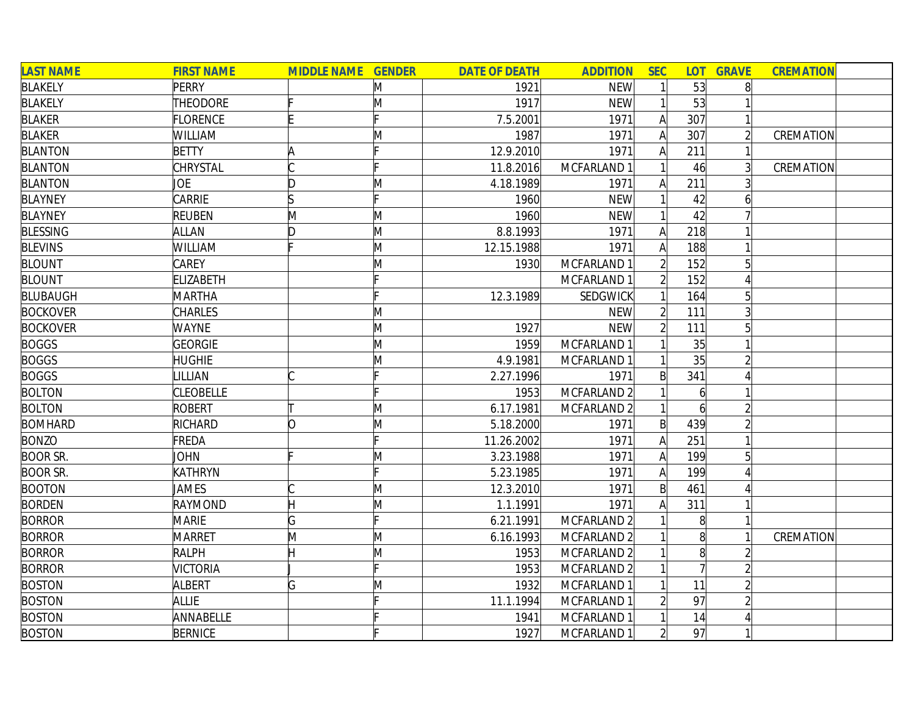| LAST NAME | FIRST NAME | MIDDLE NAME | GENDER | DATE OF DEATH | ADDITION | SEC | LOT | GRAVE | CREMATION | |
|---|---|---|---|---|---|---|---|---|---|---|
| BLAKELY | PERRY | | M | 1921 | NEW | 1 | 53 | 8 | | |
| BLAKELY | THEODORE | F | M | 1917 | NEW | 1 | 53 | 1 | | |
| BLAKER | FLORENCE | E | F | 7.5.2001 | 1971 | A | 307 | 1 | | |
| BLAKER | WILLIAM | | M | 1987 | 1971 | A | 307 | 2 | CREMATION | |
| BLANTON | BETTY | A | F | 12.9.2010 | 1971 | A | 211 | 1 | | |
| BLANTON | CHRYSTAL | C | F | 11.8.2016 | MCFARLAND 1 | 1 | 46 | 3 | CREMATION | |
| BLANTON | JOE | D | M | 4.18.1989 | 1971 | A | 211 | 3 | | |
| BLAYNEY | CARRIE | S | F | 1960 | NEW | 1 | 42 | 6 | | |
| BLAYNEY | REUBEN | M | M | 1960 | NEW | 1 | 42 | 7 | | |
| BLESSING | ALLAN | D | M | 8.8.1993 | 1971 | A | 218 | 1 | | |
| BLEVINS | WILLIAM | F | M | 12.15.1988 | 1971 | A | 188 | 1 | | |
| BLOUNT | CAREY | | M | 1930 | MCFARLAND 1 | 2 | 152 | 5 | | |
| BLOUNT | ELIZABETH | | F | | MCFARLAND 1 | 2 | 152 | 4 | | |
| BLUBAUGH | MARTHA | | F | 12.3.1989 | SEDGWICK | 1 | 164 | 5 | | |
| BOCKOVER | CHARLES | | M | | NEW | 2 | 111 | 3 | | |
| BOCKOVER | WAYNE | | M | 1927 | NEW | 2 | 111 | 5 | | |
| BOGGS | GEORGIE | | M | 1959 | MCFARLAND 1 | 1 | 35 | 1 | | |
| BOGGS | HUGHIE | | M | 4.9.1981 | MCFARLAND 1 | 1 | 35 | 2 | | |
| BOGGS | LILLIAN | C | F | 2.27.1996 | 1971 | B | 341 | 4 | | |
| BOLTON | CLEOBELLE | | F | 1953 | MCFARLAND 2 | 1 | 6 | 1 | | |
| BOLTON | ROBERT | T | M | 6.17.1981 | MCFARLAND 2 | 1 | 6 | 2 | | |
| BOMHARD | RICHARD | O | M | 5.18.2000 | 1971 | B | 439 | 2 | | |
| BONZO | FREDA | | F | 11.26.2002 | 1971 | A | 251 | 1 | | |
| BOOR SR. | JOHN | F | M | 3.23.1988 | 1971 | A | 199 | 5 | | |
| BOOR SR. | KATHRYN | | F | 5.23.1985 | 1971 | A | 199 | 4 | | |
| BOOTON | JAMES | C | M | 12.3.2010 | 1971 | B | 461 | 4 | | |
| BORDEN | RAYMOND | H | M | 1.1.1991 | 1971 | A | 311 | 1 | | |
| BORROR | MARIE | G | F | 6.21.1991 | MCFARLAND 2 | 1 | 8 | 1 | | |
| BORROR | MARRET | M | M | 6.16.1993 | MCFARLAND 2 | 1 | 8 | 1 | CREMATION | |
| BORROR | RALPH | H | M | 1953 | MCFARLAND 2 | 1 | 8 | 2 | | |
| BORROR | VICTORIA | J | F | 1953 | MCFARLAND 2 | 1 | 7 | 2 | | |
| BOSTON | ALBERT | G | M | 1932 | MCFARLAND 1 | 1 | 11 | 2 | | |
| BOSTON | ALLIE | | F | 11.1.1994 | MCFARLAND 1 | 2 | 97 | 2 | | |
| BOSTON | ANNABELLE | | F | 1941 | MCFARLAND 1 | 1 | 14 | 4 | | |
| BOSTON | BERNICE | | F | 1927 | MCFARLAND 1 | 2 | 97 | 1 | | |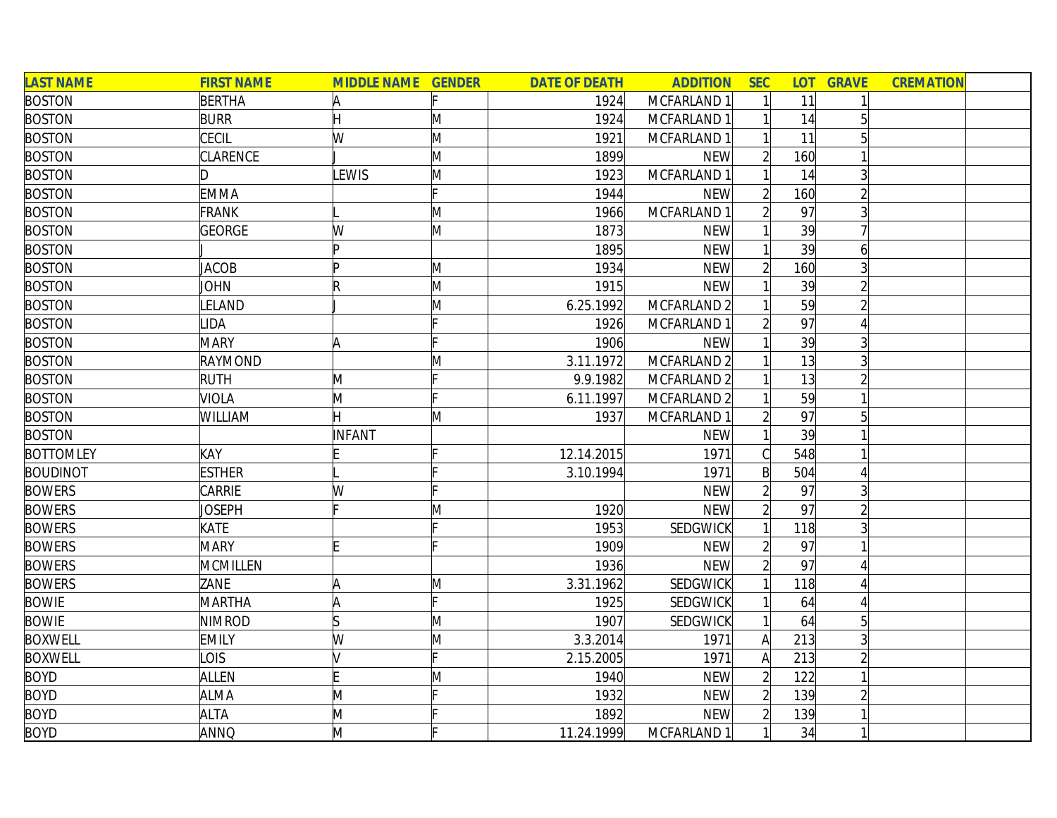| LAST NAME | FIRST NAME | MIDDLE NAME | GENDER | DATE OF DEATH | ADDITION | SEC | LOT | GRAVE | CREMATION | |
|---|---|---|---|---|---|---|---|---|---|---|
| BOSTON | BERTHA | A | F | 1924 | MCFARLAND 1 | 1 | 11 | 1 | | |
| BOSTON | BURR | H | M | 1924 | MCFARLAND 1 | 1 | 14 | 5 | | |
| BOSTON | CECIL | W | M | 1921 | MCFARLAND 1 | 1 | 11 | 5 | | |
| BOSTON | CLARENCE | J | M | 1899 | NEW | 2 | 160 | 1 | | |
| BOSTON | D | LEWIS | M | 1923 | MCFARLAND 1 | 1 | 14 | 3 | | |
| BOSTON | EMMA | | F | 1944 | NEW | 2 | 160 | 2 | | |
| BOSTON | FRANK | L | M | 1966 | MCFARLAND 1 | 2 | 97 | 3 | | |
| BOSTON | GEORGE | W | M | 1873 | NEW | 1 | 39 | 7 | | |
| BOSTON | J | P | | 1895 | NEW | 1 | 39 | 6 | | |
| BOSTON | JACOB | P | M | 1934 | NEW | 2 | 160 | 3 | | |
| BOSTON | JOHN | R | M | 1915 | NEW | 1 | 39 | 2 | | |
| BOSTON | LELAND | J | M | 6.25.1992 | MCFARLAND 2 | 1 | 59 | 2 | | |
| BOSTON | LIDA | | F | 1926 | MCFARLAND 1 | 2 | 97 | 4 | | |
| BOSTON | MARY | A | F | 1906 | NEW | 1 | 39 | 3 | | |
| BOSTON | RAYMOND | | M | 3.11.1972 | MCFARLAND 2 | 1 | 13 | 3 | | |
| BOSTON | RUTH | M | F | 9.9.1982 | MCFARLAND 2 | 1 | 13 | 2 | | |
| BOSTON | VIOLA | M | F | 6.11.1997 | MCFARLAND 2 | 1 | 59 | 1 | | |
| BOSTON | WILLIAM | H | M | 1937 | MCFARLAND 1 | 2 | 97 | 5 | | |
| BOSTON | | INFANT | | | NEW | 1 | 39 | 1 | | |
| BOTTOMLEY | KAY | E | F | 12.14.2015 | 1971 | C | 548 | 1 | | |
| BOUDINOT | ESTHER | L | F | 3.10.1994 | 1971 | B | 504 | 4 | | |
| BOWERS | CARRIE | W | F | | NEW | 2 | 97 | 3 | | |
| BOWERS | JOSEPH | F | M | 1920 | NEW | 2 | 97 | 2 | | |
| BOWERS | KATE | | F | 1953 | SEDGWICK | 1 | 118 | 3 | | |
| BOWERS | MARY | E | F | 1909 | NEW | 2 | 97 | 1 | | |
| BOWERS | MCMILLEN | | | 1936 | NEW | 2 | 97 | 4 | | |
| BOWERS | ZANE | A | M | 3.31.1962 | SEDGWICK | 1 | 118 | 4 | | |
| BOWIE | MARTHA | A | F | 1925 | SEDGWICK | 1 | 64 | 4 | | |
| BOWIE | NIMROD | S | M | 1907 | SEDGWICK | 1 | 64 | 5 | | |
| BOXWELL | EMILY | W | M | 3.3.2014 | 1971 | A | 213 | 3 | | |
| BOXWELL | LOIS | V | F | 2.15.2005 | 1971 | A | 213 | 2 | | |
| BOYD | ALLEN | E | M | 1940 | NEW | 2 | 122 | 1 | | |
| BOYD | ALMA | M | F | 1932 | NEW | 2 | 139 | 2 | | |
| BOYD | ALTA | M | F | 1892 | NEW | 2 | 139 | 1 | | |
| BOYD | ANNQ | M | F | 11.24.1999 | MCFARLAND 1 | 1 | 34 | 1 | | |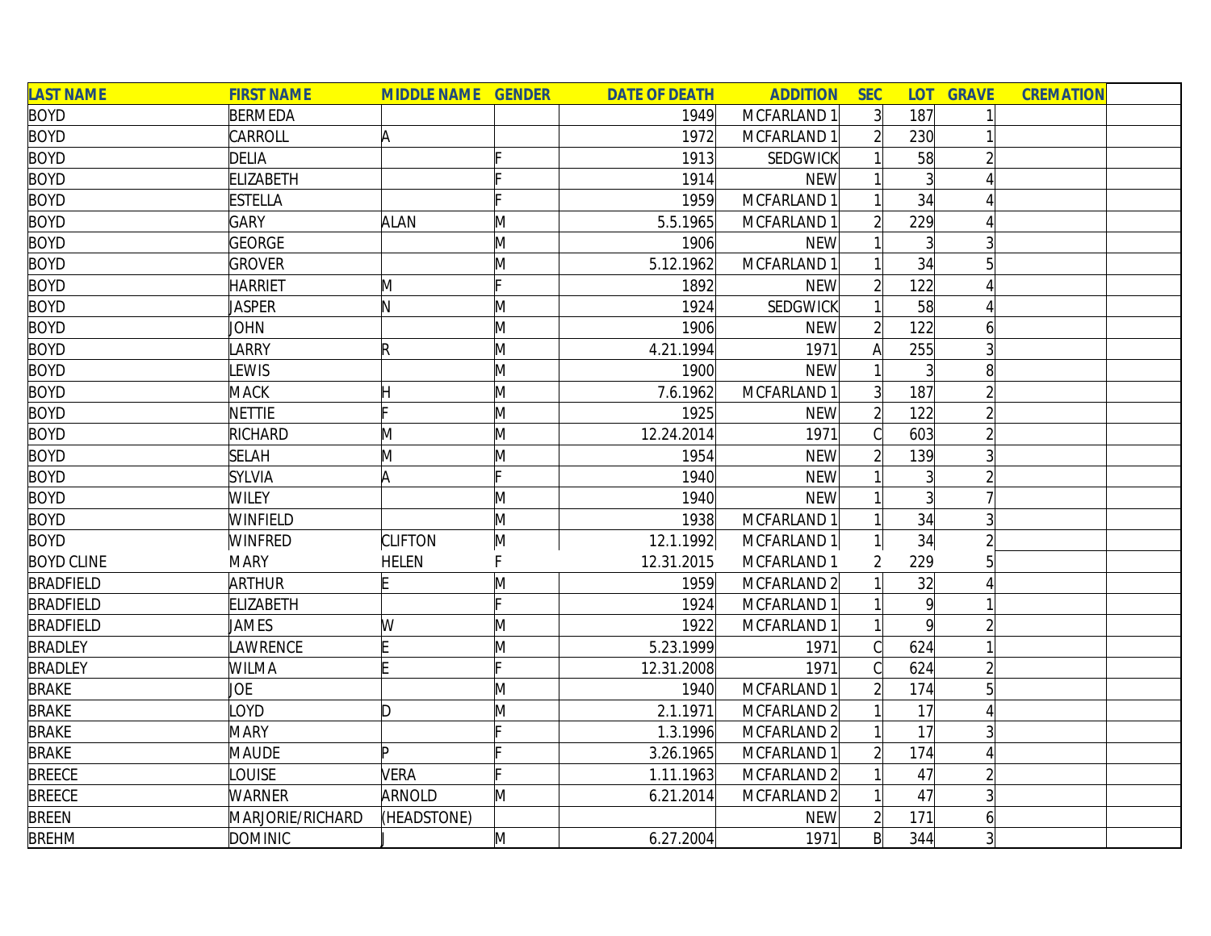| LAST NAME | FIRST NAME | MIDDLE NAME | GENDER | DATE OF DEATH | ADDITION | SEC | LOT | GRAVE | CREMATION | |
|---|---|---|---|---|---|---|---|---|---|---|
| BOYD | BERMEDA | | | 1949 | MCFARLAND 1 | 3 | 187 | 1 | | |
| BOYD | CARROLL | A | | 1972 | MCFARLAND 1 | 2 | 230 | 1 | | |
| BOYD | DELIA | | F | 1913 | SEDGWICK | 1 | 58 | 2 | | |
| BOYD | ELIZABETH | | F | 1914 | NEW | 1 | 3 | 4 | | |
| BOYD | ESTELLA | | F | 1959 | MCFARLAND 1 | 1 | 34 | 4 | | |
| BOYD | GARY | ALAN | M | 5.5.1965 | MCFARLAND 1 | 2 | 229 | 4 | | |
| BOYD | GEORGE | | M | 1906 | NEW | 1 | 3 | 3 | | |
| BOYD | GROVER | | M | 5.12.1962 | MCFARLAND 1 | 1 | 34 | 5 | | |
| BOYD | HARRIET | M | F | 1892 | NEW | 2 | 122 | 4 | | |
| BOYD | JASPER | N | M | 1924 | SEDGWICK | 1 | 58 | 4 | | |
| BOYD | JOHN | | M | 1906 | NEW | 2 | 122 | 6 | | |
| BOYD | LARRY | R | M | 4.21.1994 | 1971 | A | 255 | 3 | | |
| BOYD | LEWIS | | M | 1900 | NEW | 1 | 3 | 8 | | |
| BOYD | MACK | H | M | 7.6.1962 | MCFARLAND 1 | 3 | 187 | 2 | | |
| BOYD | NETTIE | F | M | 1925 | NEW | 2 | 122 | 2 | | |
| BOYD | RICHARD | M | M | 12.24.2014 | 1971 | C | 603 | 2 | | |
| BOYD | SELAH | M | M | 1954 | NEW | 2 | 139 | 3 | | |
| BOYD | SYLVIA | A | F | 1940 | NEW | 1 | 3 | 2 | | |
| BOYD | WILEY | | M | 1940 | NEW | 1 | 3 | 7 | | |
| BOYD | WINFIELD | | M | 1938 | MCFARLAND 1 | 1 | 34 | 3 | | |
| BOYD | WINFRED | CLIFTON | M | 12.1.1992 | MCFARLAND 1 | 1 | 34 | 2 | | |
| BOYD CLINE | MARY | HELEN | F | 12.31.2015 | MCFARLAND 1 | 2 | 229 | 5 | | |
| BRADFIELD | ARTHUR | E | M | 1959 | MCFARLAND 2 | 1 | 32 | 4 | | |
| BRADFIELD | ELIZABETH | | F | 1924 | MCFARLAND 1 | 1 | 9 | 1 | | |
| BRADFIELD | JAMES | W | M | 1922 | MCFARLAND 1 | 1 | 9 | 2 | | |
| BRADLEY | LAWRENCE | E | M | 5.23.1999 | 1971 | C | 624 | 1 | | |
| BRADLEY | WILMA | E | F | 12.31.2008 | 1971 | C | 624 | 2 | | |
| BRAKE | JOE | | M | 1940 | MCFARLAND 1 | 2 | 174 | 5 | | |
| BRAKE | LOYD | D | M | 2.1.1971 | MCFARLAND 2 | 1 | 17 | 4 | | |
| BRAKE | MARY | | F | 1.3.1996 | MCFARLAND 2 | 1 | 17 | 3 | | |
| BRAKE | MAUDE | P | F | 3.26.1965 | MCFARLAND 1 | 2 | 174 | 4 | | |
| BREECE | LOUISE | VERA | F | 1.11.1963 | MCFARLAND 2 | 1 | 47 | 2 | | |
| BREECE | WARNER | ARNOLD | M | 6.21.2014 | MCFARLAND 2 | 1 | 47 | 3 | | |
| BREEN | MARJORIE/RICHARD | (HEADSTONE) | | | NEW | 2 | 171 | 6 | | |
| BREHM | DOMINIC | J | M | 6.27.2004 | 1971 | B | 344 | 3 | | |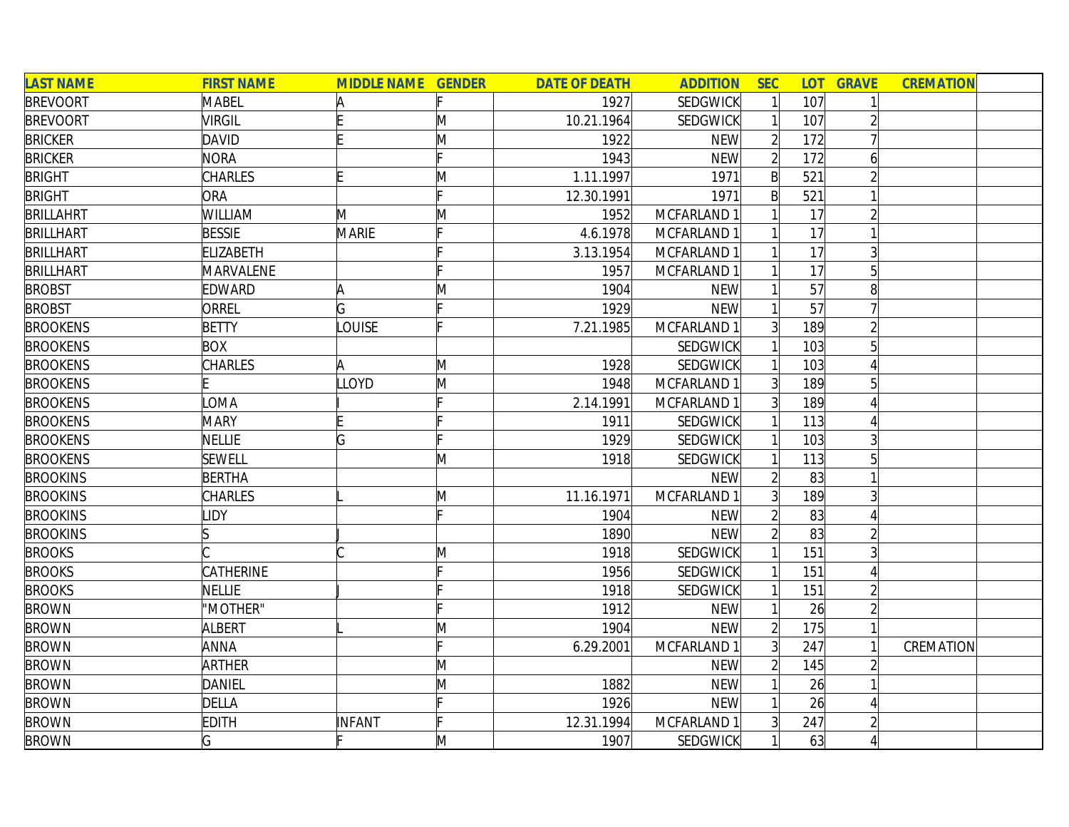| LAST NAME | FIRST NAME | MIDDLE NAME | GENDER | DATE OF DEATH | ADDITION | SEC | LOT | GRAVE | CREMATION | |
|---|---|---|---|---|---|---|---|---|---|---|
| BREVOORT | MABEL | A | F | 1927 | SEDGWICK | 1 | 107 | 1 | | |
| BREVOORT | VIRGIL | E | M | 10.21.1964 | SEDGWICK | 1 | 107 | 2 | | |
| BRICKER | DAVID | E | M | 1922 | NEW | 2 | 172 | 7 | | |
| BRICKER | NORA | | F | 1943 | NEW | 2 | 172 | 6 | | |
| BRIGHT | CHARLES | E | M | 1.11.1997 | 1971 | B | 521 | 2 | | |
| BRIGHT | ORA | | F | 12.30.1991 | 1971 | B | 521 | 1 | | |
| BRILLAHRT | WILLIAM | M | M | 1952 | MCFARLAND 1 | 1 | 17 | 2 | | |
| BRILLHART | BESSIE | MARIE | F | 4.6.1978 | MCFARLAND 1 | 1 | 17 | 1 | | |
| BRILLHART | ELIZABETH | | F | 3.13.1954 | MCFARLAND 1 | 1 | 17 | 3 | | |
| BRILLHART | MARVALENE | | F | 1957 | MCFARLAND 1 | 1 | 17 | 5 | | |
| BROBST | EDWARD | A | M | 1904 | NEW | 1 | 57 | 8 | | |
| BROBST | ORREL | G | F | 1929 | NEW | 1 | 57 | 7 | | |
| BROOKENS | BETTY | LOUISE | F | 7.21.1985 | MCFARLAND 1 | 3 | 189 | 2 | | |
| BROOKENS | BOX | | | | SEDGWICK | 1 | 103 | 5 | | |
| BROOKENS | CHARLES | A | M | 1928 | SEDGWICK | 1 | 103 | 4 | | |
| BROOKENS | E | LLOYD | M | 1948 | MCFARLAND 1 | 3 | 189 | 5 | | |
| BROOKENS | LOMA | I | F | 2.14.1991 | MCFARLAND 1 | 3 | 189 | 4 | | |
| BROOKENS | MARY | E | F | 1911 | SEDGWICK | 1 | 113 | 4 | | |
| BROOKENS | NELLIE | G | F | 1929 | SEDGWICK | 1 | 103 | 3 | | |
| BROOKENS | SEWELL | | M | 1918 | SEDGWICK | 1 | 113 | 5 | | |
| BROOKINS | BERTHA | | | | NEW | 2 | 83 | 1 | | |
| BROOKINS | CHARLES | L | M | 11.16.1971 | MCFARLAND 1 | 3 | 189 | 3 | | |
| BROOKINS | LIDY | | F | 1904 | NEW | 2 | 83 | 4 | | |
| BROOKINS | S | J | | 1890 | NEW | 2 | 83 | 2 | | |
| BROOKS | C | C | M | 1918 | SEDGWICK | 1 | 151 | 3 | | |
| BROOKS | CATHERINE | | F | 1956 | SEDGWICK | 1 | 151 | 4 | | |
| BROOKS | NELLIE | J | F | 1918 | SEDGWICK | 1 | 151 | 2 | | |
| BROWN | "MOTHER" | | F | 1912 | NEW | 1 | 26 | 2 | | |
| BROWN | ALBERT | L | M | 1904 | NEW | 2 | 175 | 1 | | |
| BROWN | ANNA | | F | 6.29.2001 | MCFARLAND 1 | 3 | 247 | 1 | CREMATION | |
| BROWN | ARTHER | | M | | NEW | 2 | 145 | 2 | | |
| BROWN | DANIEL | | M | 1882 | NEW | 1 | 26 | 1 | | |
| BROWN | DELLA | | F | 1926 | NEW | 1 | 26 | 4 | | |
| BROWN | EDITH | INFANT | F | 12.31.1994 | MCFARLAND 1 | 3 | 247 | 2 | | |
| BROWN | G | F | M | 1907 | SEDGWICK | 1 | 63 | 4 | | |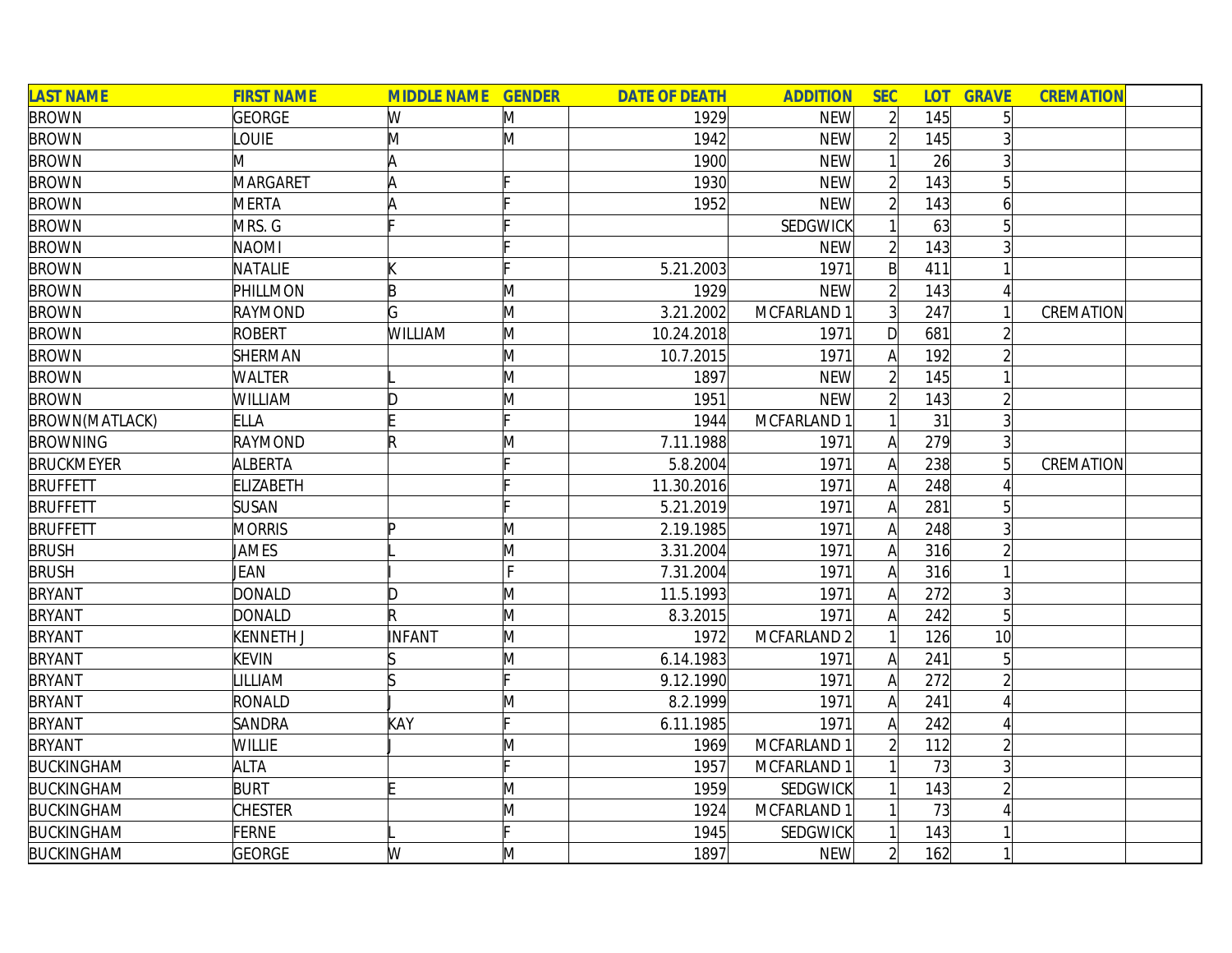| LAST NAME | FIRST NAME | MIDDLE NAME | GENDER | DATE OF DEATH | ADDITION | SEC | LOT | GRAVE | CREMATION | |
|---|---|---|---|---|---|---|---|---|---|---|
| BROWN | GEORGE | W | M | 1929 | NEW | 2 | 145 | 5 | | |
| BROWN | LOUIE | M | M | 1942 | NEW | 2 | 145 | 3 | | |
| BROWN | M | A | | 1900 | NEW | 1 | 26 | 3 | | |
| BROWN | MARGARET | A | F | 1930 | NEW | 2 | 143 | 5 | | |
| BROWN | MERTA | A | F | 1952 | NEW | 2 | 143 | 6 | | |
| BROWN | MRS. G | F | F | | SEDGWICK | 1 | 63 | 5 | | |
| BROWN | NAOMI | | F | | NEW | 2 | 143 | 3 | | |
| BROWN | NATALIE | K | F | 5.21.2003 | 1971 | B | 411 | 1 | | |
| BROWN | PHILLMON | B | M | 1929 | NEW | 2 | 143 | 4 | | |
| BROWN | RAYMOND | G | M | 3.21.2002 | MCFARLAND 1 | 3 | 247 | 1 | CREMATION | |
| BROWN | ROBERT | WILLIAM | M | 10.24.2018 | 1971 | D | 681 | 2 | | |
| BROWN | SHERMAN | | M | 10.7.2015 | 1971 | A | 192 | 2 | | |
| BROWN | WALTER | L | M | 1897 | NEW | 2 | 145 | 1 | | |
| BROWN | WILLIAM | D | M | 1951 | NEW | 2 | 143 | 2 | | |
| BROWN(MATLACK) | ELLA | E | F | 1944 | MCFARLAND 1 | 1 | 31 | 3 | | |
| BROWNING | RAYMOND | R | M | 7.11.1988 | 1971 | A | 279 | 3 | | |
| BRUCKMEYER | ALBERTA | | F | 5.8.2004 | 1971 | A | 238 | 5 | CREMATION | |
| BRUFFETT | ELIZABETH | | F | 11.30.2016 | 1971 | A | 248 | 4 | | |
| BRUFFETT | SUSAN | | F | 5.21.2019 | 1971 | A | 281 | 5 | | |
| BRUFFETT | MORRIS | P | M | 2.19.1985 | 1971 | A | 248 | 3 | | |
| BRUSH | JAMES | L | M | 3.31.2004 | 1971 | A | 316 | 2 | | |
| BRUSH | JEAN | I | F | 7.31.2004 | 1971 | A | 316 | 1 | | |
| BRYANT | DONALD | D | M | 11.5.1993 | 1971 | A | 272 | 3 | | |
| BRYANT | DONALD | R | M | 8.3.2015 | 1971 | A | 242 | 5 | | |
| BRYANT | KENNETH J | INFANT | M | 1972 | MCFARLAND 2 | 1 | 126 | 10 | | |
| BRYANT | KEVIN | S | M | 6.14.1983 | 1971 | A | 241 | 5 | | |
| BRYANT | LILLIAM | S | F | 9.12.1990 | 1971 | A | 272 | 2 | | |
| BRYANT | RONALD | J | M | 8.2.1999 | 1971 | A | 241 | 4 | | |
| BRYANT | SANDRA | KAY | F | 6.11.1985 | 1971 | A | 242 | 4 | | |
| BRYANT | WILLIE | J | M | 1969 | MCFARLAND 1 | 2 | 112 | 2 | | |
| BUCKINGHAM | ALTA | | F | 1957 | MCFARLAND 1 | 1 | 73 | 3 | | |
| BUCKINGHAM | BURT | E | M | 1959 | SEDGWICK | 1 | 143 | 2 | | |
| BUCKINGHAM | CHESTER | | M | 1924 | MCFARLAND 1 | 1 | 73 | 4 | | |
| BUCKINGHAM | FERNE | L | F | 1945 | SEDGWICK | 1 | 143 | 1 | | |
| BUCKINGHAM | GEORGE | W | M | 1897 | NEW | 2 | 162 | 1 | | |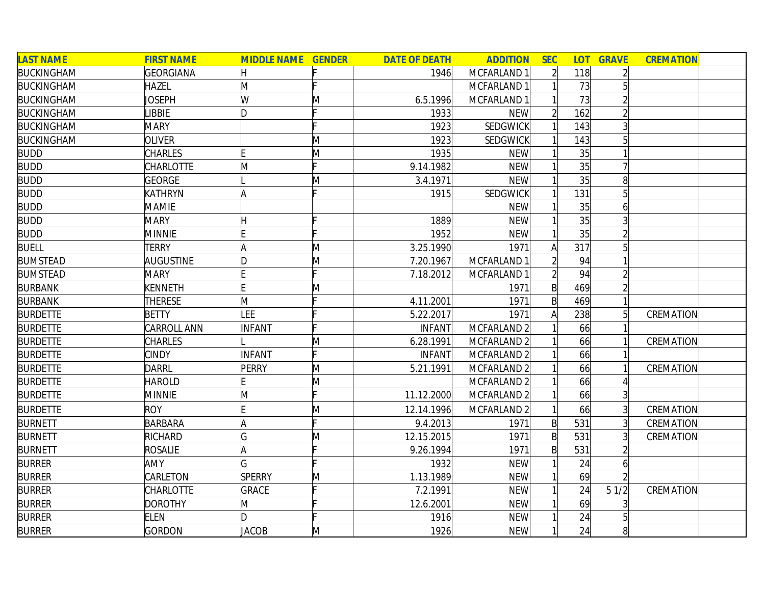| LAST NAME | FIRST NAME | MIDDLE NAME | GENDER | DATE OF DEATH | ADDITION | SEC | LOT | GRAVE | CREMATION | |
|---|---|---|---|---|---|---|---|---|---|---|
| BUCKINGHAM | GEORGIANA | H | F | 1946 | MCFARLAND 1 | 2 | 118 | 2 | | |
| BUCKINGHAM | HAZEL | M | F | | MCFARLAND 1 | 1 | 73 | 5 | | |
| BUCKINGHAM | JOSEPH | W | M | 6.5.1996 | MCFARLAND 1 | 1 | 73 | 2 | | |
| BUCKINGHAM | LIBBIE | D | F | 1933 | NEW | 2 | 162 | 2 | | |
| BUCKINGHAM | MARY | | F | 1923 | SEDGWICK | 1 | 143 | 3 | | |
| BUCKINGHAM | OLIVER | | M | 1923 | SEDGWICK | 1 | 143 | 5 | | |
| BUDD | CHARLES | E | M | 1935 | NEW | 1 | 35 | 1 | | |
| BUDD | CHARLOTTE | M | F | 9.14.1982 | NEW | 1 | 35 | 7 | | |
| BUDD | GEORGE | L | M | 3.4.1971 | NEW | 1 | 35 | 8 | | |
| BUDD | KATHRYN | A | F | 1915 | SEDGWICK | 1 | 131 | 5 | | |
| BUDD | MAMIE | | | | NEW | 1 | 35 | 6 | | |
| BUDD | MARY | H | F | 1889 | NEW | 1 | 35 | 3 | | |
| BUDD | MINNIE | E | F | 1952 | NEW | 1 | 35 | 2 | | |
| BUELL | TERRY | A | M | 3.25.1990 | 1971 | A | 317 | 5 | | |
| BUMSTEAD | AUGUSTINE | D | M | 7.20.1967 | MCFARLAND 1 | 2 | 94 | 1 | | |
| BUMSTEAD | MARY | E | F | 7.18.2012 | MCFARLAND 1 | 2 | 94 | 2 | | |
| BURBANK | KENNETH | E | M | | 1971 | B | 469 | 2 | | |
| BURBANK | THERESE | M | F | 4.11.2001 | 1971 | B | 469 | 1 | | |
| BURDETTE | BETTY | LEE | F | 5.22.2017 | 1971 | A | 238 | 5 | CREMATION | |
| BURDETTE | CARROLL ANN | INFANT | F | INFANT | MCFARLAND 2 | 1 | 66 | 1 | | |
| BURDETTE | CHARLES | L | M | 6.28.1991 | MCFARLAND 2 | 1 | 66 | 1 | CREMATION | |
| BURDETTE | CINDY | INFANT | F | INFANT | MCFARLAND 2 | 1 | 66 | 1 | | |
| BURDETTE | DARRL | PERRY | M | 5.21.1991 | MCFARLAND 2 | 1 | 66 | 1 | CREMATION | |
| BURDETTE | HAROLD | E | M | | MCFARLAND 2 | 1 | 66 | 4 | | |
| BURDETTE | MINNIE | M | F | 11.12.2000 | MCFARLAND 2 | 1 | 66 | 3 | | |
| BURDETTE | ROY | E | M | 12.14.1996 | MCFARLAND 2 | 1 | 66 | 3 | CREMATION | |
| BURNETT | BARBARA | A | F | 9.4.2013 | 1971 | B | 531 | 3 | CREMATION | |
| BURNETT | RICHARD | G | M | 12.15.2015 | 1971 | B | 531 | 3 | CREMATION | |
| BURNETT | ROSALIE | A | F | 9.26.1994 | 1971 | B | 531 | 2 | | |
| BURRER | AMY | G | F | 1932 | NEW | 1 | 24 | 6 | | |
| BURRER | CARLETON | SPERRY | M | 1.13.1989 | NEW | 1 | 69 | 2 | | |
| BURRER | CHARLOTTE | GRACE | F | 7.2.1991 | NEW | 1 | 24 | 5 1/2 | CREMATION | |
| BURRER | DOROTHY | M | F | 12.6.2001 | NEW | 1 | 69 | 3 | | |
| BURRER | ELEN | D | F | 1916 | NEW | 1 | 24 | 5 | | |
| BURRER | GORDON | JACOB | M | 1926 | NEW | 1 | 24 | 8 | | |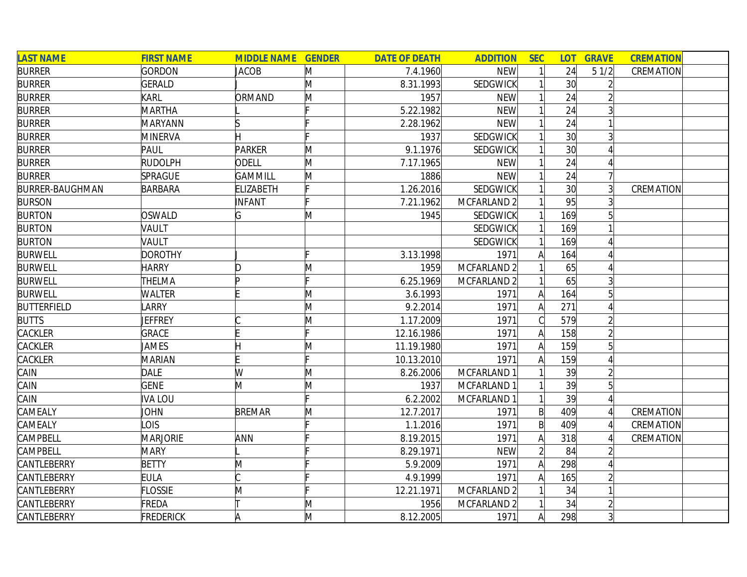| LAST NAME | FIRST NAME | MIDDLE NAME | GENDER | DATE OF DEATH | ADDITION | SEC | LOT | GRAVE | CREMATION | |
|---|---|---|---|---|---|---|---|---|---|---|
| BURRER | GORDON | JACOB | M | 7.4.1960 | NEW | 1 | 24 | 5 1/2 | CREMATION | |
| BURRER | GERALD | J | M | 8.31.1993 | SEDGWICK | 1 | 30 | 2 | | |
| BURRER | KARL | ORMAND | M | 1957 | NEW | 1 | 24 | 2 | | |
| BURRER | MARTHA | L | F | 5.22.1982 | NEW | 1 | 24 | 3 | | |
| BURRER | MARYANN | S | F | 2.28.1962 | NEW | 1 | 24 | 1 | | |
| BURRER | MINERVA | H | F | 1937 | SEDGWICK | 1 | 30 | 3 | | |
| BURRER | PAUL | PARKER | M | 9.1.1976 | SEDGWICK | 1 | 30 | 4 | | |
| BURRER | RUDOLPH | ODELL | M | 7.17.1965 | NEW | 1 | 24 | 4 | | |
| BURRER | SPRAGUE | GAMMILL | M | 1886 | NEW | 1 | 24 | 7 | | |
| BURRER-BAUGHMAN | BARBARA | ELIZABETH | F | 1.26.2016 | SEDGWICK | 1 | 30 | 3 | CREMATION | |
| BURSON | | INFANT | F | 7.21.1962 | MCFARLAND 2 | 1 | 95 | 3 | | |
| BURTON | OSWALD | G | M | 1945 | SEDGWICK | 1 | 169 | 5 | | |
| BURTON | VAULT | | | | SEDGWICK | 1 | 169 | 1 | | |
| BURTON | VAULT | | | | SEDGWICK | 1 | 169 | 4 | | |
| BURWELL | DOROTHY | J | F | 3.13.1998 | 1971 | A | 164 | 4 | | |
| BURWELL | HARRY | D | M | 1959 | MCFARLAND 2 | 1 | 65 | 4 | | |
| BURWELL | THELMA | P | F | 6.25.1969 | MCFARLAND 2 | 1 | 65 | 3 | | |
| BURWELL | WALTER | E | M | 3.6.1993 | 1971 | A | 164 | 5 | | |
| BUTTERFIELD | LARRY | | M | 9.2.2014 | 1971 | A | 271 | 4 | | |
| BUTTS | JEFFREY | C | M | 1.17.2009 | 1971 | C | 579 | 2 | | |
| CACKLER | GRACE | E | F | 12.16.1986 | 1971 | A | 158 | 2 | | |
| CACKLER | JAMES | H | M | 11.19.1980 | 1971 | A | 159 | 5 | | |
| CACKLER | MARIAN | E | F | 10.13.2010 | 1971 | A | 159 | 4 | | |
| CAIN | DALE | W | M | 8.26.2006 | MCFARLAND 1 | 1 | 39 | 2 | | |
| CAIN | GENE | M | M | 1937 | MCFARLAND 1 | 1 | 39 | 5 | | |
| CAIN | IVA LOU | | F | 6.2.2002 | MCFARLAND 1 | 1 | 39 | 4 | | |
| CAMEALY | JOHN | BREMAR | M | 12.7.2017 | 1971 | B | 409 | 4 | CREMATION | |
| CAMEALY | LOIS | | F | 1.1.2016 | 1971 | B | 409 | 4 | CREMATION | |
| CAMPBELL | MARJORIE | ANN | F | 8.19.2015 | 1971 | A | 318 | 4 | CREMATION | |
| CAMPBELL | MARY | L | F | 8.29.1971 | NEW | 2 | 84 | 2 | | |
| CANTLEBERRY | BETTY | M | F | 5.9.2009 | 1971 | A | 298 | 4 | | |
| CANTLEBERRY | EULA | C | F | 4.9.1999 | 1971 | A | 165 | 2 | | |
| CANTLEBERRY | FLOSSIE | M | F | 12.21.1971 | MCFARLAND 2 | 1 | 34 | 1 | | |
| CANTLEBERRY | FREDA | T | M | 1956 | MCFARLAND 2 | 1 | 34 | 2 | | |
| CANTLEBERRY | FREDERICK | A | M | 8.12.2005 | 1971 | A | 298 | 3 | | |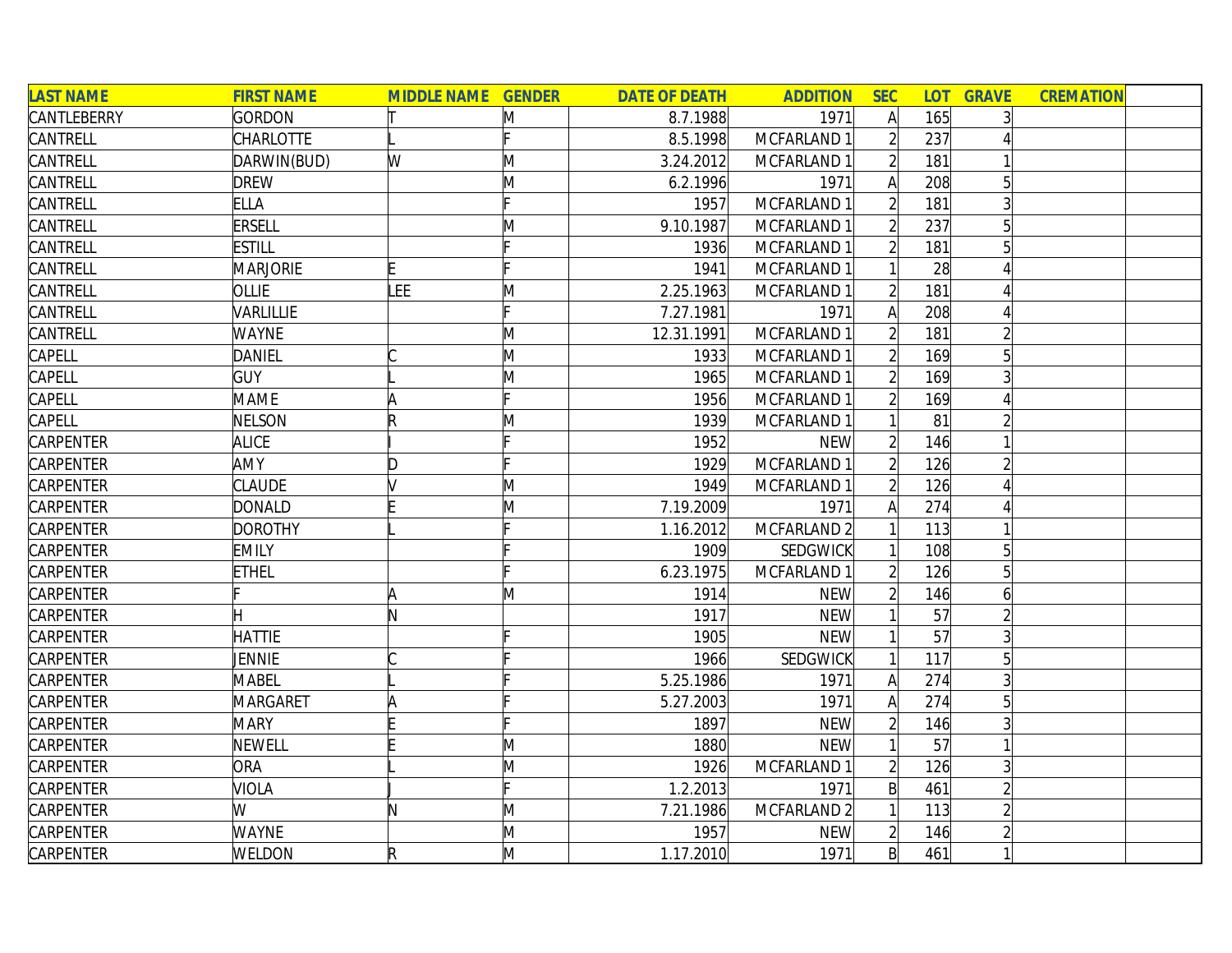| LAST NAME | FIRST NAME | MIDDLE NAME | GENDER | DATE OF DEATH | ADDITION | SEC | LOT | GRAVE | CREMATION | |
|---|---|---|---|---|---|---|---|---|---|---|
| CANTLEBERRY | GORDON | T | M | 8.7.1988 | 1971 | A | 165 | 3 | | |
| CANTRELL | CHARLOTTE | L | F | 8.5.1998 | MCFARLAND 1 | 2 | 237 | 4 | | |
| CANTRELL | DARWIN(BUD) | W | M | 3.24.2012 | MCFARLAND 1 | 2 | 181 | 1 | | |
| CANTRELL | DREW | | M | 6.2.1996 | 1971 | A | 208 | 5 | | |
| CANTRELL | ELLA | | F | 1957 | MCFARLAND 1 | 2 | 181 | 3 | | |
| CANTRELL | ERSELL | | M | 9.10.1987 | MCFARLAND 1 | 2 | 237 | 5 | | |
| CANTRELL | ESTILL | | F | 1936 | MCFARLAND 1 | 2 | 181 | 5 | | |
| CANTRELL | MARJORIE | E | F | 1941 | MCFARLAND 1 | 1 | 28 | 4 | | |
| CANTRELL | OLLIE | LEE | M | 2.25.1963 | MCFARLAND 1 | 2 | 181 | 4 | | |
| CANTRELL | VARLILLIE | | F | 7.27.1981 | 1971 | A | 208 | 4 | | |
| CANTRELL | WAYNE | | M | 12.31.1991 | MCFARLAND 1 | 2 | 181 | 2 | | |
| CAPELL | DANIEL | C | M | 1933 | MCFARLAND 1 | 2 | 169 | 5 | | |
| CAPELL | GUY | L | M | 1965 | MCFARLAND 1 | 2 | 169 | 3 | | |
| CAPELL | MAME | A | F | 1956 | MCFARLAND 1 | 2 | 169 | 4 | | |
| CAPELL | NELSON | R | M | 1939 | MCFARLAND 1 | 1 | 81 | 2 | | |
| CARPENTER | ALICE | I | F | 1952 | NEW | 2 | 146 | 1 | | |
| CARPENTER | AMY | D | F | 1929 | MCFARLAND 1 | 2 | 126 | 2 | | |
| CARPENTER | CLAUDE | V | M | 1949 | MCFARLAND 1 | 2 | 126 | 4 | | |
| CARPENTER | DONALD | E | M | 7.19.2009 | 1971 | A | 274 | 4 | | |
| CARPENTER | DOROTHY | L | F | 1.16.2012 | MCFARLAND 2 | 1 | 113 | 1 | | |
| CARPENTER | EMILY | | F | 1909 | SEDGWICK | 1 | 108 | 5 | | |
| CARPENTER | ETHEL | | F | 6.23.1975 | MCFARLAND 1 | 2 | 126 | 5 | | |
| CARPENTER | F | A | M | 1914 | NEW | 2 | 146 | 6 | | |
| CARPENTER | H | N | | 1917 | NEW | 1 | 57 | 2 | | |
| CARPENTER | HATTIE | | F | 1905 | NEW | 1 | 57 | 3 | | |
| CARPENTER | JENNIE | C | F | 1966 | SEDGWICK | 1 | 117 | 5 | | |
| CARPENTER | MABEL | L | F | 5.25.1986 | 1971 | A | 274 | 3 | | |
| CARPENTER | MARGARET | A | F | 5.27.2003 | 1971 | A | 274 | 5 | | |
| CARPENTER | MARY | E | F | 1897 | NEW | 2 | 146 | 3 | | |
| CARPENTER | NEWELL | E | M | 1880 | NEW | 1 | 57 | 1 | | |
| CARPENTER | ORA | L | M | 1926 | MCFARLAND 1 | 2 | 126 | 3 | | |
| CARPENTER | VIOLA | J | F | 1.2.2013 | 1971 | B | 461 | 2 | | |
| CARPENTER | W | N | M | 7.21.1986 | MCFARLAND 2 | 1 | 113 | 2 | | |
| CARPENTER | WAYNE | | M | 1957 | NEW | 2 | 146 | 2 | | |
| CARPENTER | WELDON | R | M | 1.17.2010 | 1971 | B | 461 | 1 | | |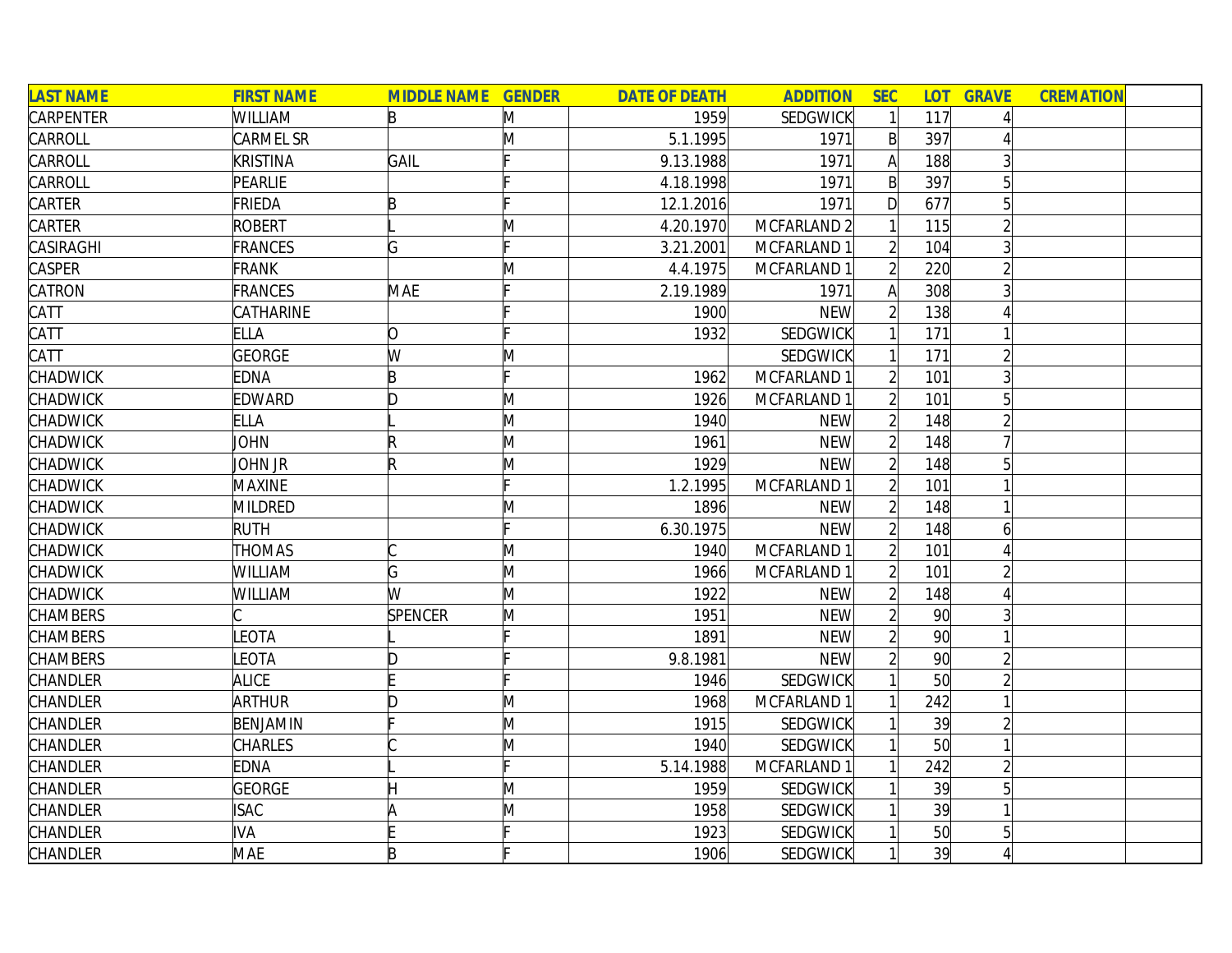| LAST NAME | FIRST NAME | MIDDLE NAME | GENDER | DATE OF DEATH | ADDITION | SEC | LOT | GRAVE | CREMATION | |
|---|---|---|---|---|---|---|---|---|---|---|
| CARPENTER | WILLIAM | B | M | 1959 | SEDGWICK | 1 | 117 | 4 | | |
| CARROLL | CARMEL SR | | M | 5.1.1995 | 1971 | B | 397 | 4 | | |
| CARROLL | KRISTINA | GAIL | F | 9.13.1988 | 1971 | A | 188 | 3 | | |
| CARROLL | PEARLIE | | F | 4.18.1998 | 1971 | B | 397 | 5 | | |
| CARTER | FRIEDA | B | F | 12.1.2016 | 1971 | D | 677 | 5 | | |
| CARTER | ROBERT | L | M | 4.20.1970 | MCFARLAND 2 | 1 | 115 | 2 | | |
| CASIRAGHI | FRANCES | G | F | 3.21.2001 | MCFARLAND 1 | 2 | 104 | 3 | | |
| CASPER | FRANK | | M | 4.4.1975 | MCFARLAND 1 | 2 | 220 | 2 | | |
| CATRON | FRANCES | MAE | F | 2.19.1989 | 1971 | A | 308 | 3 | | |
| CATT | CATHARINE | | F | 1900 | NEW | 2 | 138 | 4 | | |
| CATT | ELLA | O | F | 1932 | SEDGWICK | 1 | 171 | 1 | | |
| CATT | GEORGE | W | M | | SEDGWICK | 1 | 171 | 2 | | |
| CHADWICK | EDNA | B | F | 1962 | MCFARLAND 1 | 2 | 101 | 3 | | |
| CHADWICK | EDWARD | D | M | 1926 | MCFARLAND 1 | 2 | 101 | 5 | | |
| CHADWICK | ELLA | L | M | 1940 | NEW | 2 | 148 | 2 | | |
| CHADWICK | JOHN | R | M | 1961 | NEW | 2 | 148 | 7 | | |
| CHADWICK | JOHN JR | R | M | 1929 | NEW | 2 | 148 | 5 | | |
| CHADWICK | MAXINE | | F | 1.2.1995 | MCFARLAND 1 | 2 | 101 | 1 | | |
| CHADWICK | MILDRED | | M | 1896 | NEW | 2 | 148 | 1 | | |
| CHADWICK | RUTH | | F | 6.30.1975 | NEW | 2 | 148 | 6 | | |
| CHADWICK | THOMAS | C | M | 1940 | MCFARLAND 1 | 2 | 101 | 4 | | |
| CHADWICK | WILLIAM | G | M | 1966 | MCFARLAND 1 | 2 | 101 | 2 | | |
| CHADWICK | WILLIAM | W | M | 1922 | NEW | 2 | 148 | 4 | | |
| CHAMBERS | C | SPENCER | M | 1951 | NEW | 2 | 90 | 3 | | |
| CHAMBERS | LEOTA | L | F | 1891 | NEW | 2 | 90 | 1 | | |
| CHAMBERS | LEOTA | D | F | 9.8.1981 | NEW | 2 | 90 | 2 | | |
| CHANDLER | ALICE | E | F | 1946 | SEDGWICK | 1 | 50 | 2 | | |
| CHANDLER | ARTHUR | D | M | 1968 | MCFARLAND 1 | 1 | 242 | 1 | | |
| CHANDLER | BENJAMIN | F | M | 1915 | SEDGWICK | 1 | 39 | 2 | | |
| CHANDLER | CHARLES | C | M | 1940 | SEDGWICK | 1 | 50 | 1 | | |
| CHANDLER | EDNA | L | F | 5.14.1988 | MCFARLAND 1 | 1 | 242 | 2 | | |
| CHANDLER | GEORGE | H | M | 1959 | SEDGWICK | 1 | 39 | 5 | | |
| CHANDLER | ISAC | A | M | 1958 | SEDGWICK | 1 | 39 | 1 | | |
| CHANDLER | IVA | E | F | 1923 | SEDGWICK | 1 | 50 | 5 | | |
| CHANDLER | MAE | B | F | 1906 | SEDGWICK | 1 | 39 | 4 | | |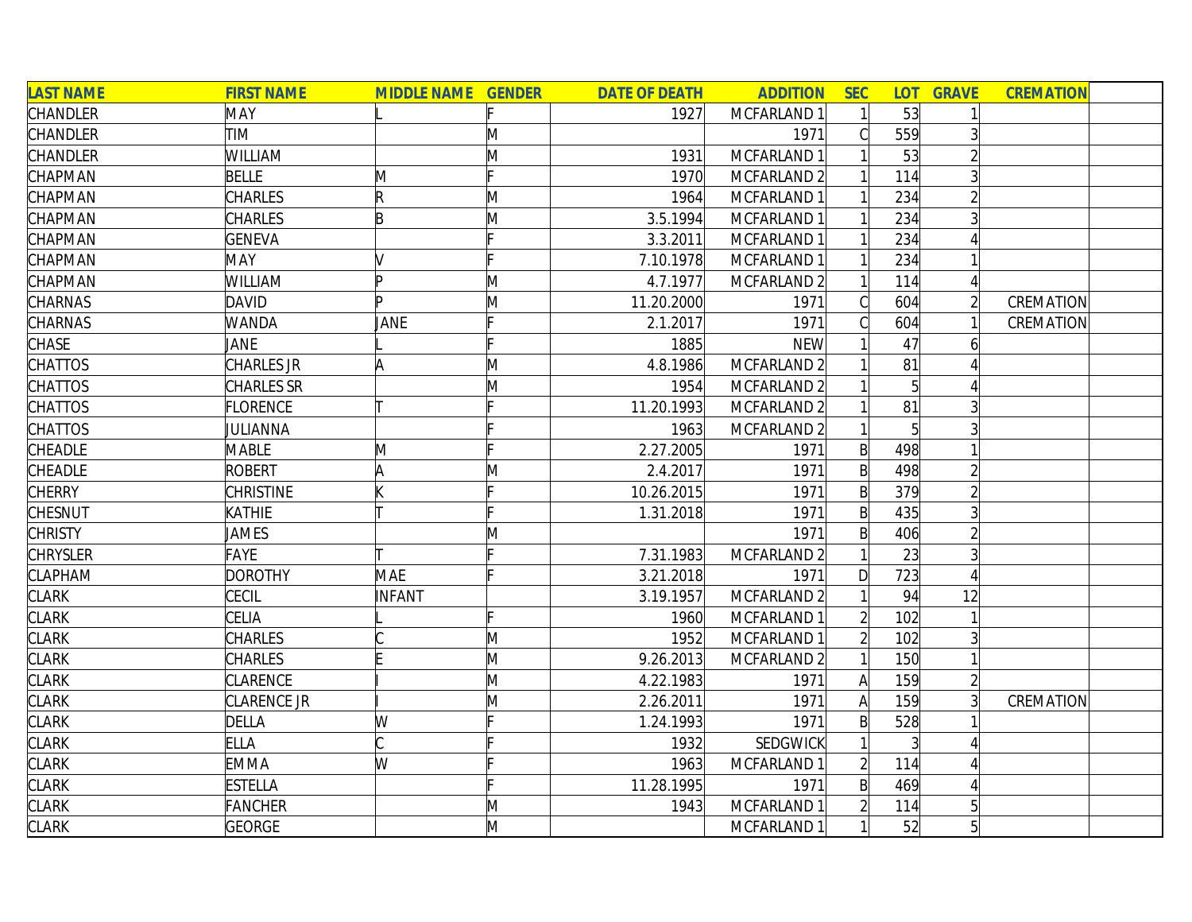| LAST NAME | FIRST NAME | MIDDLE NAME | GENDER | DATE OF DEATH | ADDITION | SEC | LOT | GRAVE | CREMATION | |
|---|---|---|---|---|---|---|---|---|---|---|
| CHANDLER | MAY | L | F | 1927 | MCFARLAND 1 | 1 | 53 | 1 | | |
| CHANDLER | TIM | | M | | 1971 | C | 559 | 3 | | |
| CHANDLER | WILLIAM | | M | 1931 | MCFARLAND 1 | 1 | 53 | 2 | | |
| CHAPMAN | BELLE | M | F | 1970 | MCFARLAND 2 | 1 | 114 | 3 | | |
| CHAPMAN | CHARLES | R | M | 1964 | MCFARLAND 1 | 1 | 234 | 2 | | |
| CHAPMAN | CHARLES | B | M | 3.5.1994 | MCFARLAND 1 | 1 | 234 | 3 | | |
| CHAPMAN | GENEVA | | F | 3.3.2011 | MCFARLAND 1 | 1 | 234 | 4 | | |
| CHAPMAN | MAY | V | F | 7.10.1978 | MCFARLAND 1 | 1 | 234 | 1 | | |
| CHAPMAN | WILLIAM | P | M | 4.7.1977 | MCFARLAND 2 | 1 | 114 | 4 | | |
| CHARNAS | DAVID | P | M | 11.20.2000 | 1971 | C | 604 | 2 | CREMATION | |
| CHARNAS | WANDA | JANE | F | 2.1.2017 | 1971 | C | 604 | 1 | CREMATION | |
| CHASE | JANE | L | F | 1885 | NEW | 1 | 47 | 6 | | |
| CHATTOS | CHARLES JR | A | M | 4.8.1986 | MCFARLAND 2 | 1 | 81 | 4 | | |
| CHATTOS | CHARLES SR | | M | 1954 | MCFARLAND 2 | 1 | 5 | 4 | | |
| CHATTOS | FLORENCE | T | F | 11.20.1993 | MCFARLAND 2 | 1 | 81 | 3 | | |
| CHATTOS | JULIANNA | | F | 1963 | MCFARLAND 2 | 1 | 5 | 3 | | |
| CHEADLE | MABLE | M | F | 2.27.2005 | 1971 | B | 498 | 1 | | |
| CHEADLE | ROBERT | A | M | 2.4.2017 | 1971 | B | 498 | 2 | | |
| CHERRY | CHRISTINE | K | F | 10.26.2015 | 1971 | B | 379 | 2 | | |
| CHESNUT | KATHIE | T | F | 1.31.2018 | 1971 | B | 435 | 3 | | |
| CHRISTY | JAMES | | M | | 1971 | B | 406 | 2 | | |
| CHRYSLER | FAYE | T | F | 7.31.1983 | MCFARLAND 2 | 1 | 23 | 3 | | |
| CLAPHAM | DOROTHY | MAE | F | 3.21.2018 | 1971 | D | 723 | 4 | | |
| CLARK | CECIL | INFANT | | 3.19.1957 | MCFARLAND 2 | 1 | 94 | 12 | | |
| CLARK | CELIA | L | F | 1960 | MCFARLAND 1 | 2 | 102 | 1 | | |
| CLARK | CHARLES | C | M | 1952 | MCFARLAND 1 | 2 | 102 | 3 | | |
| CLARK | CHARLES | E | M | 9.26.2013 | MCFARLAND 2 | 1 | 150 | 1 | | |
| CLARK | CLARENCE | I | M | 4.22.1983 | 1971 | A | 159 | 2 | | |
| CLARK | CLARENCE JR | I | M | 2.26.2011 | 1971 | A | 159 | 3 | CREMATION | |
| CLARK | DELLA | W | F | 1.24.1993 | 1971 | B | 528 | 1 | | |
| CLARK | ELLA | C | F | 1932 | SEDGWICK | 1 | 3 | 4 | | |
| CLARK | EMMA | W | F | 1963 | MCFARLAND 1 | 2 | 114 | 4 | | |
| CLARK | ESTELLA | | F | 11.28.1995 | 1971 | B | 469 | 4 | | |
| CLARK | FANCHER | | M | 1943 | MCFARLAND 1 | 2 | 114 | 5 | | |
| CLARK | GEORGE | | M | | MCFARLAND 1 | 1 | 52 | 5 | | |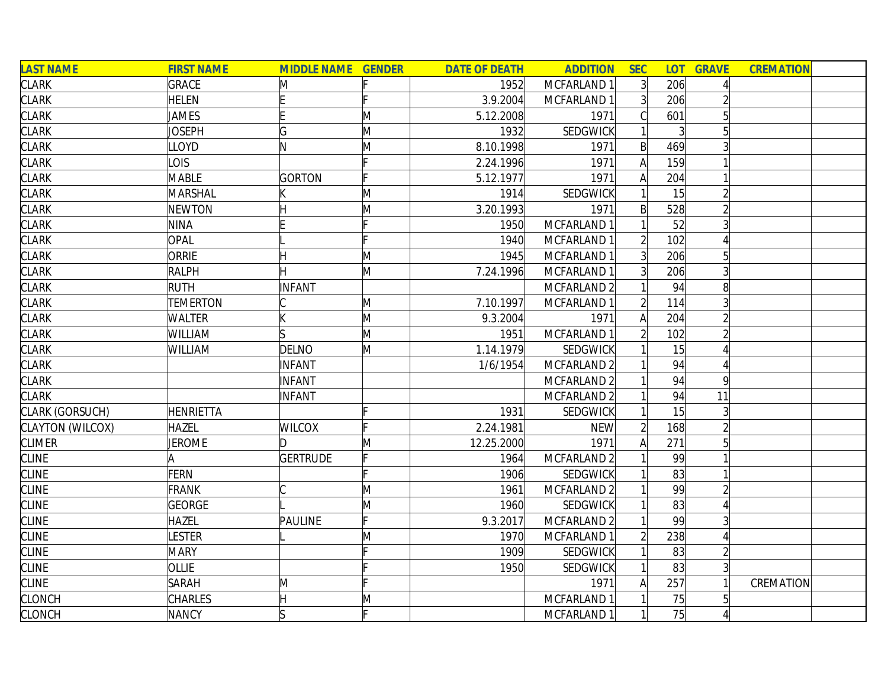| LAST NAME | FIRST NAME | MIDDLE NAME | GENDER | DATE OF DEATH | ADDITION | SEC | LOT | GRAVE | CREMATION | |
|---|---|---|---|---|---|---|---|---|---|---|
| CLARK | GRACE | M | F | 1952 | MCFARLAND 1 | 3 | 206 | 4 | | |
| CLARK | HELEN | E | F | 3.9.2004 | MCFARLAND 1 | 3 | 206 | 2 | | |
| CLARK | JAMES | E | M | 5.12.2008 | 1971 | C | 601 | 5 | | |
| CLARK | JOSEPH | G | M | 1932 | SEDGWICK | 1 | 3 | 5 | | |
| CLARK | LLOYD | N | M | 8.10.1998 | 1971 | B | 469 | 3 | | |
| CLARK | LOIS | | F | 2.24.1996 | 1971 | A | 159 | 1 | | |
| CLARK | MABLE | GORTON | F | 5.12.1977 | 1971 | A | 204 | 1 | | |
| CLARK | MARSHAL | K | M | 1914 | SEDGWICK | 1 | 15 | 2 | | |
| CLARK | NEWTON | H | M | 3.20.1993 | 1971 | B | 528 | 2 | | |
| CLARK | NINA | E | F | 1950 | MCFARLAND 1 | 1 | 52 | 3 | | |
| CLARK | OPAL | L | F | 1940 | MCFARLAND 1 | 2 | 102 | 4 | | |
| CLARK | ORRIE | H | M | 1945 | MCFARLAND 1 | 3 | 206 | 5 | | |
| CLARK | RALPH | H | M | 7.24.1996 | MCFARLAND 1 | 3 | 206 | 3 | | |
| CLARK | RUTH | INFANT | | | MCFARLAND 2 | 1 | 94 | 8 | | |
| CLARK | TEMERTON | C | M | 7.10.1997 | MCFARLAND 1 | 2 | 114 | 3 | | |
| CLARK | WALTER | K | M | 9.3.2004 | 1971 | A | 204 | 2 | | |
| CLARK | WILLIAM | S | M | 1951 | MCFARLAND 1 | 2 | 102 | 2 | | |
| CLARK | WILLIAM | DELNO | M | 1.14.1979 | SEDGWICK | 1 | 15 | 4 | | |
| CLARK | | INFANT | | 1/6/1954 | MCFARLAND 2 | 1 | 94 | 4 | | |
| CLARK | | INFANT | | | MCFARLAND 2 | 1 | 94 | 9 | | |
| CLARK | | INFANT | | | MCFARLAND 2 | 1 | 94 | 11 | | |
| CLARK (GORSUCH) | HENRIETTA | | F | 1931 | SEDGWICK | 1 | 15 | 3 | | |
| CLAYTON (WILCOX) | HAZEL | WILCOX | F | 2.24.1981 | NEW | 2 | 168 | 2 | | |
| CLIMER | JEROME | D | M | 12.25.2000 | 1971 | A | 271 | 5 | | |
| CLINE | A | GERTRUDE | F | 1964 | MCFARLAND 2 | 1 | 99 | 1 | | |
| CLINE | FERN | | F | 1906 | SEDGWICK | 1 | 83 | 1 | | |
| CLINE | FRANK | C | M | 1961 | MCFARLAND 2 | 1 | 99 | 2 | | |
| CLINE | GEORGE | L | M | 1960 | SEDGWICK | 1 | 83 | 4 | | |
| CLINE | HAZEL | PAULINE | F | 9.3.2017 | MCFARLAND 2 | 1 | 99 | 3 | | |
| CLINE | LESTER | L | M | 1970 | MCFARLAND 1 | 2 | 238 | 4 | | |
| CLINE | MARY | | F | 1909 | SEDGWICK | 1 | 83 | 2 | | |
| CLINE | OLLIE | | F | 1950 | SEDGWICK | 1 | 83 | 3 | | |
| CLINE | SARAH | M | F | | 1971 | A | 257 | 1 | CREMATION | |
| CLONCH | CHARLES | H | M | | MCFARLAND 1 | 1 | 75 | 5 | | |
| CLONCH | NANCY | S | F | | MCFARLAND 1 | 1 | 75 | 4 | | |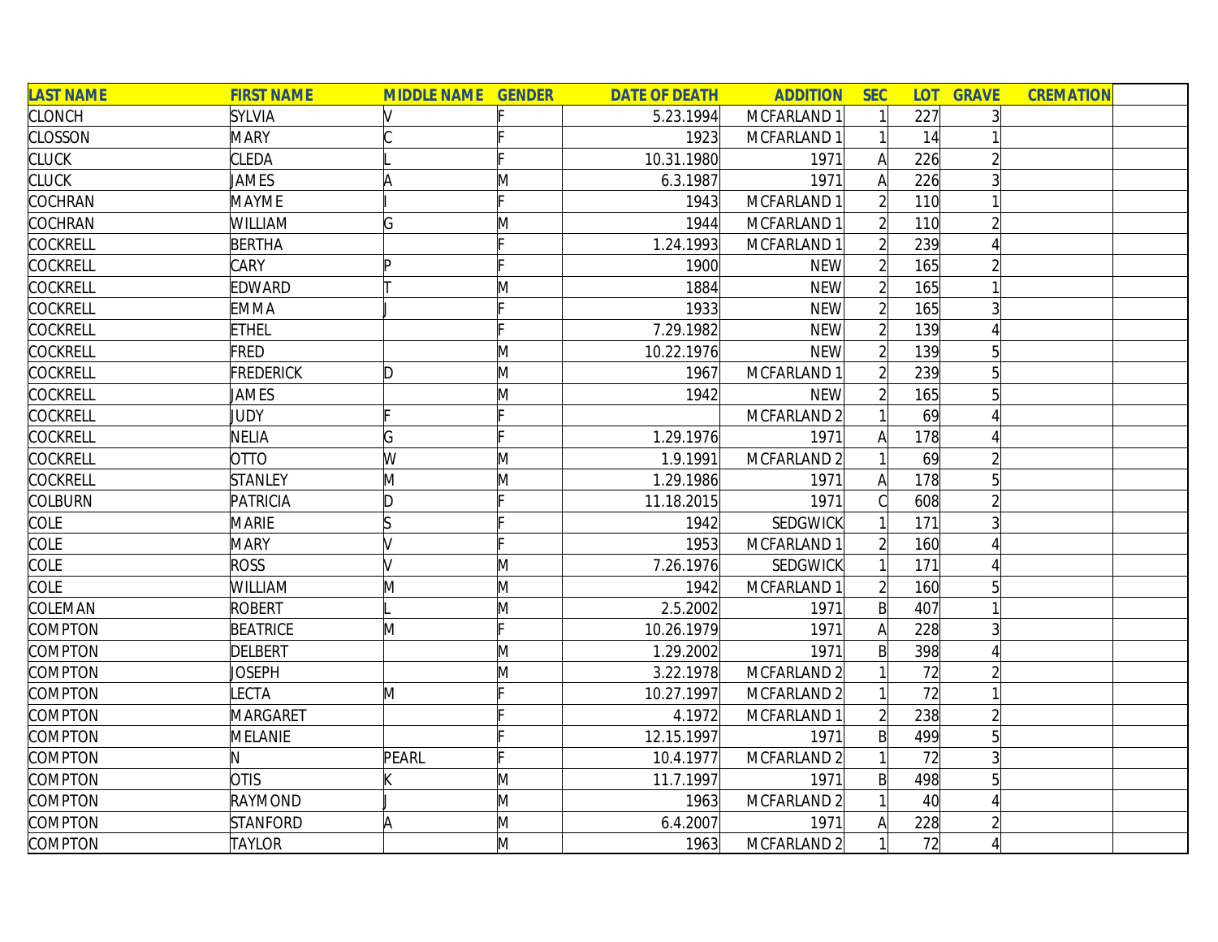| LAST NAME | FIRST NAME | MIDDLE NAME | GENDER | DATE OF DEATH | ADDITION | SEC | LOT | GRAVE | CREMATION | |
|---|---|---|---|---|---|---|---|---|---|---|
| CLONCH | SYLVIA | V | F | 5.23.1994 | MCFARLAND 1 | 1 | 227 | 3 | | |
| CLOSSON | MARY | C | F | 1923 | MCFARLAND 1 | 1 | 14 | 1 | | |
| CLUCK | CLEDA | L | F | 10.31.1980 | 1971 | A | 226 | 2 | | |
| CLUCK | JAMES | A | M | 6.3.1987 | 1971 | A | 226 | 3 | | |
| COCHRAN | MAYME | I | F | 1943 | MCFARLAND 1 | 2 | 110 | 1 | | |
| COCHRAN | WILLIAM | G | M | 1944 | MCFARLAND 1 | 2 | 110 | 2 | | |
| COCKRELL | BERTHA | | F | 1.24.1993 | MCFARLAND 1 | 2 | 239 | 4 | | |
| COCKRELL | CARY | P | F | 1900 | NEW | 2 | 165 | 2 | | |
| COCKRELL | EDWARD | T | M | 1884 | NEW | 2 | 165 | 1 | | |
| COCKRELL | EMMA | J | F | 1933 | NEW | 2 | 165 | 3 | | |
| COCKRELL | ETHEL | | F | 7.29.1982 | NEW | 2 | 139 | 4 | | |
| COCKRELL | FRED | | M | 10.22.1976 | NEW | 2 | 139 | 5 | | |
| COCKRELL | FREDERICK | D | M | 1967 | MCFARLAND 1 | 2 | 239 | 5 | | |
| COCKRELL | JAMES | | M | 1942 | NEW | 2 | 165 | 5 | | |
| COCKRELL | JUDY | F | F | | MCFARLAND 2 | 1 | 69 | 4 | | |
| COCKRELL | NELIA | G | F | 1.29.1976 | 1971 | A | 178 | 4 | | |
| COCKRELL | OTTO | W | M | 1.9.1991 | MCFARLAND 2 | 1 | 69 | 2 | | |
| COCKRELL | STANLEY | M | M | 1.29.1986 | 1971 | A | 178 | 5 | | |
| COLBURN | PATRICIA | D | F | 11.18.2015 | 1971 | C | 608 | 2 | | |
| COLE | MARIE | S | F | 1942 | SEDGWICK | 1 | 171 | 3 | | |
| COLE | MARY | V | F | 1953 | MCFARLAND 1 | 2 | 160 | 4 | | |
| COLE | ROSS | V | M | 7.26.1976 | SEDGWICK | 1 | 171 | 4 | | |
| COLE | WILLIAM | M | M | 1942 | MCFARLAND 1 | 2 | 160 | 5 | | |
| COLEMAN | ROBERT | L | M | 2.5.2002 | 1971 | B | 407 | 1 | | |
| COMPTON | BEATRICE | M | F | 10.26.1979 | 1971 | A | 228 | 3 | | |
| COMPTON | DELBERT | | M | 1.29.2002 | 1971 | B | 398 | 4 | | |
| COMPTON | JOSEPH | | M | 3.22.1978 | MCFARLAND 2 | 1 | 72 | 2 | | |
| COMPTON | LECTA | M | F | 10.27.1997 | MCFARLAND 2 | 1 | 72 | 1 | | |
| COMPTON | MARGARET | | F | 4.1972 | MCFARLAND 1 | 2 | 238 | 2 | | |
| COMPTON | MELANIE | | F | 12.15.1997 | 1971 | B | 499 | 5 | | |
| COMPTON | N | PEARL | F | 10.4.1977 | MCFARLAND 2 | 1 | 72 | 3 | | |
| COMPTON | OTIS | K | M | 11.7.1997 | 1971 | B | 498 | 5 | | |
| COMPTON | RAYMOND | J | M | 1963 | MCFARLAND 2 | 1 | 40 | 4 | | |
| COMPTON | STANFORD | A | M | 6.4.2007 | 1971 | A | 228 | 2 | | |
| COMPTON | TAYLOR | | M | 1963 | MCFARLAND 2 | 1 | 72 | 4 | | |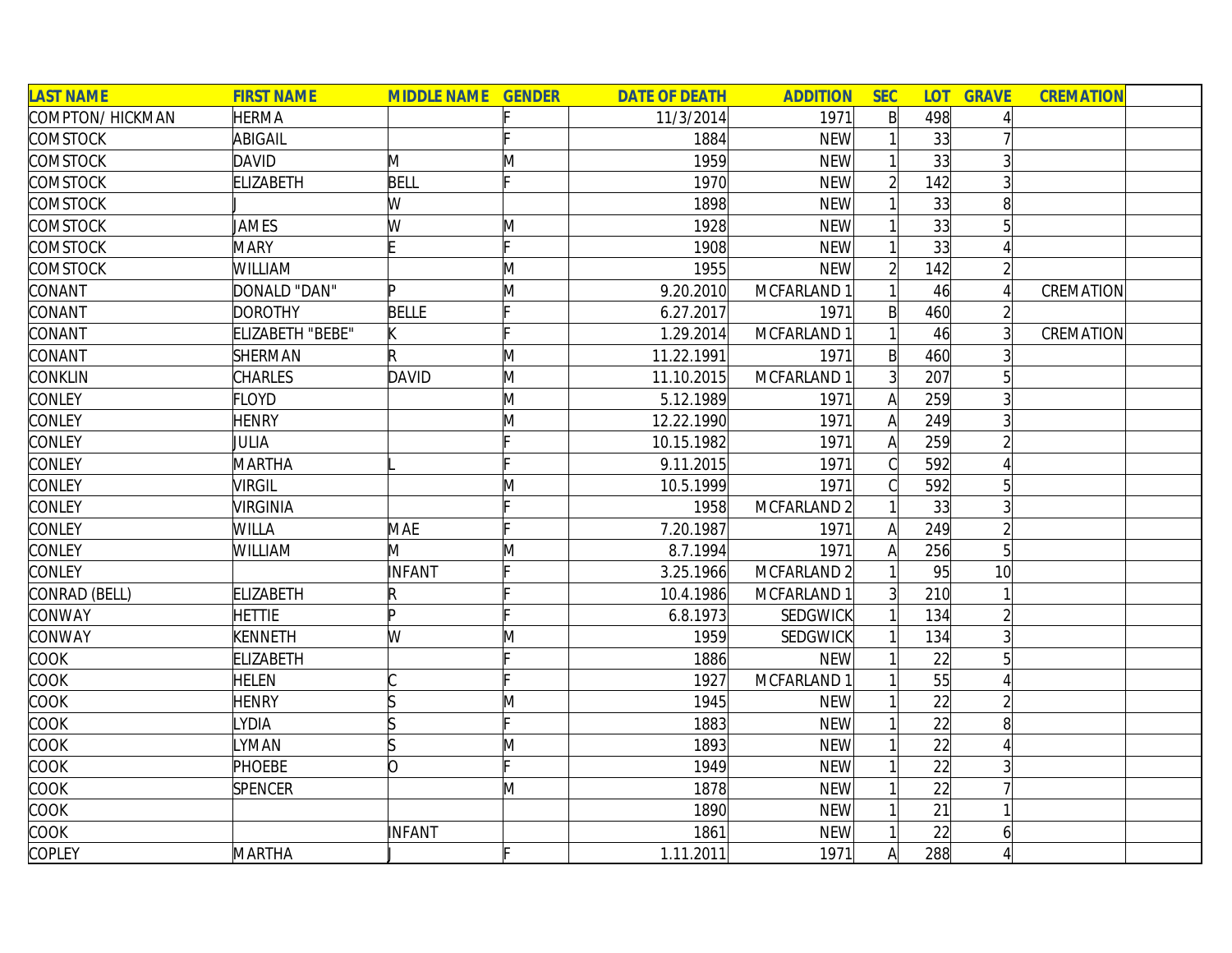| LAST NAME | FIRST NAME | MIDDLE NAME | GENDER | DATE OF DEATH | ADDITION | SEC | LOT | GRAVE | CREMATION | |
|---|---|---|---|---|---|---|---|---|---|---|
| COMPTON/ HICKMAN | HERMA | | F | 11/3/2014 | 1971 | B | 498 | 4 | | |
| COMSTOCK | ABIGAIL | | F | 1884 | NEW | 1 | 33 | 7 | | |
| COMSTOCK | DAVID | M | M | 1959 | NEW | 1 | 33 | 3 | | |
| COMSTOCK | ELIZABETH | BELL | F | 1970 | NEW | 2 | 142 | 3 | | |
| COMSTOCK | J | W | | 1898 | NEW | 1 | 33 | 8 | | |
| COMSTOCK | JAMES | W | M | 1928 | NEW | 1 | 33 | 5 | | |
| COMSTOCK | MARY | E | F | 1908 | NEW | 1 | 33 | 4 | | |
| COMSTOCK | WILLIAM | | M | 1955 | NEW | 2 | 142 | 2 | | |
| CONANT | DONALD "DAN" | P | M | 9.20.2010 | MCFARLAND 1 | 1 | 46 | 4 | CREMATION | |
| CONANT | DOROTHY | BELLE | F | 6.27.2017 | 1971 | B | 460 | 2 | | |
| CONANT | ELIZABETH "BEBE" | K | F | 1.29.2014 | MCFARLAND 1 | 1 | 46 | 3 | CREMATION | |
| CONANT | SHERMAN | R | M | 11.22.1991 | 1971 | B | 460 | 3 | | |
| CONKLIN | CHARLES | DAVID | M | 11.10.2015 | MCFARLAND 1 | 3 | 207 | 5 | | |
| CONLEY | FLOYD | | M | 5.12.1989 | 1971 | A | 259 | 3 | | |
| CONLEY | HENRY | | M | 12.22.1990 | 1971 | A | 249 | 3 | | |
| CONLEY | JULIA | | F | 10.15.1982 | 1971 | A | 259 | 2 | | |
| CONLEY | MARTHA | L | F | 9.11.2015 | 1971 | C | 592 | 4 | | |
| CONLEY | VIRGIL | | M | 10.5.1999 | 1971 | C | 592 | 5 | | |
| CONLEY | VIRGINIA | | F | 1958 | MCFARLAND 2 | 1 | 33 | 3 | | |
| CONLEY | WILLA | MAE | F | 7.20.1987 | 1971 | A | 249 | 2 | | |
| CONLEY | WILLIAM | M | M | 8.7.1994 | 1971 | A | 256 | 5 | | |
| CONLEY | | INFANT | F | 3.25.1966 | MCFARLAND 2 | 1 | 95 | 10 | | |
| CONRAD (BELL) | ELIZABETH | R | F | 10.4.1986 | MCFARLAND 1 | 3 | 210 | 1 | | |
| CONWAY | HETTIE | P | F | 6.8.1973 | SEDGWICK | 1 | 134 | 2 | | |
| CONWAY | KENNETH | W | M | 1959 | SEDGWICK | 1 | 134 | 3 | | |
| COOK | ELIZABETH | | F | 1886 | NEW | 1 | 22 | 5 | | |
| COOK | HELEN | C | F | 1927 | MCFARLAND 1 | 1 | 55 | 4 | | |
| COOK | HENRY | S | M | 1945 | NEW | 1 | 22 | 2 | | |
| COOK | LYDIA | S | F | 1883 | NEW | 1 | 22 | 8 | | |
| COOK | LYMAN | S | M | 1893 | NEW | 1 | 22 | 4 | | |
| COOK | PHOEBE | O | F | 1949 | NEW | 1 | 22 | 3 | | |
| COOK | SPENCER | | M | 1878 | NEW | 1 | 22 | 7 | | |
| COOK | | | | 1890 | NEW | 1 | 21 | 1 | | |
| COOK | | INFANT | | 1861 | NEW | 1 | 22 | 6 | | |
| COPLEY | MARTHA | J | F | 1.11.2011 | 1971 | A | 288 | 4 | | |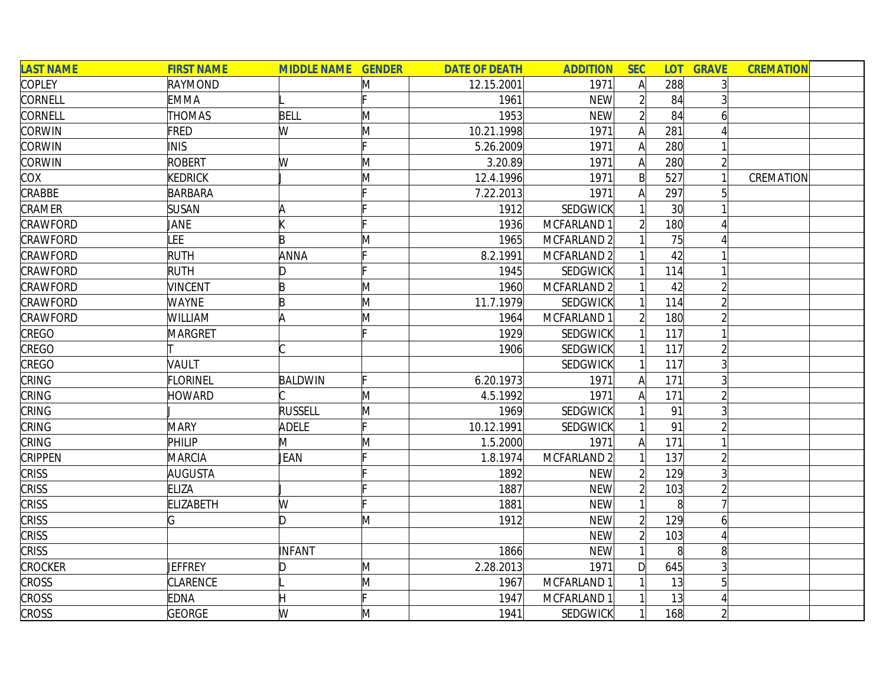| LAST NAME | FIRST NAME | MIDDLE NAME | GENDER | DATE OF DEATH | ADDITION | SEC | LOT | GRAVE | CREMATION | |
|---|---|---|---|---|---|---|---|---|---|---|
| COPLEY | RAYMOND | | M | 12.15.2001 | 1971 | A | 288 | 3 | | |
| CORNELL | EMMA | L | F | 1961 | NEW | 2 | 84 | 3 | | |
| CORNELL | THOMAS | BELL | M | 1953 | NEW | 2 | 84 | 6 | | |
| CORWIN | FRED | W | M | 10.21.1998 | 1971 | A | 281 | 4 | | |
| CORWIN | INIS | | F | 5.26.2009 | 1971 | A | 280 | 1 | | |
| CORWIN | ROBERT | W | M | 3.20.89 | 1971 | A | 280 | 2 | | |
| COX | KEDRICK | J | M | 12.4.1996 | 1971 | B | 527 | 1 | CREMATION | |
| CRABBE | BARBARA | | F | 7.22.2013 | 1971 | A | 297 | 5 | | |
| CRAMER | SUSAN | A | F | 1912 | SEDGWICK | 1 | 30 | 1 | | |
| CRAWFORD | JANE | K | F | 1936 | MCFARLAND 1 | 2 | 180 | 4 | | |
| CRAWFORD | LEE | B | M | 1965 | MCFARLAND 2 | 1 | 75 | 4 | | |
| CRAWFORD | RUTH | ANNA | F | 8.2.1991 | MCFARLAND 2 | 1 | 42 | 1 | | |
| CRAWFORD | RUTH | D | F | 1945 | SEDGWICK | 1 | 114 | 1 | | |
| CRAWFORD | VINCENT | B | M | 1960 | MCFARLAND 2 | 1 | 42 | 2 | | |
| CRAWFORD | WAYNE | B | M | 11.7.1979 | SEDGWICK | 1 | 114 | 2 | | |
| CRAWFORD | WILLIAM | A | M | 1964 | MCFARLAND 1 | 2 | 180 | 2 | | |
| CREGO | MARGRET | | F | 1929 | SEDGWICK | 1 | 117 | 1 | | |
| CREGO | T | C | | 1906 | SEDGWICK | 1 | 117 | 2 | | |
| CREGO | VAULT | | | | SEDGWICK | 1 | 117 | 3 | | |
| CRING | FLORINEL | BALDWIN | F | 6.20.1973 | 1971 | A | 171 | 3 | | |
| CRING | HOWARD | C | M | 4.5.1992 | 1971 | A | 171 | 2 | | |
| CRING | J | RUSSELL | M | 1969 | SEDGWICK | 1 | 91 | 3 | | |
| CRING | MARY | ADELE | F | 10.12.1991 | SEDGWICK | 1 | 91 | 2 | | |
| CRING | PHILIP | M | M | 1.5.2000 | 1971 | A | 171 | 1 | | |
| CRIPPEN | MARCIA | JEAN | F | 1.8.1974 | MCFARLAND 2 | 1 | 137 | 2 | | |
| CRISS | AUGUSTA | | F | 1892 | NEW | 2 | 129 | 3 | | |
| CRISS | ELIZA | J | F | 1887 | NEW | 2 | 103 | 2 | | |
| CRISS | ELIZABETH | W | F | 1881 | NEW | 1 | 8 | 7 | | |
| CRISS | G | D | M | 1912 | NEW | 2 | 129 | 6 | | |
| CRISS | | | | | NEW | 2 | 103 | 4 | | |
| CRISS | | INFANT | | 1866 | NEW | 1 | 8 | 8 | | |
| CROCKER | JEFFREY | D | M | 2.28.2013 | 1971 | D | 645 | 3 | | |
| CROSS | CLARENCE | L | M | 1967 | MCFARLAND 1 | 1 | 13 | 5 | | |
| CROSS | EDNA | H | F | 1947 | MCFARLAND 1 | 1 | 13 | 4 | | |
| CROSS | GEORGE | W | M | 1941 | SEDGWICK | 1 | 168 | 2 | | |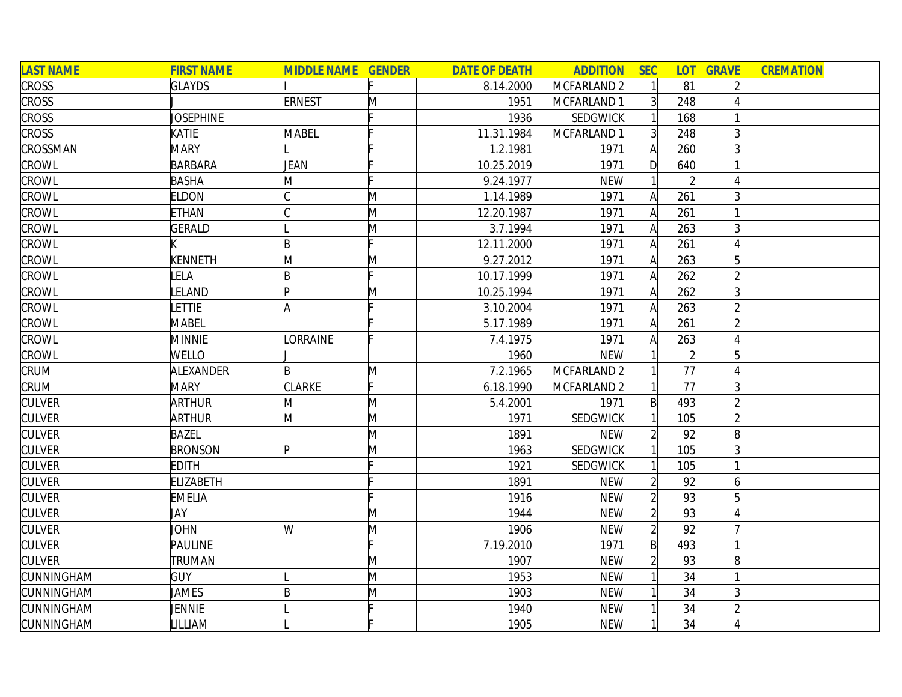| LAST NAME | FIRST NAME | MIDDLE NAME | GENDER | DATE OF DEATH | ADDITION | SEC | LOT | GRAVE | CREMATION | |
|---|---|---|---|---|---|---|---|---|---|---|
| CROSS | GLAYDS | I | F | 8.14.2000 | MCFARLAND 2 | 1 | 81 | 2 | | |
| CROSS | J | ERNEST | M | 1951 | MCFARLAND 1 | 3 | 248 | 4 | | |
| CROSS | JOSEPHINE | | F | 1936 | SEDGWICK | 1 | 168 | 1 | | |
| CROSS | KATIE | MABEL | F | 11.31.1984 | MCFARLAND 1 | 3 | 248 | 3 | | |
| CROSSMAN | MARY | L | F | 1.2.1981 | 1971 | A | 260 | 3 | | |
| CROWL | BARBARA | JEAN | F | 10.25.2019 | 1971 | D | 640 | 1 | | |
| CROWL | BASHA | M | F | 9.24.1977 | NEW | 1 | 2 | 4 | | |
| CROWL | ELDON | C | M | 1.14.1989 | 1971 | A | 261 | 3 | | |
| CROWL | ETHAN | C | M | 12.20.1987 | 1971 | A | 261 | 1 | | |
| CROWL | GERALD | L | M | 3.7.1994 | 1971 | A | 263 | 3 | | |
| CROWL | K | B | F | 12.11.2000 | 1971 | A | 261 | 4 | | |
| CROWL | KENNETH | M | M | 9.27.2012 | 1971 | A | 263 | 5 | | |
| CROWL | LELA | B | F | 10.17.1999 | 1971 | A | 262 | 2 | | |
| CROWL | LELAND | P | M | 10.25.1994 | 1971 | A | 262 | 3 | | |
| CROWL | LETTIE | A | F | 3.10.2004 | 1971 | A | 263 | 2 | | |
| CROWL | MABEL | | F | 5.17.1989 | 1971 | A | 261 | 2 | | |
| CROWL | MINNIE | LORRAINE | F | 7.4.1975 | 1971 | A | 263 | 4 | | |
| CROWL | WELLO | J | | 1960 | NEW | 1 | 2 | 5 | | |
| CRUM | ALEXANDER | B | M | 7.2.1965 | MCFARLAND 2 | 1 | 77 | 4 | | |
| CRUM | MARY | CLARKE | F | 6.18.1990 | MCFARLAND 2 | 1 | 77 | 3 | | |
| CULVER | ARTHUR | M | M | 5.4.2001 | 1971 | B | 493 | 2 | | |
| CULVER | ARTHUR | M | M | 1971 | SEDGWICK | 1 | 105 | 2 | | |
| CULVER | BAZEL | | M | 1891 | NEW | 2 | 92 | 8 | | |
| CULVER | BRONSON | P | M | 1963 | SEDGWICK | 1 | 105 | 3 | | |
| CULVER | EDITH | | F | 1921 | SEDGWICK | 1 | 105 | 1 | | |
| CULVER | ELIZABETH | | F | 1891 | NEW | 2 | 92 | 6 | | |
| CULVER | EMELIA | | F | 1916 | NEW | 2 | 93 | 5 | | |
| CULVER | JAY | | M | 1944 | NEW | 2 | 93 | 4 | | |
| CULVER | JOHN | W | M | 1906 | NEW | 2 | 92 | 7 | | |
| CULVER | PAULINE | | F | 7.19.2010 | 1971 | B | 493 | 1 | | |
| CULVER | TRUMAN | | M | 1907 | NEW | 2 | 93 | 8 | | |
| CUNNINGHAM | GUY | L | M | 1953 | NEW | 1 | 34 | 1 | | |
| CUNNINGHAM | JAMES | B | M | 1903 | NEW | 1 | 34 | 3 | | |
| CUNNINGHAM | JENNIE | L | F | 1940 | NEW | 1 | 34 | 2 | | |
| CUNNINGHAM | LILLIAM | L | F | 1905 | NEW | 1 | 34 | 4 | | |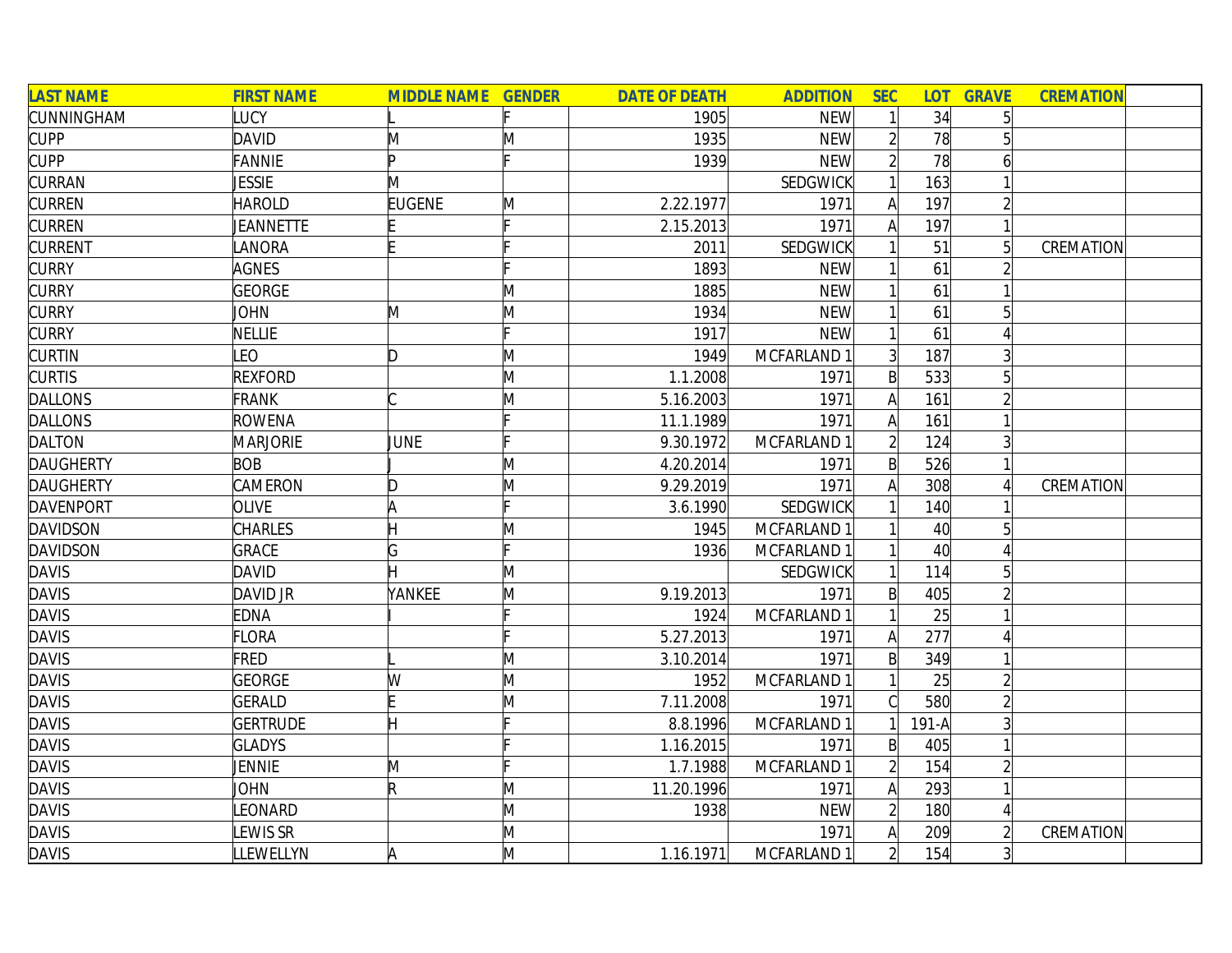| LAST NAME | FIRST NAME | MIDDLE NAME | GENDER | DATE OF DEATH | ADDITION | SEC | LOT | GRAVE | CREMATION | |
|---|---|---|---|---|---|---|---|---|---|---|
| CUNNINGHAM | LUCY | L | F | 1905 | NEW | 1 | 34 | 5 | | |
| CUPP | DAVID | M | M | 1935 | NEW | 2 | 78 | 5 | | |
| CUPP | FANNIE | P | F | 1939 | NEW | 2 | 78 | 6 | | |
| CURRAN | JESSIE | M | | | SEDGWICK | 1 | 163 | 1 | | |
| CURREN | HAROLD | EUGENE | M | 2.22.1977 | 1971 | A | 197 | 2 | | |
| CURREN | JEANNETTE | E | F | 2.15.2013 | 1971 | A | 197 | 1 | | |
| CURRENT | LANORA | E | F | 2011 | SEDGWICK | 1 | 51 | 5 | CREMATION | |
| CURRY | AGNES | | F | 1893 | NEW | 1 | 61 | 2 | | |
| CURRY | GEORGE | | M | 1885 | NEW | 1 | 61 | 1 | | |
| CURRY | JOHN | M | M | 1934 | NEW | 1 | 61 | 5 | | |
| CURRY | NELLIE | | F | 1917 | NEW | 1 | 61 | 4 | | |
| CURTIN | LEO | D | M | 1949 | MCFARLAND 1 | 3 | 187 | 3 | | |
| CURTIS | REXFORD | | M | 1.1.2008 | 1971 | B | 533 | 5 | | |
| DALLONS | FRANK | C | M | 5.16.2003 | 1971 | A | 161 | 2 | | |
| DALLONS | ROWENA | | F | 11.1.1989 | 1971 | A | 161 | 1 | | |
| DALTON | MARJORIE | JUNE | F | 9.30.1972 | MCFARLAND 1 | 2 | 124 | 3 | | |
| DAUGHERTY | BOB | J | M | 4.20.2014 | 1971 | B | 526 | 1 | | |
| DAUGHERTY | CAMERON | D | M | 9.29.2019 | 1971 | A | 308 | 4 | CREMATION | |
| DAVENPORT | OLIVE | A | F | 3.6.1990 | SEDGWICK | 1 | 140 | 1 | | |
| DAVIDSON | CHARLES | H | M | 1945 | MCFARLAND 1 | 1 | 40 | 5 | | |
| DAVIDSON | GRACE | G | F | 1936 | MCFARLAND 1 | 1 | 40 | 4 | | |
| DAVIS | DAVID | H | M | | SEDGWICK | 1 | 114 | 5 | | |
| DAVIS | DAVID JR | YANKEE | M | 9.19.2013 | 1971 | B | 405 | 2 | | |
| DAVIS | EDNA | I | F | 1924 | MCFARLAND 1 | 1 | 25 | 1 | | |
| DAVIS | FLORA | | F | 5.27.2013 | 1971 | A | 277 | 4 | | |
| DAVIS | FRED | L | M | 3.10.2014 | 1971 | B | 349 | 1 | | |
| DAVIS | GEORGE | W | M | 1952 | MCFARLAND 1 | 1 | 25 | 2 | | |
| DAVIS | GERALD | E | M | 7.11.2008 | 1971 | C | 580 | 2 | | |
| DAVIS | GERTRUDE | H | F | 8.8.1996 | MCFARLAND 1 | 1 | 191-A | 3 | | |
| DAVIS | GLADYS | | F | 1.16.2015 | 1971 | B | 405 | 1 | | |
| DAVIS | JENNIE | M | F | 1.7.1988 | MCFARLAND 1 | 2 | 154 | 2 | | |
| DAVIS | JOHN | R | M | 11.20.1996 | 1971 | A | 293 | 1 | | |
| DAVIS | LEONARD | | M | 1938 | NEW | 2 | 180 | 4 | | |
| DAVIS | LEWIS SR | | M | | 1971 | A | 209 | 2 | CREMATION | |
| DAVIS | LLEWELLYN | A | M | 1.16.1971 | MCFARLAND 1 | 2 | 154 | 3 | | |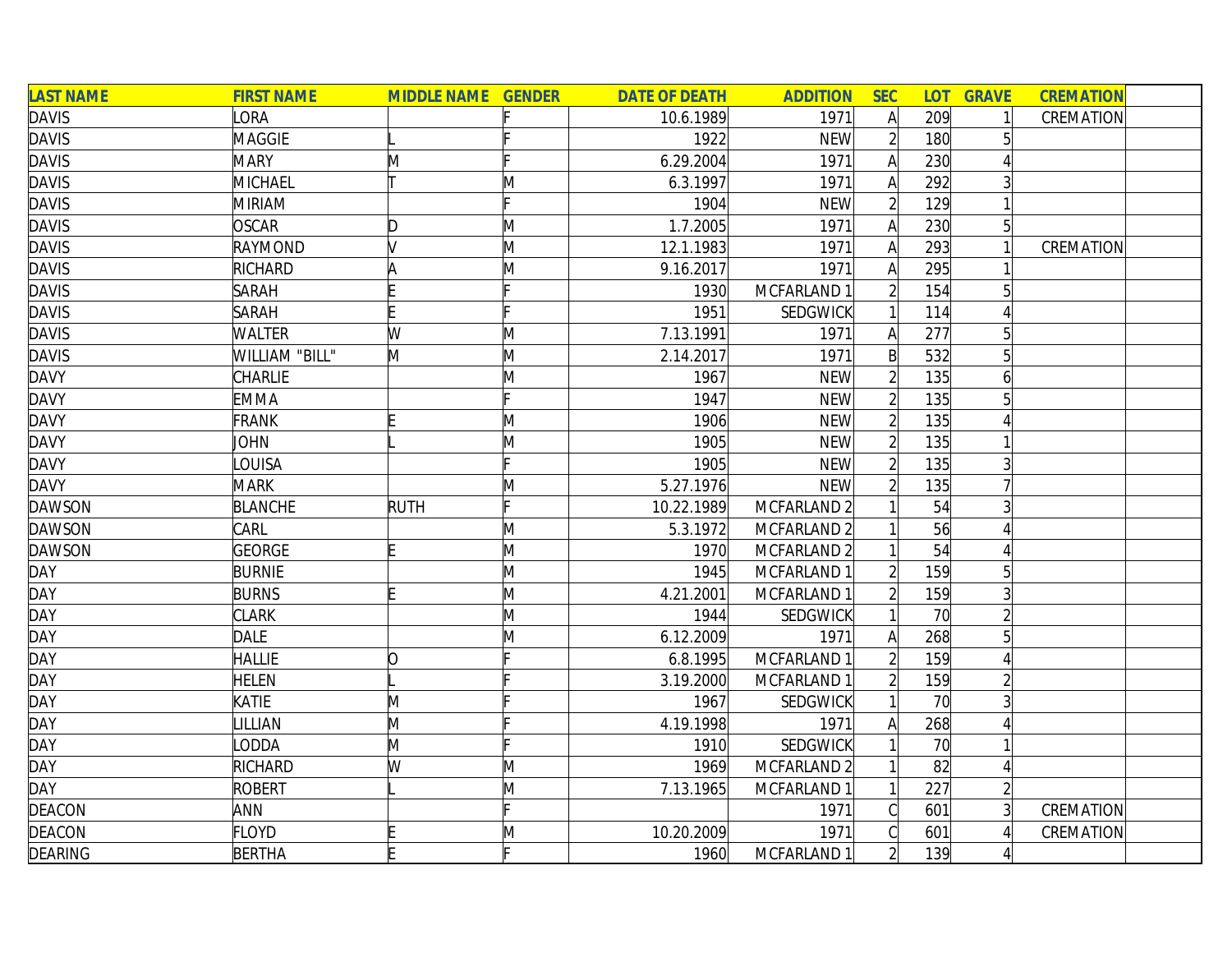| LAST NAME | FIRST NAME | MIDDLE NAME | GENDER | DATE OF DEATH | ADDITION | SEC | LOT | GRAVE | CREMATION | |
|---|---|---|---|---|---|---|---|---|---|---|
| DAVIS | LORA | | F | 10.6.1989 | 1971 | A | 209 | 1 | CREMATION | |
| DAVIS | MAGGIE | L | F | 1922 | NEW | 2 | 180 | 5 | | |
| DAVIS | MARY | M | F | 6.29.2004 | 1971 | A | 230 | 4 | | |
| DAVIS | MICHAEL | T | M | 6.3.1997 | 1971 | A | 292 | 3 | | |
| DAVIS | MIRIAM | | F | 1904 | NEW | 2 | 129 | 1 | | |
| DAVIS | OSCAR | D | M | 1.7.2005 | 1971 | A | 230 | 5 | | |
| DAVIS | RAYMOND | V | M | 12.1.1983 | 1971 | A | 293 | 1 | CREMATION | |
| DAVIS | RICHARD | A | M | 9.16.2017 | 1971 | A | 295 | 1 | | |
| DAVIS | SARAH | E | F | 1930 | MCFARLAND 1 | 2 | 154 | 5 | | |
| DAVIS | SARAH | E | F | 1951 | SEDGWICK | 1 | 114 | 4 | | |
| DAVIS | WALTER | W | M | 7.13.1991 | 1971 | A | 277 | 5 | | |
| DAVIS | WILLIAM "BILL" | M | M | 2.14.2017 | 1971 | B | 532 | 5 | | |
| DAVY | CHARLIE | | M | 1967 | NEW | 2 | 135 | 6 | | |
| DAVY | EMMA | | F | 1947 | NEW | 2 | 135 | 5 | | |
| DAVY | FRANK | E | M | 1906 | NEW | 2 | 135 | 4 | | |
| DAVY | JOHN | L | M | 1905 | NEW | 2 | 135 | 1 | | |
| DAVY | LOUISA | | F | 1905 | NEW | 2 | 135 | 3 | | |
| DAVY | MARK | | M | 5.27.1976 | NEW | 2 | 135 | 7 | | |
| DAWSON | BLANCHE | RUTH | F | 10.22.1989 | MCFARLAND 2 | 1 | 54 | 3 | | |
| DAWSON | CARL | | M | 5.3.1972 | MCFARLAND 2 | 1 | 56 | 4 | | |
| DAWSON | GEORGE | E | M | 1970 | MCFARLAND 2 | 1 | 54 | 4 | | |
| DAY | BURNIE | | M | 1945 | MCFARLAND 1 | 2 | 159 | 5 | | |
| DAY | BURNS | E | M | 4.21.2001 | MCFARLAND 1 | 2 | 159 | 3 | | |
| DAY | CLARK | | M | 1944 | SEDGWICK | 1 | 70 | 2 | | |
| DAY | DALE | | M | 6.12.2009 | 1971 | A | 268 | 5 | | |
| DAY | HALLIE | O | F | 6.8.1995 | MCFARLAND 1 | 2 | 159 | 4 | | |
| DAY | HELEN | L | F | 3.19.2000 | MCFARLAND 1 | 2 | 159 | 2 | | |
| DAY | KATIE | M | F | 1967 | SEDGWICK | 1 | 70 | 3 | | |
| DAY | LILLIAN | M | F | 4.19.1998 | 1971 | A | 268 | 4 | | |
| DAY | LODDA | M | F | 1910 | SEDGWICK | 1 | 70 | 1 | | |
| DAY | RICHARD | W | M | 1969 | MCFARLAND 2 | 1 | 82 | 4 | | |
| DAY | ROBERT | L | M | 7.13.1965 | MCFARLAND 1 | 1 | 227 | 2 | | |
| DEACON | ANN | | F | | 1971 | C | 601 | 3 | CREMATION | |
| DEACON | FLOYD | E | M | 10.20.2009 | 1971 | C | 601 | 4 | CREMATION | |
| DEARING | BERTHA | E | F | 1960 | MCFARLAND 1 | 2 | 139 | 4 | | |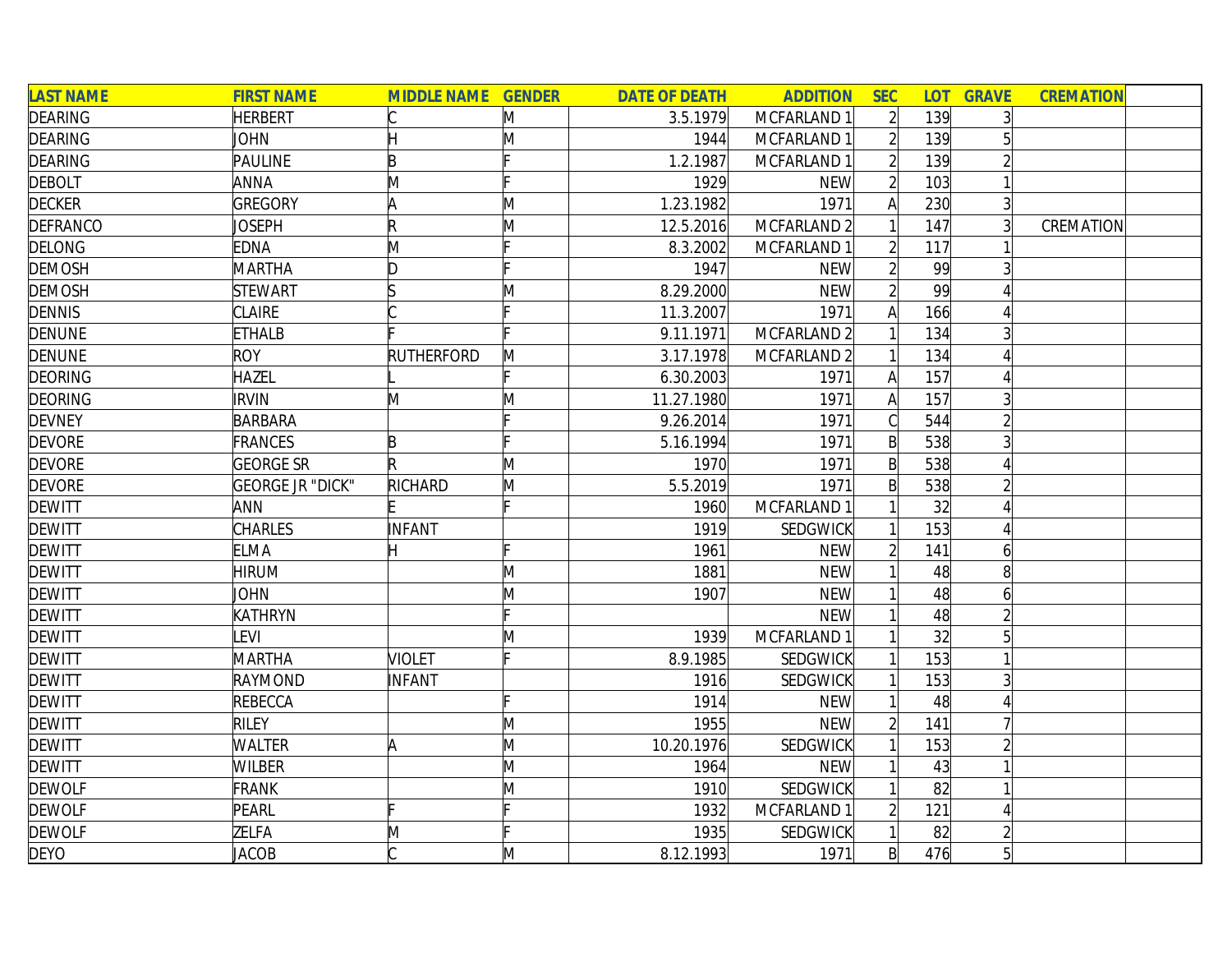| LAST NAME | FIRST NAME | MIDDLE NAME | GENDER | DATE OF DEATH | ADDITION | SEC | LOT | GRAVE | CREMATION | |
|---|---|---|---|---|---|---|---|---|---|---|
| DEARING | HERBERT | C | M | 3.5.1979 | MCFARLAND 1 | 2 | 139 | 3 | | |
| DEARING | JOHN | H | M | 1944 | MCFARLAND 1 | 2 | 139 | 5 | | |
| DEARING | PAULINE | B | F | 1.2.1987 | MCFARLAND 1 | 2 | 139 | 2 | | |
| DEBOLT | ANNA | M | F | 1929 | NEW | 2 | 103 | 1 | | |
| DECKER | GREGORY | A | M | 1.23.1982 | 1971 | A | 230 | 3 | | |
| DEFRANCO | JOSEPH | R | M | 12.5.2016 | MCFARLAND 2 | 1 | 147 | 3 | CREMATION | |
| DELONG | EDNA | M | F | 8.3.2002 | MCFARLAND 1 | 2 | 117 | 1 | | |
| DEMOSH | MARTHA | D | F | 1947 | NEW | 2 | 99 | 3 | | |
| DEMOSH | STEWART | S | M | 8.29.2000 | NEW | 2 | 99 | 4 | | |
| DENNIS | CLAIRE | C | F | 11.3.2007 | 1971 | A | 166 | 4 | | |
| DENUNE | ETHALB | F | F | 9.11.1971 | MCFARLAND 2 | 1 | 134 | 3 | | |
| DENUNE | ROY | RUTHERFORD | M | 3.17.1978 | MCFARLAND 2 | 1 | 134 | 4 | | |
| DEORING | HAZEL | L | F | 6.30.2003 | 1971 | A | 157 | 4 | | |
| DEORING | IRVIN | M | M | 11.27.1980 | 1971 | A | 157 | 3 | | |
| DEVNEY | BARBARA | | F | 9.26.2014 | 1971 | C | 544 | 2 | | |
| DEVORE | FRANCES | B | F | 5.16.1994 | 1971 | B | 538 | 3 | | |
| DEVORE | GEORGE SR | R | M | 1970 | 1971 | B | 538 | 4 | | |
| DEVORE | GEORGE JR "DICK" | RICHARD | M | 5.5.2019 | 1971 | B | 538 | 2 | | |
| DEWITT | ANN | E | F | 1960 | MCFARLAND 1 | 1 | 32 | 4 | | |
| DEWITT | CHARLES | INFANT | | 1919 | SEDGWICK | 1 | 153 | 4 | | |
| DEWITT | ELMA | H | F | 1961 | NEW | 2 | 141 | 6 | | |
| DEWITT | HIRUM | | M | 1881 | NEW | 1 | 48 | 8 | | |
| DEWITT | JOHN | | M | 1907 | NEW | 1 | 48 | 6 | | |
| DEWITT | KATHRYN | | F | | NEW | 1 | 48 | 2 | | |
| DEWITT | LEVI | | M | 1939 | MCFARLAND 1 | 1 | 32 | 5 | | |
| DEWITT | MARTHA | VIOLET | F | 8.9.1985 | SEDGWICK | 1 | 153 | 1 | | |
| DEWITT | RAYMOND | INFANT | | 1916 | SEDGWICK | 1 | 153 | 3 | | |
| DEWITT | REBECCA | | F | 1914 | NEW | 1 | 48 | 4 | | |
| DEWITT | RILEY | | M | 1955 | NEW | 2 | 141 | 7 | | |
| DEWITT | WALTER | A | M | 10.20.1976 | SEDGWICK | 1 | 153 | 2 | | |
| DEWITT | WILBER | | M | 1964 | NEW | 1 | 43 | 1 | | |
| DEWOLF | FRANK | | M | 1910 | SEDGWICK | 1 | 82 | 1 | | |
| DEWOLF | PEARL | F | F | 1932 | MCFARLAND 1 | 2 | 121 | 4 | | |
| DEWOLF | ZELFA | M | F | 1935 | SEDGWICK | 1 | 82 | 2 | | |
| DEYO | JACOB | C | M | 8.12.1993 | 1971 | B | 476 | 5 | | |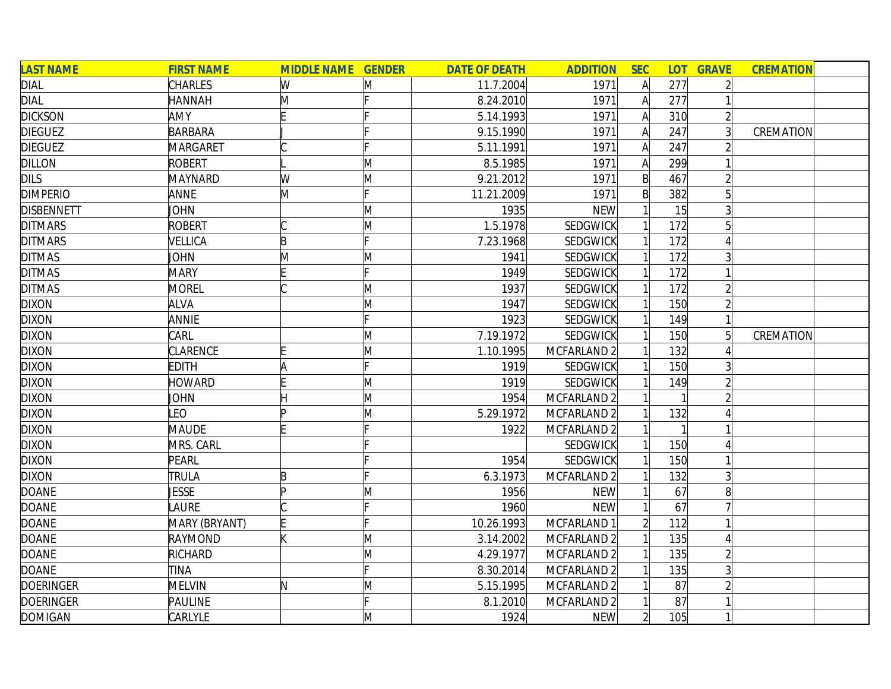| LAST NAME | FIRST NAME | MIDDLE NAME | GENDER | DATE OF DEATH | ADDITION | SEC | LOT | GRAVE | CREMATION | |
|---|---|---|---|---|---|---|---|---|---|---|
| DIAL | CHARLES | W | M | 11.7.2004 | 1971 | A | 277 | 2 | | |
| DIAL | HANNAH | M | F | 8.24.2010 | 1971 | A | 277 | 1 | | |
| DICKSON | AMY | E | F | 5.14.1993 | 1971 | A | 310 | 2 | | |
| DIEGUEZ | BARBARA | J | F | 9.15.1990 | 1971 | A | 247 | 3 | CREMATION | |
| DIEGUEZ | MARGARET | C | F | 5.11.1991 | 1971 | A | 247 | 2 | | |
| DILLON | ROBERT | L | M | 8.5.1985 | 1971 | A | 299 | 1 | | |
| DILS | MAYNARD | W | M | 9.21.2012 | 1971 | B | 467 | 2 | | |
| DIMPERIO | ANNE | M | F | 11.21.2009 | 1971 | B | 382 | 5 | | |
| DISBENNETT | JOHN | | M | 1935 | NEW | 1 | 15 | 3 | | |
| DITMARS | ROBERT | C | M | 1.5.1978 | SEDGWICK | 1 | 172 | 5 | | |
| DITMARS | VELLICA | B | F | 7.23.1968 | SEDGWICK | 1 | 172 | 4 | | |
| DITMAS | JOHN | M | M | 1941 | SEDGWICK | 1 | 172 | 3 | | |
| DITMAS | MARY | E | F | 1949 | SEDGWICK | 1 | 172 | 1 | | |
| DITMAS | MOREL | C | M | 1937 | SEDGWICK | 1 | 172 | 2 | | |
| DIXON | ALVA | | M | 1947 | SEDGWICK | 1 | 150 | 2 | | |
| DIXON | ANNIE | | F | 1923 | SEDGWICK | 1 | 149 | 1 | | |
| DIXON | CARL | | M | 7.19.1972 | SEDGWICK | 1 | 150 | 5 | CREMATION | |
| DIXON | CLARENCE | E | M | 1.10.1995 | MCFARLAND 2 | 1 | 132 | 4 | | |
| DIXON | EDITH | A | F | 1919 | SEDGWICK | 1 | 150 | 3 | | |
| DIXON | HOWARD | E | M | 1919 | SEDGWICK | 1 | 149 | 2 | | |
| DIXON | JOHN | H | M | 1954 | MCFARLAND 2 | 1 | 1 | 2 | | |
| DIXON | LEO | P | M | 5.29.1972 | MCFARLAND 2 | 1 | 132 | 4 | | |
| DIXON | MAUDE | E | F | 1922 | MCFARLAND 2 | 1 | 1 | 1 | | |
| DIXON | MRS. CARL | | F | | SEDGWICK | 1 | 150 | 4 | | |
| DIXON | PEARL | | F | 1954 | SEDGWICK | 1 | 150 | 1 | | |
| DIXON | TRULA | B | F | 6.3.1973 | MCFARLAND 2 | 1 | 132 | 3 | | |
| DOANE | JESSE | P | M | 1956 | NEW | 1 | 67 | 8 | | |
| DOANE | LAURE | C | F | 1960 | NEW | 1 | 67 | 7 | | |
| DOANE | MARY (BRYANT) | E | F | 10.26.1993 | MCFARLAND 1 | 2 | 112 | 1 | | |
| DOANE | RAYMOND | K | M | 3.14.2002 | MCFARLAND 2 | 1 | 135 | 4 | | |
| DOANE | RICHARD | | M | 4.29.1977 | MCFARLAND 2 | 1 | 135 | 2 | | |
| DOANE | TINA | | F | 8.30.2014 | MCFARLAND 2 | 1 | 135 | 3 | | |
| DOERINGER | MELVIN | N | M | 5.15.1995 | MCFARLAND 2 | 1 | 87 | 2 | | |
| DOERINGER | PAULINE | | F | 8.1.2010 | MCFARLAND 2 | 1 | 87 | 1 | | |
| DOMIGAN | CARLYLE | | M | 1924 | NEW | 2 | 105 | 1 | | |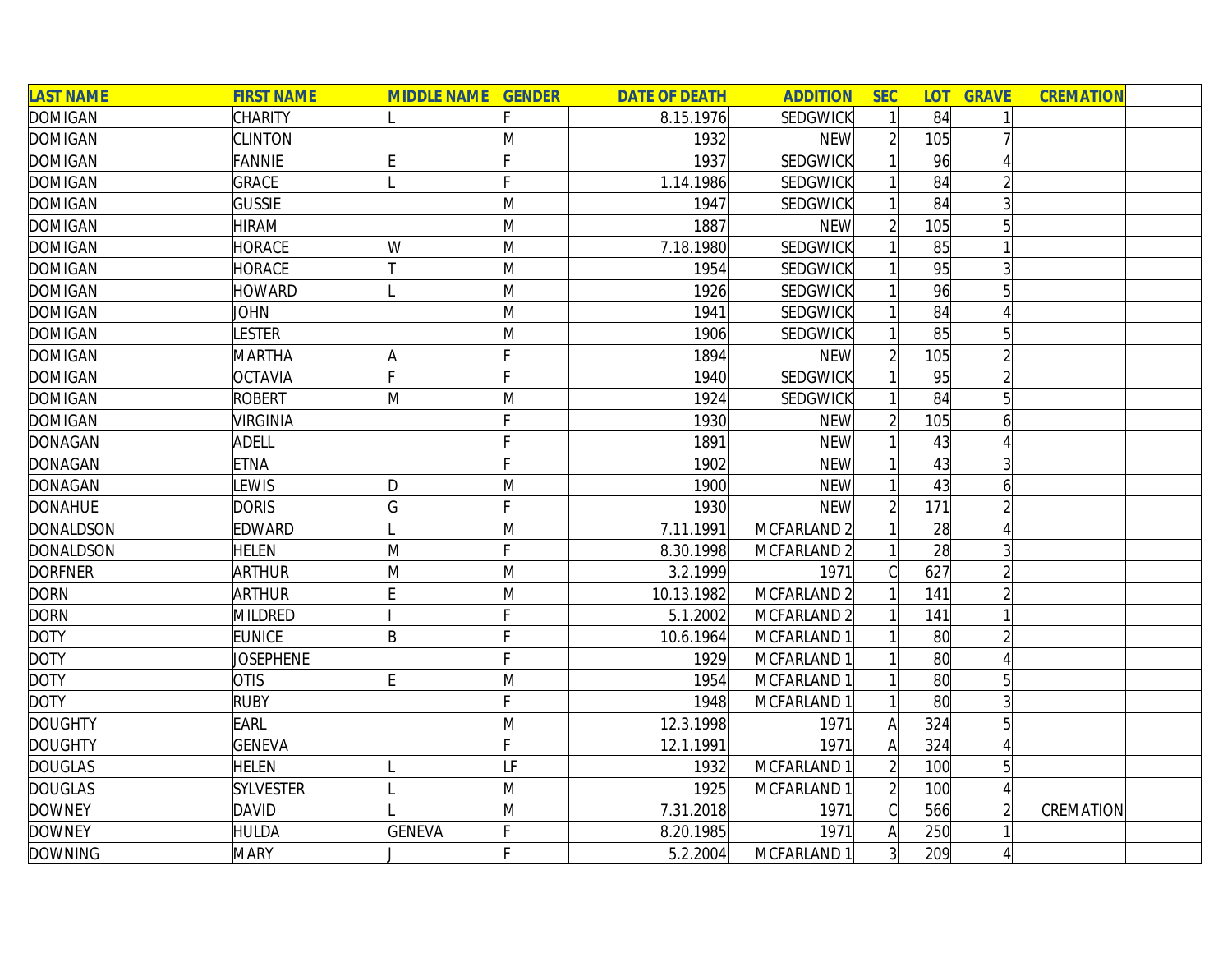| LAST NAME | FIRST NAME | MIDDLE NAME | GENDER | DATE OF DEATH | ADDITION | SEC | LOT | GRAVE | CREMATION | |
|---|---|---|---|---|---|---|---|---|---|---|
| DOMIGAN | CHARITY | L | F | 8.15.1976 | SEDGWICK | 1 | 84 | 1 | | |
| DOMIGAN | CLINTON | | M | 1932 | NEW | 2 | 105 | 7 | | |
| DOMIGAN | FANNIE | E | F | 1937 | SEDGWICK | 1 | 96 | 4 | | |
| DOMIGAN | GRACE | L | F | 1.14.1986 | SEDGWICK | 1 | 84 | 2 | | |
| DOMIGAN | GUSSIE | | M | 1947 | SEDGWICK | 1 | 84 | 3 | | |
| DOMIGAN | HIRAM | | M | 1887 | NEW | 2 | 105 | 5 | | |
| DOMIGAN | HORACE | W | M | 7.18.1980 | SEDGWICK | 1 | 85 | 1 | | |
| DOMIGAN | HORACE | T | M | 1954 | SEDGWICK | 1 | 95 | 3 | | |
| DOMIGAN | HOWARD | L | M | 1926 | SEDGWICK | 1 | 96 | 5 | | |
| DOMIGAN | JOHN | | M | 1941 | SEDGWICK | 1 | 84 | 4 | | |
| DOMIGAN | LESTER | | M | 1906 | SEDGWICK | 1 | 85 | 5 | | |
| DOMIGAN | MARTHA | A | F | 1894 | NEW | 2 | 105 | 2 | | |
| DOMIGAN | OCTAVIA | F | F | 1940 | SEDGWICK | 1 | 95 | 2 | | |
| DOMIGAN | ROBERT | M | M | 1924 | SEDGWICK | 1 | 84 | 5 | | |
| DOMIGAN | VIRGINIA | | F | 1930 | NEW | 2 | 105 | 6 | | |
| DONAGAN | ADELL | | F | 1891 | NEW | 1 | 43 | 4 | | |
| DONAGAN | ETNA | | F | 1902 | NEW | 1 | 43 | 3 | | |
| DONAGAN | LEWIS | D | M | 1900 | NEW | 1 | 43 | 6 | | |
| DONAHUE | DORIS | G | F | 1930 | NEW | 2 | 171 | 2 | | |
| DONALDSON | EDWARD | L | M | 7.11.1991 | MCFARLAND 2 | 1 | 28 | 4 | | |
| DONALDSON | HELEN | M | F | 8.30.1998 | MCFARLAND 2 | 1 | 28 | 3 | | |
| DORFNER | ARTHUR | M | M | 3.2.1999 | 1971 | C | 627 | 2 | | |
| DORN | ARTHUR | E | M | 10.13.1982 | MCFARLAND 2 | 1 | 141 | 2 | | |
| DORN | MILDRED | I | F | 5.1.2002 | MCFARLAND 2 | 1 | 141 | 1 | | |
| DOTY | EUNICE | B | F | 10.6.1964 | MCFARLAND 1 | 1 | 80 | 2 | | |
| DOTY | JOSEPHENE | | F | 1929 | MCFARLAND 1 | 1 | 80 | 4 | | |
| DOTY | OTIS | E | M | 1954 | MCFARLAND 1 | 1 | 80 | 5 | | |
| DOTY | RUBY | | F | 1948 | MCFARLAND 1 | 1 | 80 | 3 | | |
| DOUGHTY | EARL | | M | 12.3.1998 | 1971 | A | 324 | 5 | | |
| DOUGHTY | GENEVA | | F | 12.1.1991 | 1971 | A | 324 | 4 | | |
| DOUGLAS | HELEN | L | LF | 1932 | MCFARLAND 1 | 2 | 100 | 5 | | |
| DOUGLAS | SYLVESTER | L | M | 1925 | MCFARLAND 1 | 2 | 100 | 4 | | |
| DOWNEY | DAVID | L | M | 7.31.2018 | 1971 | C | 566 | 2 | CREMATION | |
| DOWNEY | HULDA | GENEVA | F | 8.20.1985 | 1971 | A | 250 | 1 | | |
| DOWNING | MARY | J | F | 5.2.2004 | MCFARLAND 1 | 3 | 209 | 4 | | |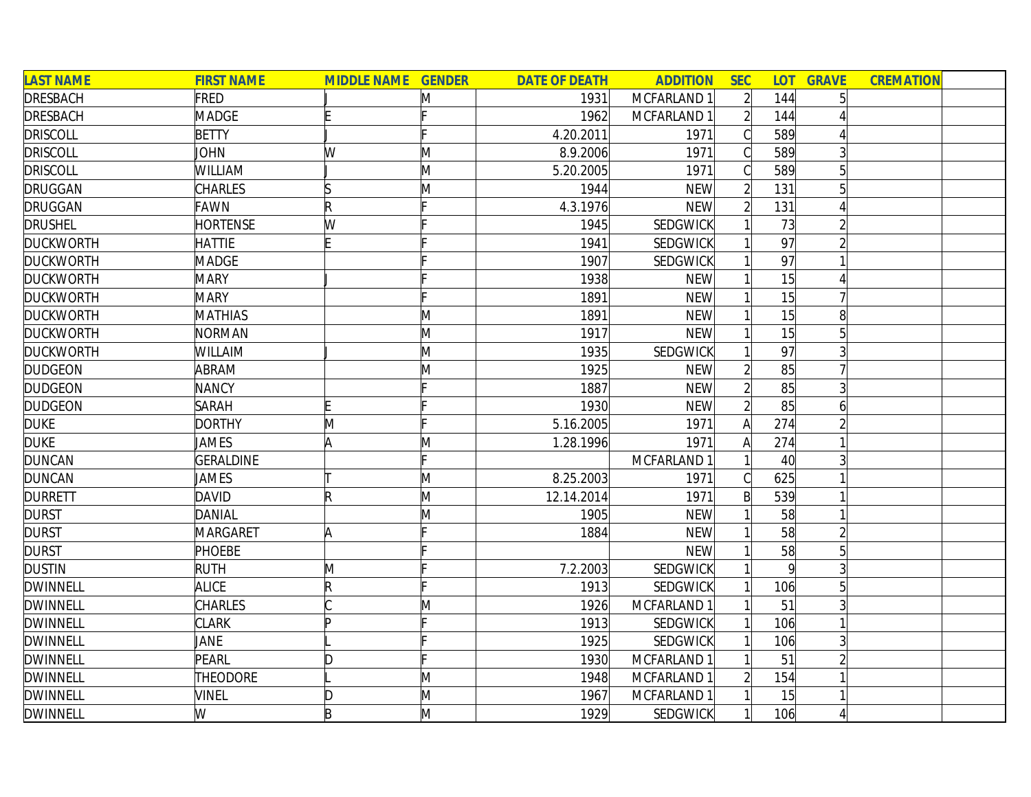| LAST NAME | FIRST NAME | MIDDLE NAME | GENDER | DATE OF DEATH | ADDITION | SEC | LOT | GRAVE | CREMATION | |
|---|---|---|---|---|---|---|---|---|---|---|
| DRESBACH | FRED | J | M | 1931 | MCFARLAND 1 | 2 | 144 | 5 | | |
| DRESBACH | MADGE | E | F | 1962 | MCFARLAND 1 | 2 | 144 | 4 | | |
| DRISCOLL | BETTY | J | F | 4.20.2011 | 1971 | C | 589 | 4 | | |
| DRISCOLL | JOHN | W | M | 8.9.2006 | 1971 | C | 589 | 3 | | |
| DRISCOLL | WILLIAM | J | M | 5.20.2005 | 1971 | C | 589 | 5 | | |
| DRUGGAN | CHARLES | S | M | 1944 | NEW | 2 | 131 | 5 | | |
| DRUGGAN | FAWN | R | F | 4.3.1976 | NEW | 2 | 131 | 4 | | |
| DRUSHEL | HORTENSE | W | F | 1945 | SEDGWICK | 1 | 73 | 2 | | |
| DUCKWORTH | HATTIE | E | F | 1941 | SEDGWICK | 1 | 97 | 2 | | |
| DUCKWORTH | MADGE | | F | 1907 | SEDGWICK | 1 | 97 | 1 | | |
| DUCKWORTH | MARY | J | F | 1938 | NEW | 1 | 15 | 4 | | |
| DUCKWORTH | MARY | | F | 1891 | NEW | 1 | 15 | 7 | | |
| DUCKWORTH | MATHIAS | | M | 1891 | NEW | 1 | 15 | 8 | | |
| DUCKWORTH | NORMAN | | M | 1917 | NEW | 1 | 15 | 5 | | |
| DUCKWORTH | WILLAIM | J | M | 1935 | SEDGWICK | 1 | 97 | 3 | | |
| DUDGEON | ABRAM | | M | 1925 | NEW | 2 | 85 | 7 | | |
| DUDGEON | NANCY | | F | 1887 | NEW | 2 | 85 | 3 | | |
| DUDGEON | SARAH | E | F | 1930 | NEW | 2 | 85 | 6 | | |
| DUKE | DORTHY | M | F | 5.16.2005 | 1971 | A | 274 | 2 | | |
| DUKE | JAMES | A | M | 1.28.1996 | 1971 | A | 274 | 1 | | |
| DUNCAN | GERALDINE | | F | | MCFARLAND 1 | 1 | 40 | 3 | | |
| DUNCAN | JAMES | T | M | 8.25.2003 | 1971 | C | 625 | 1 | | |
| DURRETT | DAVID | R | M | 12.14.2014 | 1971 | B | 539 | 1 | | |
| DURST | DANIAL | | M | 1905 | NEW | 1 | 58 | 1 | | |
| DURST | MARGARET | A | F | 1884 | NEW | 1 | 58 | 2 | | |
| DURST | PHOEBE | | F | | NEW | 1 | 58 | 5 | | |
| DUSTIN | RUTH | M | F | 7.2.2003 | SEDGWICK | 1 | 9 | 3 | | |
| DWINNELL | ALICE | R | F | 1913 | SEDGWICK | 1 | 106 | 5 | | |
| DWINNELL | CHARLES | C | M | 1926 | MCFARLAND 1 | 1 | 51 | 3 | | |
| DWINNELL | CLARK | P | F | 1913 | SEDGWICK | 1 | 106 | 1 | | |
| DWINNELL | JANE | L | F | 1925 | SEDGWICK | 1 | 106 | 3 | | |
| DWINNELL | PEARL | D | F | 1930 | MCFARLAND 1 | 1 | 51 | 2 | | |
| DWINNELL | THEODORE | L | M | 1948 | MCFARLAND 1 | 2 | 154 | 1 | | |
| DWINNELL | VINEL | D | M | 1967 | MCFARLAND 1 | 1 | 15 | 1 | | |
| DWINNELL | W | B | M | 1929 | SEDGWICK | 1 | 106 | 4 | | |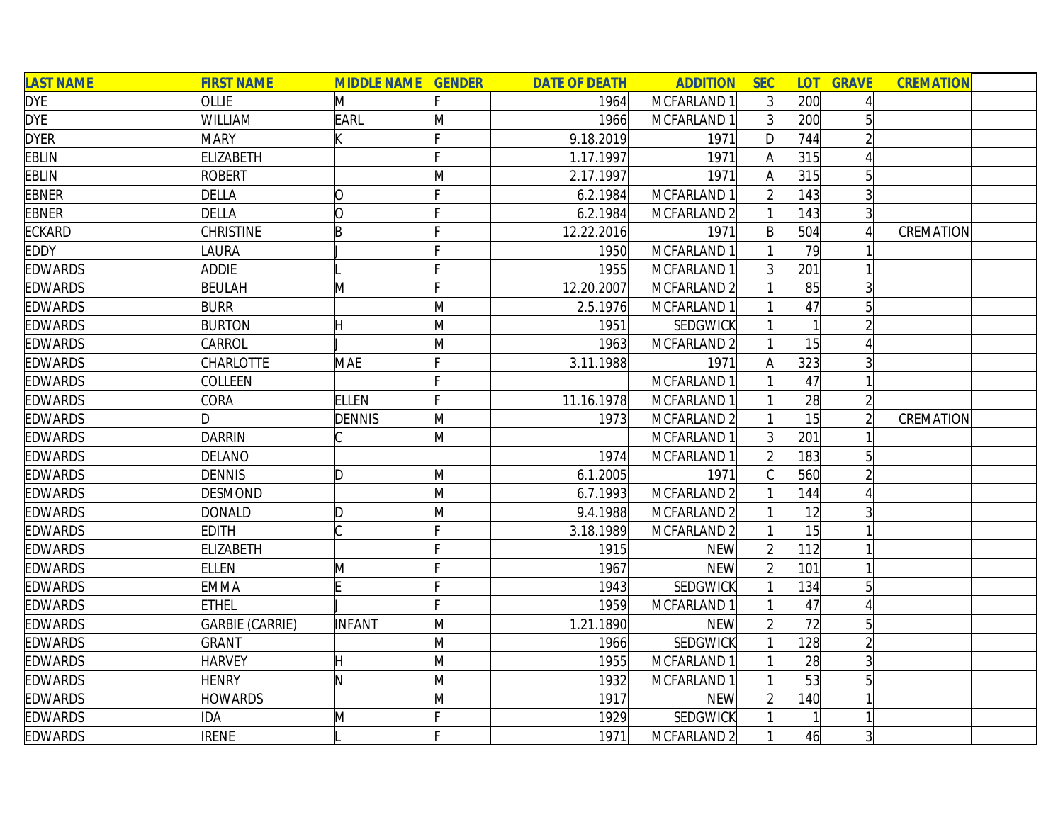| LAST NAME | FIRST NAME | MIDDLE NAME | GENDER | DATE OF DEATH | ADDITION | SEC | LOT | GRAVE | CREMATION | |
|---|---|---|---|---|---|---|---|---|---|---|
| DYE | OLLIE | M | F | 1964 | MCFARLAND 1 | 3 | 200 | 4 | | |
| DYE | WILLIAM | EARL | M | 1966 | MCFARLAND 1 | 3 | 200 | 5 | | |
| DYER | MARY | K | F | 9.18.2019 | 1971 | D | 744 | 2 | | |
| EBLIN | ELIZABETH | | F | 1.17.1997 | 1971 | A | 315 | 4 | | |
| EBLIN | ROBERT | | M | 2.17.1997 | 1971 | A | 315 | 5 | | |
| EBNER | DELLA | O | F | 6.2.1984 | MCFARLAND 1 | 2 | 143 | 3 | | |
| EBNER | DELLA | O | F | 6.2.1984 | MCFARLAND 2 | 1 | 143 | 3 | | |
| ECKARD | CHRISTINE | B | F | 12.22.2016 | 1971 | B | 504 | 4 | CREMATION | |
| EDDY | LAURA | J | F | 1950 | MCFARLAND 1 | 1 | 79 | 1 | | |
| EDWARDS | ADDIE | L | F | 1955 | MCFARLAND 1 | 3 | 201 | 1 | | |
| EDWARDS | BEULAH | M | F | 12.20.2007 | MCFARLAND 2 | 1 | 85 | 3 | | |
| EDWARDS | BURR | | M | 2.5.1976 | MCFARLAND 1 | 1 | 47 | 5 | | |
| EDWARDS | BURTON | H | M | 1951 | SEDGWICK | 1 | 1 | 2 | | |
| EDWARDS | CARROL | J | M | 1963 | MCFARLAND 2 | 1 | 15 | 4 | | |
| EDWARDS | CHARLOTTE | MAE | F | 3.11.1988 | 1971 | A | 323 | 3 | | |
| EDWARDS | COLLEEN | | F | | MCFARLAND 1 | 1 | 47 | 1 | | |
| EDWARDS | CORA | ELLEN | F | 11.16.1978 | MCFARLAND 1 | 1 | 28 | 2 | | |
| EDWARDS | D | DENNIS | M | 1973 | MCFARLAND 2 | 1 | 15 | 2 | CREMATION | |
| EDWARDS | DARRIN | C | M | | MCFARLAND 1 | 3 | 201 | 1 | | |
| EDWARDS | DELANO | | | 1974 | MCFARLAND 1 | 2 | 183 | 5 | | |
| EDWARDS | DENNIS | D | M | 6.1.2005 | 1971 | C | 560 | 2 | | |
| EDWARDS | DESMOND | | M | 6.7.1993 | MCFARLAND 2 | 1 | 144 | 4 | | |
| EDWARDS | DONALD | D | M | 9.4.1988 | MCFARLAND 2 | 1 | 12 | 3 | | |
| EDWARDS | EDITH | C | F | 3.18.1989 | MCFARLAND 2 | 1 | 15 | 1 | | |
| EDWARDS | ELIZABETH | | F | 1915 | NEW | 2 | 112 | 1 | | |
| EDWARDS | ELLEN | M | F | 1967 | NEW | 2 | 101 | 1 | | |
| EDWARDS | EMMA | E | F | 1943 | SEDGWICK | 1 | 134 | 5 | | |
| EDWARDS | ETHEL | J | F | 1959 | MCFARLAND 1 | 1 | 47 | 4 | | |
| EDWARDS | GARBIE (CARRIE) | INFANT | M | 1.21.1890 | NEW | 2 | 72 | 5 | | |
| EDWARDS | GRANT | | M | 1966 | SEDGWICK | 1 | 128 | 2 | | |
| EDWARDS | HARVEY | H | M | 1955 | MCFARLAND 1 | 1 | 28 | 3 | | |
| EDWARDS | HENRY | N | M | 1932 | MCFARLAND 1 | 1 | 53 | 5 | | |
| EDWARDS | HOWARDS | | M | 1917 | NEW | 2 | 140 | 1 | | |
| EDWARDS | IDA | M | F | 1929 | SEDGWICK | 1 | 1 | 1 | | |
| EDWARDS | IRENE | L | F | 1971 | MCFARLAND 2 | 1 | 46 | 3 | | |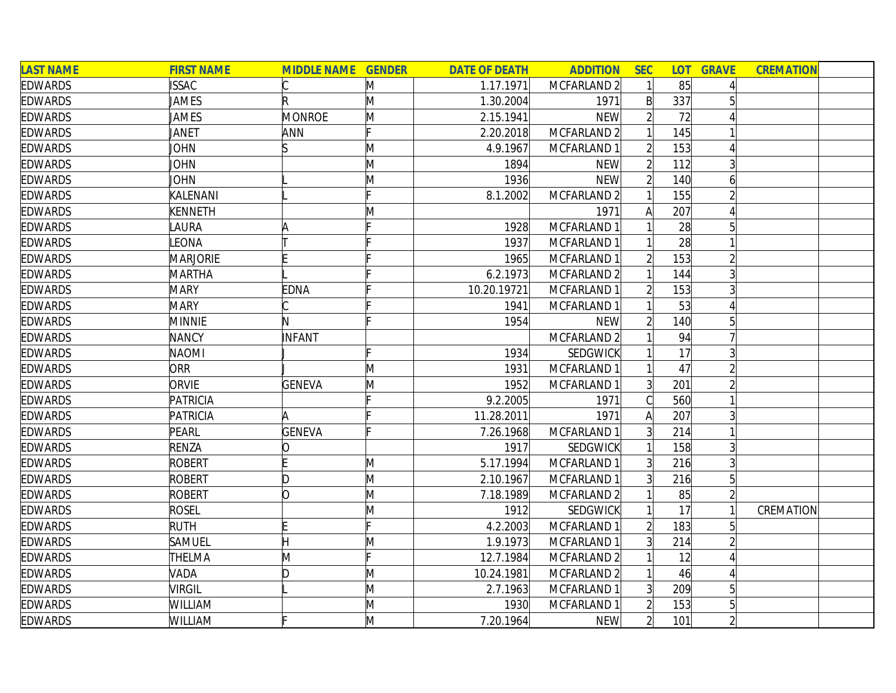| LAST NAME | FIRST NAME | MIDDLE NAME | GENDER | DATE OF DEATH | ADDITION | SEC | LOT | GRAVE | CREMATION | |
|---|---|---|---|---|---|---|---|---|---|---|
| EDWARDS | ISSAC | C | M | 1.17.1971 | MCFARLAND 2 | 1 | 85 | 4 | | |
| EDWARDS | JAMES | R | M | 1.30.2004 | 1971 | B | 337 | 5 | | |
| EDWARDS | JAMES | MONROE | M | 2.15.1941 | NEW | 2 | 72 | 4 | | |
| EDWARDS | JANET | ANN | F | 2.20.2018 | MCFARLAND 2 | 1 | 145 | 1 | | |
| EDWARDS | JOHN | S | M | 4.9.1967 | MCFARLAND 1 | 2 | 153 | 4 | | |
| EDWARDS | JOHN | | M | 1894 | NEW | 2 | 112 | 3 | | |
| EDWARDS | JOHN | L | M | 1936 | NEW | 2 | 140 | 6 | | |
| EDWARDS | KALENANI | L | F | 8.1.2002 | MCFARLAND 2 | 1 | 155 | 2 | | |
| EDWARDS | KENNETH | | M | | 1971 | A | 207 | 4 | | |
| EDWARDS | LAURA | A | F | 1928 | MCFARLAND 1 | 1 | 28 | 5 | | |
| EDWARDS | LEONA | T | F | 1937 | MCFARLAND 1 | 1 | 28 | 1 | | |
| EDWARDS | MARJORIE | E | F | 1965 | MCFARLAND 1 | 2 | 153 | 2 | | |
| EDWARDS | MARTHA | L | F | 6.2.1973 | MCFARLAND 2 | 1 | 144 | 3 | | |
| EDWARDS | MARY | EDNA | F | 10.20.19721 | MCFARLAND 1 | 2 | 153 | 3 | | |
| EDWARDS | MARY | C | F | 1941 | MCFARLAND 1 | 1 | 53 | 4 | | |
| EDWARDS | MINNIE | N | F | 1954 | NEW | 2 | 140 | 5 | | |
| EDWARDS | NANCY | INFANT | | | MCFARLAND 2 | 1 | 94 | 7 | | |
| EDWARDS | NAOMI | J | F | 1934 | SEDGWICK | 1 | 17 | 3 | | |
| EDWARDS | ORR | J | M | 1931 | MCFARLAND 1 | 1 | 47 | 2 | | |
| EDWARDS | ORVIE | GENEVA | M | 1952 | MCFARLAND 1 | 3 | 201 | 2 | | |
| EDWARDS | PATRICIA | | F | 9.2.2005 | 1971 | C | 560 | 1 | | |
| EDWARDS | PATRICIA | A | F | 11.28.2011 | 1971 | A | 207 | 3 | | |
| EDWARDS | PEARL | GENEVA | F | 7.26.1968 | MCFARLAND 1 | 3 | 214 | 1 | | |
| EDWARDS | RENZA | O | | 1917 | SEDGWICK | 1 | 158 | 3 | | |
| EDWARDS | ROBERT | E | M | 5.17.1994 | MCFARLAND 1 | 3 | 216 | 3 | | |
| EDWARDS | ROBERT | D | M | 2.10.1967 | MCFARLAND 1 | 3 | 216 | 5 | | |
| EDWARDS | ROBERT | O | M | 7.18.1989 | MCFARLAND 2 | 1 | 85 | 2 | | |
| EDWARDS | ROSEL | | M | 1912 | SEDGWICK | 1 | 17 | 1 | CREMATION | |
| EDWARDS | RUTH | E | F | 4.2.2003 | MCFARLAND 1 | 2 | 183 | 5 | | |
| EDWARDS | SAMUEL | H | M | 1.9.1973 | MCFARLAND 1 | 3 | 214 | 2 | | |
| EDWARDS | THELMA | M | F | 12.7.1984 | MCFARLAND 2 | 1 | 12 | 4 | | |
| EDWARDS | VADA | D | M | 10.24.1981 | MCFARLAND 2 | 1 | 46 | 4 | | |
| EDWARDS | VIRGIL | L | M | 2.7.1963 | MCFARLAND 1 | 3 | 209 | 5 | | |
| EDWARDS | WILLIAM | | M | 1930 | MCFARLAND 1 | 2 | 153 | 5 | | |
| EDWARDS | WILLIAM | F | M | 7.20.1964 | NEW | 2 | 101 | 2 | | |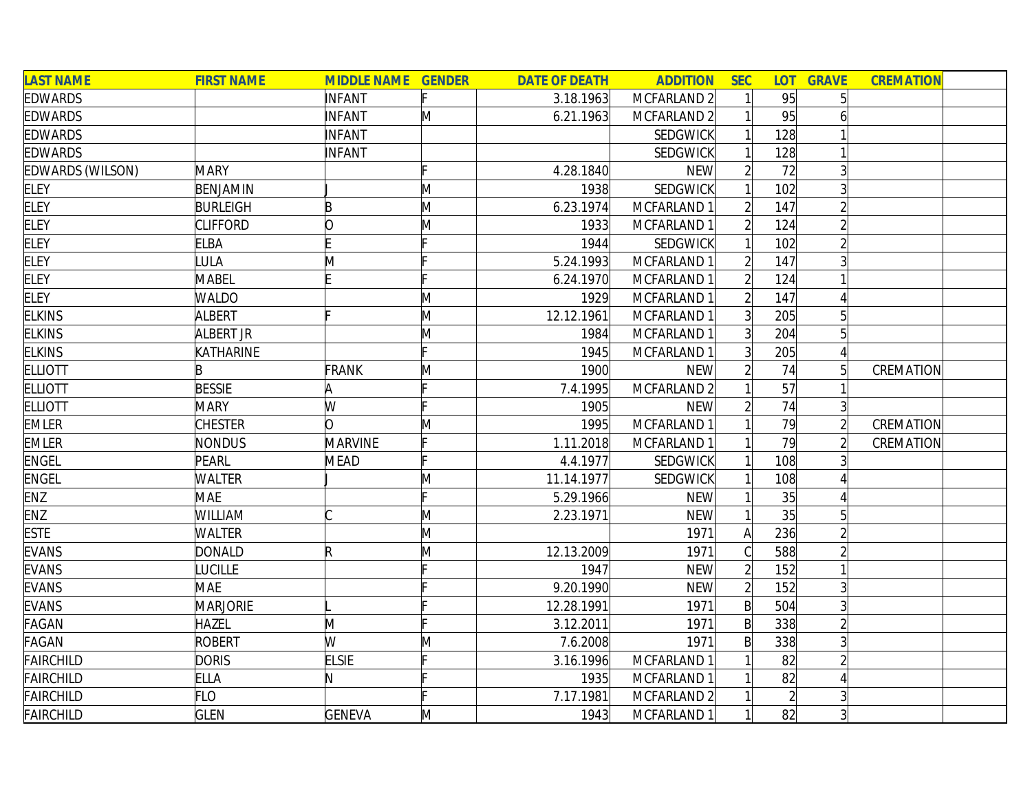| LAST NAME | FIRST NAME | MIDDLE NAME | GENDER | DATE OF DEATH | ADDITION | SEC | LOT | GRAVE | CREMATION | |
|---|---|---|---|---|---|---|---|---|---|---|
| EDWARDS | | INFANT | F | 3.18.1963 | MCFARLAND 2 | 1 | 95 | 5 | | |
| EDWARDS | | INFANT | M | 6.21.1963 | MCFARLAND 2 | 1 | 95 | 6 | | |
| EDWARDS | | INFANT | | | SEDGWICK | 1 | 128 | 1 | | |
| EDWARDS | | INFANT | | | SEDGWICK | 1 | 128 | 1 | | |
| EDWARDS (WILSON) | MARY | | F | 4.28.1840 | NEW | 2 | 72 | 3 | | |
| ELEY | BENJAMIN | J | M | 1938 | SEDGWICK | 1 | 102 | 3 | | |
| ELEY | BURLEIGH | B | M | 6.23.1974 | MCFARLAND 1 | 2 | 147 | 2 | | |
| ELEY | CLIFFORD | O | M | 1933 | MCFARLAND 1 | 2 | 124 | 2 | | |
| ELEY | ELBA | E | F | 1944 | SEDGWICK | 1 | 102 | 2 | | |
| ELEY | LULA | M | F | 5.24.1993 | MCFARLAND 1 | 2 | 147 | 3 | | |
| ELEY | MABEL | E | F | 6.24.1970 | MCFARLAND 1 | 2 | 124 | 1 | | |
| ELEY | WALDO | | M | 1929 | MCFARLAND 1 | 2 | 147 | 4 | | |
| ELKINS | ALBERT | F | M | 12.12.1961 | MCFARLAND 1 | 3 | 205 | 5 | | |
| ELKINS | ALBERT JR | | M | 1984 | MCFARLAND 1 | 3 | 204 | 5 | | |
| ELKINS | KATHARINE | | F | 1945 | MCFARLAND 1 | 3 | 205 | 4 | | |
| ELLIOTT | B | FRANK | M | 1900 | NEW | 2 | 74 | 5 | CREMATION | |
| ELLIOTT | BESSIE | A | F | 7.4.1995 | MCFARLAND 2 | 1 | 57 | 1 | | |
| ELLIOTT | MARY | W | F | 1905 | NEW | 2 | 74 | 3 | | |
| EMLER | CHESTER | O | M | 1995 | MCFARLAND 1 | 1 | 79 | 2 | CREMATION | |
| EMLER | NONDUS | MARVINE | F | 1.11.2018 | MCFARLAND 1 | 1 | 79 | 2 | CREMATION | |
| ENGEL | PEARL | MEAD | F | 4.4.1977 | SEDGWICK | 1 | 108 | 3 | | |
| ENGEL | WALTER | J | M | 11.14.1977 | SEDGWICK | 1 | 108 | 4 | | |
| ENZ | MAE | | F | 5.29.1966 | NEW | 1 | 35 | 4 | | |
| ENZ | WILLIAM | C | M | 2.23.1971 | NEW | 1 | 35 | 5 | | |
| ESTE | WALTER | | M | | 1971 | A | 236 | 2 | | |
| EVANS | DONALD | R | M | 12.13.2009 | 1971 | C | 588 | 2 | | |
| EVANS | LUCILLE | | F | 1947 | NEW | 2 | 152 | 1 | | |
| EVANS | MAE | | F | 9.20.1990 | NEW | 2 | 152 | 3 | | |
| EVANS | MARJORIE | L | F | 12.28.1991 | 1971 | B | 504 | 3 | | |
| FAGAN | HAZEL | M | F | 3.12.2011 | 1971 | B | 338 | 2 | | |
| FAGAN | ROBERT | W | M | 7.6.2008 | 1971 | B | 338 | 3 | | |
| FAIRCHILD | DORIS | ELSIE | F | 3.16.1996 | MCFARLAND 1 | 1 | 82 | 2 | | |
| FAIRCHILD | ELLA | N | F | 1935 | MCFARLAND 1 | 1 | 82 | 4 | | |
| FAIRCHILD | FLO | | F | 7.17.1981 | MCFARLAND 2 | 1 | 2 | 3 | | |
| FAIRCHILD | GLEN | GENEVA | M | 1943 | MCFARLAND 1 | 1 | 82 | 3 | | |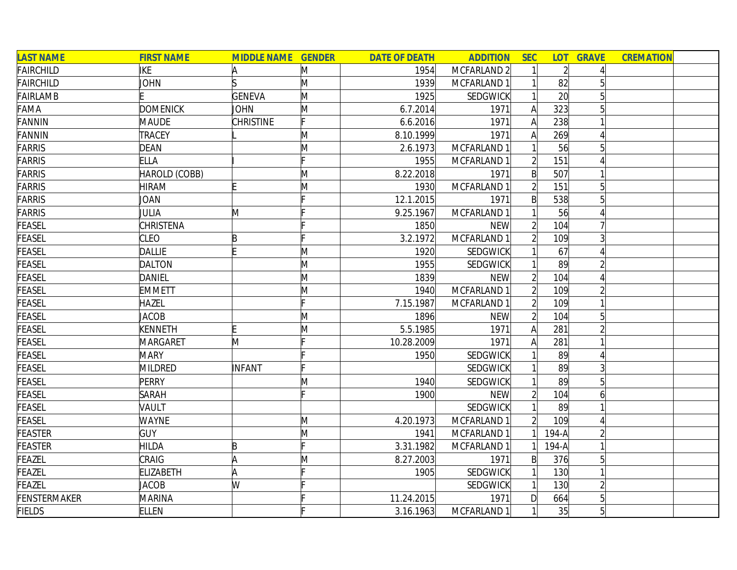| LAST NAME | FIRST NAME | MIDDLE NAME | GENDER | DATE OF DEATH | ADDITION | SEC | LOT | GRAVE | CREMATION | |
|---|---|---|---|---|---|---|---|---|---|---|
| FAIRCHILD | IKE | A | M | 1954 | MCFARLAND 2 | 1 | 2 | 4 | | |
| FAIRCHILD | JOHN | S | M | 1939 | MCFARLAND 1 | 1 | 82 | 5 | | |
| FAIRLAMB | E | GENEVA | M | 1925 | SEDGWICK | 1 | 20 | 5 | | |
| FAMA | DOMENICK | JOHN | M | 6.7.2014 | 1971 | A | 323 | 5 | | |
| FANNIN | MAUDE | CHRISTINE | F | 6.6.2016 | 1971 | A | 238 | 1 | | |
| FANNIN | TRACEY | L | M | 8.10.1999 | 1971 | A | 269 | 4 | | |
| FARRIS | DEAN | | M | 2.6.1973 | MCFARLAND 1 | 1 | 56 | 5 | | |
| FARRIS | ELLA | I | F | 1955 | MCFARLAND 1 | 2 | 151 | 4 | | |
| FARRIS | HAROLD (COBB) | | M | 8.22.2018 | 1971 | B | 507 | 1 | | |
| FARRIS | HIRAM | E | M | 1930 | MCFARLAND 1 | 2 | 151 | 5 | | |
| FARRIS | JOAN | | F | 12.1.2015 | 1971 | B | 538 | 5 | | |
| FARRIS | JULIA | M | F | 9.25.1967 | MCFARLAND 1 | 1 | 56 | 4 | | |
| FEASEL | CHRISTENA | | F | 1850 | NEW | 2 | 104 | 7 | | |
| FEASEL | CLEO | B | F | 3.2.1972 | MCFARLAND 1 | 2 | 109 | 3 | | |
| FEASEL | DALLIE | E | M | 1920 | SEDGWICK | 1 | 67 | 4 | | |
| FEASEL | DALTON | | M | 1955 | SEDGWICK | 1 | 89 | 2 | | |
| FEASEL | DANIEL | | M | 1839 | NEW | 2 | 104 | 4 | | |
| FEASEL | EMMETT | | M | 1940 | MCFARLAND 1 | 2 | 109 | 2 | | |
| FEASEL | HAZEL | | F | 7.15.1987 | MCFARLAND 1 | 2 | 109 | 1 | | |
| FEASEL | JACOB | | M | 1896 | NEW | 2 | 104 | 5 | | |
| FEASEL | KENNETH | E | M | 5.5.1985 | 1971 | A | 281 | 2 | | |
| FEASEL | MARGARET | M | F | 10.28.2009 | 1971 | A | 281 | 1 | | |
| FEASEL | MARY | | F | 1950 | SEDGWICK | 1 | 89 | 4 | | |
| FEASEL | MILDRED | INFANT | F | | SEDGWICK | 1 | 89 | 3 | | |
| FEASEL | PERRY | | M | 1940 | SEDGWICK | 1 | 89 | 5 | | |
| FEASEL | SARAH | | F | 1900 | NEW | 2 | 104 | 6 | | |
| FEASEL | VAULT | | | | SEDGWICK | 1 | 89 | 1 | | |
| FEASEL | WAYNE | | M | 4.20.1973 | MCFARLAND 1 | 2 | 109 | 4 | | |
| FEASTER | GUY | | M | 1941 | MCFARLAND 1 | 1 | 194-A | 2 | | |
| FEASTER | HILDA | B | F | 3.31.1982 | MCFARLAND 1 | 1 | 194-A | 1 | | |
| FEAZEL | CRAIG | A | M | 8.27.2003 | 1971 | B | 376 | 5 | | |
| FEAZEL | ELIZABETH | A | F | 1905 | SEDGWICK | 1 | 130 | 1 | | |
| FEAZEL | JACOB | W | F | | SEDGWICK | 1 | 130 | 2 | | |
| FENSTERMAKER | MARINA | | F | 11.24.2015 | 1971 | D | 664 | 5 | | |
| FIELDS | ELLEN | | F | 3.16.1963 | MCFARLAND 1 | 1 | 35 | 5 | | |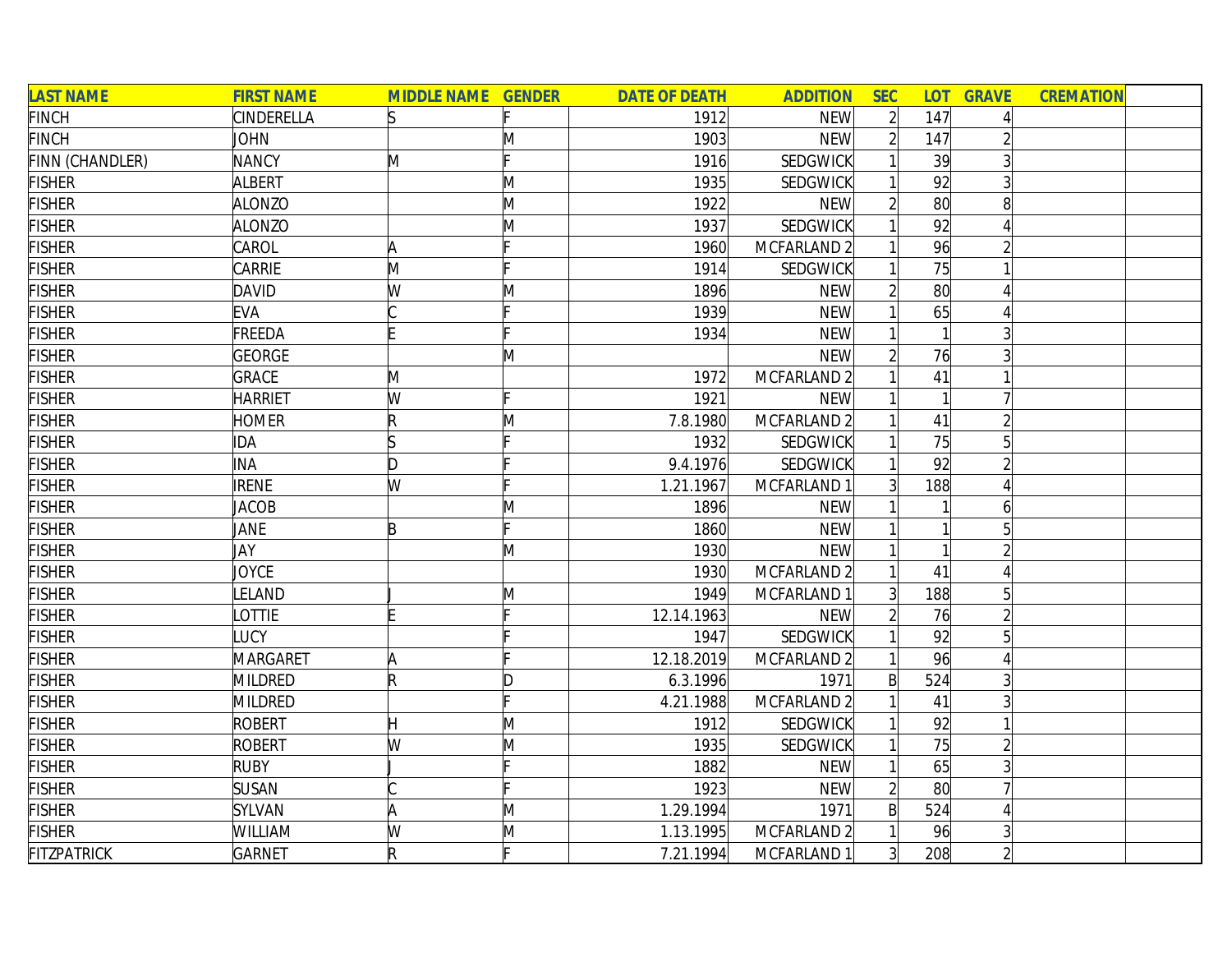| LAST NAME | FIRST NAME | MIDDLE NAME | GENDER | DATE OF DEATH | ADDITION | SEC | LOT | GRAVE | CREMATION | |
|---|---|---|---|---|---|---|---|---|---|---|
| FINCH | CINDERELLA | S | F | 1912 | NEW | 2 | 147 | 4 | | |
| FINCH | JOHN | | M | 1903 | NEW | 2 | 147 | 2 | | |
| FINN (CHANDLER) | NANCY | M | F | 1916 | SEDGWICK | 1 | 39 | 3 | | |
| FISHER | ALBERT | | M | 1935 | SEDGWICK | 1 | 92 | 3 | | |
| FISHER | ALONZO | | M | 1922 | NEW | 2 | 80 | 8 | | |
| FISHER | ALONZO | | M | 1937 | SEDGWICK | 1 | 92 | 4 | | |
| FISHER | CAROL | A | F | 1960 | MCFARLAND 2 | 1 | 96 | 2 | | |
| FISHER | CARRIE | M | F | 1914 | SEDGWICK | 1 | 75 | 1 | | |
| FISHER | DAVID | W | M | 1896 | NEW | 2 | 80 | 4 | | |
| FISHER | EVA | C | F | 1939 | NEW | 1 | 65 | 4 | | |
| FISHER | FREEDA | E | F | 1934 | NEW | 1 | 1 | 3 | | |
| FISHER | GEORGE | | M | | NEW | 2 | 76 | 3 | | |
| FISHER | GRACE | M | | 1972 | MCFARLAND 2 | 1 | 41 | 1 | | |
| FISHER | HARRIET | W | F | 1921 | NEW | 1 | 1 | 7 | | |
| FISHER | HOMER | R | M | 7.8.1980 | MCFARLAND 2 | 1 | 41 | 2 | | |
| FISHER | IDA | S | F | 1932 | SEDGWICK | 1 | 75 | 5 | | |
| FISHER | INA | D | F | 9.4.1976 | SEDGWICK | 1 | 92 | 2 | | |
| FISHER | IRENE | W | F | 1.21.1967 | MCFARLAND 1 | 3 | 188 | 4 | | |
| FISHER | JACOB | | M | 1896 | NEW | 1 | 1 | 6 | | |
| FISHER | JANE | B | F | 1860 | NEW | 1 | 1 | 5 | | |
| FISHER | JAY | | M | 1930 | NEW | 1 | 1 | 2 | | |
| FISHER | JOYCE | | | 1930 | MCFARLAND 2 | 1 | 41 | 4 | | |
| FISHER | LELAND | J | M | 1949 | MCFARLAND 1 | 3 | 188 | 5 | | |
| FISHER | LOTTIE | E | F | 12.14.1963 | NEW | 2 | 76 | 2 | | |
| FISHER | LUCY | | F | 1947 | SEDGWICK | 1 | 92 | 5 | | |
| FISHER | MARGARET | A | F | 12.18.2019 | MCFARLAND 2 | 1 | 96 | 4 | | |
| FISHER | MILDRED | R | D | 6.3.1996 | 1971 | B | 524 | 3 | | |
| FISHER | MILDRED | | F | 4.21.1988 | MCFARLAND 2 | 1 | 41 | 3 | | |
| FISHER | ROBERT | H | M | 1912 | SEDGWICK | 1 | 92 | 1 | | |
| FISHER | ROBERT | W | M | 1935 | SEDGWICK | 1 | 75 | 2 | | |
| FISHER | RUBY | J | F | 1882 | NEW | 1 | 65 | 3 | | |
| FISHER | SUSAN | C | F | 1923 | NEW | 2 | 80 | 7 | | |
| FISHER | SYLVAN | A | M | 1.29.1994 | 1971 | B | 524 | 4 | | |
| FISHER | WILLIAM | W | M | 1.13.1995 | MCFARLAND 2 | 1 | 96 | 3 | | |
| FITZPATRICK | GARNET | R | F | 7.21.1994 | MCFARLAND 1 | 3 | 208 | 2 | | |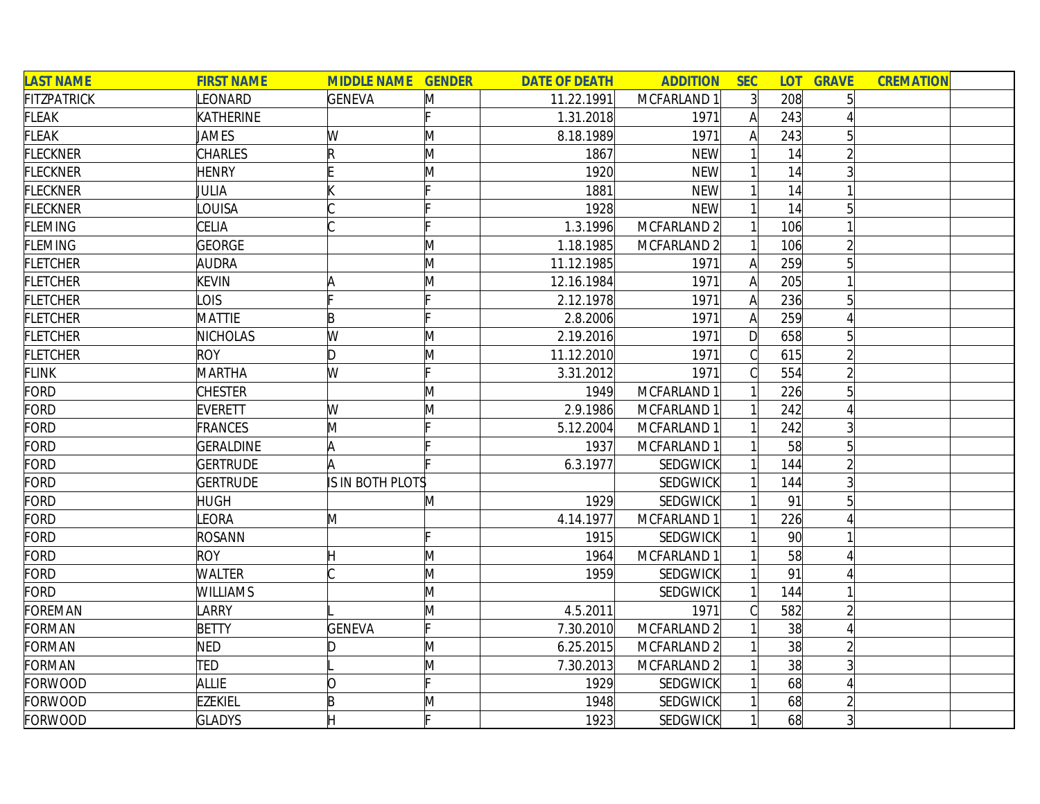| LAST NAME | FIRST NAME | MIDDLE NAME | GENDER | DATE OF DEATH | ADDITION | SEC | LOT | GRAVE | CREMATION | |
|---|---|---|---|---|---|---|---|---|---|---|
| FITZPATRICK | LEONARD | GENEVA | M | 11.22.1991 | MCFARLAND 1 | 3 | 208 | 5 | | |
| FLEAK | KATHERINE | | F | 1.31.2018 | 1971 | A | 243 | 4 | | |
| FLEAK | JAMES | W | M | 8.18.1989 | 1971 | A | 243 | 5 | | |
| FLECKNER | CHARLES | R | M | 1867 | NEW | 1 | 14 | 2 | | |
| FLECKNER | HENRY | E | M | 1920 | NEW | 1 | 14 | 3 | | |
| FLECKNER | JULIA | K | F | 1881 | NEW | 1 | 14 | 1 | | |
| FLECKNER | LOUISA | C | F | 1928 | NEW | 1 | 14 | 5 | | |
| FLEMING | CELIA | C | F | 1.3.1996 | MCFARLAND 2 | 1 | 106 | 1 | | |
| FLEMING | GEORGE | | M | 1.18.1985 | MCFARLAND 2 | 1 | 106 | 2 | | |
| FLETCHER | AUDRA | | M | 11.12.1985 | 1971 | A | 259 | 5 | | |
| FLETCHER | KEVIN | A | M | 12.16.1984 | 1971 | A | 205 | 1 | | |
| FLETCHER | LOIS | F | F | 2.12.1978 | 1971 | A | 236 | 5 | | |
| FLETCHER | MATTIE | B | F | 2.8.2006 | 1971 | A | 259 | 4 | | |
| FLETCHER | NICHOLAS | W | M | 2.19.2016 | 1971 | D | 658 | 5 | | |
| FLETCHER | ROY | D | M | 11.12.2010 | 1971 | C | 615 | 2 | | |
| FLINK | MARTHA | W | F | 3.31.2012 | 1971 | C | 554 | 2 | | |
| FORD | CHESTER | | M | 1949 | MCFARLAND 1 | 1 | 226 | 5 | | |
| FORD | EVERETT | W | M | 2.9.1986 | MCFARLAND 1 | 1 | 242 | 4 | | |
| FORD | FRANCES | M | F | 5.12.2004 | MCFARLAND 1 | 1 | 242 | 3 | | |
| FORD | GERALDINE | A | F | 1937 | MCFARLAND 1 | 1 | 58 | 5 | | |
| FORD | GERTRUDE | A | F | 6.3.1977 | SEDGWICK | 1 | 144 | 2 | | |
| FORD | GERTRUDE | IS IN BOTH PLOTS | | | SEDGWICK | 1 | 144 | 3 | | |
| FORD | HUGH | | M | 1929 | SEDGWICK | 1 | 91 | 5 | | |
| FORD | LEORA | M | | 4.14.1977 | MCFARLAND 1 | 1 | 226 | 4 | | |
| FORD | ROSANN | | F | 1915 | SEDGWICK | 1 | 90 | 1 | | |
| FORD | ROY | H | M | 1964 | MCFARLAND 1 | 1 | 58 | 4 | | |
| FORD | WALTER | C | M | 1959 | SEDGWICK | 1 | 91 | 4 | | |
| FORD | WILLIAMS | | M | | SEDGWICK | 1 | 144 | 1 | | |
| FOREMAN | LARRY | L | M | 4.5.2011 | 1971 | C | 582 | 2 | | |
| FORMAN | BETTY | GENEVA | F | 7.30.2010 | MCFARLAND 2 | 1 | 38 | 4 | | |
| FORMAN | NED | D | M | 6.25.2015 | MCFARLAND 2 | 1 | 38 | 2 | | |
| FORMAN | TED | L | M | 7.30.2013 | MCFARLAND 2 | 1 | 38 | 3 | | |
| FORWOOD | ALLIE | O | F | 1929 | SEDGWICK | 1 | 68 | 4 | | |
| FORWOOD | EZEKIEL | B | M | 1948 | SEDGWICK | 1 | 68 | 2 | | |
| FORWOOD | GLADYS | H | F | 1923 | SEDGWICK | 1 | 68 | 3 | | |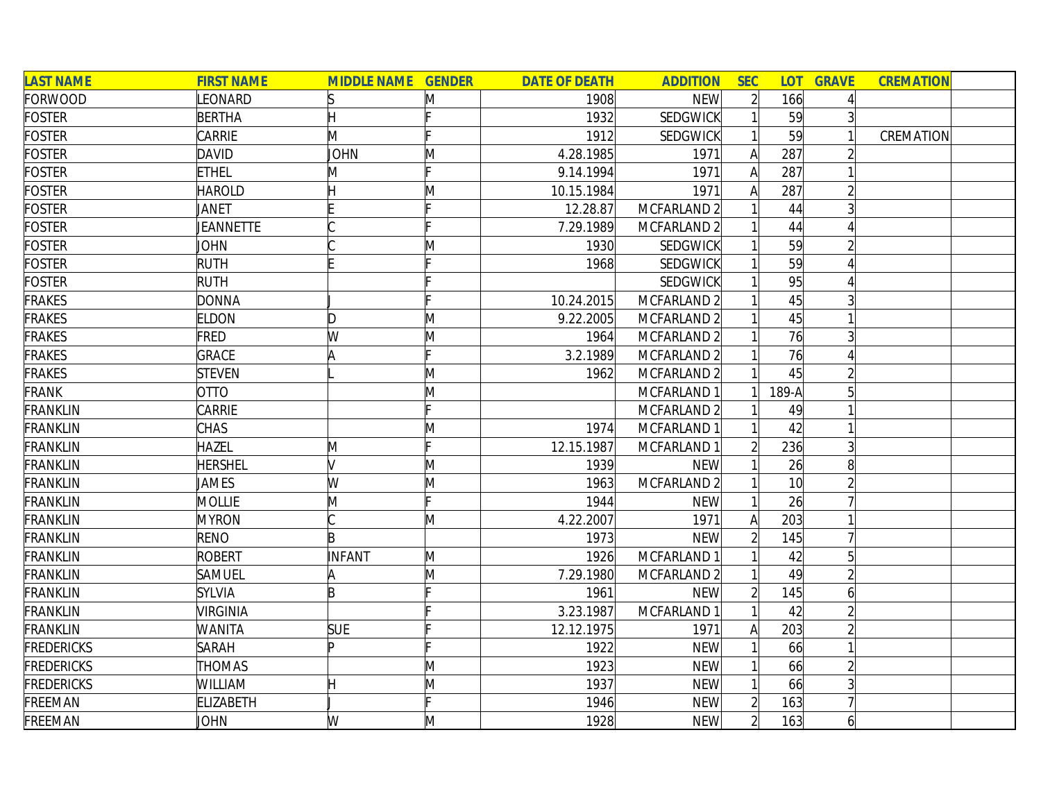| LAST NAME | FIRST NAME | MIDDLE NAME | GENDER | DATE OF DEATH | ADDITION | SEC | LOT | GRAVE | CREMATION | |
|---|---|---|---|---|---|---|---|---|---|---|
| FORWOOD | LEONARD | S | M | 1908 | NEW | 2 | 166 | 4 | | |
| FOSTER | BERTHA | H | F | 1932 | SEDGWICK | 1 | 59 | 3 | | |
| FOSTER | CARRIE | M | F | 1912 | SEDGWICK | 1 | 59 | 1 | CREMATION | |
| FOSTER | DAVID | JOHN | M | 4.28.1985 | 1971 | A | 287 | 2 | | |
| FOSTER | ETHEL | M | F | 9.14.1994 | 1971 | A | 287 | 1 | | |
| FOSTER | HAROLD | H | M | 10.15.1984 | 1971 | A | 287 | 2 | | |
| FOSTER | JANET | E | F | 12.28.87 | MCFARLAND 2 | 1 | 44 | 3 | | |
| FOSTER | JEANNETTE | C | F | 7.29.1989 | MCFARLAND 2 | 1 | 44 | 4 | | |
| FOSTER | JOHN | C | M | 1930 | SEDGWICK | 1 | 59 | 2 | | |
| FOSTER | RUTH | E | F | 1968 | SEDGWICK | 1 | 59 | 4 | | |
| FOSTER | RUTH | | F | | SEDGWICK | 1 | 95 | 4 | | |
| FRAKES | DONNA | J | F | 10.24.2015 | MCFARLAND 2 | 1 | 45 | 3 | | |
| FRAKES | ELDON | D | M | 9.22.2005 | MCFARLAND 2 | 1 | 45 | 1 | | |
| FRAKES | FRED | W | M | 1964 | MCFARLAND 2 | 1 | 76 | 3 | | |
| FRAKES | GRACE | A | F | 3.2.1989 | MCFARLAND 2 | 1 | 76 | 4 | | |
| FRAKES | STEVEN | L | M | 1962 | MCFARLAND 2 | 1 | 45 | 2 | | |
| FRANK | OTTO | | M | | MCFARLAND 1 | 1 | 189-A | 5 | | |
| FRANKLIN | CARRIE | | F | | MCFARLAND 2 | 1 | 49 | 1 | | |
| FRANKLIN | CHAS | | M | 1974 | MCFARLAND 1 | 1 | 42 | 1 | | |
| FRANKLIN | HAZEL | M | F | 12.15.1987 | MCFARLAND 1 | 2 | 236 | 3 | | |
| FRANKLIN | HERSHEL | V | M | 1939 | NEW | 1 | 26 | 8 | | |
| FRANKLIN | JAMES | W | M | 1963 | MCFARLAND 2 | 1 | 10 | 2 | | |
| FRANKLIN | MOLLIE | M | F | 1944 | NEW | 1 | 26 | 7 | | |
| FRANKLIN | MYRON | C | M | 4.22.2007 | 1971 | A | 203 | 1 | | |
| FRANKLIN | RENO | B | | 1973 | NEW | 2 | 145 | 7 | | |
| FRANKLIN | ROBERT | INFANT | M | 1926 | MCFARLAND 1 | 1 | 42 | 5 | | |
| FRANKLIN | SAMUEL | A | M | 7.29.1980 | MCFARLAND 2 | 1 | 49 | 2 | | |
| FRANKLIN | SYLVIA | B | F | 1961 | NEW | 2 | 145 | 6 | | |
| FRANKLIN | VIRGINIA | | F | 3.23.1987 | MCFARLAND 1 | 1 | 42 | 2 | | |
| FRANKLIN | WANITA | SUE | F | 12.12.1975 | 1971 | A | 203 | 2 | | |
| FREDERICKS | SARAH | P | F | 1922 | NEW | 1 | 66 | 1 | | |
| FREDERICKS | THOMAS | | M | 1923 | NEW | 1 | 66 | 2 | | |
| FREDERICKS | WILLIAM | H | M | 1937 | NEW | 1 | 66 | 3 | | |
| FREEMAN | ELIZABETH | J | F | 1946 | NEW | 2 | 163 | 7 | | |
| FREEMAN | JOHN | W | M | 1928 | NEW | 2 | 163 | 6 | | |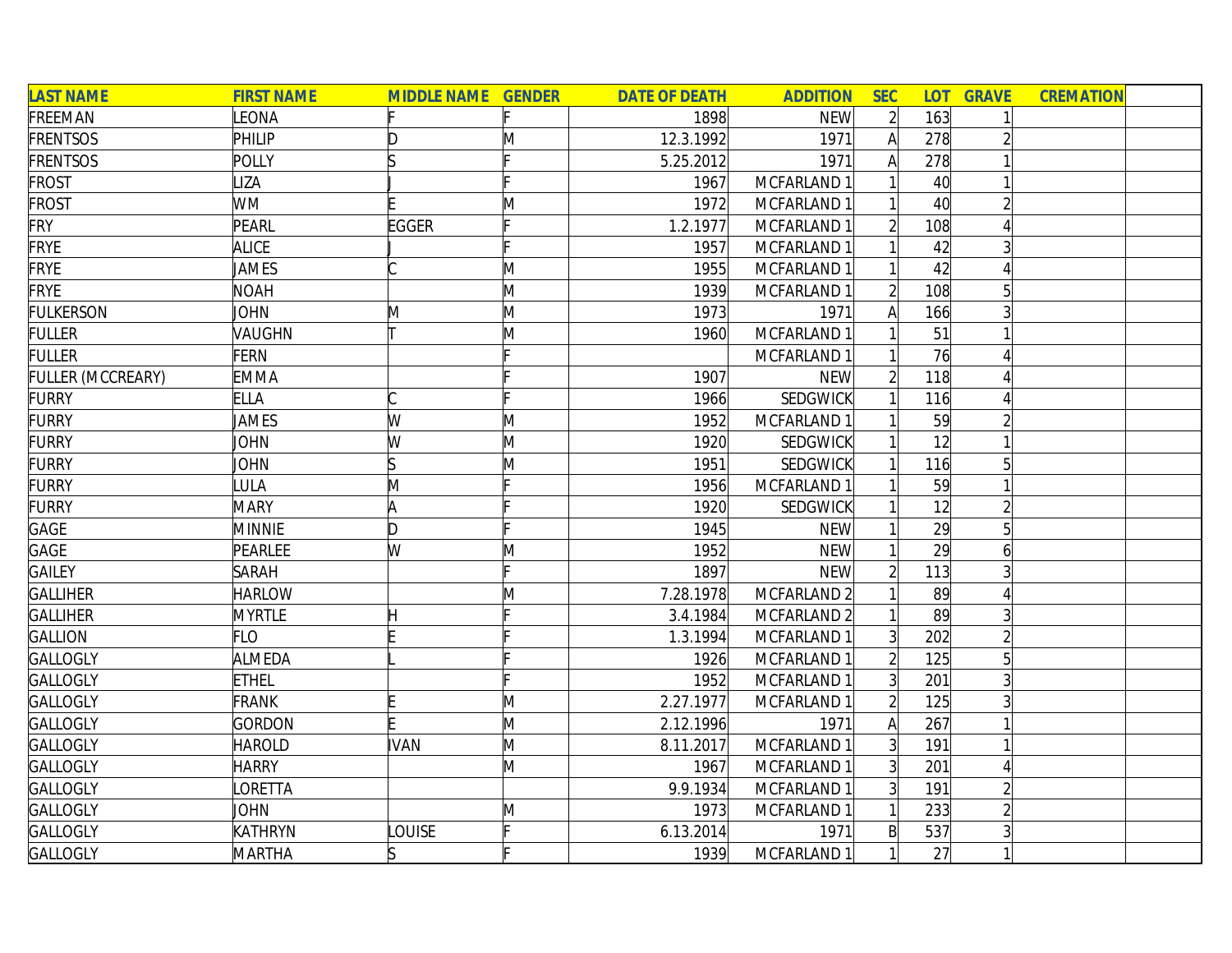| LAST NAME | FIRST NAME | MIDDLE NAME | GENDER | DATE OF DEATH | ADDITION | SEC | LOT | GRAVE | CREMATION | |
|---|---|---|---|---|---|---|---|---|---|---|
| FREEMAN | LEONA | F | F | 1898 | NEW | 2 | 163 | 1 | | |
| FRENTSOS | PHILIP | D | M | 12.3.1992 | 1971 | A | 278 | 2 | | |
| FRENTSOS | POLLY | S | F | 5.25.2012 | 1971 | A | 278 | 1 | | |
| FROST | LIZA | J | F | 1967 | MCFARLAND 1 | 1 | 40 | 1 | | |
| FROST | WM | E | M | 1972 | MCFARLAND 1 | 1 | 40 | 2 | | |
| FRY | PEARL | EGGER | F | 1.2.1977 | MCFARLAND 1 | 2 | 108 | 4 | | |
| FRYE | ALICE | J | F | 1957 | MCFARLAND 1 | 1 | 42 | 3 | | |
| FRYE | JAMES | C | M | 1955 | MCFARLAND 1 | 1 | 42 | 4 | | |
| FRYE | NOAH | | M | 1939 | MCFARLAND 1 | 2 | 108 | 5 | | |
| FULKERSON | JOHN | M | M | 1973 | 1971 | A | 166 | 3 | | |
| FULLER | VAUGHN | T | M | 1960 | MCFARLAND 1 | 1 | 51 | 1 | | |
| FULLER | FERN | | F | | MCFARLAND 1 | 1 | 76 | 4 | | |
| FULLER (MCCREARY) | EMMA | | F | 1907 | NEW | 2 | 118 | 4 | | |
| FURRY | ELLA | C | F | 1966 | SEDGWICK | 1 | 116 | 4 | | |
| FURRY | JAMES | W | M | 1952 | MCFARLAND 1 | 1 | 59 | 2 | | |
| FURRY | JOHN | W | M | 1920 | SEDGWICK | 1 | 12 | 1 | | |
| FURRY | JOHN | S | M | 1951 | SEDGWICK | 1 | 116 | 5 | | |
| FURRY | LULA | M | F | 1956 | MCFARLAND 1 | 1 | 59 | 1 | | |
| FURRY | MARY | A | F | 1920 | SEDGWICK | 1 | 12 | 2 | | |
| GAGE | MINNIE | D | F | 1945 | NEW | 1 | 29 | 5 | | |
| GAGE | PEARLEE | W | M | 1952 | NEW | 1 | 29 | 6 | | |
| GAILEY | SARAH | | F | 1897 | NEW | 2 | 113 | 3 | | |
| GALLIHER | HARLOW | | M | 7.28.1978 | MCFARLAND 2 | 1 | 89 | 4 | | |
| GALLIHER | MYRTLE | H | F | 3.4.1984 | MCFARLAND 2 | 1 | 89 | 3 | | |
| GALLION | FLO | E | F | 1.3.1994 | MCFARLAND 1 | 3 | 202 | 2 | | |
| GALLOGLY | ALMEDA | L | F | 1926 | MCFARLAND 1 | 2 | 125 | 5 | | |
| GALLOGLY | ETHEL | | F | 1952 | MCFARLAND 1 | 3 | 201 | 3 | | |
| GALLOGLY | FRANK | E | M | 2.27.1977 | MCFARLAND 1 | 2 | 125 | 3 | | |
| GALLOGLY | GORDON | E | M | 2.12.1996 | 1971 | A | 267 | 1 | | |
| GALLOGLY | HAROLD | IVAN | M | 8.11.2017 | MCFARLAND 1 | 3 | 191 | 1 | | |
| GALLOGLY | HARRY | | M | 1967 | MCFARLAND 1 | 3 | 201 | 4 | | |
| GALLOGLY | LORETTA | | | 9.9.1934 | MCFARLAND 1 | 3 | 191 | 2 | | |
| GALLOGLY | JOHN | | M | 1973 | MCFARLAND 1 | 1 | 233 | 2 | | |
| GALLOGLY | KATHRYN | LOUISE | F | 6.13.2014 | 1971 | B | 537 | 3 | | |
| GALLOGLY | MARTHA | S | F | 1939 | MCFARLAND 1 | 1 | 27 | 1 | | |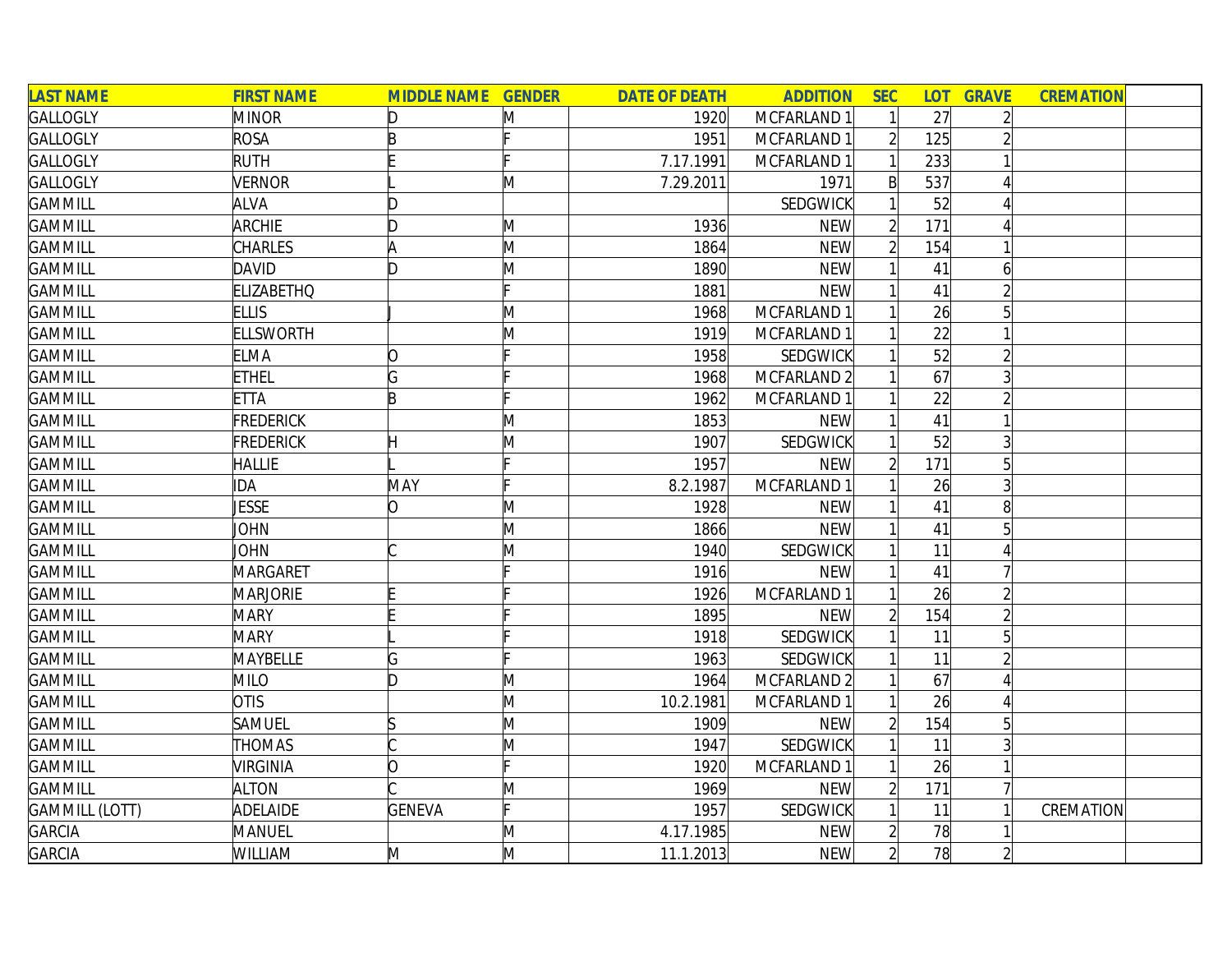| LAST NAME | FIRST NAME | MIDDLE NAME | GENDER | DATE OF DEATH | ADDITION | SEC | LOT | GRAVE | CREMATION | |
|---|---|---|---|---|---|---|---|---|---|---|
| GALLOGLY | MINOR | D | M | 1920 | MCFARLAND 1 | 1 | 27 | 2 | | |
| GALLOGLY | ROSA | B | F | 1951 | MCFARLAND 1 | 2 | 125 | 2 | | |
| GALLOGLY | RUTH | E | F | 7.17.1991 | MCFARLAND 1 | 1 | 233 | 1 | | |
| GALLOGLY | VERNOR | L | M | 7.29.2011 | 1971 | B | 537 | 4 | | |
| GAMMILL | ALVA | D | | | SEDGWICK | 1 | 52 | 4 | | |
| GAMMILL | ARCHIE | D | M | 1936 | NEW | 2 | 171 | 4 | | |
| GAMMILL | CHARLES | A | M | 1864 | NEW | 2 | 154 | 1 | | |
| GAMMILL | DAVID | D | M | 1890 | NEW | 1 | 41 | 6 | | |
| GAMMILL | ELIZABETHQ | | F | 1881 | NEW | 1 | 41 | 2 | | |
| GAMMILL | ELLIS | J | M | 1968 | MCFARLAND 1 | 1 | 26 | 5 | | |
| GAMMILL | ELLSWORTH | | M | 1919 | MCFARLAND 1 | 1 | 22 | 1 | | |
| GAMMILL | ELMA | O | F | 1958 | SEDGWICK | 1 | 52 | 2 | | |
| GAMMILL | ETHEL | G | F | 1968 | MCFARLAND 2 | 1 | 67 | 3 | | |
| GAMMILL | ETTA | B | F | 1962 | MCFARLAND 1 | 1 | 22 | 2 | | |
| GAMMILL | FREDERICK | | M | 1853 | NEW | 1 | 41 | 1 | | |
| GAMMILL | FREDERICK | H | M | 1907 | SEDGWICK | 1 | 52 | 3 | | |
| GAMMILL | HALLIE | L | F | 1957 | NEW | 2 | 171 | 5 | | |
| GAMMILL | IDA | MAY | F | 8.2.1987 | MCFARLAND 1 | 1 | 26 | 3 | | |
| GAMMILL | JESSE | O | M | 1928 | NEW | 1 | 41 | 8 | | |
| GAMMILL | JOHN | | M | 1866 | NEW | 1 | 41 | 5 | | |
| GAMMILL | JOHN | C | M | 1940 | SEDGWICK | 1 | 11 | 4 | | |
| GAMMILL | MARGARET | | F | 1916 | NEW | 1 | 41 | 7 | | |
| GAMMILL | MARJORIE | E | F | 1926 | MCFARLAND 1 | 1 | 26 | 2 | | |
| GAMMILL | MARY | E | F | 1895 | NEW | 2 | 154 | 2 | | |
| GAMMILL | MARY | L | F | 1918 | SEDGWICK | 1 | 11 | 5 | | |
| GAMMILL | MAYBELLE | G | F | 1963 | SEDGWICK | 1 | 11 | 2 | | |
| GAMMILL | MILO | D | M | 1964 | MCFARLAND 2 | 1 | 67 | 4 | | |
| GAMMILL | OTIS | | M | 10.2.1981 | MCFARLAND 1 | 1 | 26 | 4 | | |
| GAMMILL | SAMUEL | S | M | 1909 | NEW | 2 | 154 | 5 | | |
| GAMMILL | THOMAS | C | M | 1947 | SEDGWICK | 1 | 11 | 3 | | |
| GAMMILL | VIRGINIA | O | F | 1920 | MCFARLAND 1 | 1 | 26 | 1 | | |
| GAMMILL | ALTON | C | M | 1969 | NEW | 2 | 171 | 7 | | |
| GAMMILL (LOTT) | ADELAIDE | GENEVA | F | 1957 | SEDGWICK | 1 | 11 | 1 | CREMATION | |
| GARCIA | MANUEL | | M | 4.17.1985 | NEW | 2 | 78 | 1 | | |
| GARCIA | WILLIAM | M | M | 11.1.2013 | NEW | 2 | 78 | 2 | | |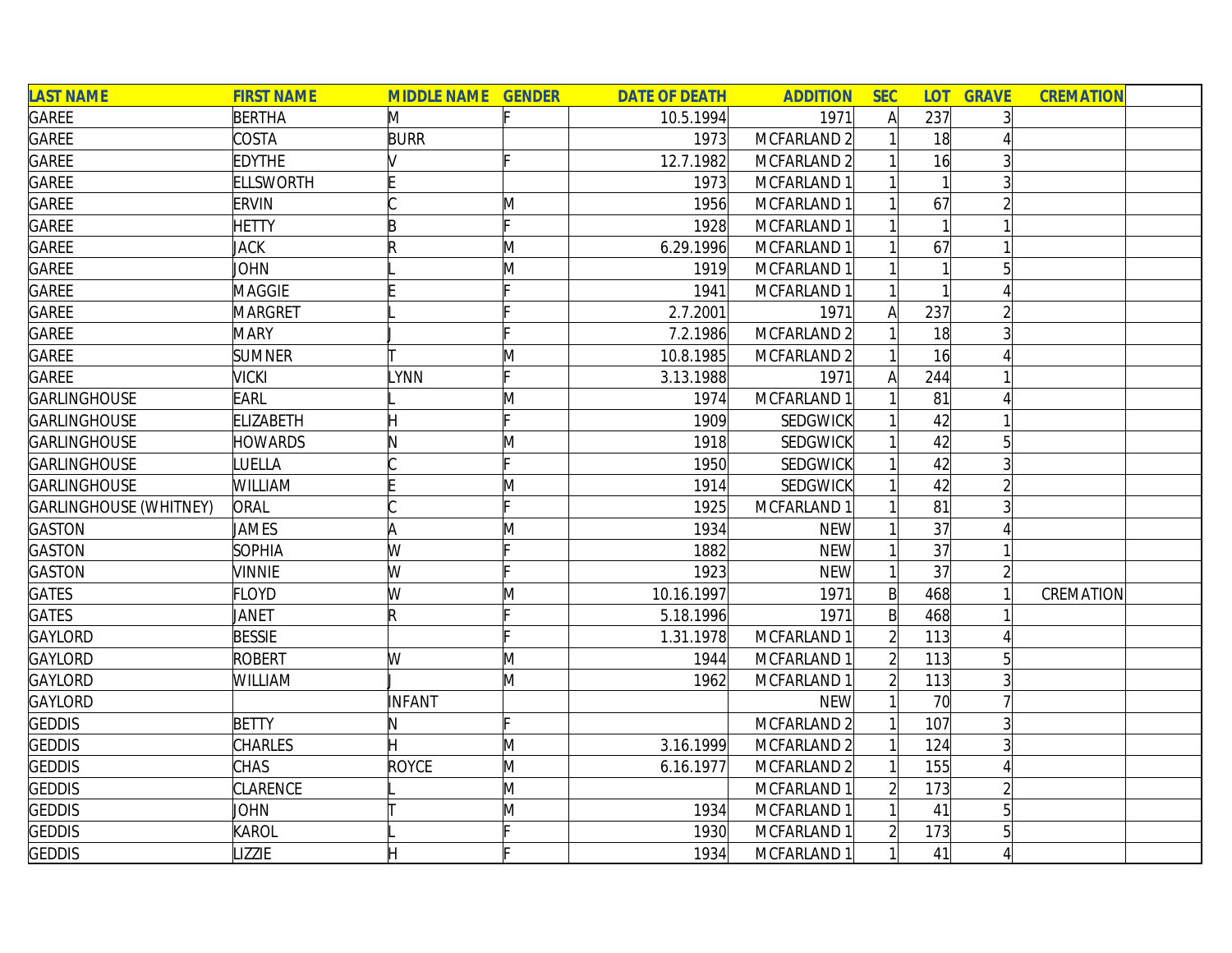| LAST NAME | FIRST NAME | MIDDLE NAME | GENDER | DATE OF DEATH | ADDITION | SEC | LOT | GRAVE | CREMATION |  |
|---|---|---|---|---|---|---|---|---|---|---|
| GAREE | BERTHA | M | F | 10.5.1994 | 1971 | A | 237 | 3 |  |  |
| GAREE | COSTA | BURR |  | 1973 | MCFARLAND 2 | 1 | 18 | 4 |  |  |
| GAREE | EDYTHE | V | F | 12.7.1982 | MCFARLAND 2 | 1 | 16 | 3 |  |  |
| GAREE | ELLSWORTH | E |  | 1973 | MCFARLAND 1 | 1 | 1 | 3 |  |  |
| GAREE | ERVIN | C | M | 1956 | MCFARLAND 1 | 1 | 67 | 2 |  |  |
| GAREE | HETTY | B | F | 1928 | MCFARLAND 1 | 1 | 1 | 1 |  |  |
| GAREE | JACK | R | M | 6.29.1996 | MCFARLAND 1 | 1 | 67 | 1 |  |  |
| GAREE | JOHN | L | M | 1919 | MCFARLAND 1 | 1 | 1 | 5 |  |  |
| GAREE | MAGGIE | E | F | 1941 | MCFARLAND 1 | 1 | 1 | 4 |  |  |
| GAREE | MARGRET | L | F | 2.7.2001 | 1971 | A | 237 | 2 |  |  |
| GAREE | MARY | J | F | 7.2.1986 | MCFARLAND 2 | 1 | 18 | 3 |  |  |
| GAREE | SUMNER | T | M | 10.8.1985 | MCFARLAND 2 | 1 | 16 | 4 |  |  |
| GAREE | VICKI | LYNN | F | 3.13.1988 | 1971 | A | 244 | 1 |  |  |
| GARLINGHOUSE | EARL | L | M | 1974 | MCFARLAND 1 | 1 | 81 | 4 |  |  |
| GARLINGHOUSE | ELIZABETH | H | F | 1909 | SEDGWICK | 1 | 42 | 1 |  |  |
| GARLINGHOUSE | HOWARDS | N | M | 1918 | SEDGWICK | 1 | 42 | 5 |  |  |
| GARLINGHOUSE | LUELLA | C | F | 1950 | SEDGWICK | 1 | 42 | 3 |  |  |
| GARLINGHOUSE | WILLIAM | E | M | 1914 | SEDGWICK | 1 | 42 | 2 |  |  |
| GARLINGHOUSE (WHITNEY) | ORAL | C | F | 1925 | MCFARLAND 1 | 1 | 81 | 3 |  |  |
| GASTON | JAMES | A | M | 1934 | NEW | 1 | 37 | 4 |  |  |
| GASTON | SOPHIA | W | F | 1882 | NEW | 1 | 37 | 1 |  |  |
| GASTON | VINNIE | W | F | 1923 | NEW | 1 | 37 | 2 |  |  |
| GATES | FLOYD | W | M | 10.16.1997 | 1971 | B | 468 | 1 | CREMATION |  |
| GATES | JANET | R | F | 5.18.1996 | 1971 | B | 468 | 1 |  |  |
| GAYLORD | BESSIE |  | F | 1.31.1978 | MCFARLAND 1 | 2 | 113 | 4 |  |  |
| GAYLORD | ROBERT | W | M | 1944 | MCFARLAND 1 | 2 | 113 | 5 |  |  |
| GAYLORD | WILLIAM | J | M | 1962 | MCFARLAND 1 | 2 | 113 | 3 |  |  |
| GAYLORD |  | INFANT |  |  | NEW | 1 | 70 | 7 |  |  |
| GEDDIS | BETTY | N | F |  | MCFARLAND 2 | 1 | 107 | 3 |  |  |
| GEDDIS | CHARLES | H | M | 3.16.1999 | MCFARLAND 2 | 1 | 124 | 3 |  |  |
| GEDDIS | CHAS | ROYCE | M | 6.16.1977 | MCFARLAND 2 | 1 | 155 | 4 |  |  |
| GEDDIS | CLARENCE | L | M |  | MCFARLAND 1 | 2 | 173 | 2 |  |  |
| GEDDIS | JOHN | T | M | 1934 | MCFARLAND 1 | 1 | 41 | 5 |  |  |
| GEDDIS | KAROL | L | F | 1930 | MCFARLAND 1 | 2 | 173 | 5 |  |  |
| GEDDIS | LIZZIE | H | F | 1934 | MCFARLAND 1 | 1 | 41 | 4 |  |  |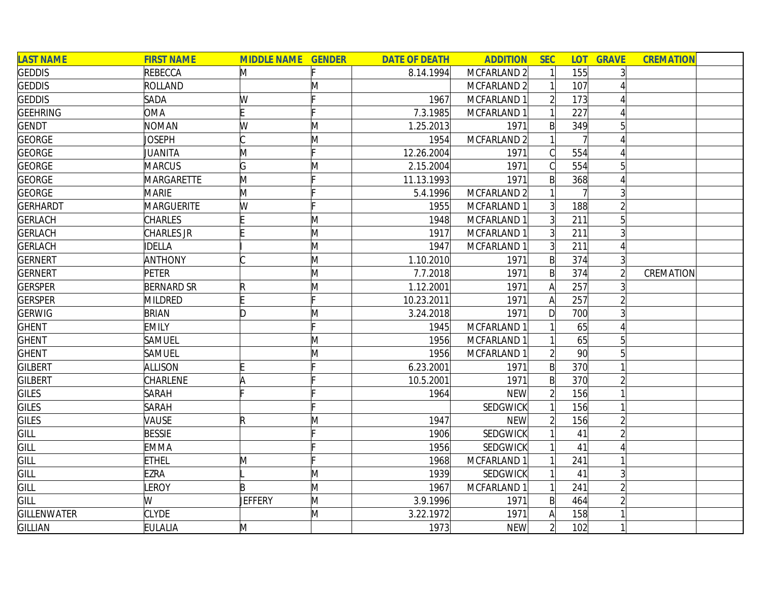| LAST NAME | FIRST NAME | MIDDLE NAME | GENDER | DATE OF DEATH | ADDITION | SEC | LOT | GRAVE | CREMATION | |
|---|---|---|---|---|---|---|---|---|---|---|
| GEDDIS | REBECCA | M | F | 8.14.1994 | MCFARLAND 2 | 1 | 155 | 3 | | |
| GEDDIS | ROLLAND | | M | | MCFARLAND 2 | 1 | 107 | 4 | | |
| GEDDIS | SADA | W | F | 1967 | MCFARLAND 1 | 2 | 173 | 4 | | |
| GEEHRING | OMA | E | F | 7.3.1985 | MCFARLAND 1 | 1 | 227 | 4 | | |
| GENDT | NOMAN | W | M | 1.25.2013 | 1971 | B | 349 | 5 | | |
| GEORGE | JOSEPH | C | M | 1954 | MCFARLAND 2 | 1 | 7 | 4 | | |
| GEORGE | JUANITA | M | F | 12.26.2004 | 1971 | C | 554 | 4 | | |
| GEORGE | MARCUS | G | M | 2.15.2004 | 1971 | C | 554 | 5 | | |
| GEORGE | MARGARETTE | M | F | 11.13.1993 | 1971 | B | 368 | 4 | | |
| GEORGE | MARIE | M | F | 5.4.1996 | MCFARLAND 2 | 1 | 7 | 3 | | |
| GERHARDT | MARGUERITE | W | F | 1955 | MCFARLAND 1 | 3 | 188 | 2 | | |
| GERLACH | CHARLES | E | M | 1948 | MCFARLAND 1 | 3 | 211 | 5 | | |
| GERLACH | CHARLES JR | E | M | 1917 | MCFARLAND 1 | 3 | 211 | 3 | | |
| GERLACH | IDELLA | I | M | 1947 | MCFARLAND 1 | 3 | 211 | 4 | | |
| GERNERT | ANTHONY | C | M | 1.10.2010 | 1971 | B | 374 | 3 | | |
| GERNERT | PETER | | M | 7.7.2018 | 1971 | B | 374 | 2 | CREMATION | |
| GERSPER | BERNARD SR | R | M | 1.12.2001 | 1971 | A | 257 | 3 | | |
| GERSPER | MILDRED | E | F | 10.23.2011 | 1971 | A | 257 | 2 | | |
| GERWIG | BRIAN | D | M | 3.24.2018 | 1971 | D | 700 | 3 | | |
| GHENT | EMILY | | F | 1945 | MCFARLAND 1 | 1 | 65 | 4 | | |
| GHENT | SAMUEL | | M | 1956 | MCFARLAND 1 | 1 | 65 | 5 | | |
| GHENT | SAMUEL | | M | 1956 | MCFARLAND 1 | 2 | 90 | 5 | | |
| GILBERT | ALLISON | E | F | 6.23.2001 | 1971 | B | 370 | 1 | | |
| GILBERT | CHARLENE | A | F | 10.5.2001 | 1971 | B | 370 | 2 | | |
| GILES | SARAH | F | F | 1964 | NEW | 2 | 156 | 1 | | |
| GILES | SARAH | | F | | SEDGWICK | 1 | 156 | 1 | | |
| GILES | VAUSE | R | M | 1947 | NEW | 2 | 156 | 2 | | |
| GILL | BESSIE | | F | 1906 | SEDGWICK | 1 | 41 | 2 | | |
| GILL | EMMA | | F | 1956 | SEDGWICK | 1 | 41 | 4 | | |
| GILL | ETHEL | M | F | 1968 | MCFARLAND 1 | 1 | 241 | 1 | | |
| GILL | EZRA | L | M | 1939 | SEDGWICK | 1 | 41 | 3 | | |
| GILL | LEROY | B | M | 1967 | MCFARLAND 1 | 1 | 241 | 2 | | |
| GILL | W | JEFFERY | M | 3.9.1996 | 1971 | B | 464 | 2 | | |
| GILLENWATER | CLYDE | | M | 3.22.1972 | 1971 | A | 158 | 1 | | |
| GILLIAN | EULALIA | M | | 1973 | NEW | 2 | 102 | 1 | | |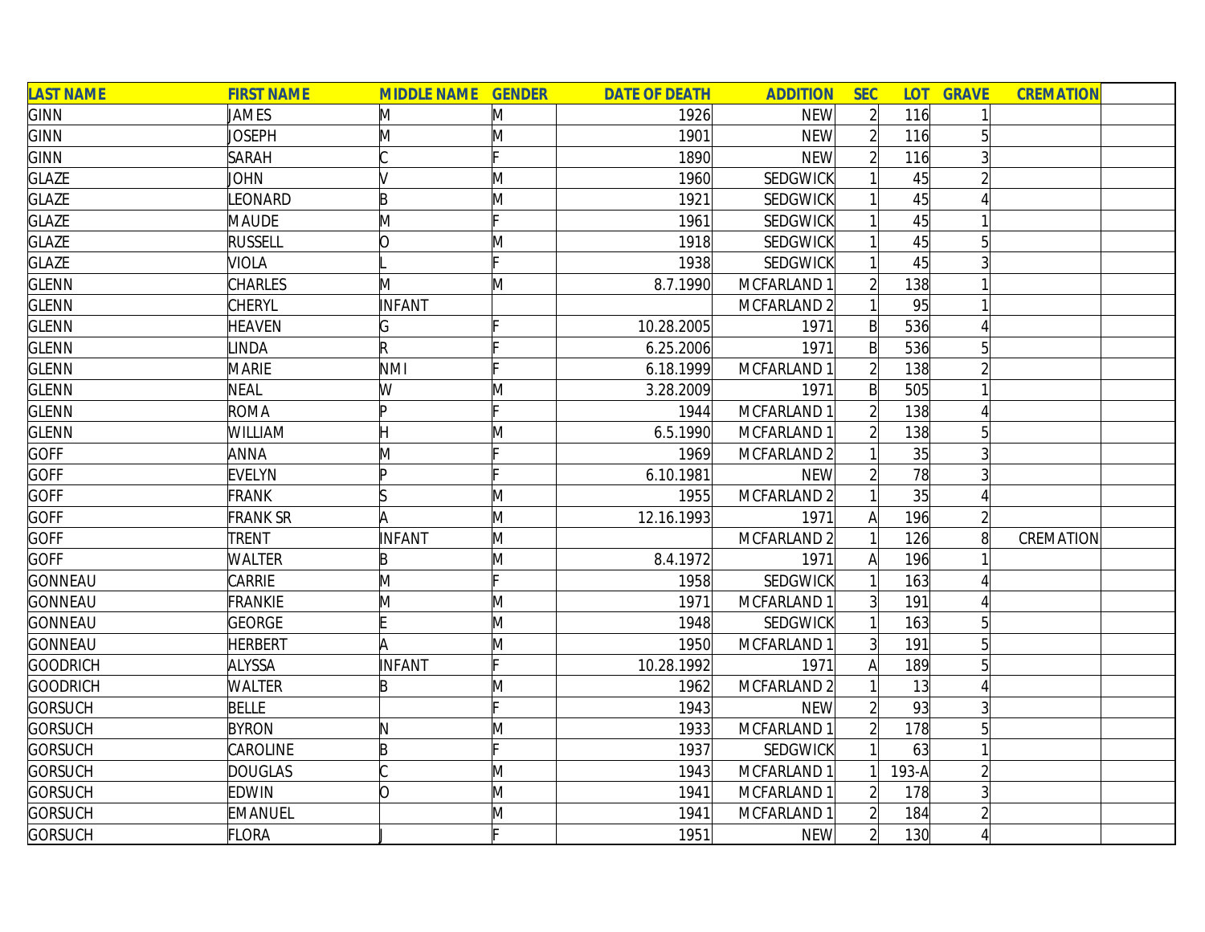| LAST NAME | FIRST NAME | MIDDLE NAME | GENDER | DATE OF DEATH | ADDITION | SEC | LOT | GRAVE | CREMATION | |
|---|---|---|---|---|---|---|---|---|---|---|
| GINN | JAMES | M | M | 1926 | NEW | 2 | 116 | 1 | | |
| GINN | JOSEPH | M | M | 1901 | NEW | 2 | 116 | 5 | | |
| GINN | SARAH | C | F | 1890 | NEW | 2 | 116 | 3 | | |
| GLAZE | JOHN | V | M | 1960 | SEDGWICK | 1 | 45 | 2 | | |
| GLAZE | LEONARD | B | M | 1921 | SEDGWICK | 1 | 45 | 4 | | |
| GLAZE | MAUDE | M | F | 1961 | SEDGWICK | 1 | 45 | 1 | | |
| GLAZE | RUSSELL | O | M | 1918 | SEDGWICK | 1 | 45 | 5 | | |
| GLAZE | VIOLA | L | F | 1938 | SEDGWICK | 1 | 45 | 3 | | |
| GLENN | CHARLES | M | M | 8.7.1990 | MCFARLAND 1 | 2 | 138 | 1 | | |
| GLENN | CHERYL | INFANT | | | MCFARLAND 2 | 1 | 95 | 1 | | |
| GLENN | HEAVEN | G | F | 10.28.2005 | 1971 | B | 536 | 4 | | |
| GLENN | LINDA | R | F | 6.25.2006 | 1971 | B | 536 | 5 | | |
| GLENN | MARIE | NMI | F | 6.18.1999 | MCFARLAND 1 | 2 | 138 | 2 | | |
| GLENN | NEAL | W | M | 3.28.2009 | 1971 | B | 505 | 1 | | |
| GLENN | ROMA | P | F | 1944 | MCFARLAND 1 | 2 | 138 | 4 | | |
| GLENN | WILLIAM | H | M | 6.5.1990 | MCFARLAND 1 | 2 | 138 | 5 | | |
| GOFF | ANNA | M | F | 1969 | MCFARLAND 2 | 1 | 35 | 3 | | |
| GOFF | EVELYN | P | F | 6.10.1981 | NEW | 2 | 78 | 3 | | |
| GOFF | FRANK | S | M | 1955 | MCFARLAND 2 | 1 | 35 | 4 | | |
| GOFF | FRANK SR | A | M | 12.16.1993 | 1971 | A | 196 | 2 | | |
| GOFF | TRENT | INFANT | M | | MCFARLAND 2 | 1 | 126 | 8 | CREMATION | |
| GOFF | WALTER | B | M | 8.4.1972 | 1971 | A | 196 | 1 | | |
| GONNEAU | CARRIE | M | F | 1958 | SEDGWICK | 1 | 163 | 4 | | |
| GONNEAU | FRANKIE | M | M | 1971 | MCFARLAND 1 | 3 | 191 | 4 | | |
| GONNEAU | GEORGE | E | M | 1948 | SEDGWICK | 1 | 163 | 5 | | |
| GONNEAU | HERBERT | A | M | 1950 | MCFARLAND 1 | 3 | 191 | 5 | | |
| GOODRICH | ALYSSA | INFANT | F | 10.28.1992 | 1971 | A | 189 | 5 | | |
| GOODRICH | WALTER | B | M | 1962 | MCFARLAND 2 | 1 | 13 | 4 | | |
| GORSUCH | BELLE | | F | 1943 | NEW | 2 | 93 | 3 | | |
| GORSUCH | BYRON | N | M | 1933 | MCFARLAND 1 | 2 | 178 | 5 | | |
| GORSUCH | CAROLINE | B | F | 1937 | SEDGWICK | 1 | 63 | 1 | | |
| GORSUCH | DOUGLAS | C | M | 1943 | MCFARLAND 1 | 1 | 193-A | 2 | | |
| GORSUCH | EDWIN | O | M | 1941 | MCFARLAND 1 | 2 | 178 | 3 | | |
| GORSUCH | EMANUEL | | M | 1941 | MCFARLAND 1 | 2 | 184 | 2 | | |
| GORSUCH | FLORA | J | F | 1951 | NEW | 2 | 130 | 4 | | |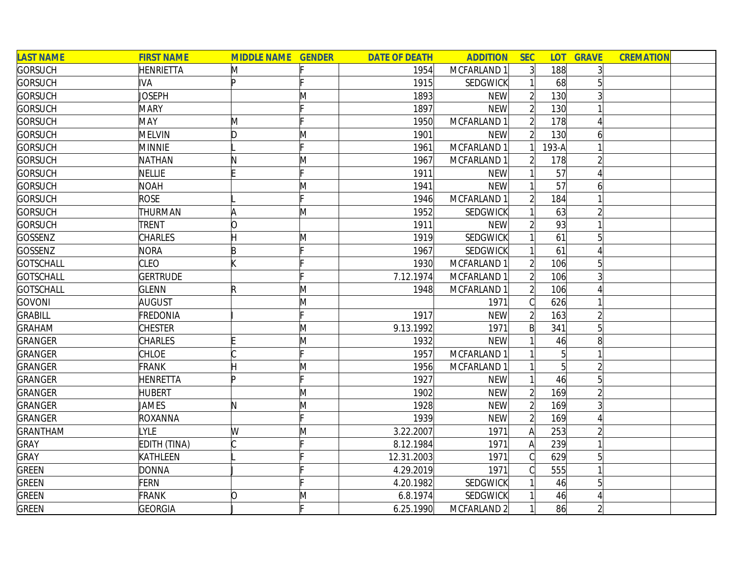| LAST NAME | FIRST NAME | MIDDLE NAME | GENDER | DATE OF DEATH | ADDITION | SEC | LOT | GRAVE | CREMATION | |
|---|---|---|---|---|---|---|---|---|---|---|
| GORSUCH | HENRIETTA | M | F | 1954 | MCFARLAND 1 | 3 | 188 | 3 | | |
| GORSUCH | IVA | P | F | 1915 | SEDGWICK | 1 | 68 | 5 | | |
| GORSUCH | JOSEPH | | M | 1893 | NEW | 2 | 130 | 3 | | |
| GORSUCH | MARY | | F | 1897 | NEW | 2 | 130 | 1 | | |
| GORSUCH | MAY | M | F | 1950 | MCFARLAND 1 | 2 | 178 | 4 | | |
| GORSUCH | MELVIN | D | M | 1901 | NEW | 2 | 130 | 6 | | |
| GORSUCH | MINNIE | L | F | 1961 | MCFARLAND 1 | 1 | 193-A | 1 | | |
| GORSUCH | NATHAN | N | M | 1967 | MCFARLAND 1 | 2 | 178 | 2 | | |
| GORSUCH | NELLIE | E | F | 1911 | NEW | 1 | 57 | 4 | | |
| GORSUCH | NOAH | | M | 1941 | NEW | 1 | 57 | 6 | | |
| GORSUCH | ROSE | L | F | 1946 | MCFARLAND 1 | 2 | 184 | 1 | | |
| GORSUCH | THURMAN | A | M | 1952 | SEDGWICK | 1 | 63 | 2 | | |
| GORSUCH | TRENT | O | | 1911 | NEW | 2 | 93 | 1 | | |
| GOSSENZ | CHARLES | H | M | 1919 | SEDGWICK | 1 | 61 | 5 | | |
| GOSSENZ | NORA | B | F | 1967 | SEDGWICK | 1 | 61 | 4 | | |
| GOTSCHALL | CLEO | K | F | 1930 | MCFARLAND 1 | 2 | 106 | 5 | | |
| GOTSCHALL | GERTRUDE | | F | 7.12.1974 | MCFARLAND 1 | 2 | 106 | 3 | | |
| GOTSCHALL | GLENN | R | M | 1948 | MCFARLAND 1 | 2 | 106 | 4 | | |
| GOVONI | AUGUST | | M | | 1971 | C | 626 | 1 | | |
| GRABILL | FREDONIA | I | F | 1917 | NEW | 2 | 163 | 2 | | |
| GRAHAM | CHESTER | | M | 9.13.1992 | 1971 | B | 341 | 5 | | |
| GRANGER | CHARLES | E | M | 1932 | NEW | 1 | 46 | 8 | | |
| GRANGER | CHLOE | C | F | 1957 | MCFARLAND 1 | 1 | 5 | 1 | | |
| GRANGER | FRANK | H | M | 1956 | MCFARLAND 1 | 1 | 5 | 2 | | |
| GRANGER | HENRETTA | P | F | 1927 | NEW | 1 | 46 | 5 | | |
| GRANGER | HUBERT | | M | 1902 | NEW | 2 | 169 | 2 | | |
| GRANGER | JAMES | N | M | 1928 | NEW | 2 | 169 | 3 | | |
| GRANGER | ROXANNA | | F | 1939 | NEW | 2 | 169 | 4 | | |
| GRANTHAM | LYLE | W | M | 3.22.2007 | 1971 | A | 253 | 2 | | |
| GRAY | EDITH (TINA) | C | F | 8.12.1984 | 1971 | A | 239 | 1 | | |
| GRAY | KATHLEEN | L | F | 12.31.2003 | 1971 | C | 629 | 5 | | |
| GREEN | DONNA | J | F | 4.29.2019 | 1971 | C | 555 | 1 | | |
| GREEN | FERN | | F | 4.20.1982 | SEDGWICK | 1 | 46 | 5 | | |
| GREEN | FRANK | O | M | 6.8.1974 | SEDGWICK | 1 | 46 | 4 | | |
| GREEN | GEORGIA | J | F | 6.25.1990 | MCFARLAND 2 | 1 | 86 | 2 | | |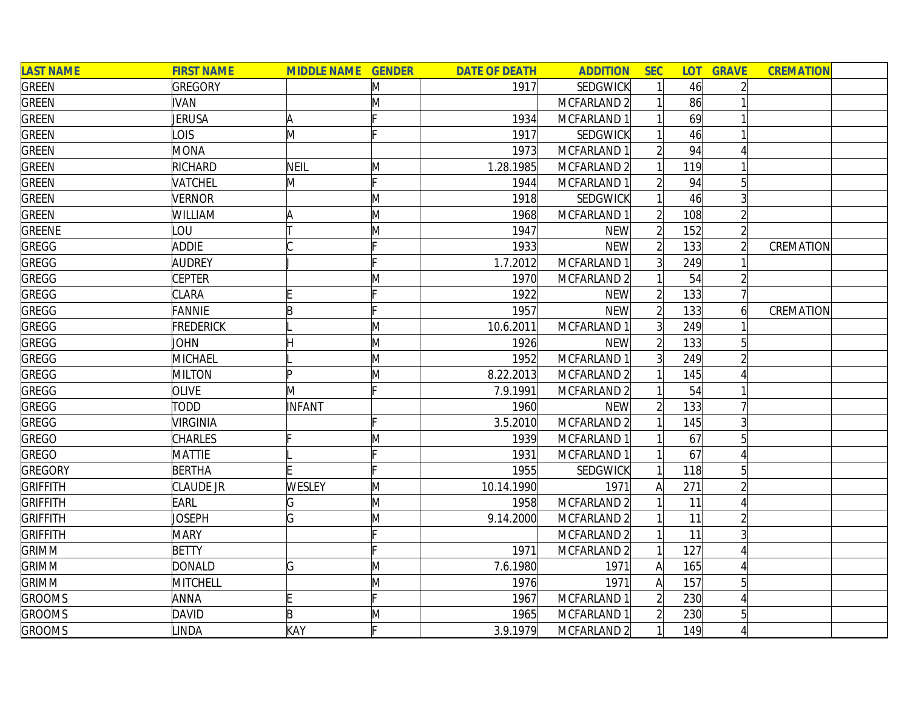| LAST NAME | FIRST NAME | MIDDLE NAME | GENDER | DATE OF DEATH | ADDITION | SEC | LOT | GRAVE | CREMATION | |
|---|---|---|---|---|---|---|---|---|---|---|
| GREEN | GREGORY | | M | 1917 | SEDGWICK | 1 | 46 | 2 | | |
| GREEN | IVAN | | M | | MCFARLAND 2 | 1 | 86 | 1 | | |
| GREEN | JERUSA | A | F | 1934 | MCFARLAND 1 | 1 | 69 | 1 | | |
| GREEN | LOIS | M | F | 1917 | SEDGWICK | 1 | 46 | 1 | | |
| GREEN | MONA | | | 1973 | MCFARLAND 1 | 2 | 94 | 4 | | |
| GREEN | RICHARD | NEIL | M | 1.28.1985 | MCFARLAND 2 | 1 | 119 | 1 | | |
| GREEN | VATCHEL | M | F | 1944 | MCFARLAND 1 | 2 | 94 | 5 | | |
| GREEN | VERNOR | | M | 1918 | SEDGWICK | 1 | 46 | 3 | | |
| GREEN | WILLIAM | A | M | 1968 | MCFARLAND 1 | 2 | 108 | 2 | | |
| GREENE | LOU | T | M | 1947 | NEW | 2 | 152 | 2 | | |
| GREGG | ADDIE | C | F | 1933 | NEW | 2 | 133 | 2 | CREMATION | |
| GREGG | AUDREY | J | F | 1.7.2012 | MCFARLAND 1 | 3 | 249 | 1 | | |
| GREGG | CEPTER | | M | 1970 | MCFARLAND 2 | 1 | 54 | 2 | | |
| GREGG | CLARA | E | F | 1922 | NEW | 2 | 133 | 7 | | |
| GREGG | FANNIE | B | F | 1957 | NEW | 2 | 133 | 6 | CREMATION | |
| GREGG | FREDERICK | L | M | 10.6.2011 | MCFARLAND 1 | 3 | 249 | 1 | | |
| GREGG | JOHN | H | M | 1926 | NEW | 2 | 133 | 5 | | |
| GREGG | MICHAEL | L | M | 1952 | MCFARLAND 1 | 3 | 249 | 2 | | |
| GREGG | MILTON | P | M | 8.22.2013 | MCFARLAND 2 | 1 | 145 | 4 | | |
| GREGG | OLIVE | M | F | 7.9.1991 | MCFARLAND 2 | 1 | 54 | 1 | | |
| GREGG | TODD | INFANT | | 1960 | NEW | 2 | 133 | 7 | | |
| GREGG | VIRGINIA | | F | 3.5.2010 | MCFARLAND 2 | 1 | 145 | 3 | | |
| GREGO | CHARLES | F | M | 1939 | MCFARLAND 1 | 1 | 67 | 5 | | |
| GREGO | MATTIE | L | F | 1931 | MCFARLAND 1 | 1 | 67 | 4 | | |
| GREGORY | BERTHA | E | F | 1955 | SEDGWICK | 1 | 118 | 5 | | |
| GRIFFITH | CLAUDE JR | WESLEY | M | 10.14.1990 | 1971 | A | 271 | 2 | | |
| GRIFFITH | EARL | G | M | 1958 | MCFARLAND 2 | 1 | 11 | 4 | | |
| GRIFFITH | JOSEPH | G | M | 9.14.2000 | MCFARLAND 2 | 1 | 11 | 2 | | |
| GRIFFITH | MARY | | F | | MCFARLAND 2 | 1 | 11 | 3 | | |
| GRIMM | BETTY | | F | 1971 | MCFARLAND 2 | 1 | 127 | 4 | | |
| GRIMM | DONALD | G | M | 7.6.1980 | 1971 | A | 165 | 4 | | |
| GRIMM | MITCHELL | | M | 1976 | 1971 | A | 157 | 5 | | |
| GROOMS | ANNA | E | F | 1967 | MCFARLAND 1 | 2 | 230 | 4 | | |
| GROOMS | DAVID | B | M | 1965 | MCFARLAND 1 | 2 | 230 | 5 | | |
| GROOMS | LINDA | KAY | F | 3.9.1979 | MCFARLAND 2 | 1 | 149 | 4 | | |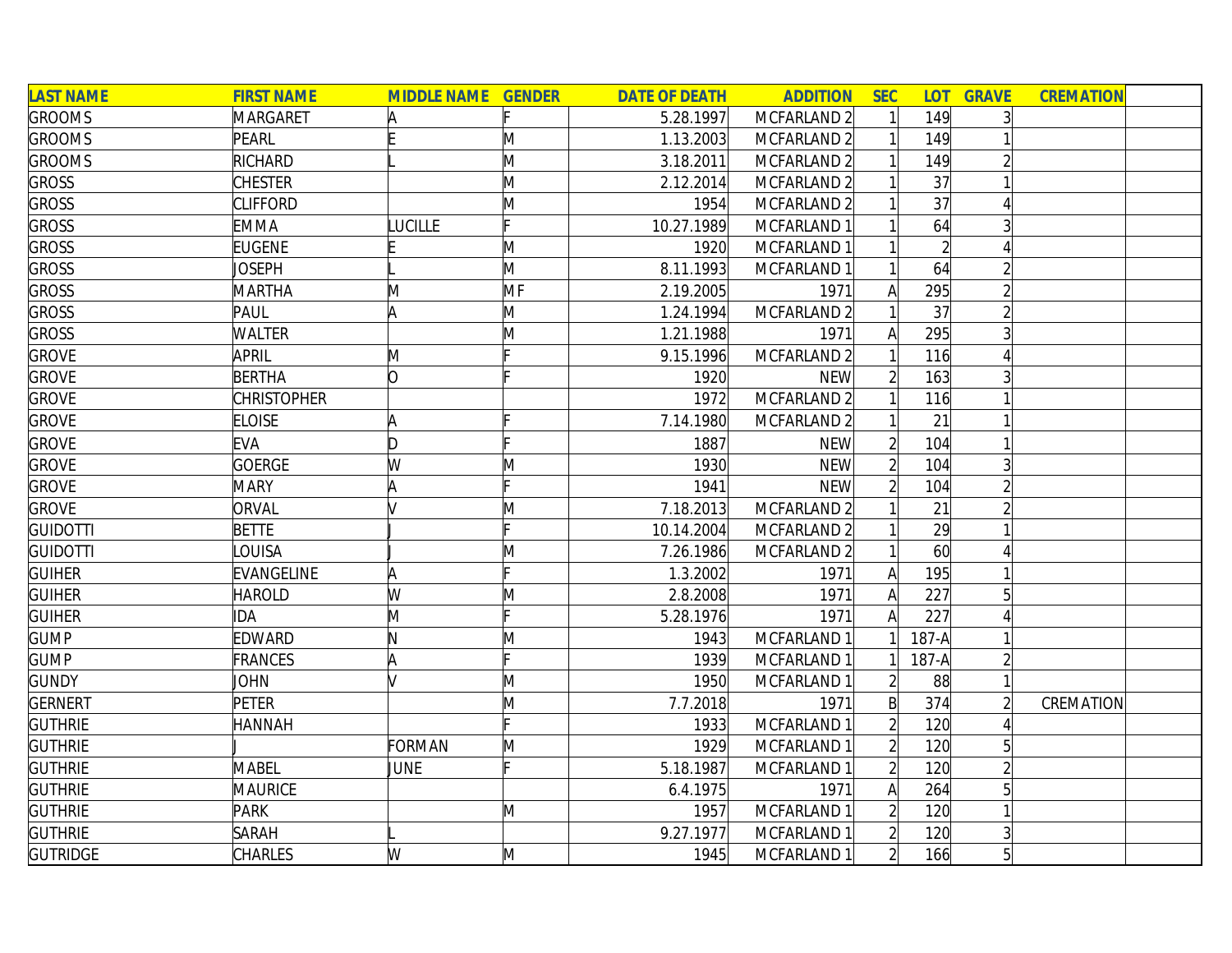| LAST NAME | FIRST NAME | MIDDLE NAME | GENDER | DATE OF DEATH | ADDITION | SEC | LOT | GRAVE | CREMATION | |
|---|---|---|---|---|---|---|---|---|---|---|
| GROOMS | MARGARET | A | F | 5.28.1997 | MCFARLAND 2 | 1 | 149 | 3 | | |
| GROOMS | PEARL | E | M | 1.13.2003 | MCFARLAND 2 | 1 | 149 | 1 | | |
| GROOMS | RICHARD | L | M | 3.18.2011 | MCFARLAND 2 | 1 | 149 | 2 | | |
| GROSS | CHESTER | | M | 2.12.2014 | MCFARLAND 2 | 1 | 37 | 1 | | |
| GROSS | CLIFFORD | | M | 1954 | MCFARLAND 2 | 1 | 37 | 4 | | |
| GROSS | EMMA | LUCILLE | F | 10.27.1989 | MCFARLAND 1 | 1 | 64 | 3 | | |
| GROSS | EUGENE | E | M | 1920 | MCFARLAND 1 | 1 | 2 | 4 | | |
| GROSS | JOSEPH | L | M | 8.11.1993 | MCFARLAND 1 | 1 | 64 | 2 | | |
| GROSS | MARTHA | M | MF | 2.19.2005 | 1971 | A | 295 | 2 | | |
| GROSS | PAUL | A | M | 1.24.1994 | MCFARLAND 2 | 1 | 37 | 2 | | |
| GROSS | WALTER | | M | 1.21.1988 | 1971 | A | 295 | 3 | | |
| GROVE | APRIL | M | F | 9.15.1996 | MCFARLAND 2 | 1 | 116 | 4 | | |
| GROVE | BERTHA | O | F | 1920 | NEW | 2 | 163 | 3 | | |
| GROVE | CHRISTOPHER | | | 1972 | MCFARLAND 2 | 1 | 116 | 1 | | |
| GROVE | ELOISE | A | F | 7.14.1980 | MCFARLAND 2 | 1 | 21 | 1 | | |
| GROVE | EVA | D | F | 1887 | NEW | 2 | 104 | 1 | | |
| GROVE | GOERGE | W | M | 1930 | NEW | 2 | 104 | 3 | | |
| GROVE | MARY | A | F | 1941 | NEW | 2 | 104 | 2 | | |
| GROVE | ORVAL | V | M | 7.18.2013 | MCFARLAND 2 | 1 | 21 | 2 | | |
| GUIDOTTI | BETTE | J | F | 10.14.2004 | MCFARLAND 2 | 1 | 29 | 1 | | |
| GUIDOTTI | LOUISA | J | M | 7.26.1986 | MCFARLAND 2 | 1 | 60 | 4 | | |
| GUIHER | EVANGELINE | A | F | 1.3.2002 | 1971 | A | 195 | 1 | | |
| GUIHER | HAROLD | W | M | 2.8.2008 | 1971 | A | 227 | 5 | | |
| GUIHER | IDA | M | F | 5.28.1976 | 1971 | A | 227 | 4 | | |
| GUMP | EDWARD | N | M | 1943 | MCFARLAND 1 | 1 | 187-A | 1 | | |
| GUMP | FRANCES | A | F | 1939 | MCFARLAND 1 | 1 | 187-A | 2 | | |
| GUNDY | JOHN | V | M | 1950 | MCFARLAND 1 | 2 | 88 | 1 | | |
| GERNERT | PETER | | M | 7.7.2018 | 1971 | B | 374 | 2 | CREMATION | |
| GUTHRIE | HANNAH | | F | 1933 | MCFARLAND 1 | 2 | 120 | 4 | | |
| GUTHRIE | J | FORMAN | M | 1929 | MCFARLAND 1 | 2 | 120 | 5 | | |
| GUTHRIE | MABEL | JUNE | F | 5.18.1987 | MCFARLAND 1 | 2 | 120 | 2 | | |
| GUTHRIE | MAURICE | | | 6.4.1975 | 1971 | A | 264 | 5 | | |
| GUTHRIE | PARK | | M | 1957 | MCFARLAND 1 | 2 | 120 | 1 | | |
| GUTHRIE | SARAH | L | | 9.27.1977 | MCFARLAND 1 | 2 | 120 | 3 | | |
| GUTRIDGE | CHARLES | W | M | 1945 | MCFARLAND 1 | 2 | 166 | 5 | | |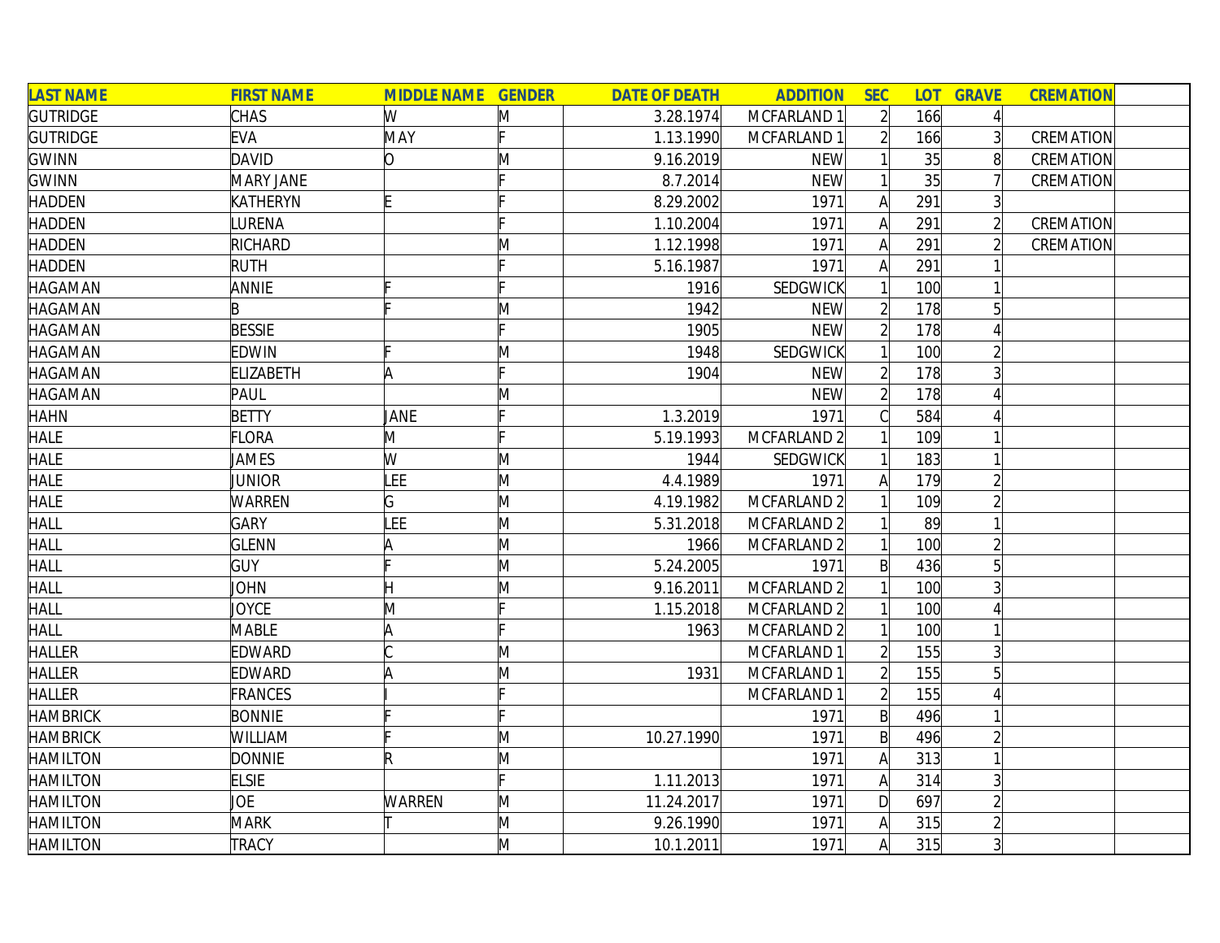| LAST NAME | FIRST NAME | MIDDLE NAME | GENDER | DATE OF DEATH | ADDITION | SEC | LOT | GRAVE | CREMATION |
|---|---|---|---|---|---|---|---|---|---|
| GUTRIDGE | CHAS | W | M | 3.28.1974 | MCFARLAND 1 | 2 | 166 | 4 | |
| GUTRIDGE | EVA | MAY | F | 1.13.1990 | MCFARLAND 1 | 2 | 166 | 3 | CREMATION |
| GWINN | DAVID | O | M | 9.16.2019 | NEW | 1 | 35 | 8 | CREMATION |
| GWINN | MARY JANE | | F | 8.7.2014 | NEW | 1 | 35 | 7 | CREMATION |
| HADDEN | KATHERYN | E | F | 8.29.2002 | 1971 | A | 291 | 3 | |
| HADDEN | LURENA | | F | 1.10.2004 | 1971 | A | 291 | 2 | CREMATION |
| HADDEN | RICHARD | | M | 1.12.1998 | 1971 | A | 291 | 2 | CREMATION |
| HADDEN | RUTH | | F | 5.16.1987 | 1971 | A | 291 | 1 | |
| HAGAMAN | ANNIE | F | F | 1916 | SEDGWICK | 1 | 100 | 1 | |
| HAGAMAN | B | F | M | 1942 | NEW | 2 | 178 | 5 | |
| HAGAMAN | BESSIE | | F | 1905 | NEW | 2 | 178 | 4 | |
| HAGAMAN | EDWIN | F | M | 1948 | SEDGWICK | 1 | 100 | 2 | |
| HAGAMAN | ELIZABETH | A | F | 1904 | NEW | 2 | 178 | 3 | |
| HAGAMAN | PAUL | | M | | NEW | 2 | 178 | 4 | |
| HAHN | BETTY | JANE | F | 1.3.2019 | 1971 | C | 584 | 4 | |
| HALE | FLORA | M | F | 5.19.1993 | MCFARLAND 2 | 1 | 109 | 1 | |
| HALE | JAMES | W | M | 1944 | SEDGWICK | 1 | 183 | 1 | |
| HALE | JUNIOR | LEE | M | 4.4.1989 | 1971 | A | 179 | 2 | |
| HALE | WARREN | G | M | 4.19.1982 | MCFARLAND 2 | 1 | 109 | 2 | |
| HALL | GARY | LEE | M | 5.31.2018 | MCFARLAND 2 | 1 | 89 | 1 | |
| HALL | GLENN | A | M | 1966 | MCFARLAND 2 | 1 | 100 | 2 | |
| HALL | GUY | F | M | 5.24.2005 | 1971 | B | 436 | 5 | |
| HALL | JOHN | H | M | 9.16.2011 | MCFARLAND 2 | 1 | 100 | 3 | |
| HALL | JOYCE | M | F | 1.15.2018 | MCFARLAND 2 | 1 | 100 | 4 | |
| HALL | MABLE | A | F | 1963 | MCFARLAND 2 | 1 | 100 | 1 | |
| HALLER | EDWARD | C | M | | MCFARLAND 1 | 2 | 155 | 3 | |
| HALLER | EDWARD | A | M | 1931 | MCFARLAND 1 | 2 | 155 | 5 | |
| HALLER | FRANCES | I | F | | MCFARLAND 1 | 2 | 155 | 4 | |
| HAMBRICK | BONNIE | F | F | | 1971 | B | 496 | 1 | |
| HAMBRICK | WILLIAM | F | M | 10.27.1990 | 1971 | B | 496 | 2 | |
| HAMILTON | DONNIE | R | M | | 1971 | A | 313 | 1 | |
| HAMILTON | ELSIE | | F | 1.11.2013 | 1971 | A | 314 | 3 | |
| HAMILTON | JOE | WARREN | M | 11.24.2017 | 1971 | D | 697 | 2 | |
| HAMILTON | MARK | T | M | 9.26.1990 | 1971 | A | 315 | 2 | |
| HAMILTON | TRACY | | M | 10.1.2011 | 1971 | A | 315 | 3 | |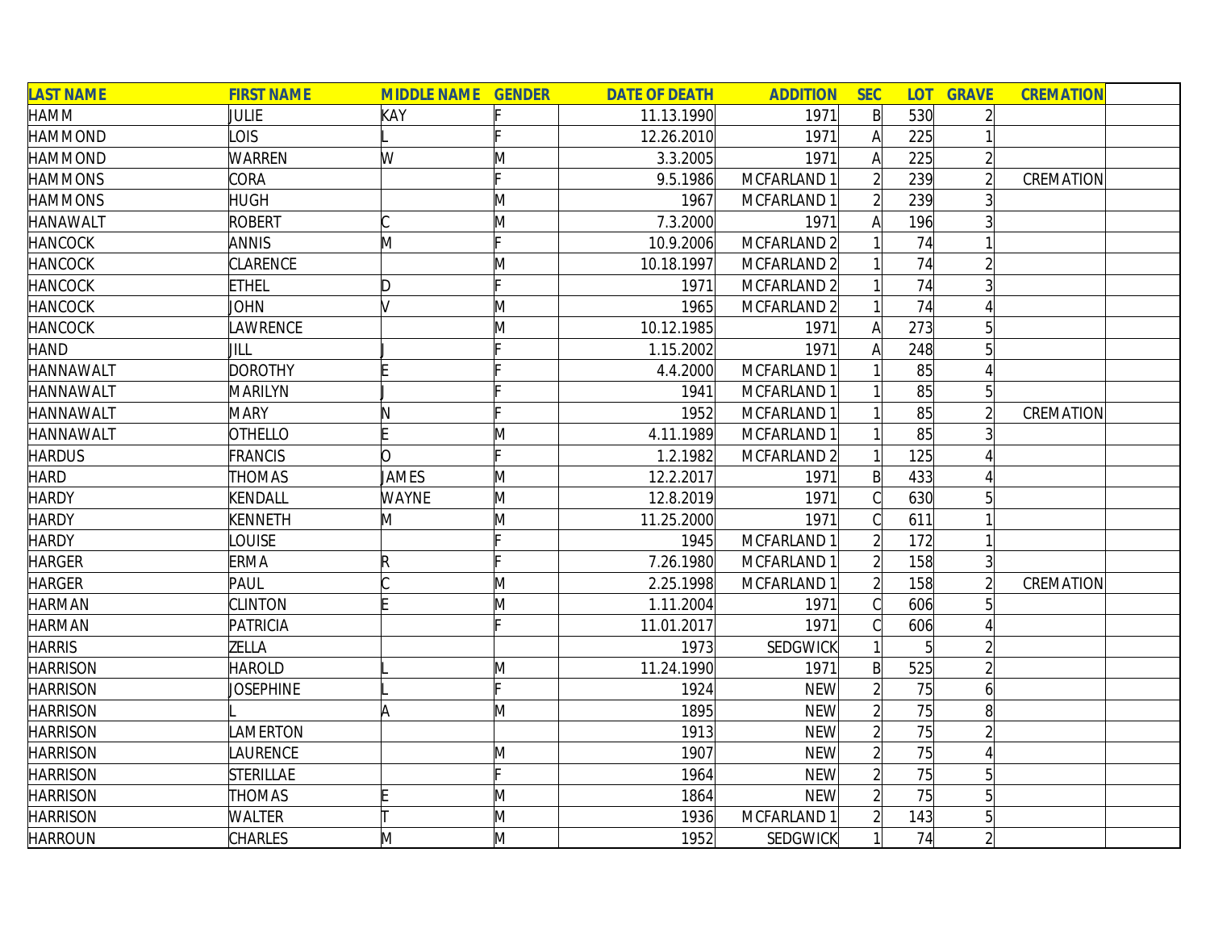| LAST NAME | FIRST NAME | MIDDLE NAME | GENDER | DATE OF DEATH | ADDITION | SEC | LOT | GRAVE | CREMATION | |
|---|---|---|---|---|---|---|---|---|---|---|
| HAMM | JULIE | KAY | F | 11.13.1990 | 1971 | B | 530 | 2 | | |
| HAMMOND | LOIS | L | F | 12.26.2010 | 1971 | A | 225 | 1 | | |
| HAMMOND | WARREN | W | M | 3.3.2005 | 1971 | A | 225 | 2 | | |
| HAMMONS | CORA | | F | 9.5.1986 | MCFARLAND 1 | 2 | 239 | 2 | CREMATION | |
| HAMMONS | HUGH | | M | 1967 | MCFARLAND 1 | 2 | 239 | 3 | | |
| HANAWALT | ROBERT | C | M | 7.3.2000 | 1971 | A | 196 | 3 | | |
| HANCOCK | ANNIS | M | F | 10.9.2006 | MCFARLAND 2 | 1 | 74 | 1 | | |
| HANCOCK | CLARENCE | | M | 10.18.1997 | MCFARLAND 2 | 1 | 74 | 2 | | |
| HANCOCK | ETHEL | D | F | 1971 | MCFARLAND 2 | 1 | 74 | 3 | | |
| HANCOCK | JOHN | V | M | 1965 | MCFARLAND 2 | 1 | 74 | 4 | | |
| HANCOCK | LAWRENCE | | M | 10.12.1985 | 1971 | A | 273 | 5 | | |
| HAND | JILL | J | F | 1.15.2002 | 1971 | A | 248 | 5 | | |
| HANNAWALT | DOROTHY | E | F | 4.4.2000 | MCFARLAND 1 | 1 | 85 | 4 | | |
| HANNAWALT | MARILYN | J | F | 1941 | MCFARLAND 1 | 1 | 85 | 5 | | |
| HANNAWALT | MARY | N | F | 1952 | MCFARLAND 1 | 1 | 85 | 2 | CREMATION | |
| HANNAWALT | OTHELLO | E | M | 4.11.1989 | MCFARLAND 1 | 1 | 85 | 3 | | |
| HARDUS | FRANCIS | O | F | 1.2.1982 | MCFARLAND 2 | 1 | 125 | 4 | | |
| HARD | THOMAS | JAMES | M | 12.2.2017 | 1971 | B | 433 | 4 | | |
| HARDY | KENDALL | WAYNE | M | 12.8.2019 | 1971 | C | 630 | 5 | | |
| HARDY | KENNETH | M | M | 11.25.2000 | 1971 | C | 611 | 1 | | |
| HARDY | LOUISE | | F | 1945 | MCFARLAND 1 | 2 | 172 | 1 | | |
| HARGER | ERMA | R | F | 7.26.1980 | MCFARLAND 1 | 2 | 158 | 3 | | |
| HARGER | PAUL | C | M | 2.25.1998 | MCFARLAND 1 | 2 | 158 | 2 | CREMATION | |
| HARMAN | CLINTON | E | M | 1.11.2004 | 1971 | C | 606 | 5 | | |
| HARMAN | PATRICIA | | F | 11.01.2017 | 1971 | C | 606 | 4 | | |
| HARRIS | ZELLA | | | 1973 | SEDGWICK | 1 | 5 | 2 | | |
| HARRISON | HAROLD | L | M | 11.24.1990 | 1971 | B | 525 | 2 | | |
| HARRISON | JOSEPHINE | L | F | 1924 | NEW | 2 | 75 | 6 | | |
| HARRISON | L | A | M | 1895 | NEW | 2 | 75 | 8 | | |
| HARRISON | LAMERTON | | | 1913 | NEW | 2 | 75 | 2 | | |
| HARRISON | LAURENCE | | M | 1907 | NEW | 2 | 75 | 4 | | |
| HARRISON | STERILLAE | | F | 1964 | NEW | 2 | 75 | 5 | | |
| HARRISON | THOMAS | E | M | 1864 | NEW | 2 | 75 | 5 | | |
| HARRISON | WALTER | T | M | 1936 | MCFARLAND 1 | 2 | 143 | 5 | | |
| HARROUN | CHARLES | M | M | 1952 | SEDGWICK | 1 | 74 | 2 | | |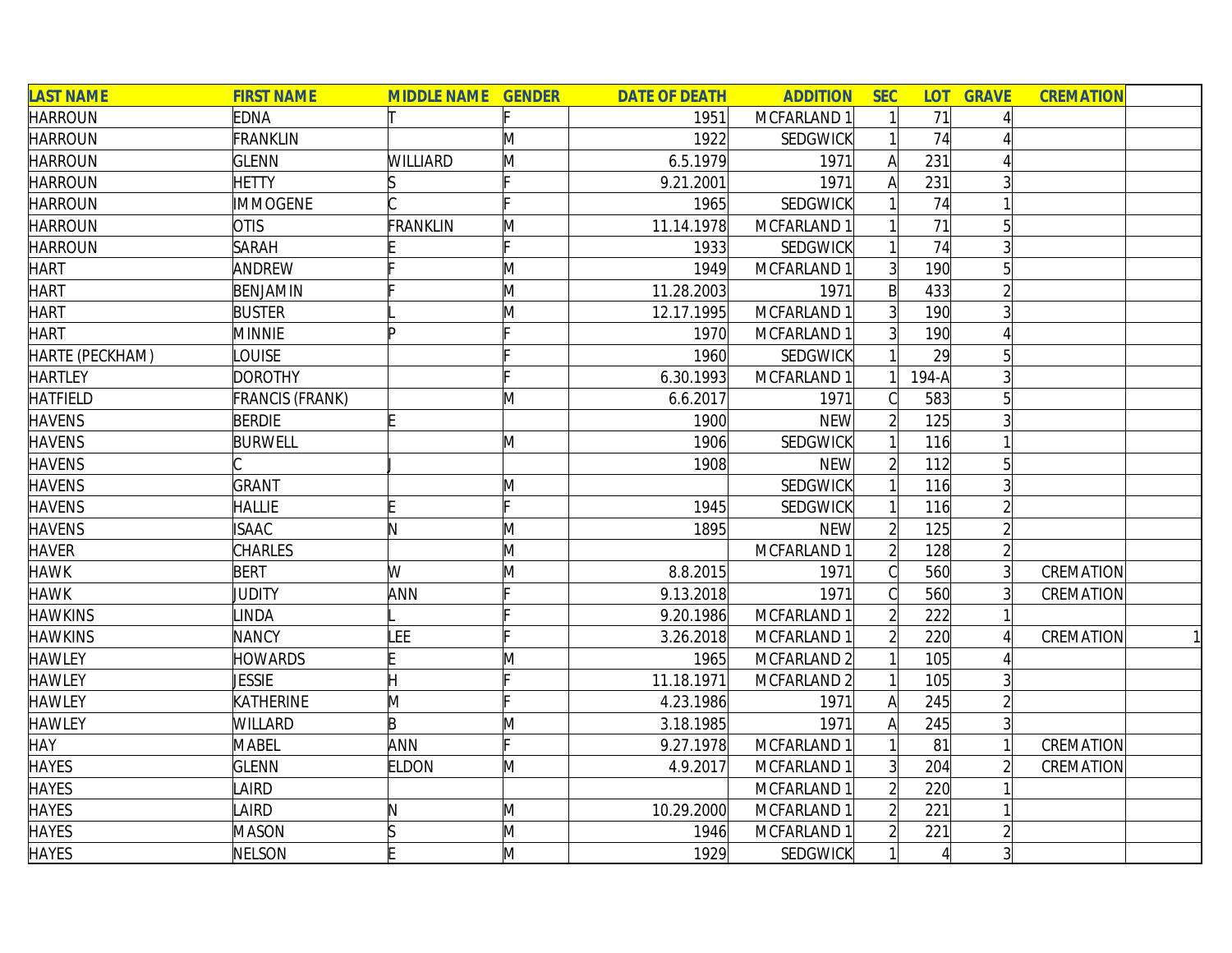| LAST NAME | FIRST NAME | MIDDLE NAME | GENDER | DATE OF DEATH | ADDITION | SEC | LOT | GRAVE | CREMATION | |
|---|---|---|---|---|---|---|---|---|---|---|
| HARROUN | EDNA | T | F | 1951 | MCFARLAND 1 | 1 | 71 | 4 | | |
| HARROUN | FRANKLIN | | M | 1922 | SEDGWICK | 1 | 74 | 4 | | |
| HARROUN | GLENN | WILLIARD | M | 6.5.1979 | 1971 | A | 231 | 4 | | |
| HARROUN | HETTY | S | F | 9.21.2001 | 1971 | A | 231 | 3 | | |
| HARROUN | IMMOGENE | C | F | 1965 | SEDGWICK | 1 | 74 | 1 | | |
| HARROUN | OTIS | FRANKLIN | M | 11.14.1978 | MCFARLAND 1 | 1 | 71 | 5 | | |
| HARROUN | SARAH | E | F | 1933 | SEDGWICK | 1 | 74 | 3 | | |
| HART | ANDREW | F | M | 1949 | MCFARLAND 1 | 3 | 190 | 5 | | |
| HART | BENJAMIN | F | M | 11.28.2003 | 1971 | B | 433 | 2 | | |
| HART | BUSTER | L | M | 12.17.1995 | MCFARLAND 1 | 3 | 190 | 3 | | |
| HART | MINNIE | P | F | 1970 | MCFARLAND 1 | 3 | 190 | 4 | | |
| HARTE (PECKHAM) | LOUISE | | F | 1960 | SEDGWICK | 1 | 29 | 5 | | |
| HARTLEY | DOROTHY | | F | 6.30.1993 | MCFARLAND 1 | 1 | 194-A | 3 | | |
| HATFIELD | FRANCIS (FRANK) | | M | 6.6.2017 | 1971 | C | 583 | 5 | | |
| HAVENS | BERDIE | E | | 1900 | NEW | 2 | 125 | 3 | | |
| HAVENS | BURWELL | | M | 1906 | SEDGWICK | 1 | 116 | 1 | | |
| HAVENS | C | J | | 1908 | NEW | 2 | 112 | 5 | | |
| HAVENS | GRANT | | M | | SEDGWICK | 1 | 116 | 3 | | |
| HAVENS | HALLIE | E | F | 1945 | SEDGWICK | 1 | 116 | 2 | | |
| HAVENS | ISAAC | N | M | 1895 | NEW | 2 | 125 | 2 | | |
| HAVER | CHARLES | | M | | MCFARLAND 1 | 2 | 128 | 2 | | |
| HAWK | BERT | W | M | 8.8.2015 | 1971 | C | 560 | 3 | CREMATION | |
| HAWK | JUDITY | ANN | F | 9.13.2018 | 1971 | C | 560 | 3 | CREMATION | |
| HAWKINS | LINDA | L | F | 9.20.1986 | MCFARLAND 1 | 2 | 222 | 1 | | |
| HAWKINS | NANCY | LEE | F | 3.26.2018 | MCFARLAND 1 | 2 | 220 | 4 | CREMATION | 1 |
| HAWLEY | HOWARDS | E | M | 1965 | MCFARLAND 2 | 1 | 105 | 4 | | |
| HAWLEY | JESSIE | H | F | 11.18.1971 | MCFARLAND 2 | 1 | 105 | 3 | | |
| HAWLEY | KATHERINE | M | F | 4.23.1986 | 1971 | A | 245 | 2 | | |
| HAWLEY | WILLARD | B | M | 3.18.1985 | 1971 | A | 245 | 3 | | |
| HAY | MABEL | ANN | F | 9.27.1978 | MCFARLAND 1 | 1 | 81 | 1 | CREMATION | |
| HAYES | GLENN | ELDON | M | 4.9.2017 | MCFARLAND 1 | 3 | 204 | 2 | CREMATION | |
| HAYES | LAIRD | | | | MCFARLAND 1 | 2 | 220 | 1 | | |
| HAYES | LAIRD | N | M | 10.29.2000 | MCFARLAND 1 | 2 | 221 | 1 | | |
| HAYES | MASON | S | M | 1946 | MCFARLAND 1 | 2 | 221 | 2 | | |
| HAYES | NELSON | E | M | 1929 | SEDGWICK | 1 | 4 | 3 | | |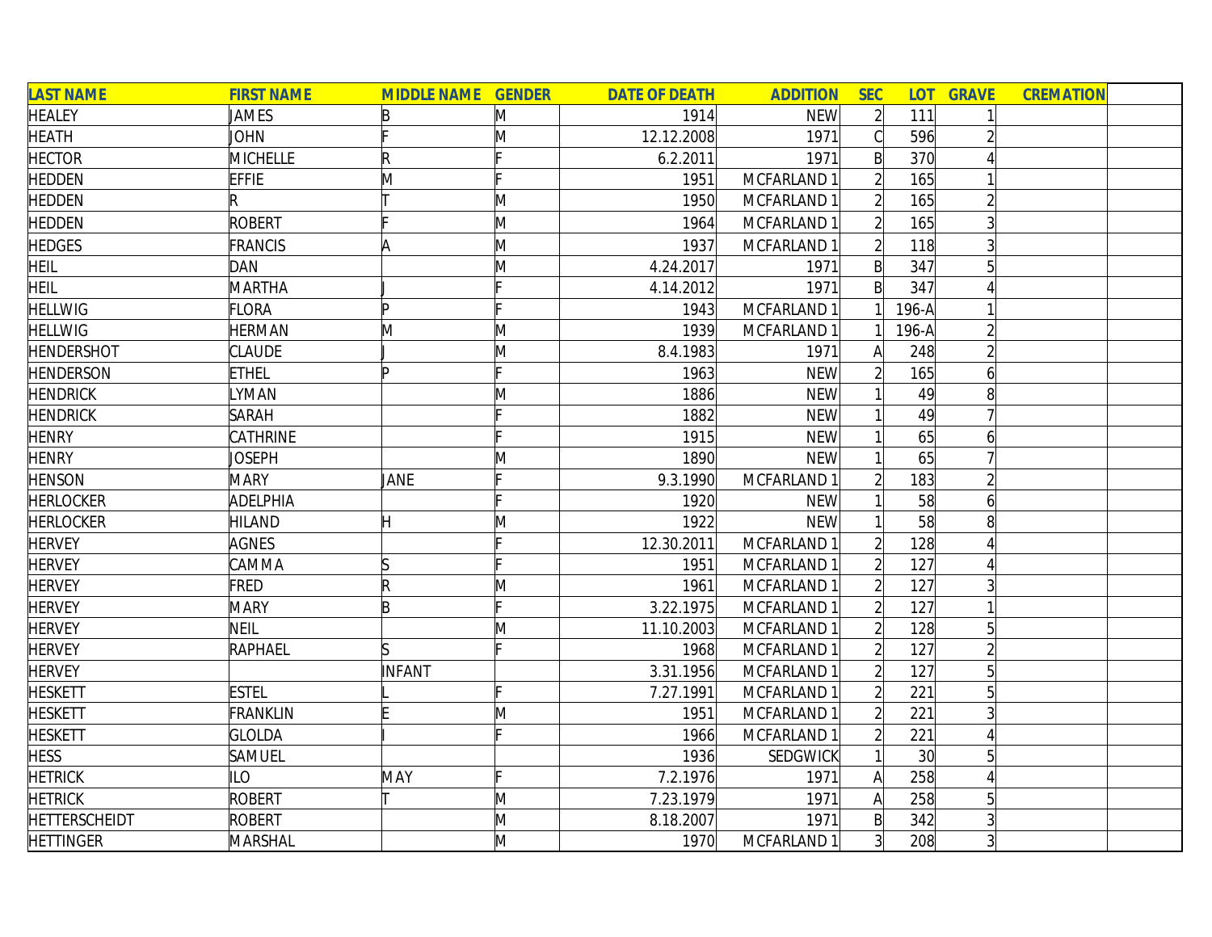| LAST NAME | FIRST NAME | MIDDLE NAME | GENDER | DATE OF DEATH | ADDITION | SEC | LOT | GRAVE | CREMATION | |
|---|---|---|---|---|---|---|---|---|---|---|
| HEALEY | JAMES | B | M | 1914 | NEW | 2 | 111 | 1 | | |
| HEATH | JOHN | F | M | 12.12.2008 | 1971 | C | 596 | 2 | | |
| HECTOR | MICHELLE | R | F | 6.2.2011 | 1971 | B | 370 | 4 | | |
| HEDDEN | EFFIE | M | F | 1951 | MCFARLAND 1 | 2 | 165 | 1 | | |
| HEDDEN | R | T | M | 1950 | MCFARLAND 1 | 2 | 165 | 2 | | |
| HEDDEN | ROBERT | F | M | 1964 | MCFARLAND 1 | 2 | 165 | 3 | | |
| HEDGES | FRANCIS | A | M | 1937 | MCFARLAND 1 | 2 | 118 | 3 | | |
| HEIL | DAN | | M | 4.24.2017 | 1971 | B | 347 | 5 | | |
| HEIL | MARTHA | J | F | 4.14.2012 | 1971 | B | 347 | 4 | | |
| HELLWIG | FLORA | P | F | 1943 | MCFARLAND 1 | 1 | 196-A | 1 | | |
| HELLWIG | HERMAN | M | M | 1939 | MCFARLAND 1 | 1 | 196-A | 2 | | |
| HENDERSHOT | CLAUDE | J | M | 8.4.1983 | 1971 | A | 248 | 2 | | |
| HENDERSON | ETHEL | P | F | 1963 | NEW | 2 | 165 | 6 | | |
| HENDRICK | LYMAN | | M | 1886 | NEW | 1 | 49 | 8 | | |
| HENDRICK | SARAH | | F | 1882 | NEW | 1 | 49 | 7 | | |
| HENRY | CATHRINE | | F | 1915 | NEW | 1 | 65 | 6 | | |
| HENRY | JOSEPH | | M | 1890 | NEW | 1 | 65 | 7 | | |
| HENSON | MARY | JANE | F | 9.3.1990 | MCFARLAND 1 | 2 | 183 | 2 | | |
| HERLOCKER | ADELPHIA | | F | 1920 | NEW | 1 | 58 | 6 | | |
| HERLOCKER | HILAND | H | M | 1922 | NEW | 1 | 58 | 8 | | |
| HERVEY | AGNES | | F | 12.30.2011 | MCFARLAND 1 | 2 | 128 | 4 | | |
| HERVEY | CAMMA | S | F | 1951 | MCFARLAND 1 | 2 | 127 | 4 | | |
| HERVEY | FRED | R | M | 1961 | MCFARLAND 1 | 2 | 127 | 3 | | |
| HERVEY | MARY | B | F | 3.22.1975 | MCFARLAND 1 | 2 | 127 | 1 | | |
| HERVEY | NEIL | | M | 11.10.2003 | MCFARLAND 1 | 2 | 128 | 5 | | |
| HERVEY | RAPHAEL | S | F | 1968 | MCFARLAND 1 | 2 | 127 | 2 | | |
| HERVEY | | INFANT | | 3.31.1956 | MCFARLAND 1 | 2 | 127 | 5 | | |
| HESKETT | ESTEL | L | F | 7.27.1991 | MCFARLAND 1 | 2 | 221 | 5 | | |
| HESKETT | FRANKLIN | E | M | 1951 | MCFARLAND 1 | 2 | 221 | 3 | | |
| HESKETT | GLOLDA | I | F | 1966 | MCFARLAND 1 | 2 | 221 | 4 | | |
| HESS | SAMUEL | | | 1936 | SEDGWICK | 1 | 30 | 5 | | |
| HETRICK | ILO | MAY | F | 7.2.1976 | 1971 | A | 258 | 4 | | |
| HETRICK | ROBERT | T | M | 7.23.1979 | 1971 | A | 258 | 5 | | |
| HETTERSCHEIDT | ROBERT | | M | 8.18.2007 | 1971 | B | 342 | 3 | | |
| HETTINGER | MARSHAL | | M | 1970 | MCFARLAND 1 | 3 | 208 | 3 | | |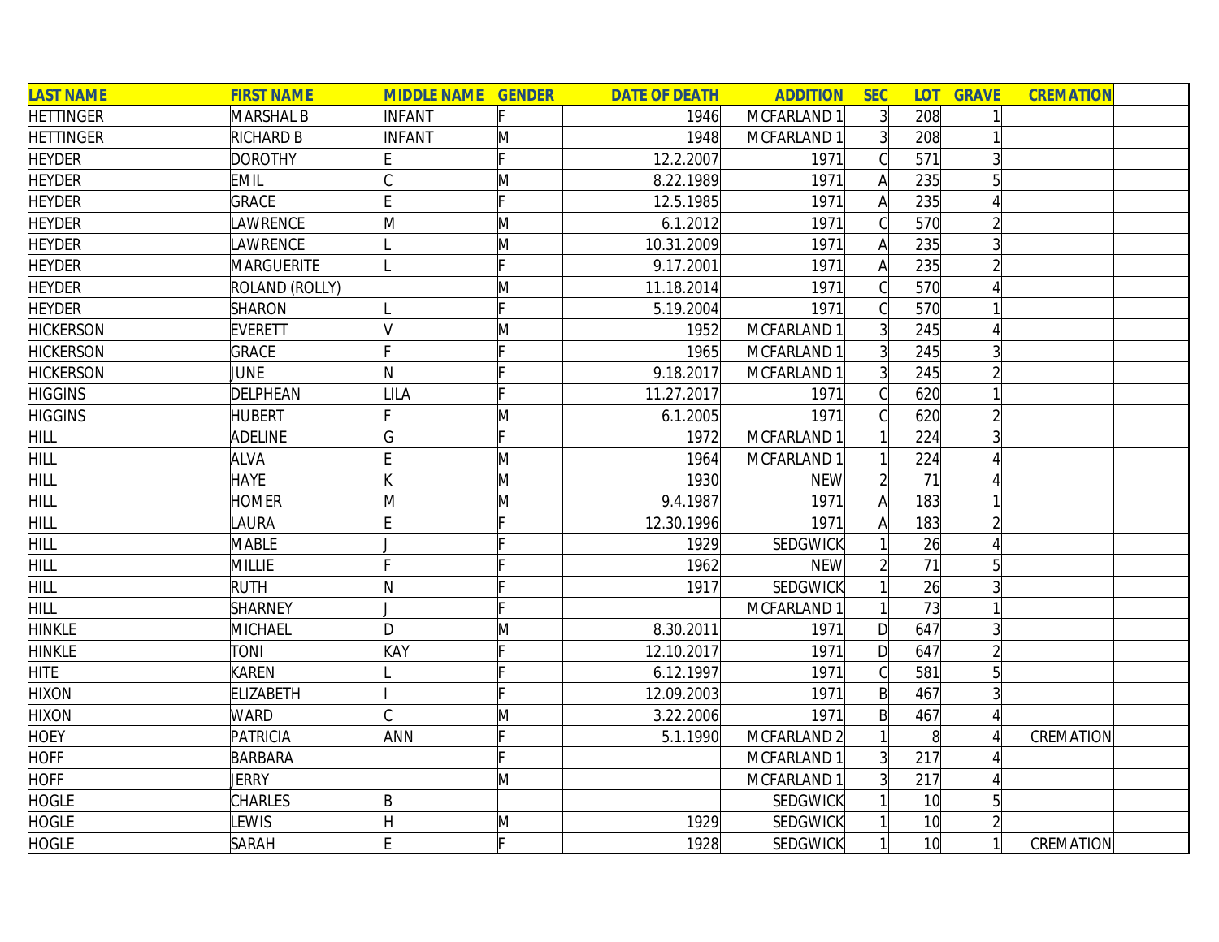| LAST NAME | FIRST NAME | MIDDLE NAME | GENDER | DATE OF DEATH | ADDITION | SEC | LOT | GRAVE | CREMATION |
|---|---|---|---|---|---|---|---|---|---|
| HETTINGER | MARSHAL B | INFANT | F | 1946 | MCFARLAND 1 | 3 | 208 | 1 | |
| HETTINGER | RICHARD B | INFANT | M | 1948 | MCFARLAND 1 | 3 | 208 | 1 | |
| HEYDER | DOROTHY | E | F | 12.2.2007 | 1971 | C | 571 | 3 | |
| HEYDER | EMIL | C | M | 8.22.1989 | 1971 | A | 235 | 5 | |
| HEYDER | GRACE | E | F | 12.5.1985 | 1971 | A | 235 | 4 | |
| HEYDER | LAWRENCE | M | M | 6.1.2012 | 1971 | C | 570 | 2 | |
| HEYDER | LAWRENCE | L | M | 10.31.2009 | 1971 | A | 235 | 3 | |
| HEYDER | MARGUERITE | L | F | 9.17.2001 | 1971 | A | 235 | 2 | |
| HEYDER | ROLAND (ROLLY) | | M | 11.18.2014 | 1971 | C | 570 | 4 | |
| HEYDER | SHARON | L | F | 5.19.2004 | 1971 | C | 570 | 1 | |
| HICKERSON | EVERETT | V | M | 1952 | MCFARLAND 1 | 3 | 245 | 4 | |
| HICKERSON | GRACE | F | F | 1965 | MCFARLAND 1 | 3 | 245 | 3 | |
| HICKERSON | JUNE | N | F | 9.18.2017 | MCFARLAND 1 | 3 | 245 | 2 | |
| HIGGINS | DELPHEAN | LILA | F | 11.27.2017 | 1971 | C | 620 | 1 | |
| HIGGINS | HUBERT | F | M | 6.1.2005 | 1971 | C | 620 | 2 | |
| HILL | ADELINE | G | F | 1972 | MCFARLAND 1 | 1 | 224 | 3 | |
| HILL | ALVA | E | M | 1964 | MCFARLAND 1 | 1 | 224 | 4 | |
| HILL | HAYE | K | M | 1930 | NEW | 2 | 71 | 4 | |
| HILL | HOMER | M | M | 9.4.1987 | 1971 | A | 183 | 1 | |
| HILL | LAURA | E | F | 12.30.1996 | 1971 | A | 183 | 2 | |
| HILL | MABLE | J | F | 1929 | SEDGWICK | 1 | 26 | 4 | |
| HILL | MILLIE | F | F | 1962 | NEW | 2 | 71 | 5 | |
| HILL | RUTH | N | F | 1917 | SEDGWICK | 1 | 26 | 3 | |
| HILL | SHARNEY | J | F | | MCFARLAND 1 | 1 | 73 | 1 | |
| HINKLE | MICHAEL | D | M | 8.30.2011 | 1971 | D | 647 | 3 | |
| HINKLE | TONI | KAY | F | 12.10.2017 | 1971 | D | 647 | 2 | |
| HITE | KAREN | L | F | 6.12.1997 | 1971 | C | 581 | 5 | |
| HIXON | ELIZABETH | I | F | 12.09.2003 | 1971 | B | 467 | 3 | |
| HIXON | WARD | C | M | 3.22.2006 | 1971 | B | 467 | 4 | |
| HOEY | PATRICIA | ANN | F | 5.1.1990 | MCFARLAND 2 | 1 | 8 | 4 | CREMATION |
| HOFF | BARBARA | | F | | MCFARLAND 1 | 3 | 217 | 4 | |
| HOFF | JERRY | | M | | MCFARLAND 1 | 3 | 217 | 4 | |
| HOGLE | CHARLES | B | | | SEDGWICK | 1 | 10 | 5 | |
| HOGLE | LEWIS | H | M | 1929 | SEDGWICK | 1 | 10 | 2 | |
| HOGLE | SARAH | E | F | 1928 | SEDGWICK | 1 | 10 | 1 | CREMATION |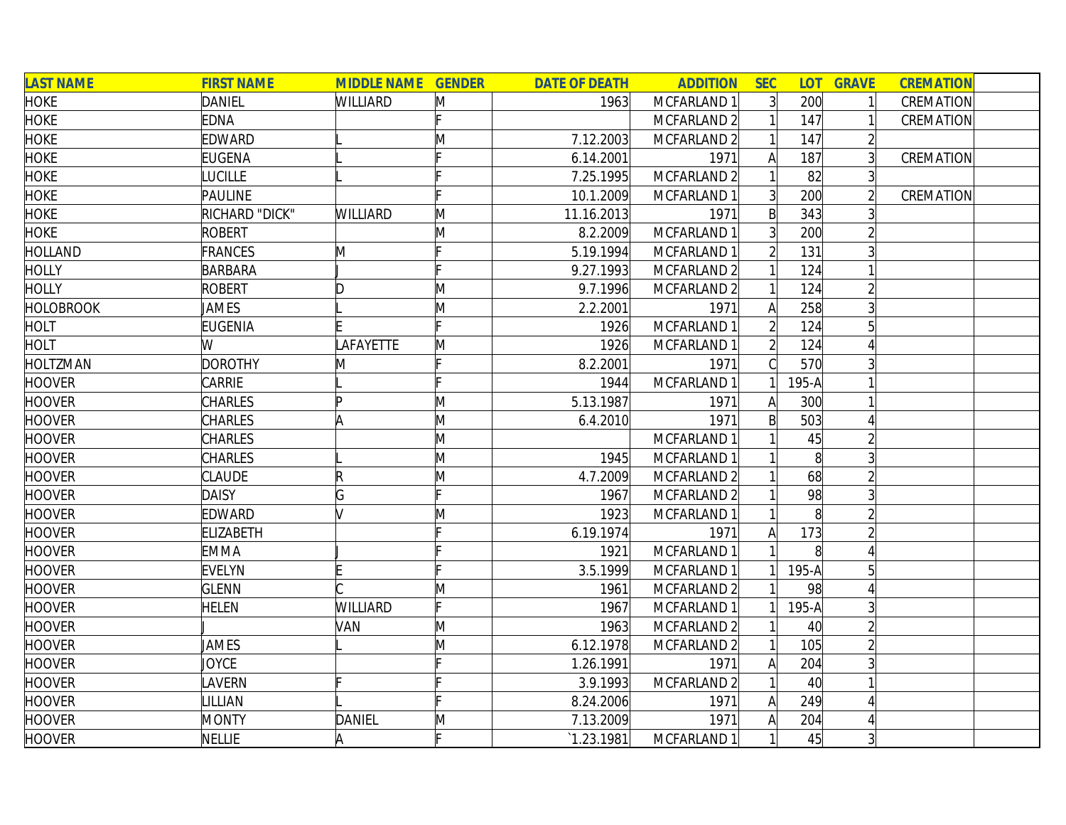| LAST NAME | FIRST NAME | MIDDLE NAME | GENDER | DATE OF DEATH | ADDITION | SEC | LOT | GRAVE | CREMATION | |
|---|---|---|---|---|---|---|---|---|---|---|
| HOKE | DANIEL | WILLIARD | M | 1963 | MCFARLAND 1 | 3 | 200 | 1 | CREMATION | |
| HOKE | EDNA | | F | | MCFARLAND 2 | 1 | 147 | 1 | CREMATION | |
| HOKE | EDWARD | L | M | 7.12.2003 | MCFARLAND 2 | 1 | 147 | 2 | | |
| HOKE | EUGENA | L | F | 6.14.2001 | 1971 | A | 187 | 3 | CREMATION | |
| HOKE | LUCILLE | L | F | 7.25.1995 | MCFARLAND 2 | 1 | 82 | 3 | | |
| HOKE | PAULINE | | F | 10.1.2009 | MCFARLAND 1 | 3 | 200 | 2 | CREMATION | |
| HOKE | RICHARD "DICK" | WILLIARD | M | 11.16.2013 | 1971 | B | 343 | 3 | | |
| HOKE | ROBERT | | M | 8.2.2009 | MCFARLAND 1 | 3 | 200 | 2 | | |
| HOLLAND | FRANCES | M | F | 5.19.1994 | MCFARLAND 1 | 2 | 131 | 3 | | |
| HOLLY | BARBARA | J | F | 9.27.1993 | MCFARLAND 2 | 1 | 124 | 1 | | |
| HOLLY | ROBERT | D | M | 9.7.1996 | MCFARLAND 2 | 1 | 124 | 2 | | |
| HOLOBROOK | JAMES | L | M | 2.2.2001 | 1971 | A | 258 | 3 | | |
| HOLT | EUGENIA | E | F | 1926 | MCFARLAND 1 | 2 | 124 | 5 | | |
| HOLT | W | LAFAYETTE | M | 1926 | MCFARLAND 1 | 2 | 124 | 4 | | |
| HOLTZMAN | DOROTHY | M | F | 8.2.2001 | 1971 | C | 570 | 3 | | |
| HOOVER | CARRIE | L | F | 1944 | MCFARLAND 1 | 1 | 195-A | 1 | | |
| HOOVER | CHARLES | P | M | 5.13.1987 | 1971 | A | 300 | 1 | | |
| HOOVER | CHARLES | A | M | 6.4.2010 | 1971 | B | 503 | 4 | | |
| HOOVER | CHARLES | | M | | MCFARLAND 1 | 1 | 45 | 2 | | |
| HOOVER | CHARLES | L | M | 1945 | MCFARLAND 1 | 1 | 8 | 3 | | |
| HOOVER | CLAUDE | R | M | 4.7.2009 | MCFARLAND 2 | 1 | 68 | 2 | | |
| HOOVER | DAISY | G | F | 1967 | MCFARLAND 2 | 1 | 98 | 3 | | |
| HOOVER | EDWARD | V | M | 1923 | MCFARLAND 1 | 1 | 8 | 2 | | |
| HOOVER | ELIZABETH | | F | 6.19.1974 | 1971 | A | 173 | 2 | | |
| HOOVER | EMMA | J | F | 1921 | MCFARLAND 1 | 1 | 8 | 4 | | |
| HOOVER | EVELYN | E | F | 3.5.1999 | MCFARLAND 1 | 1 | 195-A | 5 | | |
| HOOVER | GLENN | C | M | 1961 | MCFARLAND 2 | 1 | 98 | 4 | | |
| HOOVER | HELEN | WILLIARD | F | 1967 | MCFARLAND 1 | 1 | 195-A | 3 | | |
| HOOVER | J | VAN | M | 1963 | MCFARLAND 2 | 1 | 40 | 2 | | |
| HOOVER | JAMES | L | M | 6.12.1978 | MCFARLAND 2 | 1 | 105 | 2 | | |
| HOOVER | JOYCE | | F | 1.26.1991 | 1971 | A | 204 | 3 | | |
| HOOVER | LAVERN | F | F | 3.9.1993 | MCFARLAND 2 | 1 | 40 | 1 | | |
| HOOVER | LILLIAN | L | F | 8.24.2006 | 1971 | A | 249 | 4 | | |
| HOOVER | MONTY | DANIEL | M | 7.13.2009 | 1971 | A | 204 | 4 | | |
| HOOVER | NELLIE | A | F | `1.23.1981 | MCFARLAND 1 | 1 | 45 | 3 | | |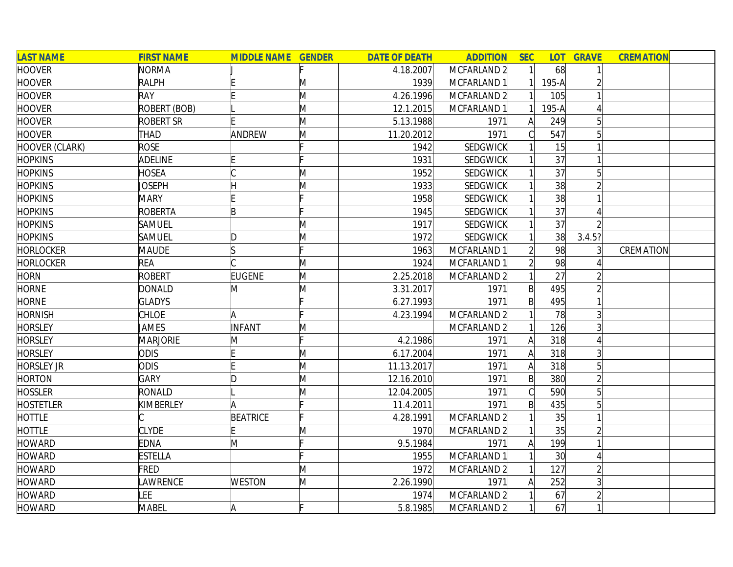| LAST NAME | FIRST NAME | MIDDLE NAME | GENDER | DATE OF DEATH | ADDITION | SEC | LOT | GRAVE | CREMATION | |
|---|---|---|---|---|---|---|---|---|---|---|
| HOOVER | NORMA | J | F | 4.18.2007 | MCFARLAND 2 | 1 | 68 | 1 | | |
| HOOVER | RALPH | E | M | 1939 | MCFARLAND 1 | 1 | 195-A | 2 | | |
| HOOVER | RAY | E | M | 4.26.1996 | MCFARLAND 2 | 1 | 105 | 1 | | |
| HOOVER | ROBERT (BOB) | L | M | 12.1.2015 | MCFARLAND 1 | 1 | 195-A | 4 | | |
| HOOVER | ROBERT SR | E | M | 5.13.1988 | 1971 | A | 249 | 5 | | |
| HOOVER | THAD | ANDREW | M | 11.20.2012 | 1971 | C | 547 | 5 | | |
| HOOVER (CLARK) | ROSE | | F | 1942 | SEDGWICK | 1 | 15 | 1 | | |
| HOPKINS | ADELINE | E | F | 1931 | SEDGWICK | 1 | 37 | 1 | | |
| HOPKINS | HOSEA | C | M | 1952 | SEDGWICK | 1 | 37 | 5 | | |
| HOPKINS | JOSEPH | H | M | 1933 | SEDGWICK | 1 | 38 | 2 | | |
| HOPKINS | MARY | E | F | 1958 | SEDGWICK | 1 | 38 | 1 | | |
| HOPKINS | ROBERTA | B | F | 1945 | SEDGWICK | 1 | 37 | 4 | | |
| HOPKINS | SAMUEL | | M | 1917 | SEDGWICK | 1 | 37 | 2 | | |
| HOPKINS | SAMUEL | D | M | 1972 | SEDGWICK | 1 | 38 | 3.4.5? | | |
| HORLOCKER | MAUDE | S | F | 1963 | MCFARLAND 1 | 2 | 98 | 3 | CREMATION | |
| HORLOCKER | REA | C | M | 1924 | MCFARLAND 1 | 2 | 98 | 4 | | |
| HORN | ROBERT | EUGENE | M | 2.25.2018 | MCFARLAND 2 | 1 | 27 | 2 | | |
| HORNE | DONALD | M | M | 3.31.2017 | 1971 | B | 495 | 2 | | |
| HORNE | GLADYS | | F | 6.27.1993 | 1971 | B | 495 | 1 | | |
| HORNISH | CHLOE | A | F | 4.23.1994 | MCFARLAND 2 | 1 | 78 | 3 | | |
| HORSLEY | JAMES | INFANT | M | | MCFARLAND 2 | 1 | 126 | 3 | | |
| HORSLEY | MARJORIE | M | F | 4.2.1986 | 1971 | A | 318 | 4 | | |
| HORSLEY | ODIS | E | M | 6.17.2004 | 1971 | A | 318 | 3 | | |
| HORSLEY JR | ODIS | E | M | 11.13.2017 | 1971 | A | 318 | 5 | | |
| HORTON | GARY | D | M | 12.16.2010 | 1971 | B | 380 | 2 | | |
| HOSSLER | RONALD | L | M | 12.04.2005 | 1971 | C | 590 | 5 | | |
| HOSTETLER | KIMBERLEY | A | F | 11.4.2011 | 1971 | B | 435 | 5 | | |
| HOTTLE | C | BEATRICE | F | 4.28.1991 | MCFARLAND 2 | 1 | 35 | 1 | | |
| HOTTLE | CLYDE | E | M | 1970 | MCFARLAND 2 | 1 | 35 | 2 | | |
| HOWARD | EDNA | M | F | 9.5.1984 | 1971 | A | 199 | 1 | | |
| HOWARD | ESTELLA | | F | 1955 | MCFARLAND 1 | 1 | 30 | 4 | | |
| HOWARD | FRED | | M | 1972 | MCFARLAND 2 | 1 | 127 | 2 | | |
| HOWARD | LAWRENCE | WESTON | M | 2.26.1990 | 1971 | A | 252 | 3 | | |
| HOWARD | LEE | | | 1974 | MCFARLAND 2 | 1 | 67 | 2 | | |
| HOWARD | MABEL | A | F | 5.8.1985 | MCFARLAND 2 | 1 | 67 | 1 | | |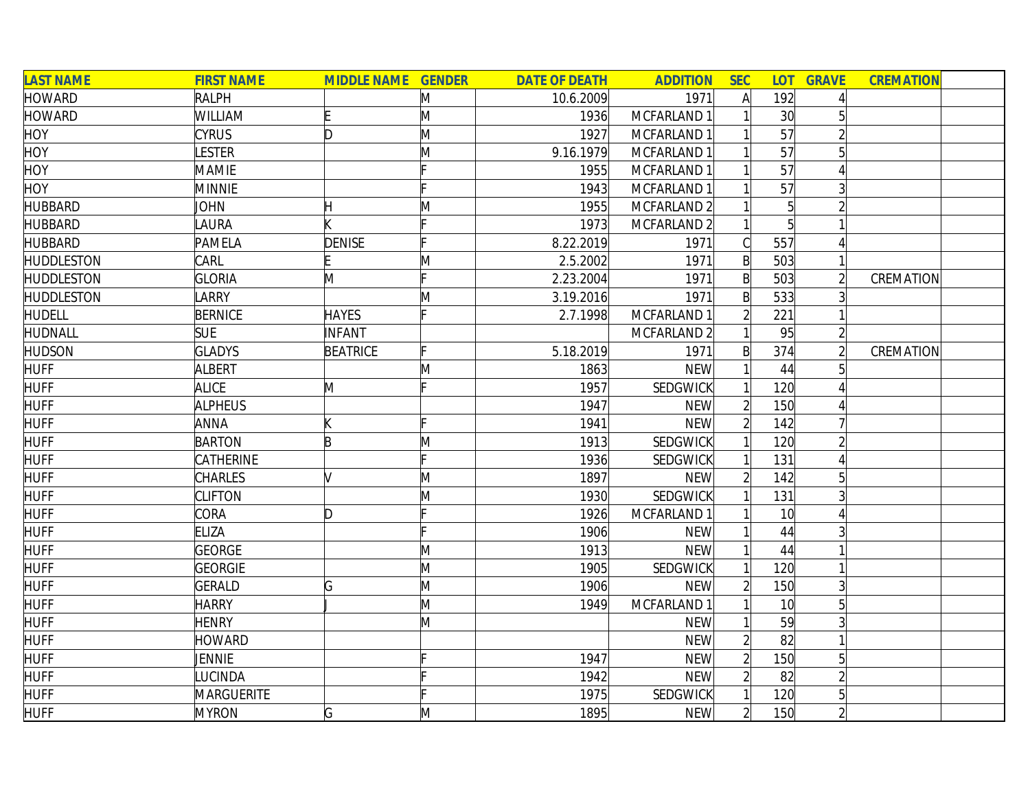| LAST NAME | FIRST NAME | MIDDLE NAME | GENDER | DATE OF DEATH | ADDITION | SEC | LOT | GRAVE | CREMATION | |
|---|---|---|---|---|---|---|---|---|---|---|
| HOWARD | RALPH | | M | 10.6.2009 | 1971 | A | 192 | 4 | | |
| HOWARD | WILLIAM | E | M | 1936 | MCFARLAND 1 | 1 | 30 | 5 | | |
| HOY | CYRUS | D | M | 1927 | MCFARLAND 1 | 1 | 57 | 2 | | |
| HOY | LESTER | | M | 9.16.1979 | MCFARLAND 1 | 1 | 57 | 5 | | |
| HOY | MAMIE | | F | 1955 | MCFARLAND 1 | 1 | 57 | 4 | | |
| HOY | MINNIE | | F | 1943 | MCFARLAND 1 | 1 | 57 | 3 | | |
| HUBBARD | JOHN | H | M | 1955 | MCFARLAND 2 | 1 | 5 | 2 | | |
| HUBBARD | LAURA | K | F | 1973 | MCFARLAND 2 | 1 | 5 | 1 | | |
| HUBBARD | PAMELA | DENISE | F | 8.22.2019 | 1971 | C | 557 | 4 | | |
| HUDDLESTON | CARL | E | M | 2.5.2002 | 1971 | B | 503 | 1 | | |
| HUDDLESTON | GLORIA | M | F | 2.23.2004 | 1971 | B | 503 | 2 | CREMATION | |
| HUDDLESTON | LARRY | | M | 3.19.2016 | 1971 | B | 533 | 3 | | |
| HUDELL | BERNICE | HAYES | F | 2.7.1998 | MCFARLAND 1 | 2 | 221 | 1 | | |
| HUDNALL | SUE | INFANT | | | MCFARLAND 2 | 1 | 95 | 2 | | |
| HUDSON | GLADYS | BEATRICE | F | 5.18.2019 | 1971 | B | 374 | 2 | CREMATION | |
| HUFF | ALBERT | | M | 1863 | NEW | 1 | 44 | 5 | | |
| HUFF | ALICE | M | F | 1957 | SEDGWICK | 1 | 120 | 4 | | |
| HUFF | ALPHEUS | | | 1947 | NEW | 2 | 150 | 4 | | |
| HUFF | ANNA | K | F | 1941 | NEW | 2 | 142 | 7 | | |
| HUFF | BARTON | B | M | 1913 | SEDGWICK | 1 | 120 | 2 | | |
| HUFF | CATHERINE | | F | 1936 | SEDGWICK | 1 | 131 | 4 | | |
| HUFF | CHARLES | V | M | 1897 | NEW | 2 | 142 | 5 | | |
| HUFF | CLIFTON | | M | 1930 | SEDGWICK | 1 | 131 | 3 | | |
| HUFF | CORA | D | F | 1926 | MCFARLAND 1 | 1 | 10 | 4 | | |
| HUFF | ELIZA | | F | 1906 | NEW | 1 | 44 | 3 | | |
| HUFF | GEORGE | | M | 1913 | NEW | 1 | 44 | 1 | | |
| HUFF | GEORGIE | | M | 1905 | SEDGWICK | 1 | 120 | 1 | | |
| HUFF | GERALD | G | M | 1906 | NEW | 2 | 150 | 3 | | |
| HUFF | HARRY | J | M | 1949 | MCFARLAND 1 | 1 | 10 | 5 | | |
| HUFF | HENRY | | M | | NEW | 1 | 59 | 3 | | |
| HUFF | HOWARD | | | | NEW | 2 | 82 | 1 | | |
| HUFF | JENNIE | | F | 1947 | NEW | 2 | 150 | 5 | | |
| HUFF | LUCINDA | | F | 1942 | NEW | 2 | 82 | 2 | | |
| HUFF | MARGUERITE | | F | 1975 | SEDGWICK | 1 | 120 | 5 | | |
| HUFF | MYRON | G | M | 1895 | NEW | 2 | 150 | 2 | | |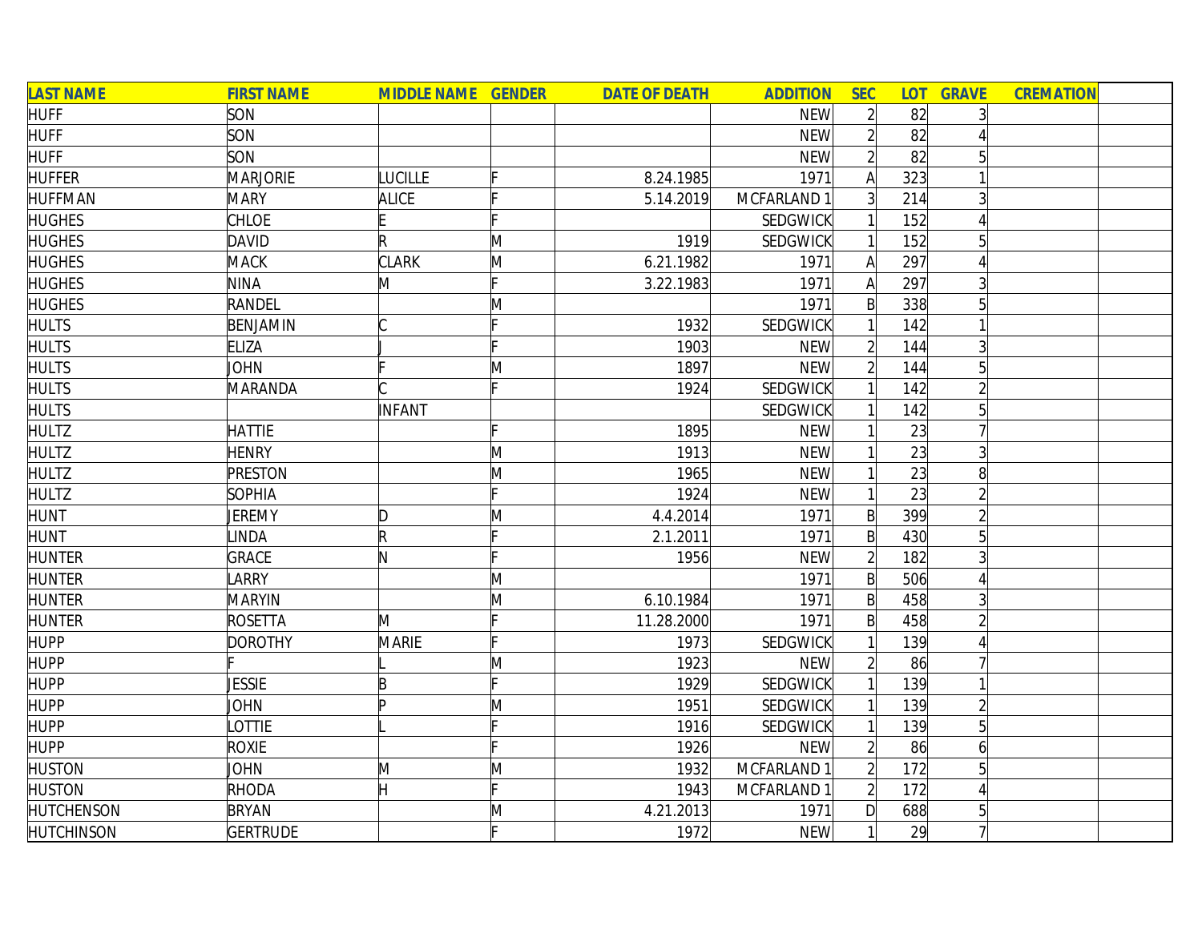| LAST NAME | FIRST NAME | MIDDLE NAME | GENDER | DATE OF DEATH | ADDITION | SEC | LOT | GRAVE | CREMATION | |
|---|---|---|---|---|---|---|---|---|---|---|
| HUFF | SON | | | | NEW | 2 | 82 | 3 | | |
| HUFF | SON | | | | NEW | 2 | 82 | 4 | | |
| HUFF | SON | | | | NEW | 2 | 82 | 5 | | |
| HUFFER | MARJORIE | LUCILLE | F | 8.24.1985 | 1971 | A | 323 | 1 | | |
| HUFFMAN | MARY | ALICE | F | 5.14.2019 | MCFARLAND 1 | 3 | 214 | 3 | | |
| HUGHES | CHLOE | E | F | | SEDGWICK | 1 | 152 | 4 | | |
| HUGHES | DAVID | R | M | 1919 | SEDGWICK | 1 | 152 | 5 | | |
| HUGHES | MACK | CLARK | M | 6.21.1982 | 1971 | A | 297 | 4 | | |
| HUGHES | NINA | M | F | 3.22.1983 | 1971 | A | 297 | 3 | | |
| HUGHES | RANDEL | | M | | 1971 | B | 338 | 5 | | |
| HULTS | BENJAMIN | C | F | 1932 | SEDGWICK | 1 | 142 | 1 | | |
| HULTS | ELIZA | J | F | 1903 | NEW | 2 | 144 | 3 | | |
| HULTS | JOHN | F | M | 1897 | NEW | 2 | 144 | 5 | | |
| HULTS | MARANDA | C | F | 1924 | SEDGWICK | 1 | 142 | 2 | | |
| HULTS | | INFANT | | | SEDGWICK | 1 | 142 | 5 | | |
| HULTZ | HATTIE | | F | 1895 | NEW | 1 | 23 | 7 | | |
| HULTZ | HENRY | | M | 1913 | NEW | 1 | 23 | 3 | | |
| HULTZ | PRESTON | | M | 1965 | NEW | 1 | 23 | 8 | | |
| HULTZ | SOPHIA | | F | 1924 | NEW | 1 | 23 | 2 | | |
| HUNT | JEREMY | D | M | 4.4.2014 | 1971 | B | 399 | 2 | | |
| HUNT | LINDA | R | F | 2.1.2011 | 1971 | B | 430 | 5 | | |
| HUNTER | GRACE | N | F | 1956 | NEW | 2 | 182 | 3 | | |
| HUNTER | LARRY | | M | | 1971 | B | 506 | 4 | | |
| HUNTER | MARYIN | | M | 6.10.1984 | 1971 | B | 458 | 3 | | |
| HUNTER | ROSETTA | M | F | 11.28.2000 | 1971 | B | 458 | 2 | | |
| HUPP | DOROTHY | MARIE | F | 1973 | SEDGWICK | 1 | 139 | 4 | | |
| HUPP | F | L | M | 1923 | NEW | 2 | 86 | 7 | | |
| HUPP | JESSIE | B | F | 1929 | SEDGWICK | 1 | 139 | 1 | | |
| HUPP | JOHN | P | M | 1951 | SEDGWICK | 1 | 139 | 2 | | |
| HUPP | LOTTIE | L | F | 1916 | SEDGWICK | 1 | 139 | 5 | | |
| HUPP | ROXIE | | F | 1926 | NEW | 2 | 86 | 6 | | |
| HUSTON | JOHN | M | M | 1932 | MCFARLAND 1 | 2 | 172 | 5 | | |
| HUSTON | RHODA | H | F | 1943 | MCFARLAND 1 | 2 | 172 | 4 | | |
| HUTCHENSON | BRYAN | | M | 4.21.2013 | 1971 | D | 688 | 5 | | |
| HUTCHINSON | GERTRUDE | | F | 1972 | NEW | 1 | 29 | 7 | | |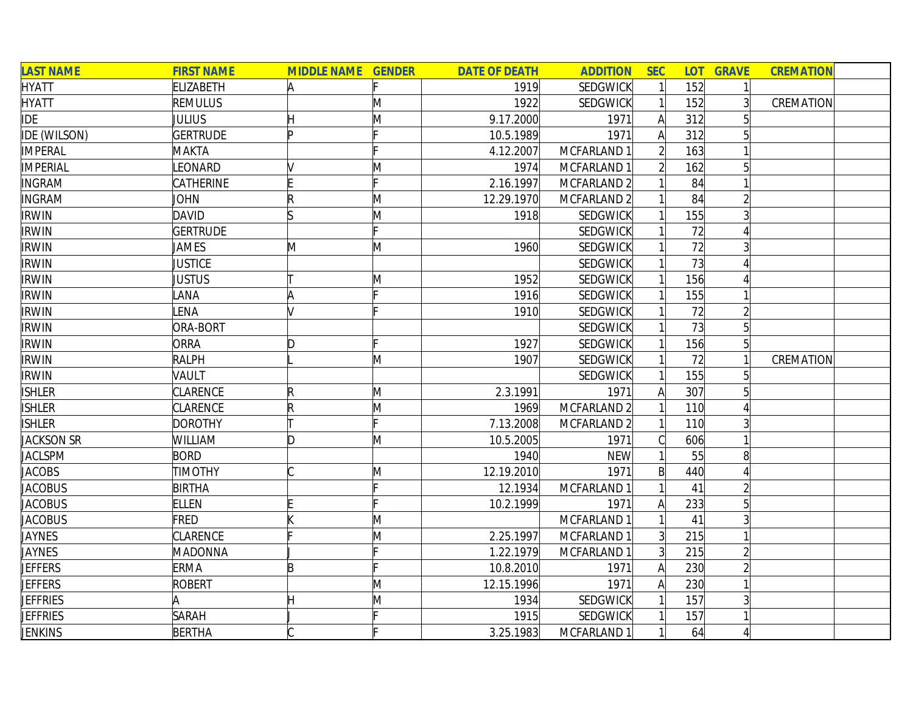| LAST NAME | FIRST NAME | MIDDLE NAME | GENDER | DATE OF DEATH | ADDITION | SEC | LOT | GRAVE | CREMATION | |
|---|---|---|---|---|---|---|---|---|---|---|
| HYATT | ELIZABETH | A | F | 1919 | SEDGWICK | 1 | 152 | 1 | | |
| HYATT | REMULUS | | M | 1922 | SEDGWICK | 1 | 152 | 3 | CREMATION | |
| IDE | JULIUS | H | M | 9.17.2000 | 1971 | A | 312 | 5 | | |
| IDE (WILSON) | GERTRUDE | P | F | 10.5.1989 | 1971 | A | 312 | 5 | | |
| IMPERAL | MAKTA | | F | 4.12.2007 | MCFARLAND 1 | 2 | 163 | 1 | | |
| IMPERIAL | LEONARD | V | M | 1974 | MCFARLAND 1 | 2 | 162 | 5 | | |
| INGRAM | CATHERINE | E | F | 2.16.1997 | MCFARLAND 2 | 1 | 84 | 1 | | |
| INGRAM | JOHN | R | M | 12.29.1970 | MCFARLAND 2 | 1 | 84 | 2 | | |
| IRWIN | DAVID | S | M | 1918 | SEDGWICK | 1 | 155 | 3 | | |
| IRWIN | GERTRUDE | | F | | SEDGWICK | 1 | 72 | 4 | | |
| IRWIN | JAMES | M | M | 1960 | SEDGWICK | 1 | 72 | 3 | | |
| IRWIN | JUSTICE | | | | SEDGWICK | 1 | 73 | 4 | | |
| IRWIN | JUSTUS | T | M | 1952 | SEDGWICK | 1 | 156 | 4 | | |
| IRWIN | LANA | A | F | 1916 | SEDGWICK | 1 | 155 | 1 | | |
| IRWIN | LENA | V | F | 1910 | SEDGWICK | 1 | 72 | 2 | | |
| IRWIN | ORA-BORT | | | | SEDGWICK | 1 | 73 | 5 | | |
| IRWIN | ORRA | D | F | 1927 | SEDGWICK | 1 | 156 | 5 | | |
| IRWIN | RALPH | L | M | 1907 | SEDGWICK | 1 | 72 | 1 | CREMATION | |
| IRWIN | VAULT | | | | SEDGWICK | 1 | 155 | 5 | | |
| ISHLER | CLARENCE | R | M | 2.3.1991 | 1971 | A | 307 | 5 | | |
| ISHLER | CLARENCE | R | M | 1969 | MCFARLAND 2 | 1 | 110 | 4 | | |
| ISHLER | DOROTHY | T | F | 7.13.2008 | MCFARLAND 2 | 1 | 110 | 3 | | |
| JACKSON SR | WILLIAM | D | M | 10.5.2005 | 1971 | C | 606 | 1 | | |
| JACLSPM | BORD | | | 1940 | NEW | 1 | 55 | 8 | | |
| JACOBS | TIMOTHY | C | M | 12.19.2010 | 1971 | B | 440 | 4 | | |
| JACOBUS | BIRTHA | | F | 12.1934 | MCFARLAND 1 | 1 | 41 | 2 | | |
| JACOBUS | ELLEN | E | F | 10.2.1999 | 1971 | A | 233 | 5 | | |
| JACOBUS | FRED | K | M | | MCFARLAND 1 | 1 | 41 | 3 | | |
| JAYNES | CLARENCE | F | M | 2.25.1997 | MCFARLAND 1 | 3 | 215 | 1 | | |
| JAYNES | MADONNA | J | F | 1.22.1979 | MCFARLAND 1 | 3 | 215 | 2 | | |
| JEFFERS | ERMA | B | F | 10.8.2010 | 1971 | A | 230 | 2 | | |
| JEFFERS | ROBERT | | M | 12.15.1996 | 1971 | A | 230 | 1 | | |
| JEFFRIES | A | H | M | 1934 | SEDGWICK | 1 | 157 | 3 | | |
| JEFFRIES | SARAH | J | F | 1915 | SEDGWICK | 1 | 157 | 1 | | |
| JENKINS | BERTHA | C | F | 3.25.1983 | MCFARLAND 1 | 1 | 64 | 4 | | |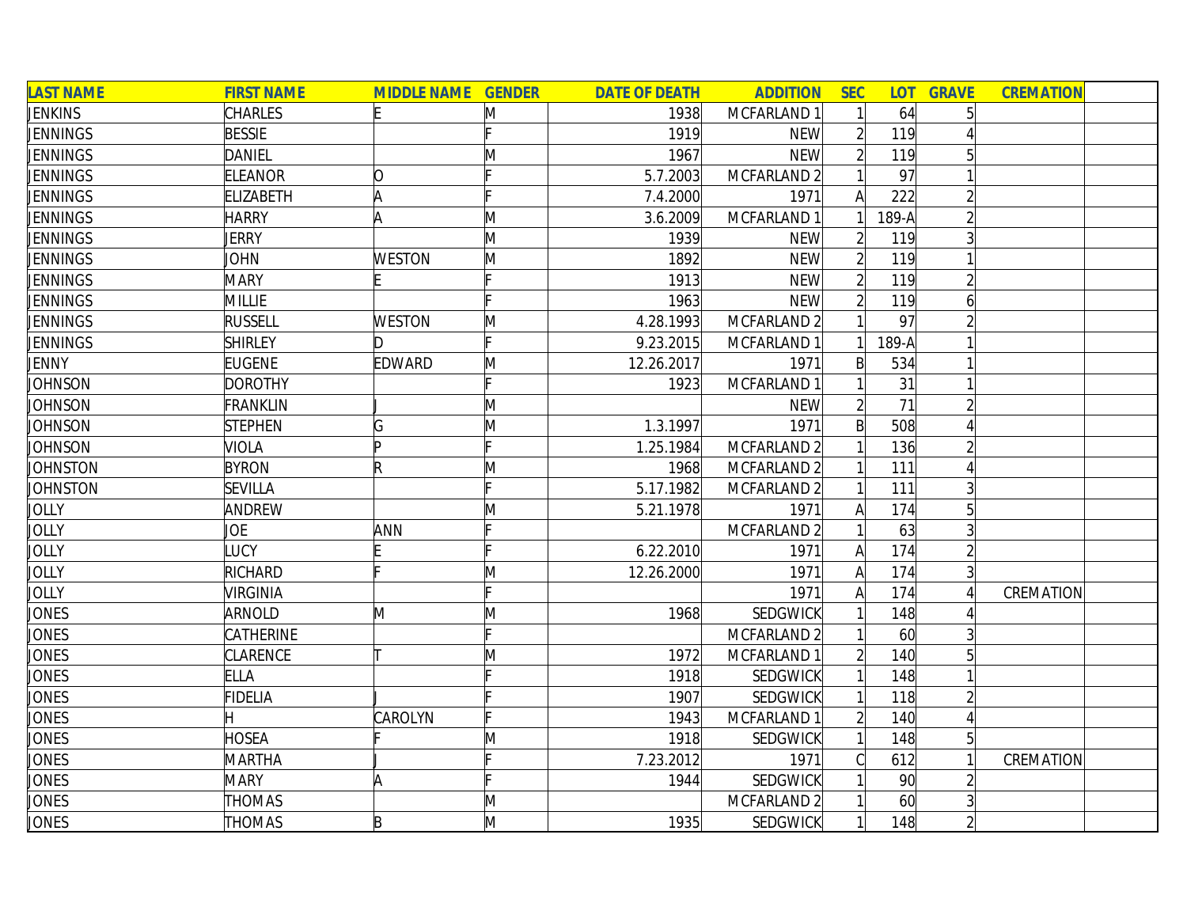| LAST NAME | FIRST NAME | MIDDLE NAME | GENDER | DATE OF DEATH | ADDITION | SEC | LOT | GRAVE | CREMATION | |
|---|---|---|---|---|---|---|---|---|---|---|
| JENKINS | CHARLES | E | M | 1938 | MCFARLAND 1 | 1 | 64 | 5 | | |
| JENNINGS | BESSIE | | F | 1919 | NEW | 2 | 119 | 4 | | |
| JENNINGS | DANIEL | | M | 1967 | NEW | 2 | 119 | 5 | | |
| JENNINGS | ELEANOR | O | F | 5.7.2003 | MCFARLAND 2 | 1 | 97 | 1 | | |
| JENNINGS | ELIZABETH | A | F | 7.4.2000 | 1971 | A | 222 | 2 | | |
| JENNINGS | HARRY | A | M | 3.6.2009 | MCFARLAND 1 | 1 | 189-A | 2 | | |
| JENNINGS | JERRY | | M | 1939 | NEW | 2 | 119 | 3 | | |
| JENNINGS | JOHN | WESTON | M | 1892 | NEW | 2 | 119 | 1 | | |
| JENNINGS | MARY | E | F | 1913 | NEW | 2 | 119 | 2 | | |
| JENNINGS | MILLIE | | F | 1963 | NEW | 2 | 119 | 6 | | |
| JENNINGS | RUSSELL | WESTON | M | 4.28.1993 | MCFARLAND 2 | 1 | 97 | 2 | | |
| JENNINGS | SHIRLEY | D | F | 9.23.2015 | MCFARLAND 1 | 1 | 189-A | 1 | | |
| JENNY | EUGENE | EDWARD | M | 12.26.2017 | 1971 | B | 534 | 1 | | |
| JOHNSON | DOROTHY | | F | 1923 | MCFARLAND 1 | 1 | 31 | 1 | | |
| JOHNSON | FRANKLIN | J | M | | NEW | 2 | 71 | 2 | | |
| JOHNSON | STEPHEN | G | M | 1.3.1997 | 1971 | B | 508 | 4 | | |
| JOHNSON | VIOLA | P | F | 1.25.1984 | MCFARLAND 2 | 1 | 136 | 2 | | |
| JOHNSTON | BYRON | R | M | 1968 | MCFARLAND 2 | 1 | 111 | 4 | | |
| JOHNSTON | SEVILLA | | F | 5.17.1982 | MCFARLAND 2 | 1 | 111 | 3 | | |
| JOLLY | ANDREW | | M | 5.21.1978 | 1971 | A | 174 | 5 | | |
| JOLLY | JOE | ANN | F | | MCFARLAND 2 | 1 | 63 | 3 | | |
| JOLLY | LUCY | E | F | 6.22.2010 | 1971 | A | 174 | 2 | | |
| JOLLY | RICHARD | F | M | 12.26.2000 | 1971 | A | 174 | 3 | | |
| JOLLY | VIRGINIA | | F | | 1971 | A | 174 | 4 | CREMATION | |
| JONES | ARNOLD | M | M | 1968 | SEDGWICK | 1 | 148 | 4 | | |
| JONES | CATHERINE | | F | | MCFARLAND 2 | 1 | 60 | 3 | | |
| JONES | CLARENCE | T | M | 1972 | MCFARLAND 1 | 2 | 140 | 5 | | |
| JONES | ELLA | | F | 1918 | SEDGWICK | 1 | 148 | 1 | | |
| JONES | FIDELIA | J | F | 1907 | SEDGWICK | 1 | 118 | 2 | | |
| JONES | H | CAROLYN | F | 1943 | MCFARLAND 1 | 2 | 140 | 4 | | |
| JONES | HOSEA | F | M | 1918 | SEDGWICK | 1 | 148 | 5 | | |
| JONES | MARTHA | J | F | 7.23.2012 | 1971 | C | 612 | 1 | CREMATION | |
| JONES | MARY | A | F | 1944 | SEDGWICK | 1 | 90 | 2 | | |
| JONES | THOMAS | | M | | MCFARLAND 2 | 1 | 60 | 3 | | |
| JONES | THOMAS | B | M | 1935 | SEDGWICK | 1 | 148 | 2 | | |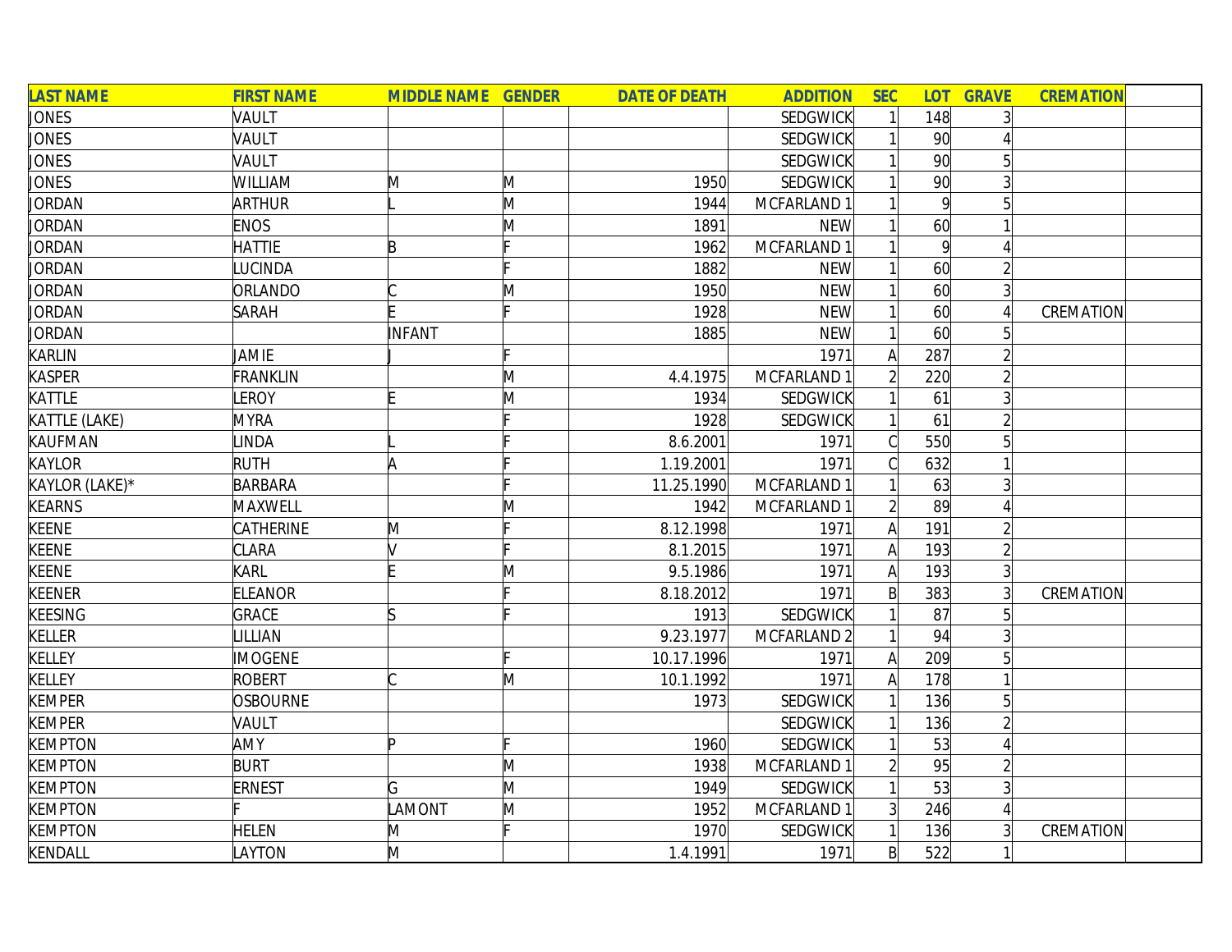| LAST NAME | FIRST NAME | MIDDLE NAME | GENDER | DATE OF DEATH | ADDITION | SEC | LOT | GRAVE | CREMATION | |
|---|---|---|---|---|---|---|---|---|---|---|
| JONES | VAULT | | | | SEDGWICK | 1 | 148 | 3 | | |
| JONES | VAULT | | | | SEDGWICK | 1 | 90 | 4 | | |
| JONES | VAULT | | | | SEDGWICK | 1 | 90 | 5 | | |
| JONES | WILLIAM | M | M | 1950 | SEDGWICK | 1 | 90 | 3 | | |
| JORDAN | ARTHUR | L | M | 1944 | MCFARLAND 1 | 1 | 9 | 5 | | |
| JORDAN | ENOS | | M | 1891 | NEW | 1 | 60 | 1 | | |
| JORDAN | HATTIE | B | F | 1962 | MCFARLAND 1 | 1 | 9 | 4 | | |
| JORDAN | LUCINDA | | F | 1882 | NEW | 1 | 60 | 2 | | |
| JORDAN | ORLANDO | C | M | 1950 | NEW | 1 | 60 | 3 | | |
| JORDAN | SARAH | E | F | 1928 | NEW | 1 | 60 | 4 | CREMATION | |
| JORDAN | | INFANT | | 1885 | NEW | 1 | 60 | 5 | | |
| KARLIN | JAMIE | J | F | | 1971 | A | 287 | 2 | | |
| KASPER | FRANKLIN | | M | 4.4.1975 | MCFARLAND 1 | 2 | 220 | 2 | | |
| KATTLE | LEROY | E | M | 1934 | SEDGWICK | 1 | 61 | 3 | | |
| KATTLE (LAKE) | MYRA | | F | 1928 | SEDGWICK | 1 | 61 | 2 | | |
| KAUFMAN | LINDA | L | F | 8.6.2001 | 1971 | C | 550 | 5 | | |
| KAYLOR | RUTH | A | F | 1.19.2001 | 1971 | C | 632 | 1 | | |
| KAYLOR (LAKE)* | BARBARA | | F | 11.25.1990 | MCFARLAND 1 | 1 | 63 | 3 | | |
| KEARNS | MAXWELL | | M | 1942 | MCFARLAND 1 | 2 | 89 | 4 | | |
| KEENE | CATHERINE | M | F | 8.12.1998 | 1971 | A | 191 | 2 | | |
| KEENE | CLARA | V | F | 8.1.2015 | 1971 | A | 193 | 2 | | |
| KEENE | KARL | E | M | 9.5.1986 | 1971 | A | 193 | 3 | | |
| KEENER | ELEANOR | | F | 8.18.2012 | 1971 | B | 383 | 3 | CREMATION | |
| KEESING | GRACE | S | F | 1913 | SEDGWICK | 1 | 87 | 5 | | |
| KELLER | LILLIAN | | | 9.23.1977 | MCFARLAND 2 | 1 | 94 | 3 | | |
| KELLEY | IMOGENE | | F | 10.17.1996 | 1971 | A | 209 | 5 | | |
| KELLEY | ROBERT | C | M | 10.1.1992 | 1971 | A | 178 | 1 | | |
| KEMPER | OSBOURNE | | | 1973 | SEDGWICK | 1 | 136 | 5 | | |
| KEMPER | VAULT | | | | SEDGWICK | 1 | 136 | 2 | | |
| KEMPTON | AMY | P | F | 1960 | SEDGWICK | 1 | 53 | 4 | | |
| KEMPTON | BURT | | M | 1938 | MCFARLAND 1 | 2 | 95 | 2 | | |
| KEMPTON | ERNEST | G | M | 1949 | SEDGWICK | 1 | 53 | 3 | | |
| KEMPTON | F | LAMONT | M | 1952 | MCFARLAND 1 | 3 | 246 | 4 | | |
| KEMPTON | HELEN | M | F | 1970 | SEDGWICK | 1 | 136 | 3 | CREMATION | |
| KENDALL | LAYTON | M | | 1.4.1991 | 1971 | B | 522 | 1 | | |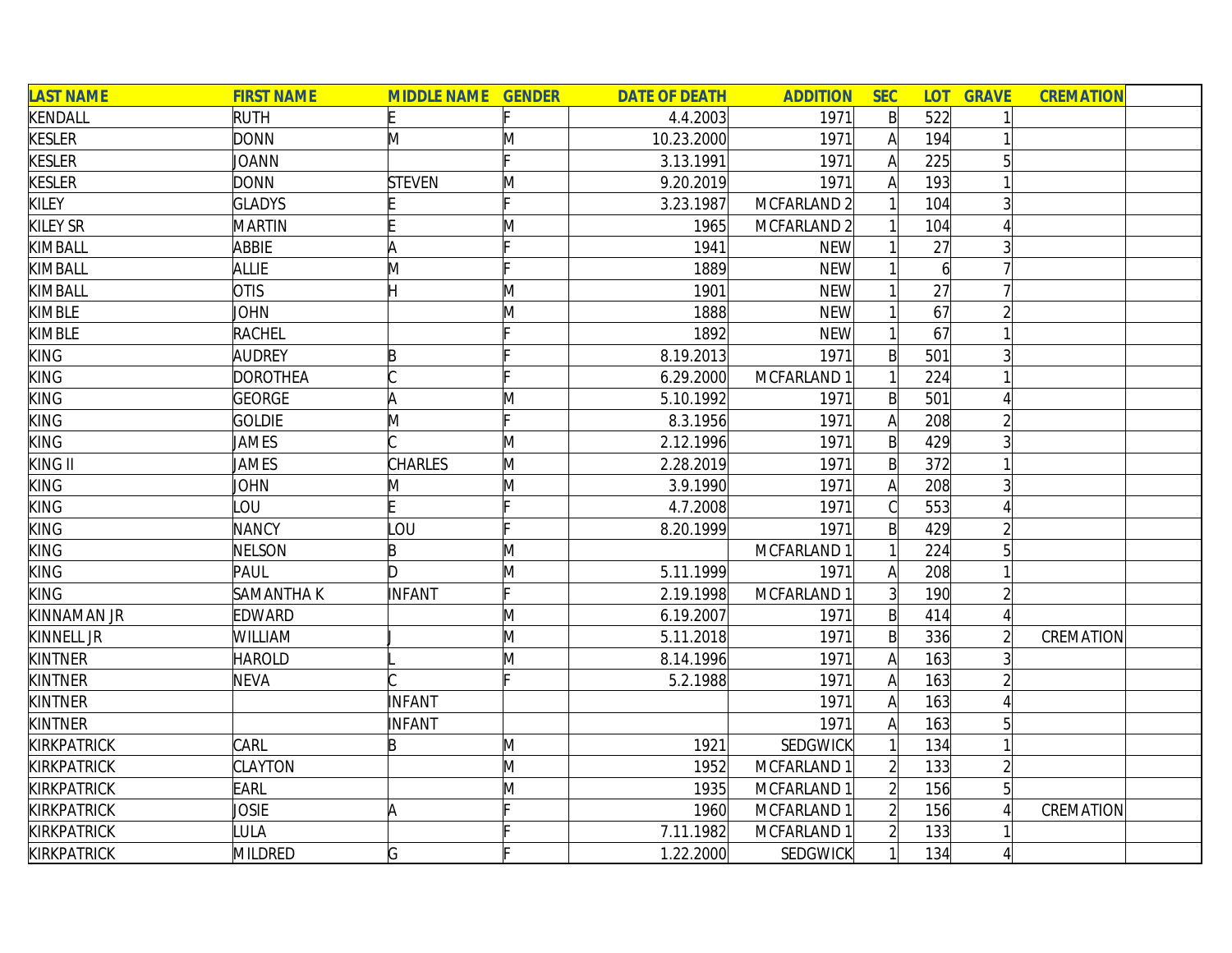| LAST NAME | FIRST NAME | MIDDLE NAME | GENDER | DATE OF DEATH | ADDITION | SEC | LOT | GRAVE | CREMATION | |
|---|---|---|---|---|---|---|---|---|---|---|
| KENDALL | RUTH | E | F | 4.4.2003 | 1971 | B | 522 | 1 | | |
| KESLER | DONN | M | M | 10.23.2000 | 1971 | A | 194 | 1 | | |
| KESLER | JOANN | | F | 3.13.1991 | 1971 | A | 225 | 5 | | |
| KESLER | DONN | STEVEN | M | 9.20.2019 | 1971 | A | 193 | 1 | | |
| KILEY | GLADYS | E | F | 3.23.1987 | MCFARLAND 2 | 1 | 104 | 3 | | |
| KILEY SR | MARTIN | E | M | 1965 | MCFARLAND 2 | 1 | 104 | 4 | | |
| KIMBALL | ABBIE | A | F | 1941 | NEW | 1 | 27 | 3 | | |
| KIMBALL | ALLIE | M | F | 1889 | NEW | 1 | 6 | 7 | | |
| KIMBALL | OTIS | H | M | 1901 | NEW | 1 | 27 | 7 | | |
| KIMBLE | JOHN | | M | 1888 | NEW | 1 | 67 | 2 | | |
| KIMBLE | RACHEL | | F | 1892 | NEW | 1 | 67 | 1 | | |
| KING | AUDREY | B | F | 8.19.2013 | 1971 | B | 501 | 3 | | |
| KING | DOROTHEA | C | F | 6.29.2000 | MCFARLAND 1 | 1 | 224 | 1 | | |
| KING | GEORGE | A | M | 5.10.1992 | 1971 | B | 501 | 4 | | |
| KING | GOLDIE | M | F | 8.3.1956 | 1971 | A | 208 | 2 | | |
| KING | JAMES | C | M | 2.12.1996 | 1971 | B | 429 | 3 | | |
| KING II | JAMES | CHARLES | M | 2.28.2019 | 1971 | B | 372 | 1 | | |
| KING | JOHN | M | M | 3.9.1990 | 1971 | A | 208 | 3 | | |
| KING | LOU | E | F | 4.7.2008 | 1971 | C | 553 | 4 | | |
| KING | NANCY | LOU | F | 8.20.1999 | 1971 | B | 429 | 2 | | |
| KING | NELSON | B | M | | MCFARLAND 1 | 1 | 224 | 5 | | |
| KING | PAUL | D | M | 5.11.1999 | 1971 | A | 208 | 1 | | |
| KING | SAMANTHA K | INFANT | F | 2.19.1998 | MCFARLAND 1 | 3 | 190 | 2 | | |
| KINNAMAN JR | EDWARD | | M | 6.19.2007 | 1971 | B | 414 | 4 | | |
| KINNELL JR | WILLIAM | J | M | 5.11.2018 | 1971 | B | 336 | 2 | CREMATION | |
| KINTNER | HAROLD | L | M | 8.14.1996 | 1971 | A | 163 | 3 | | |
| KINTNER | NEVA | C | F | 5.2.1988 | 1971 | A | 163 | 2 | | |
| KINTNER | | INFANT | | | 1971 | A | 163 | 4 | | |
| KINTNER | | INFANT | | | 1971 | A | 163 | 5 | | |
| KIRKPATRICK | CARL | B | M | 1921 | SEDGWICK | 1 | 134 | 1 | | |
| KIRKPATRICK | CLAYTON | | M | 1952 | MCFARLAND 1 | 2 | 133 | 2 | | |
| KIRKPATRICK | EARL | | M | 1935 | MCFARLAND 1 | 2 | 156 | 5 | | |
| KIRKPATRICK | JOSIE | A | F | 1960 | MCFARLAND 1 | 2 | 156 | 4 | CREMATION | |
| KIRKPATRICK | LULA | | F | 7.11.1982 | MCFARLAND 1 | 2 | 133 | 1 | | |
| KIRKPATRICK | MILDRED | G | F | 1.22.2000 | SEDGWICK | 1 | 134 | 4 | | |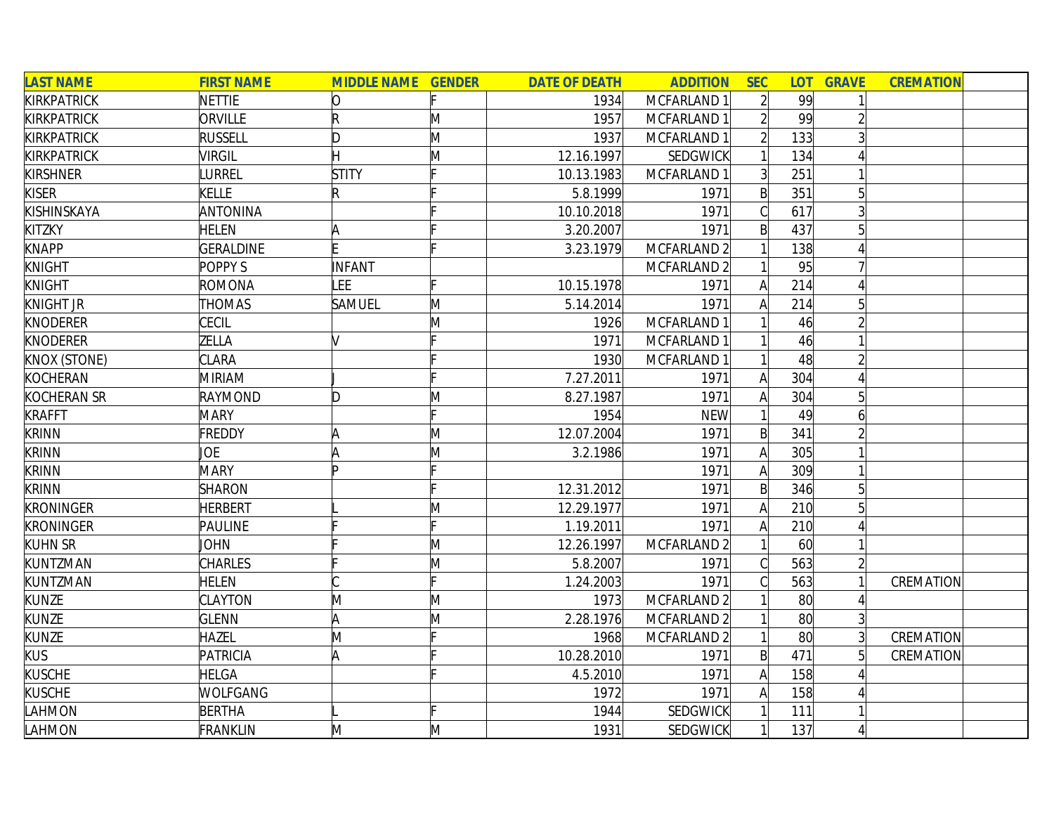| LAST NAME | FIRST NAME | MIDDLE NAME | GENDER | DATE OF DEATH | ADDITION | SEC | LOT | GRAVE | CREMATION |  |
|---|---|---|---|---|---|---|---|---|---|---|
| KIRKPATRICK | NETTIE | O | F | 1934 | MCFARLAND 1 | 2 | 99 | 1 |  |  |
| KIRKPATRICK | ORVILLE | R | M | 1957 | MCFARLAND 1 | 2 | 99 | 2 |  |  |
| KIRKPATRICK | RUSSELL | D | M | 1937 | MCFARLAND 1 | 2 | 133 | 3 |  |  |
| KIRKPATRICK | VIRGIL | H | M | 12.16.1997 | SEDGWICK | 1 | 134 | 4 |  |  |
| KIRSHNER | LURREL | STITY | F | 10.13.1983 | MCFARLAND 1 | 3 | 251 | 1 |  |  |
| KISER | KELLE | R | F | 5.8.1999 | 1971 | B | 351 | 5 |  |  |
| KISHINSKAYA | ANTONINA |  | F | 10.10.2018 | 1971 | C | 617 | 3 |  |  |
| KITZKY | HELEN | A | F | 3.20.2007 | 1971 | B | 437 | 5 |  |  |
| KNAPP | GERALDINE | E | F | 3.23.1979 | MCFARLAND 2 | 1 | 138 | 4 |  |  |
| KNIGHT | POPPY S | INFANT |  |  | MCFARLAND 2 | 1 | 95 | 7 |  |  |
| KNIGHT | ROMONA | LEE | F | 10.15.1978 | 1971 | A | 214 | 4 |  |  |
| KNIGHT JR | THOMAS | SAMUEL | M | 5.14.2014 | 1971 | A | 214 | 5 |  |  |
| KNODERER | CECIL |  | M | 1926 | MCFARLAND 1 | 1 | 46 | 2 |  |  |
| KNODERER | ZELLA | V | F | 1971 | MCFARLAND 1 | 1 | 46 | 1 |  |  |
| KNOX (STONE) | CLARA |  | F | 1930 | MCFARLAND 1 | 1 | 48 | 2 |  |  |
| KOCHERAN | MIRIAM | J | F | 7.27.2011 | 1971 | A | 304 | 4 |  |  |
| KOCHERAN SR | RAYMOND | D | M | 8.27.1987 | 1971 | A | 304 | 5 |  |  |
| KRAFFT | MARY |  | F | 1954 | NEW | 1 | 49 | 6 |  |  |
| KRINN | FREDDY | A | M | 12.07.2004 | 1971 | B | 341 | 2 |  |  |
| KRINN | JOE | A | M | 3.2.1986 | 1971 | A | 305 | 1 |  |  |
| KRINN | MARY | P | F |  | 1971 | A | 309 | 1 |  |  |
| KRINN | SHARON |  | F | 12.31.2012 | 1971 | B | 346 | 5 |  |  |
| KRONINGER | HERBERT | L | M | 12.29.1977 | 1971 | A | 210 | 5 |  |  |
| KRONINGER | PAULINE | F | F | 1.19.2011 | 1971 | A | 210 | 4 |  |  |
| KUHN SR | JOHN | F | M | 12.26.1997 | MCFARLAND 2 | 1 | 60 | 1 |  |  |
| KUNTZMAN | CHARLES | F | M | 5.8.2007 | 1971 | C | 563 | 2 |  |  |
| KUNTZMAN | HELEN | C | F | 1.24.2003 | 1971 | C | 563 | 1 | CREMATION |  |
| KUNZE | CLAYTON | M | M | 1973 | MCFARLAND 2 | 1 | 80 | 4 |  |  |
| KUNZE | GLENN | A | M | 2.28.1976 | MCFARLAND 2 | 1 | 80 | 3 |  |  |
| KUNZE | HAZEL | M | F | 1968 | MCFARLAND 2 | 1 | 80 | 3 | CREMATION |  |
| KUS | PATRICIA | A | F | 10.28.2010 | 1971 | B | 471 | 5 | CREMATION |  |
| KUSCHE | HELGA |  | F | 4.5.2010 | 1971 | A | 158 | 4 |  |  |
| KUSCHE | WOLFGANG |  |  | 1972 | 1971 | A | 158 | 4 |  |  |
| LAHMON | BERTHA | L | F | 1944 | SEDGWICK | 1 | 111 | 1 |  |  |
| LAHMON | FRANKLIN | M | M | 1931 | SEDGWICK | 1 | 137 | 4 |  |  |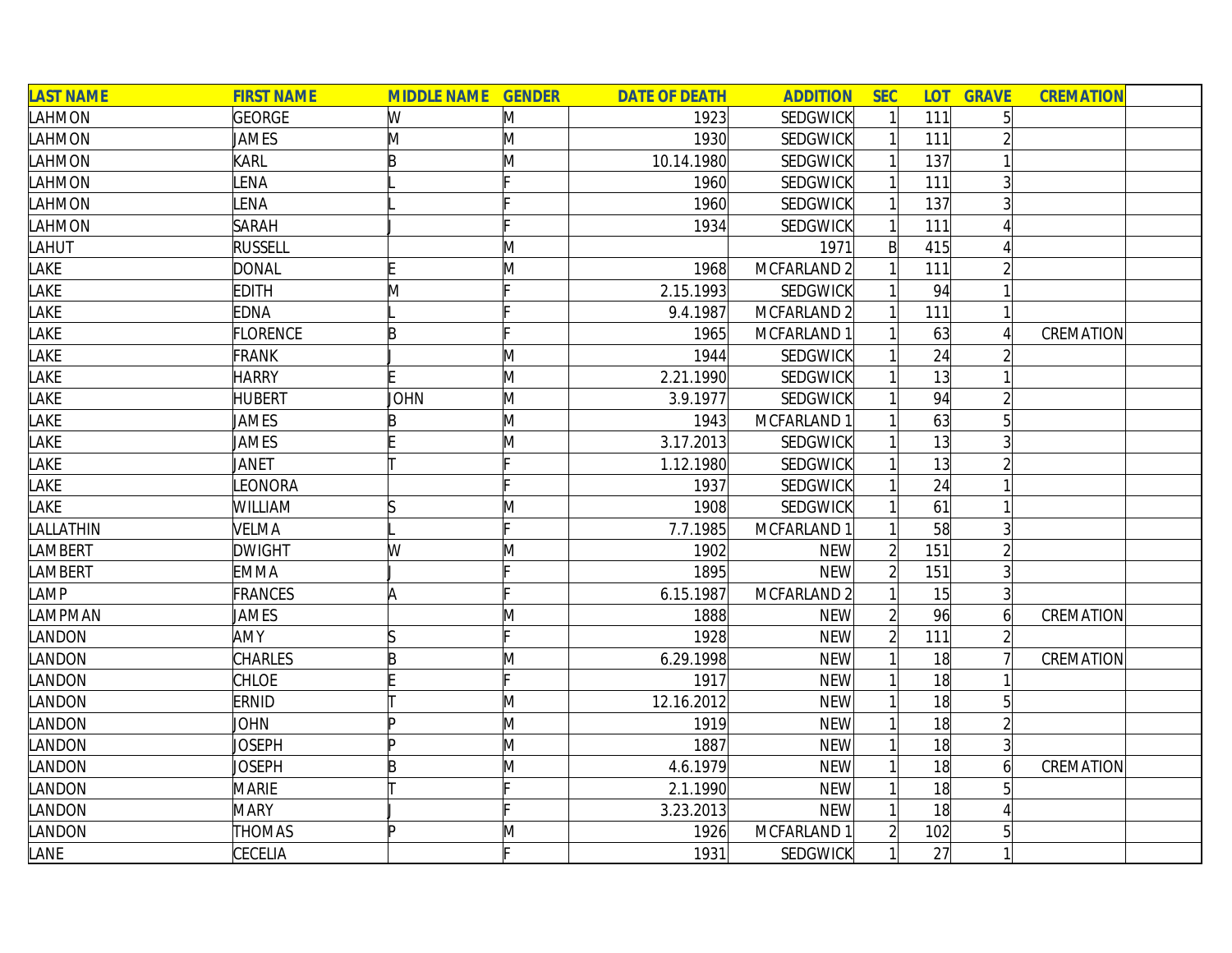| LAST NAME | FIRST NAME | MIDDLE NAME | GENDER | DATE OF DEATH | ADDITION | SEC | LOT | GRAVE | CREMATION | |
|---|---|---|---|---|---|---|---|---|---|---|
| LAHMON | GEORGE | W | M | 1923 | SEDGWICK | 1 | 111 | 5 | | |
| LAHMON | JAMES | M | M | 1930 | SEDGWICK | 1 | 111 | 2 | | |
| LAHMON | KARL | B | M | 10.14.1980 | SEDGWICK | 1 | 137 | 1 | | |
| LAHMON | LENA | L | F | 1960 | SEDGWICK | 1 | 111 | 3 | | |
| LAHMON | LENA | L | F | 1960 | SEDGWICK | 1 | 137 | 3 | | |
| LAHMON | SARAH | J | F | 1934 | SEDGWICK | 1 | 111 | 4 | | |
| LAHUT | RUSSELL | | M | | 1971 | B | 415 | 4 | | |
| LAKE | DONAL | E | M | 1968 | MCFARLAND 2 | 1 | 111 | 2 | | |
| LAKE | EDITH | M | F | 2.15.1993 | SEDGWICK | 1 | 94 | 1 | | |
| LAKE | EDNA | L | F | 9.4.1987 | MCFARLAND 2 | 1 | 111 | 1 | | |
| LAKE | FLORENCE | B | F | 1965 | MCFARLAND 1 | 1 | 63 | 4 | CREMATION | |
| LAKE | FRANK | J | M | 1944 | SEDGWICK | 1 | 24 | 2 | | |
| LAKE | HARRY | E | M | 2.21.1990 | SEDGWICK | 1 | 13 | 1 | | |
| LAKE | HUBERT | JOHN | M | 3.9.1977 | SEDGWICK | 1 | 94 | 2 | | |
| LAKE | JAMES | B | M | 1943 | MCFARLAND 1 | 1 | 63 | 5 | | |
| LAKE | JAMES | E | M | 3.17.2013 | SEDGWICK | 1 | 13 | 3 | | |
| LAKE | JANET | T | F | 1.12.1980 | SEDGWICK | 1 | 13 | 2 | | |
| LAKE | LEONORA | | F | 1937 | SEDGWICK | 1 | 24 | 1 | | |
| LAKE | WILLIAM | S | M | 1908 | SEDGWICK | 1 | 61 | 1 | | |
| LALLATHIN | VELMA | L | F | 7.7.1985 | MCFARLAND 1 | 1 | 58 | 3 | | |
| LAMBERT | DWIGHT | W | M | 1902 | NEW | 2 | 151 | 2 | | |
| LAMBERT | EMMA | J | F | 1895 | NEW | 2 | 151 | 3 | | |
| LAMP | FRANCES | A | F | 6.15.1987 | MCFARLAND 2 | 1 | 15 | 3 | | |
| LAMPMAN | JAMES | | M | 1888 | NEW | 2 | 96 | 6 | CREMATION | |
| LANDON | AMY | S | F | 1928 | NEW | 2 | 111 | 2 | | |
| LANDON | CHARLES | B | M | 6.29.1998 | NEW | 1 | 18 | 7 | CREMATION | |
| LANDON | CHLOE | E | F | 1917 | NEW | 1 | 18 | 1 | | |
| LANDON | ERNID | T | M | 12.16.2012 | NEW | 1 | 18 | 5 | | |
| LANDON | JOHN | P | M | 1919 | NEW | 1 | 18 | 2 | | |
| LANDON | JOSEPH | P | M | 1887 | NEW | 1 | 18 | 3 | | |
| LANDON | JOSEPH | B | M | 4.6.1979 | NEW | 1 | 18 | 6 | CREMATION | |
| LANDON | MARIE | T | F | 2.1.1990 | NEW | 1 | 18 | 5 | | |
| LANDON | MARY | J | F | 3.23.2013 | NEW | 1 | 18 | 4 | | |
| LANDON | THOMAS | P | M | 1926 | MCFARLAND 1 | 2 | 102 | 5 | | |
| LANE | CECELIA | | F | 1931 | SEDGWICK | 1 | 27 | 1 | | |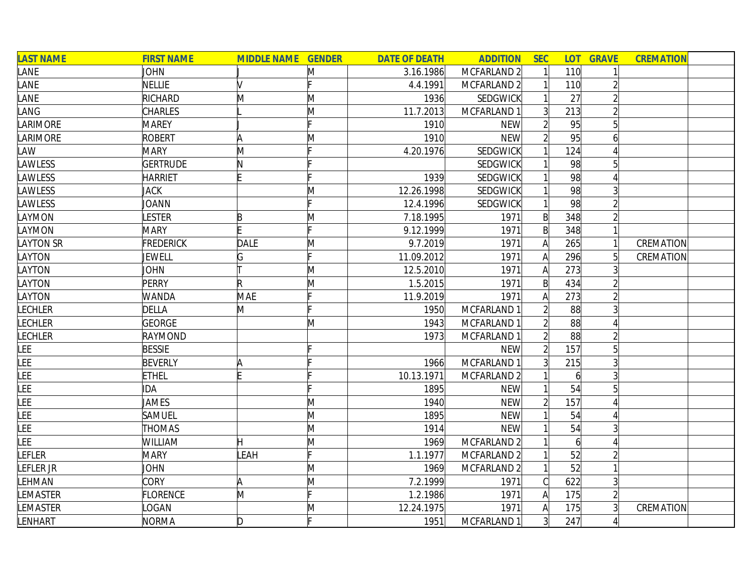| LAST NAME | FIRST NAME | MIDDLE NAME | GENDER | DATE OF DEATH | ADDITION | SEC | LOT | GRAVE | CREMATION | |
|---|---|---|---|---|---|---|---|---|---|---|
| LANE | JOHN | J | M | 3.16.1986 | MCFARLAND 2 | 1 | 110 | 1 | | |
| LANE | NELLIE | V | F | 4.4.1991 | MCFARLAND 2 | 1 | 110 | 2 | | |
| LANE | RICHARD | M | M | 1936 | SEDGWICK | 1 | 27 | 2 | | |
| LANG | CHARLES | L | M | 11.7.2013 | MCFARLAND 1 | 3 | 213 | 2 | | |
| LARIMORE | MAREY | J | F | 1910 | NEW | 2 | 95 | 5 | | |
| LARIMORE | ROBERT | A | M | 1910 | NEW | 2 | 95 | 6 | | |
| LAW | MARY | M | F | 4.20.1976 | SEDGWICK | 1 | 124 | 4 | | |
| LAWLESS | GERTRUDE | N | F | | SEDGWICK | 1 | 98 | 5 | | |
| LAWLESS | HARRIET | E | F | 1939 | SEDGWICK | 1 | 98 | 4 | | |
| LAWLESS | JACK | | M | 12.26.1998 | SEDGWICK | 1 | 98 | 3 | | |
| LAWLESS | JOANN | | F | 12.4.1996 | SEDGWICK | 1 | 98 | 2 | | |
| LAYMON | LESTER | B | M | 7.18.1995 | 1971 | B | 348 | 2 | | |
| LAYMON | MARY | E | F | 9.12.1999 | 1971 | B | 348 | 1 | | |
| LAYTON SR | FREDERICK | DALE | M | 9.7.2019 | 1971 | A | 265 | 1 | CREMATION | |
| LAYTON | JEWELL | G | F | 11.09.2012 | 1971 | A | 296 | 5 | CREMATION | |
| LAYTON | JOHN | T | M | 12.5.2010 | 1971 | A | 273 | 3 | | |
| LAYTON | PERRY | R | M | 1.5.2015 | 1971 | B | 434 | 2 | | |
| LAYTON | WANDA | MAE | F | 11.9.2019 | 1971 | A | 273 | 2 | | |
| LECHLER | DELLA | M | F | 1950 | MCFARLAND 1 | 2 | 88 | 3 | | |
| LECHLER | GEORGE | | M | 1943 | MCFARLAND 1 | 2 | 88 | 4 | | |
| LECHLER | RAYMOND | | | 1973 | MCFARLAND 1 | 2 | 88 | 2 | | |
| LEE | BESSIE | | F | | NEW | 2 | 157 | 5 | | |
| LEE | BEVERLY | A | F | 1966 | MCFARLAND 1 | 3 | 215 | 3 | | |
| LEE | ETHEL | E | F | 10.13.1971 | MCFARLAND 2 | 1 | 6 | 3 | | |
| LEE | IDA | | F | 1895 | NEW | 1 | 54 | 5 | | |
| LEE | JAMES | | M | 1940 | NEW | 2 | 157 | 4 | | |
| LEE | SAMUEL | | M | 1895 | NEW | 1 | 54 | 4 | | |
| LEE | THOMAS | | M | 1914 | NEW | 1 | 54 | 3 | | |
| LEE | WILLIAM | H | M | 1969 | MCFARLAND 2 | 1 | 6 | 4 | | |
| LEFLER | MARY | LEAH | F | 1.1.1977 | MCFARLAND 2 | 1 | 52 | 2 | | |
| LEFLER JR | JOHN | | M | 1969 | MCFARLAND 2 | 1 | 52 | 1 | | |
| LEHMAN | CORY | A | M | 7.2.1999 | 1971 | C | 622 | 3 | | |
| LEMASTER | FLORENCE | M | F | 1.2.1986 | 1971 | A | 175 | 2 | | |
| LEMASTER | LOGAN | | M | 12.24.1975 | 1971 | A | 175 | 3 | CREMATION | |
| LENHART | NORMA | D | F | 1951 | MCFARLAND 1 | 3 | 247 | 4 | | |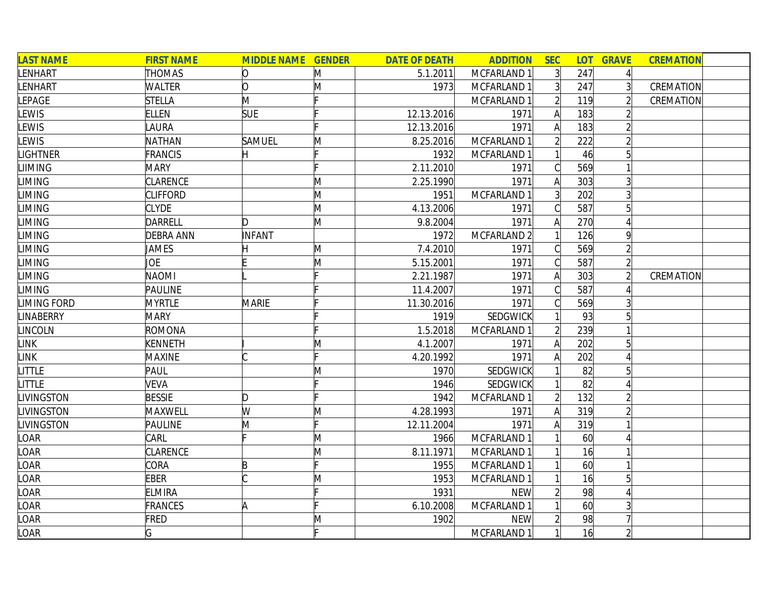| LAST NAME | FIRST NAME | MIDDLE NAME | GENDER | DATE OF DEATH | ADDITION | SEC | LOT | GRAVE | CREMATION | |
|---|---|---|---|---|---|---|---|---|---|---|
| LENHART | THOMAS | O | M | 5.1.2011 | MCFARLAND 1 | 3 | 247 | 4 | | |
| LENHART | WALTER | O | M | 1973 | MCFARLAND 1 | 3 | 247 | 3 | CREMATION | |
| LEPAGE | STELLA | M | F | | MCFARLAND 1 | 2 | 119 | 2 | CREMATION | |
| LEWIS | ELLEN | SUE | F | 12.13.2016 | 1971 | A | 183 | 2 | | |
| LEWIS | LAURA | | F | 12.13.2016 | 1971 | A | 183 | 2 | | |
| LEWIS | NATHAN | SAMUEL | M | 8.25.2016 | MCFARLAND 1 | 2 | 222 | 2 | | |
| LIGHTNER | FRANCIS | H | F | 1932 | MCFARLAND 1 | 1 | 46 | 5 | | |
| LIIMING | MARY | | F | 2.11.2010 | 1971 | C | 569 | 1 | | |
| LIMING | CLARENCE | | M | 2.25.1990 | 1971 | A | 303 | 3 | | |
| LIMING | CLIFFORD | | M | 1951 | MCFARLAND 1 | 3 | 202 | 3 | | |
| LIMING | CLYDE | | M | 4.13.2006 | 1971 | C | 587 | 5 | | |
| LIMING | DARRELL | D | M | 9.8.2004 | 1971 | A | 270 | 4 | | |
| LIMING | DEBRA ANN | INFANT | | 1972 | MCFARLAND 2 | 1 | 126 | 9 | | |
| LIMING | JAMES | H | M | 7.4.2010 | 1971 | C | 569 | 2 | | |
| LIMING | JOE | E | M | 5.15.2001 | 1971 | C | 587 | 2 | | |
| LIMING | NAOMI | L | F | 2.21.1987 | 1971 | A | 303 | 2 | CREMATION | |
| LIMING | PAULINE | | F | 11.4.2007 | 1971 | C | 587 | 4 | | |
| LIMING FORD | MYRTLE | MARIE | F | 11.30.2016 | 1971 | C | 569 | 3 | | |
| LINABERRY | MARY | | F | 1919 | SEDGWICK | 1 | 93 | 5 | | |
| LINCOLN | ROMONA | | F | 1.5.2018 | MCFARLAND 1 | 2 | 239 | 1 | | |
| LINK | KENNETH | I | M | 4.1.2007 | 1971 | A | 202 | 5 | | |
| LINK | MAXINE | C | F | 4.20.1992 | 1971 | A | 202 | 4 | | |
| LITTLE | PAUL | | M | 1970 | SEDGWICK | 1 | 82 | 5 | | |
| LITTLE | VEVA | | F | 1946 | SEDGWICK | 1 | 82 | 4 | | |
| LIVINGSTON | BESSIE | D | F | 1942 | MCFARLAND 1 | 2 | 132 | 2 | | |
| LIVINGSTON | MAXWELL | W | M | 4.28.1993 | 1971 | A | 319 | 2 | | |
| LIVINGSTON | PAULINE | M | F | 12.11.2004 | 1971 | A | 319 | 1 | | |
| LOAR | CARL | F | M | 1966 | MCFARLAND 1 | 1 | 60 | 4 | | |
| LOAR | CLARENCE | | M | 8.11.1971 | MCFARLAND 1 | 1 | 16 | 1 | | |
| LOAR | CORA | B | F | 1955 | MCFARLAND 1 | 1 | 60 | 1 | | |
| LOAR | EBER | C | M | 1953 | MCFARLAND 1 | 1 | 16 | 5 | | |
| LOAR | ELMIRA | | F | 1931 | NEW | 2 | 98 | 4 | | |
| LOAR | FRANCES | A | F | 6.10.2008 | MCFARLAND 1 | 1 | 60 | 3 | | |
| LOAR | FRED | | M | 1902 | NEW | 2 | 98 | 7 | | |
| LOAR | G | | F | | MCFARLAND 1 | 1 | 16 | 2 | | |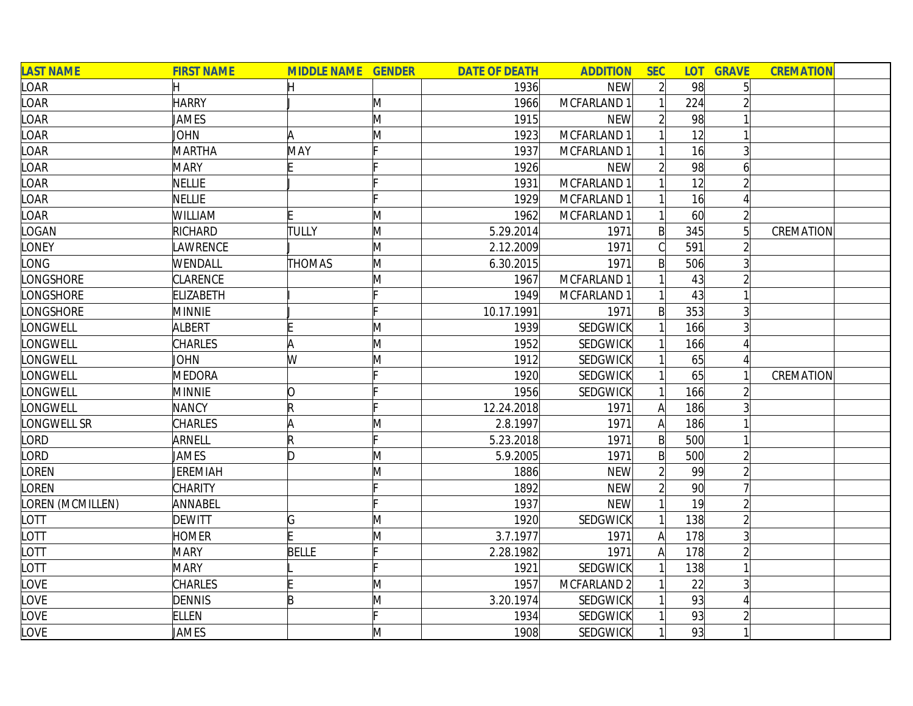| LAST NAME | FIRST NAME | MIDDLE NAME | GENDER | DATE OF DEATH | ADDITION | SEC | LOT | GRAVE | CREMATION | |
|---|---|---|---|---|---|---|---|---|---|---|
| LOAR | H | H | | 1936 | NEW | 2 | 98 | 5 | | |
| LOAR | HARRY | J | M | 1966 | MCFARLAND 1 | 1 | 224 | 2 | | |
| LOAR | JAMES | | M | 1915 | NEW | 2 | 98 | 1 | | |
| LOAR | JOHN | A | M | 1923 | MCFARLAND 1 | 1 | 12 | 1 | | |
| LOAR | MARTHA | MAY | F | 1937 | MCFARLAND 1 | 1 | 16 | 3 | | |
| LOAR | MARY | E | F | 1926 | NEW | 2 | 98 | 6 | | |
| LOAR | NELLIE | J | F | 1931 | MCFARLAND 1 | 1 | 12 | 2 | | |
| LOAR | NELLIE | | F | 1929 | MCFARLAND 1 | 1 | 16 | 4 | | |
| LOAR | WILLIAM | E | M | 1962 | MCFARLAND 1 | 1 | 60 | 2 | | |
| LOGAN | RICHARD | TULLY | M | 5.29.2014 | 1971 | B | 345 | 5 | CREMATION | |
| LONEY | LAWRENCE | J | M | 2.12.2009 | 1971 | C | 591 | 2 | | |
| LONG | WENDALL | THOMAS | M | 6.30.2015 | 1971 | B | 506 | 3 | | |
| LONGSHORE | CLARENCE | | M | 1967 | MCFARLAND 1 | 1 | 43 | 2 | | |
| LONGSHORE | ELIZABETH | I | F | 1949 | MCFARLAND 1 | 1 | 43 | 1 | | |
| LONGSHORE | MINNIE | J | F | 10.17.1991 | 1971 | B | 353 | 3 | | |
| LONGWELL | ALBERT | E | M | 1939 | SEDGWICK | 1 | 166 | 3 | | |
| LONGWELL | CHARLES | A | M | 1952 | SEDGWICK | 1 | 166 | 4 | | |
| LONGWELL | JOHN | W | M | 1912 | SEDGWICK | 1 | 65 | 4 | | |
| LONGWELL | MEDORA | | F | 1920 | SEDGWICK | 1 | 65 | 1 | CREMATION | |
| LONGWELL | MINNIE | O | F | 1956 | SEDGWICK | 1 | 166 | 2 | | |
| LONGWELL | NANCY | R | F | 12.24.2018 | 1971 | A | 186 | 3 | | |
| LONGWELL SR | CHARLES | A | M | 2.8.1997 | 1971 | A | 186 | 1 | | |
| LORD | ARNELL | R | F | 5.23.2018 | 1971 | B | 500 | 1 | | |
| LORD | JAMES | D | M | 5.9.2005 | 1971 | B | 500 | 2 | | |
| LOREN | JEREMIAH | | M | 1886 | NEW | 2 | 99 | 2 | | |
| LOREN | CHARITY | | F | 1892 | NEW | 2 | 90 | 7 | | |
| LOREN (MCMILLEN) | ANNABEL | | F | 1937 | NEW | 1 | 19 | 2 | | |
| LOTT | DEWITT | G | M | 1920 | SEDGWICK | 1 | 138 | 2 | | |
| LOTT | HOMER | E | M | 3.7.1977 | 1971 | A | 178 | 3 | | |
| LOTT | MARY | BELLE | F | 2.28.1982 | 1971 | A | 178 | 2 | | |
| LOTT | MARY | L | F | 1921 | SEDGWICK | 1 | 138 | 1 | | |
| LOVE | CHARLES | E | M | 1957 | MCFARLAND 2 | 1 | 22 | 3 | | |
| LOVE | DENNIS | B | M | 3.20.1974 | SEDGWICK | 1 | 93 | 4 | | |
| LOVE | ELLEN | | F | 1934 | SEDGWICK | 1 | 93 | 2 | | |
| LOVE | JAMES | | M | 1908 | SEDGWICK | 1 | 93 | 1 | | |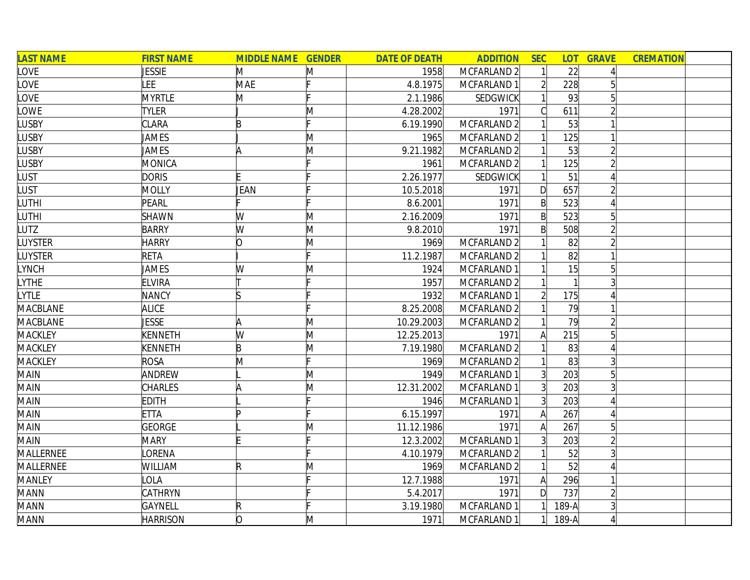| LAST NAME | FIRST NAME | MIDDLE NAME | GENDER | DATE OF DEATH | ADDITION | SEC | LOT | GRAVE | CREMATION | |
|---|---|---|---|---|---|---|---|---|---|---|
| LOVE | JESSIE | M | M | 1958 | MCFARLAND 2 | 1 | 22 | 4 | | |
| LOVE | LEE | MAE | F | 4.8.1975 | MCFARLAND 1 | 2 | 228 | 5 | | |
| LOVE | MYRTLE | M | F | 2.1.1986 | SEDGWICK | 1 | 93 | 5 | | |
| LOWE | TYLER | J | M | 4.28.2002 | 1971 | C | 611 | 2 | | |
| LUSBY | CLARA | B | F | 6.19.1990 | MCFARLAND 2 | 1 | 53 | 1 | | |
| LUSBY | JAMES | J | M | 1965 | MCFARLAND 2 | 1 | 125 | 1 | | |
| LUSBY | JAMES | A | M | 9.21.1982 | MCFARLAND 2 | 1 | 53 | 2 | | |
| LUSBY | MONICA | | F | 1961 | MCFARLAND 2 | 1 | 125 | 2 | | |
| LUST | DORIS | E | F | 2.26.1977 | SEDGWICK | 1 | 51 | 4 | | |
| LUST | MOLLY | JEAN | F | 10.5.2018 | 1971 | D | 657 | 2 | | |
| LUTHI | PEARL | F | F | 8.6.2001 | 1971 | B | 523 | 4 | | |
| LUTHI | SHAWN | W | M | 2.16.2009 | 1971 | B | 523 | 5 | | |
| LUTZ | BARRY | W | M | 9.8.2010 | 1971 | B | 508 | 2 | | |
| LUYSTER | HARRY | O | M | 1969 | MCFARLAND 2 | 1 | 82 | 2 | | |
| LUYSTER | RETA | I | F | 11.2.1987 | MCFARLAND 2 | 1 | 82 | 1 | | |
| LYNCH | JAMES | W | M | 1924 | MCFARLAND 1 | 1 | 15 | 5 | | |
| LYTHE | ELVIRA | T | F | 1957 | MCFARLAND 2 | 1 | 1 | 3 | | |
| LYTLE | NANCY | S | F | 1932 | MCFARLAND 1 | 2 | 175 | 4 | | |
| MACBLANE | ALICE | | F | 8.25.2008 | MCFARLAND 2 | 1 | 79 | 1 | | |
| MACBLANE | JESSE | A | M | 10.29.2003 | MCFARLAND 2 | 1 | 79 | 2 | | |
| MACKLEY | KENNETH | W | M | 12.25.2013 | 1971 | A | 215 | 5 | | |
| MACKLEY | KENNETH | B | M | 7.19.1980 | MCFARLAND 2 | 1 | 83 | 4 | | |
| MACKLEY | ROSA | M | F | 1969 | MCFARLAND 2 | 1 | 83 | 3 | | |
| MAIN | ANDREW | L | M | 1949 | MCFARLAND 1 | 3 | 203 | 5 | | |
| MAIN | CHARLES | A | M | 12.31.2002 | MCFARLAND 1 | 3 | 203 | 3 | | |
| MAIN | EDITH | L | F | 1946 | MCFARLAND 1 | 3 | 203 | 4 | | |
| MAIN | ETTA | P | F | 6.15.1997 | 1971 | A | 267 | 4 | | |
| MAIN | GEORGE | L | M | 11.12.1986 | 1971 | A | 267 | 5 | | |
| MAIN | MARY | E | F | 12.3.2002 | MCFARLAND 1 | 3 | 203 | 2 | | |
| MALLERNEE | LORENA | | F | 4.10.1979 | MCFARLAND 2 | 1 | 52 | 3 | | |
| MALLERNEE | WILLIAM | R | M | 1969 | MCFARLAND 2 | 1 | 52 | 4 | | |
| MANLEY | LOLA | | F | 12.7.1988 | 1971 | A | 296 | 1 | | |
| MANN | CATHRYN | | F | 5.4.2017 | 1971 | D | 737 | 2 | | |
| MANN | GAYNELL | R | F | 3.19.1980 | MCFARLAND 1 | 1 | 189-A | 3 | | |
| MANN | HARRISON | O | M | 1971 | MCFARLAND 1 | 1 | 189-A | 4 | | |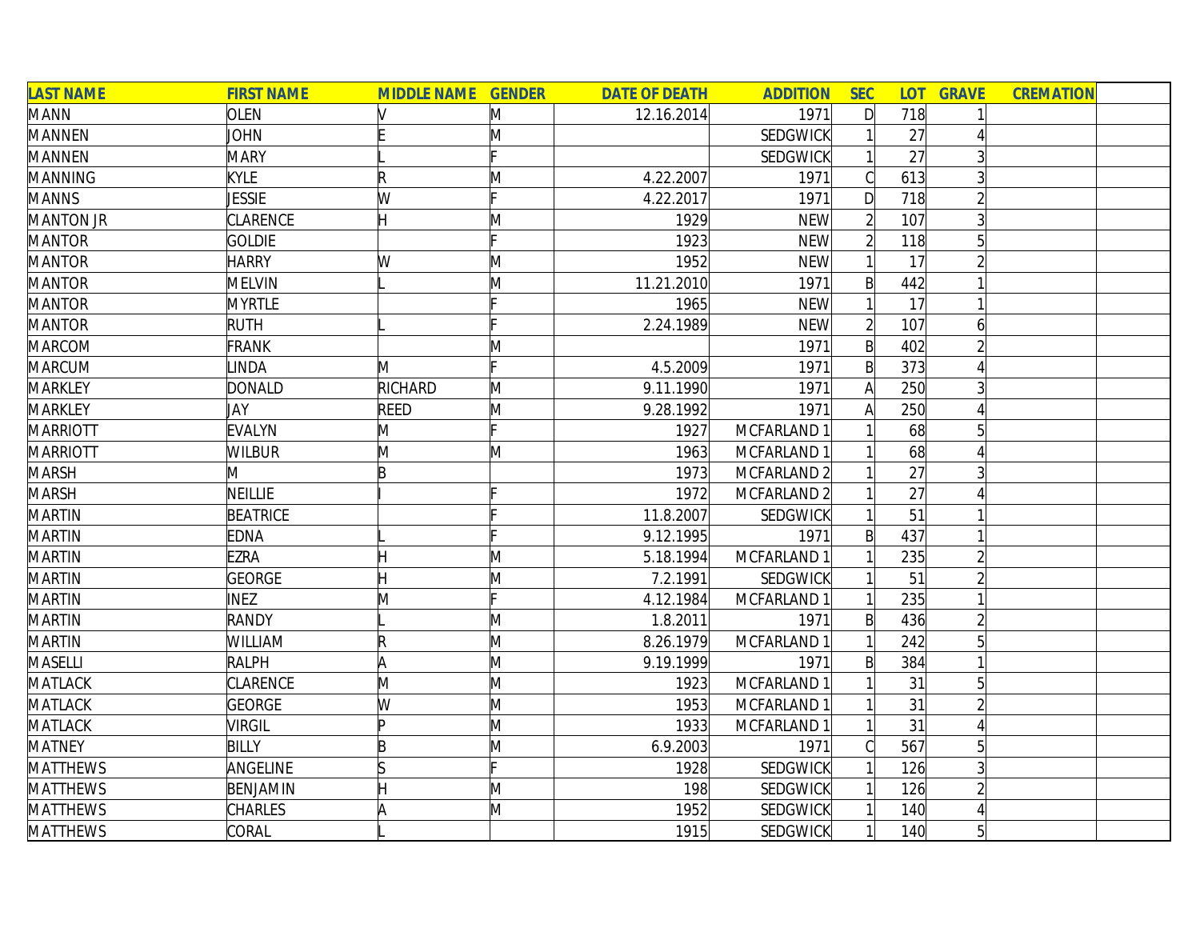| LAST NAME | FIRST NAME | MIDDLE NAME | GENDER | DATE OF DEATH | ADDITION | SEC | LOT | GRAVE | CREMATION | |
|---|---|---|---|---|---|---|---|---|---|---|
| MANN | OLEN | V | M | 12.16.2014 | 1971 | D | 718 | 1 | | |
| MANNEN | JOHN | E | M | | SEDGWICK | 1 | 27 | 4 | | |
| MANNEN | MARY | L | F | | SEDGWICK | 1 | 27 | 3 | | |
| MANNING | KYLE | R | M | 4.22.2007 | 1971 | C | 613 | 3 | | |
| MANNS | JESSIE | W | F | 4.22.2017 | 1971 | D | 718 | 2 | | |
| MANTON JR | CLARENCE | H | M | 1929 | NEW | 2 | 107 | 3 | | |
| MANTOR | GOLDIE | | F | 1923 | NEW | 2 | 118 | 5 | | |
| MANTOR | HARRY | W | M | 1952 | NEW | 1 | 17 | 2 | | |
| MANTOR | MELVIN | L | M | 11.21.2010 | 1971 | B | 442 | 1 | | |
| MANTOR | MYRTLE | | F | 1965 | NEW | 1 | 17 | 1 | | |
| MANTOR | RUTH | L | F | 2.24.1989 | NEW | 2 | 107 | 6 | | |
| MARCOM | FRANK | | M | | 1971 | B | 402 | 2 | | |
| MARCUM | LINDA | M | F | 4.5.2009 | 1971 | B | 373 | 4 | | |
| MARKLEY | DONALD | RICHARD | M | 9.11.1990 | 1971 | A | 250 | 3 | | |
| MARKLEY | JAY | REED | M | 9.28.1992 | 1971 | A | 250 | 4 | | |
| MARRIOTT | EVALYN | M | F | 1927 | MCFARLAND 1 | 1 | 68 | 5 | | |
| MARRIOTT | WILBUR | M | M | 1963 | MCFARLAND 1 | 1 | 68 | 4 | | |
| MARSH | M | B | | 1973 | MCFARLAND 2 | 1 | 27 | 3 | | |
| MARSH | NEILLIE | I | F | 1972 | MCFARLAND 2 | 1 | 27 | 4 | | |
| MARTIN | BEATRICE | | F | 11.8.2007 | SEDGWICK | 1 | 51 | 1 | | |
| MARTIN | EDNA | L | F | 9.12.1995 | 1971 | B | 437 | 1 | | |
| MARTIN | EZRA | H | M | 5.18.1994 | MCFARLAND 1 | 1 | 235 | 2 | | |
| MARTIN | GEORGE | H | M | 7.2.1991 | SEDGWICK | 1 | 51 | 2 | | |
| MARTIN | INEZ | M | F | 4.12.1984 | MCFARLAND 1 | 1 | 235 | 1 | | |
| MARTIN | RANDY | L | M | 1.8.2011 | 1971 | B | 436 | 2 | | |
| MARTIN | WILLIAM | R | M | 8.26.1979 | MCFARLAND 1 | 1 | 242 | 5 | | |
| MASELLI | RALPH | A | M | 9.19.1999 | 1971 | B | 384 | 1 | | |
| MATLACK | CLARENCE | M | M | 1923 | MCFARLAND 1 | 1 | 31 | 5 | | |
| MATLACK | GEORGE | W | M | 1953 | MCFARLAND 1 | 1 | 31 | 2 | | |
| MATLACK | VIRGIL | P | M | 1933 | MCFARLAND 1 | 1 | 31 | 4 | | |
| MATNEY | BILLY | B | M | 6.9.2003 | 1971 | C | 567 | 5 | | |
| MATTHEWS | ANGELINE | S | F | 1928 | SEDGWICK | 1 | 126 | 3 | | |
| MATTHEWS | BENJAMIN | H | M | 198 | SEDGWICK | 1 | 126 | 2 | | |
| MATTHEWS | CHARLES | A | M | 1952 | SEDGWICK | 1 | 140 | 4 | | |
| MATTHEWS | CORAL | L | | 1915 | SEDGWICK | 1 | 140 | 5 | | |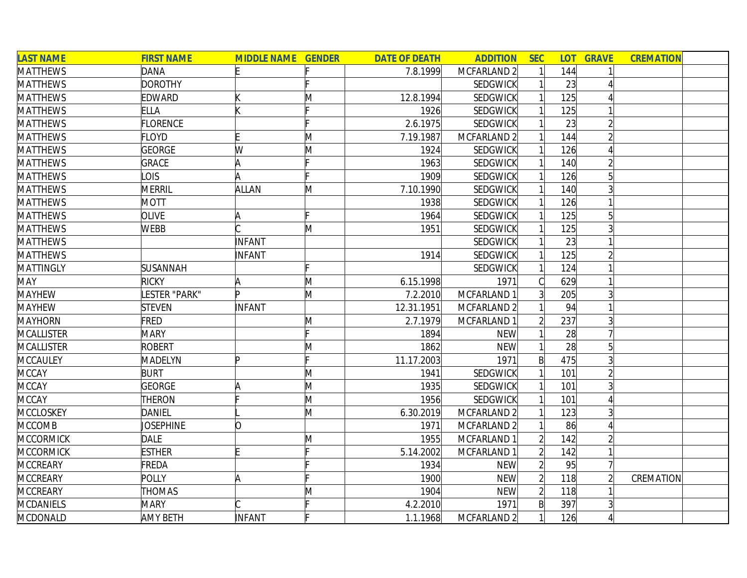| LAST NAME | FIRST NAME | MIDDLE NAME | GENDER | DATE OF DEATH | ADDITION | SEC | LOT | GRAVE | CREMATION | |
|---|---|---|---|---|---|---|---|---|---|---|
| MATTHEWS | DANA | E | F | 7.8.1999 | MCFARLAND 2 | 1 | 144 | 1 | | |
| MATTHEWS | DOROTHY | | F | | SEDGWICK | 1 | 23 | 4 | | |
| MATTHEWS | EDWARD | K | M | 12.8.1994 | SEDGWICK | 1 | 125 | 4 | | |
| MATTHEWS | ELLA | K | F | 1926 | SEDGWICK | 1 | 125 | 1 | | |
| MATTHEWS | FLORENCE | | F | 2.6.1975 | SEDGWICK | 1 | 23 | 2 | | |
| MATTHEWS | FLOYD | E | M | 7.19.1987 | MCFARLAND 2 | 1 | 144 | 2 | | |
| MATTHEWS | GEORGE | W | M | 1924 | SEDGWICK | 1 | 126 | 4 | | |
| MATTHEWS | GRACE | A | F | 1963 | SEDGWICK | 1 | 140 | 2 | | |
| MATTHEWS | LOIS | A | F | 1909 | SEDGWICK | 1 | 126 | 5 | | |
| MATTHEWS | MERRIL | ALLAN | M | 7.10.1990 | SEDGWICK | 1 | 140 | 3 | | |
| MATTHEWS | MOTT | | | 1938 | SEDGWICK | 1 | 126 | 1 | | |
| MATTHEWS | OLIVE | A | F | 1964 | SEDGWICK | 1 | 125 | 5 | | |
| MATTHEWS | WEBB | C | M | 1951 | SEDGWICK | 1 | 125 | 3 | | |
| MATTHEWS | | INFANT | | | SEDGWICK | 1 | 23 | 1 | | |
| MATTHEWS | | INFANT | | 1914 | SEDGWICK | 1 | 125 | 2 | | |
| MATTINGLY | SUSANNAH | | F | | SEDGWICK | 1 | 124 | 1 | | |
| MAY | RICKY | A | M | 6.15.1998 | 1971 | C | 629 | 1 | | |
| MAYHEW | LESTER "PARK" | P | M | 7.2.2010 | MCFARLAND 1 | 3 | 205 | 3 | | |
| MAYHEW | STEVEN | INFANT | | 12.31.1951 | MCFARLAND 2 | 1 | 94 | 1 | | |
| MAYHORN | FRED | | M | 2.7.1979 | MCFARLAND 1 | 2 | 237 | 3 | | |
| MCALLISTER | MARY | | F | 1894 | NEW | 1 | 28 | 7 | | |
| MCALLISTER | ROBERT | | M | 1862 | NEW | 1 | 28 | 5 | | |
| MCCAULEY | MADELYN | P | F | 11.17.2003 | 1971 | B | 475 | 3 | | |
| MCCAY | BURT | | M | 1941 | SEDGWICK | 1 | 101 | 2 | | |
| MCCAY | GEORGE | A | M | 1935 | SEDGWICK | 1 | 101 | 3 | | |
| MCCAY | THERON | F | M | 1956 | SEDGWICK | 1 | 101 | 4 | | |
| MCCLOSKEY | DANIEL | L | M | 6.30.2019 | MCFARLAND 2 | 1 | 123 | 3 | | |
| MCCOMB | JOSEPHINE | O | | 1971 | MCFARLAND 2 | 1 | 86 | 4 | | |
| MCCORMICK | DALE | | M | 1955 | MCFARLAND 1 | 2 | 142 | 2 | | |
| MCCORMICK | ESTHER | E | F | 5.14.2002 | MCFARLAND 1 | 2 | 142 | 1 | | |
| MCCREARY | FREDA | | F | 1934 | NEW | 2 | 95 | 7 | | |
| MCCREARY | POLLY | A | F | 1900 | NEW | 2 | 118 | 2 | CREMATION | |
| MCCREARY | THOMAS | | M | 1904 | NEW | 2 | 118 | 1 | | |
| MCDANIELS | MARY | C | F | 4.2.2010 | 1971 | B | 397 | 3 | | |
| MCDONALD | AMY BETH | INFANT | F | 1.1.1968 | MCFARLAND 2 | 1 | 126 | 4 | | |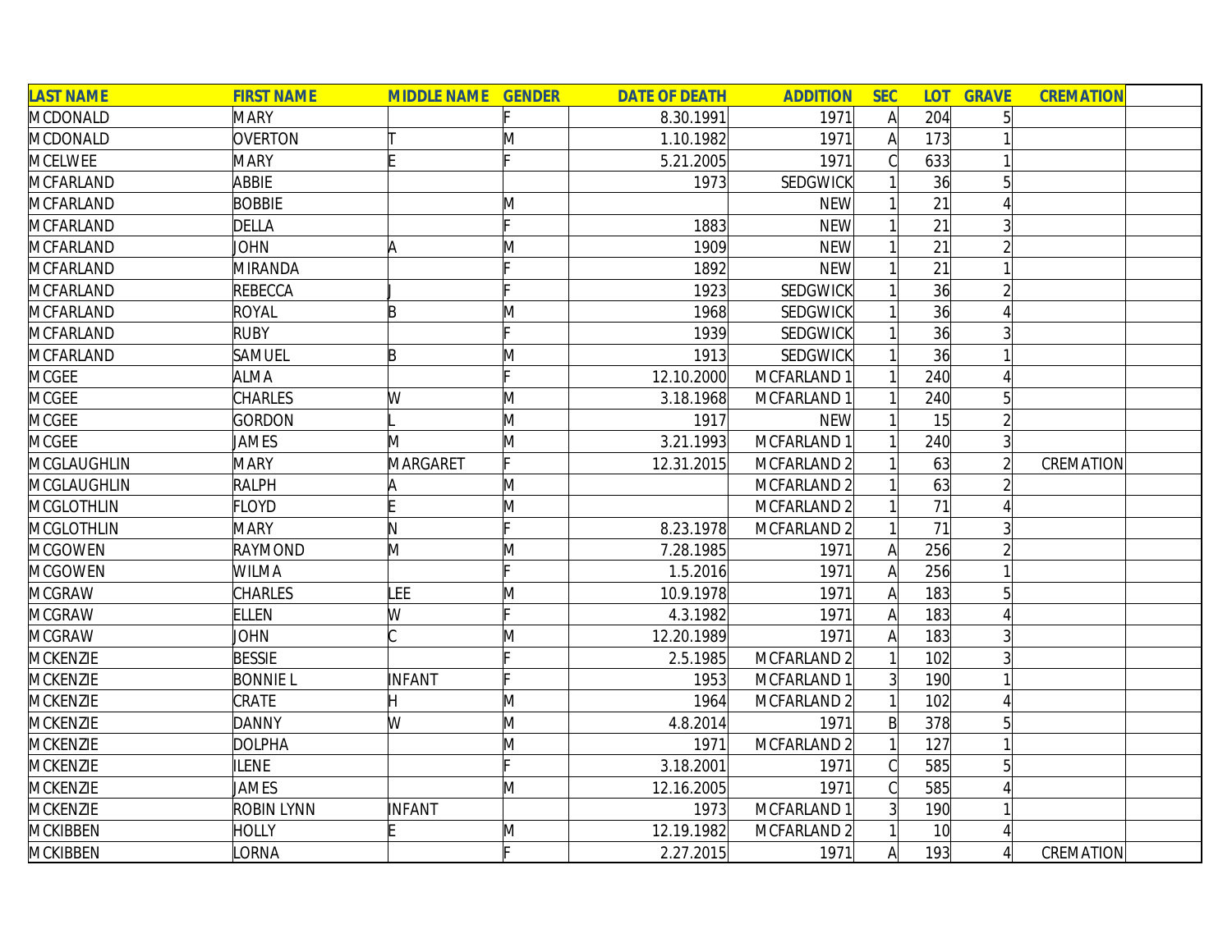| LAST NAME | FIRST NAME | MIDDLE NAME | GENDER | DATE OF DEATH | ADDITION | SEC | LOT | GRAVE | CREMATION | |
|---|---|---|---|---|---|---|---|---|---|---|
| MCDONALD | MARY | | F | 8.30.1991 | 1971 | A | 204 | 5 | | |
| MCDONALD | OVERTON | T | M | 1.10.1982 | 1971 | A | 173 | 1 | | |
| MCELWEE | MARY | E | F | 5.21.2005 | 1971 | C | 633 | 1 | | |
| MCFARLAND | ABBIE | | | 1973 | SEDGWICK | 1 | 36 | 5 | | |
| MCFARLAND | BOBBIE | | M | | NEW | 1 | 21 | 4 | | |
| MCFARLAND | DELLA | | F | 1883 | NEW | 1 | 21 | 3 | | |
| MCFARLAND | JOHN | A | M | 1909 | NEW | 1 | 21 | 2 | | |
| MCFARLAND | MIRANDA | | F | 1892 | NEW | 1 | 21 | 1 | | |
| MCFARLAND | REBECCA | J | F | 1923 | SEDGWICK | 1 | 36 | 2 | | |
| MCFARLAND | ROYAL | B | M | 1968 | SEDGWICK | 1 | 36 | 4 | | |
| MCFARLAND | RUBY | | F | 1939 | SEDGWICK | 1 | 36 | 3 | | |
| MCFARLAND | SAMUEL | B | M | 1913 | SEDGWICK | 1 | 36 | 1 | | |
| MCGEE | ALMA | | F | 12.10.2000 | MCFARLAND 1 | 1 | 240 | 4 | | |
| MCGEE | CHARLES | W | M | 3.18.1968 | MCFARLAND 1 | 1 | 240 | 5 | | |
| MCGEE | GORDON | L | M | 1917 | NEW | 1 | 15 | 2 | | |
| MCGEE | JAMES | M | M | 3.21.1993 | MCFARLAND 1 | 1 | 240 | 3 | | |
| MCGLAUGHLIN | MARY | MARGARET | F | 12.31.2015 | MCFARLAND 2 | 1 | 63 | 2 | CREMATION | |
| MCGLAUGHLIN | RALPH | A | M | | MCFARLAND 2 | 1 | 63 | 2 | | |
| MCGLOTHLIN | FLOYD | E | M | | MCFARLAND 2 | 1 | 71 | 4 | | |
| MCGLOTHLIN | MARY | N | F | 8.23.1978 | MCFARLAND 2 | 1 | 71 | 3 | | |
| MCGOWEN | RAYMOND | M | M | 7.28.1985 | 1971 | A | 256 | 2 | | |
| MCGOWEN | WILMA | | F | 1.5.2016 | 1971 | A | 256 | 1 | | |
| MCGRAW | CHARLES | LEE | M | 10.9.1978 | 1971 | A | 183 | 5 | | |
| MCGRAW | ELLEN | W | F | 4.3.1982 | 1971 | A | 183 | 4 | | |
| MCGRAW | JOHN | C | M | 12.20.1989 | 1971 | A | 183 | 3 | | |
| MCKENZIE | BESSIE | | F | 2.5.1985 | MCFARLAND 2 | 1 | 102 | 3 | | |
| MCKENZIE | BONNIE L | INFANT | F | 1953 | MCFARLAND 1 | 3 | 190 | 1 | | |
| MCKENZIE | CRATE | H | M | 1964 | MCFARLAND 2 | 1 | 102 | 4 | | |
| MCKENZIE | DANNY | W | M | 4.8.2014 | 1971 | B | 378 | 5 | | |
| MCKENZIE | DOLPHA | | M | 1971 | MCFARLAND 2 | 1 | 127 | 1 | | |
| MCKENZIE | ILENE | | F | 3.18.2001 | 1971 | C | 585 | 5 | | |
| MCKENZIE | JAMES | | M | 12.16.2005 | 1971 | C | 585 | 4 | | |
| MCKENZIE | ROBIN LYNN | INFANT | | 1973 | MCFARLAND 1 | 3 | 190 | 1 | | |
| MCKIBBEN | HOLLY | E | M | 12.19.1982 | MCFARLAND 2 | 1 | 10 | 4 | | |
| MCKIBBEN | LORNA | | F | 2.27.2015 | 1971 | A | 193 | 4 | CREMATION | |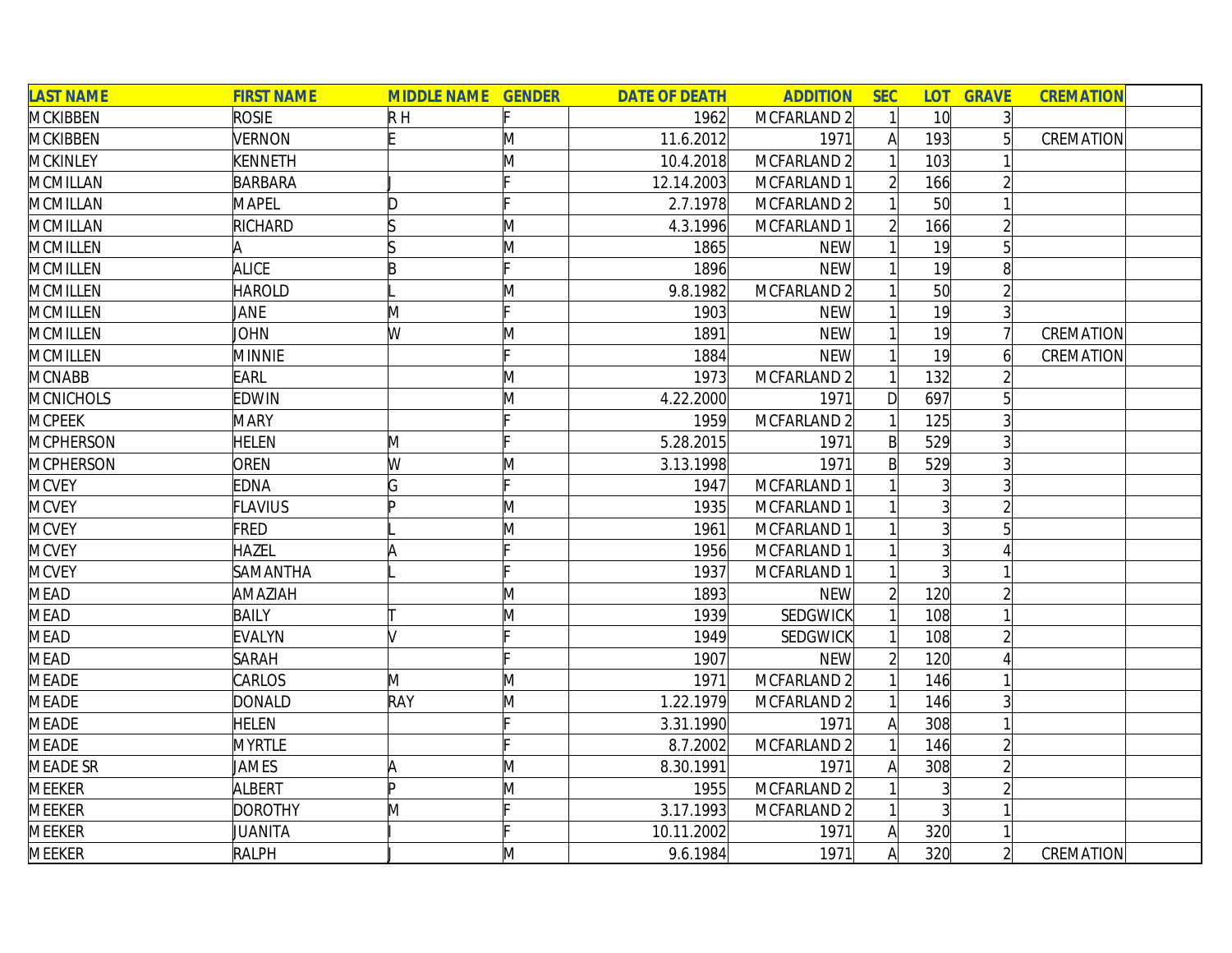| LAST NAME | FIRST NAME | MIDDLE NAME | GENDER | DATE OF DEATH | ADDITION | SEC | LOT | GRAVE | CREMATION | |
|---|---|---|---|---|---|---|---|---|---|---|
| MCKIBBEN | ROSIE | R H | F | 1962 | MCFARLAND 2 | 1 | 10 | 3 | | |
| MCKIBBEN | VERNON | E | M | 11.6.2012 | 1971 | A | 193 | 5 | CREMATION | |
| MCKINLEY | KENNETH | | M | 10.4.2018 | MCFARLAND 2 | 1 | 103 | 1 | | |
| MCMILLAN | BARBARA | J | F | 12.14.2003 | MCFARLAND 1 | 2 | 166 | 2 | | |
| MCMILLAN | MAPEL | D | F | 2.7.1978 | MCFARLAND 2 | 1 | 50 | 1 | | |
| MCMILLAN | RICHARD | S | M | 4.3.1996 | MCFARLAND 1 | 2 | 166 | 2 | | |
| MCMILLEN | A | S | M | 1865 | NEW | 1 | 19 | 5 | | |
| MCMILLEN | ALICE | B | F | 1896 | NEW | 1 | 19 | 8 | | |
| MCMILLEN | HAROLD | L | M | 9.8.1982 | MCFARLAND 2 | 1 | 50 | 2 | | |
| MCMILLEN | JANE | M | F | 1903 | NEW | 1 | 19 | 3 | | |
| MCMILLEN | JOHN | W | M | 1891 | NEW | 1 | 19 | 7 | CREMATION | |
| MCMILLEN | MINNIE | | F | 1884 | NEW | 1 | 19 | 6 | CREMATION | |
| MCNABB | EARL | | M | 1973 | MCFARLAND 2 | 1 | 132 | 2 | | |
| MCNICHOLS | EDWIN | | M | 4.22.2000 | 1971 | D | 697 | 5 | | |
| MCPEEK | MARY | | F | 1959 | MCFARLAND 2 | 1 | 125 | 3 | | |
| MCPHERSON | HELEN | M | F | 5.28.2015 | 1971 | B | 529 | 3 | | |
| MCPHERSON | OREN | W | M | 3.13.1998 | 1971 | B | 529 | 3 | | |
| MCVEY | EDNA | G | F | 1947 | MCFARLAND 1 | 1 | 3 | 3 | | |
| MCVEY | FLAVIUS | P | M | 1935 | MCFARLAND 1 | 1 | 3 | 2 | | |
| MCVEY | FRED | L | M | 1961 | MCFARLAND 1 | 1 | 3 | 5 | | |
| MCVEY | HAZEL | A | F | 1956 | MCFARLAND 1 | 1 | 3 | 4 | | |
| MCVEY | SAMANTHA | L | F | 1937 | MCFARLAND 1 | 1 | 3 | 1 | | |
| MEAD | AMAZIAH | | M | 1893 | NEW | 2 | 120 | 2 | | |
| MEAD | BAILY | T | M | 1939 | SEDGWICK | 1 | 108 | 1 | | |
| MEAD | EVALYN | V | F | 1949 | SEDGWICK | 1 | 108 | 2 | | |
| MEAD | SARAH | | F | 1907 | NEW | 2 | 120 | 4 | | |
| MEADE | CARLOS | M | M | 1971 | MCFARLAND 2 | 1 | 146 | 1 | | |
| MEADE | DONALD | RAY | M | 1.22.1979 | MCFARLAND 2 | 1 | 146 | 3 | | |
| MEADE | HELEN | | F | 3.31.1990 | 1971 | A | 308 | 1 | | |
| MEADE | MYRTLE | | F | 8.7.2002 | MCFARLAND 2 | 1 | 146 | 2 | | |
| MEADE SR | JAMES | A | M | 8.30.1991 | 1971 | A | 308 | 2 | | |
| MEEKER | ALBERT | P | M | 1955 | MCFARLAND 2 | 1 | 3 | 2 | | |
| MEEKER | DOROTHY | M | F | 3.17.1993 | MCFARLAND 2 | 1 | 3 | 1 | | |
| MEEKER | JUANITA | I | F | 10.11.2002 | 1971 | A | 320 | 1 | | |
| MEEKER | RALPH | J | M | 9.6.1984 | 1971 | A | 320 | 2 | CREMATION | |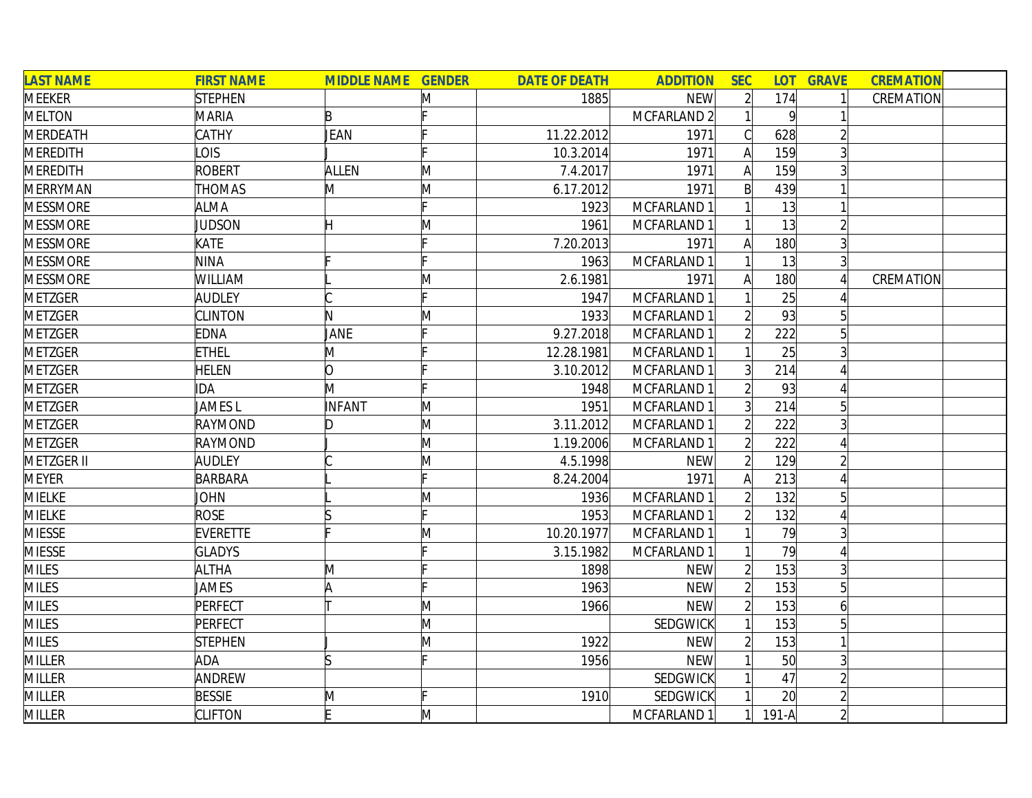| LAST NAME | FIRST NAME | MIDDLE NAME | GENDER | DATE OF DEATH | ADDITION | SEC | LOT | GRAVE | CREMATION | |
|---|---|---|---|---|---|---|---|---|---|---|
| MEEKER | STEPHEN | | M | 1885 | NEW | 2 | 174 | 1 | CREMATION | |
| MELTON | MARIA | B | F | | MCFARLAND 2 | 1 | 9 | 1 | | |
| MERDEATH | CATHY | JEAN | F | 11.22.2012 | 1971 | C | 628 | 2 | | |
| MEREDITH | LOIS | J | F | 10.3.2014 | 1971 | A | 159 | 3 | | |
| MEREDITH | ROBERT | ALLEN | M | 7.4.2017 | 1971 | A | 159 | 3 | | |
| MERRYMAN | THOMAS | M | M | 6.17.2012 | 1971 | B | 439 | 1 | | |
| MESSMORE | ALMA | | F | 1923 | MCFARLAND 1 | 1 | 13 | 1 | | |
| MESSMORE | JUDSON | H | M | 1961 | MCFARLAND 1 | 1 | 13 | 2 | | |
| MESSMORE | KATE | | F | 7.20.2013 | 1971 | A | 180 | 3 | | |
| MESSMORE | NINA | F | F | 1963 | MCFARLAND 1 | 1 | 13 | 3 | | |
| MESSMORE | WILLIAM | L | M | 2.6.1981 | 1971 | A | 180 | 4 | CREMATION | |
| METZGER | AUDLEY | C | F | 1947 | MCFARLAND 1 | 1 | 25 | 4 | | |
| METZGER | CLINTON | N | M | 1933 | MCFARLAND 1 | 2 | 93 | 5 | | |
| METZGER | EDNA | JANE | F | 9.27.2018 | MCFARLAND 1 | 2 | 222 | 5 | | |
| METZGER | ETHEL | M | F | 12.28.1981 | MCFARLAND 1 | 1 | 25 | 3 | | |
| METZGER | HELEN | O | F | 3.10.2012 | MCFARLAND 1 | 3 | 214 | 4 | | |
| METZGER | IDA | M | F | 1948 | MCFARLAND 1 | 2 | 93 | 4 | | |
| METZGER | JAMES L | INFANT | M | 1951 | MCFARLAND 1 | 3 | 214 | 5 | | |
| METZGER | RAYMOND | D | M | 3.11.2012 | MCFARLAND 1 | 2 | 222 | 3 | | |
| METZGER | RAYMOND | J | M | 1.19.2006 | MCFARLAND 1 | 2 | 222 | 4 | | |
| METZGER II | AUDLEY | C | M | 4.5.1998 | NEW | 2 | 129 | 2 | | |
| MEYER | BARBARA | L | F | 8.24.2004 | 1971 | A | 213 | 4 | | |
| MIELKE | JOHN | L | M | 1936 | MCFARLAND 1 | 2 | 132 | 5 | | |
| MIELKE | ROSE | S | F | 1953 | MCFARLAND 1 | 2 | 132 | 4 | | |
| MIESSE | EVERETTE | F | M | 10.20.1977 | MCFARLAND 1 | 1 | 79 | 3 | | |
| MIESSE | GLADYS | | F | 3.15.1982 | MCFARLAND 1 | 1 | 79 | 4 | | |
| MILES | ALTHA | M | F | 1898 | NEW | 2 | 153 | 3 | | |
| MILES | JAMES | A | F | 1963 | NEW | 2 | 153 | 5 | | |
| MILES | PERFECT | T | M | 1966 | NEW | 2 | 153 | 6 | | |
| MILES | PERFECT | | M | | SEDGWICK | 1 | 153 | 5 | | |
| MILES | STEPHEN | J | M | 1922 | NEW | 2 | 153 | 1 | | |
| MILLER | ADA | S | F | 1956 | NEW | 1 | 50 | 3 | | |
| MILLER | ANDREW | | | | SEDGWICK | 1 | 47 | 2 | | |
| MILLER | BESSIE | M | F | 1910 | SEDGWICK | 1 | 20 | 2 | | |
| MILLER | CLIFTON | E | M | | MCFARLAND 1 | 1 | 191-A | 2 | | |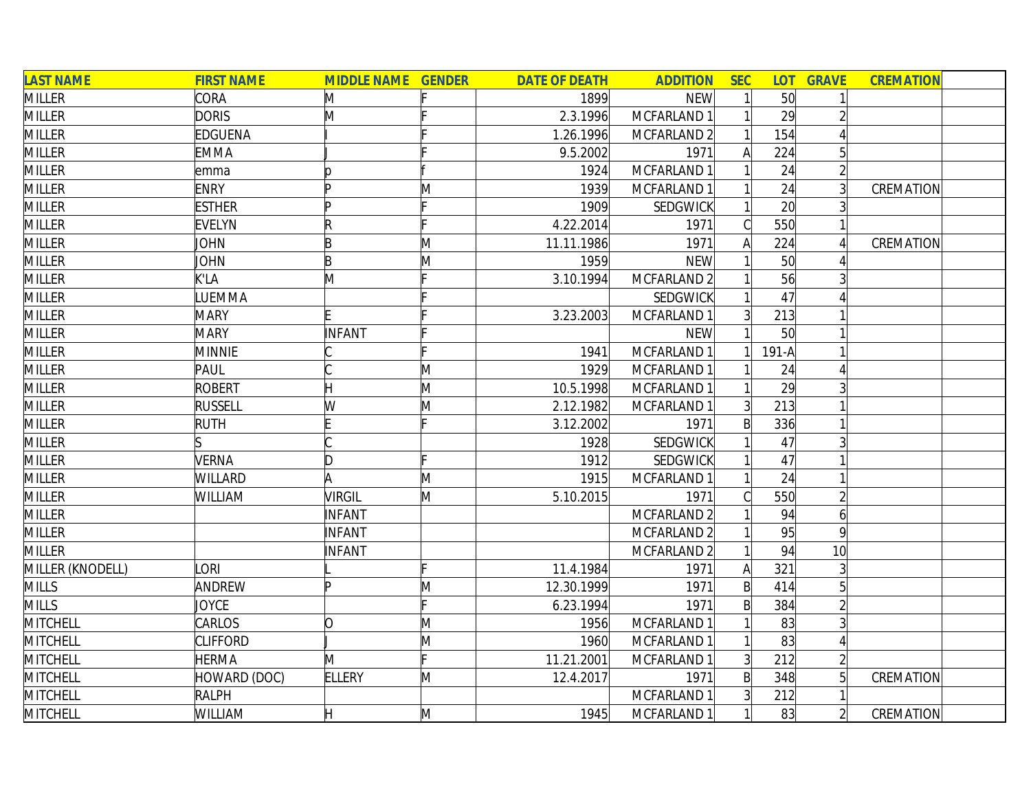| LAST NAME | FIRST NAME | MIDDLE NAME | GENDER | DATE OF DEATH | ADDITION | SEC | LOT | GRAVE | CREMATION | |
|---|---|---|---|---|---|---|---|---|---|---|
| MILLER | CORA | M | F | 1899 | NEW | 1 | 50 | 1 | | |
| MILLER | DORIS | M | F | 2.3.1996 | MCFARLAND 1 | 1 | 29 | 2 | | |
| MILLER | EDGUENA | I | F | 1.26.1996 | MCFARLAND 2 | 1 | 154 | 4 | | |
| MILLER | EMMA | J | F | 9.5.2002 | 1971 | A | 224 | 5 | | |
| MILLER | emma | p | f | 1924 | MCFARLAND 1 | 1 | 24 | 2 | | |
| MILLER | ENRY | P | M | 1939 | MCFARLAND 1 | 1 | 24 | 3 | CREMATION | |
| MILLER | ESTHER | P | F | 1909 | SEDGWICK | 1 | 20 | 3 | | |
| MILLER | EVELYN | R | F | 4.22.2014 | 1971 | C | 550 | 1 | | |
| MILLER | JOHN | B | M | 11.11.1986 | 1971 | A | 224 | 4 | CREMATION | |
| MILLER | JOHN | B | M | 1959 | NEW | 1 | 50 | 4 | | |
| MILLER | K'LA | M | F | 3.10.1994 | MCFARLAND 2 | 1 | 56 | 3 | | |
| MILLER | LUEMMA | | F | | SEDGWICK | 1 | 47 | 4 | | |
| MILLER | MARY | E | F | 3.23.2003 | MCFARLAND 1 | 3 | 213 | 1 | | |
| MILLER | MARY | INFANT | F | | NEW | 1 | 50 | 1 | | |
| MILLER | MINNIE | C | F | 1941 | MCFARLAND 1 | 1 | 191-A | 1 | | |
| MILLER | PAUL | C | M | 1929 | MCFARLAND 1 | 1 | 24 | 4 | | |
| MILLER | ROBERT | H | M | 10.5.1998 | MCFARLAND 1 | 1 | 29 | 3 | | |
| MILLER | RUSSELL | W | M | 2.12.1982 | MCFARLAND 1 | 3 | 213 | 1 | | |
| MILLER | RUTH | E | F | 3.12.2002 | 1971 | B | 336 | 1 | | |
| MILLER | S | C | | 1928 | SEDGWICK | 1 | 47 | 3 | | |
| MILLER | VERNA | D | F | 1912 | SEDGWICK | 1 | 47 | 1 | | |
| MILLER | WILLARD | A | M | 1915 | MCFARLAND 1 | 1 | 24 | 1 | | |
| MILLER | WILLIAM | VIRGIL | M | 5.10.2015 | 1971 | C | 550 | 2 | | |
| MILLER | | INFANT | | | MCFARLAND 2 | 1 | 94 | 6 | | |
| MILLER | | INFANT | | | MCFARLAND 2 | 1 | 95 | 9 | | |
| MILLER | | INFANT | | | MCFARLAND 2 | 1 | 94 | 10 | | |
| MILLER (KNODELL) | LORI | L | F | 11.4.1984 | 1971 | A | 321 | 3 | | |
| MILLS | ANDREW | P | M | 12.30.1999 | 1971 | B | 414 | 5 | | |
| MILLS | JOYCE | | F | 6.23.1994 | 1971 | B | 384 | 2 | | |
| MITCHELL | CARLOS | O | M | 1956 | MCFARLAND 1 | 1 | 83 | 3 | | |
| MITCHELL | CLIFFORD | J | M | 1960 | MCFARLAND 1 | 1 | 83 | 4 | | |
| MITCHELL | HERMA | M | F | 11.21.2001 | MCFARLAND 1 | 3 | 212 | 2 | | |
| MITCHELL | HOWARD (DOC) | ELLERY | M | 12.4.2017 | 1971 | B | 348 | 5 | CREMATION | |
| MITCHELL | RALPH | | | | MCFARLAND 1 | 3 | 212 | 1 | | |
| MITCHELL | WILLIAM | H | M | 1945 | MCFARLAND 1 | 1 | 83 | 2 | CREMATION | |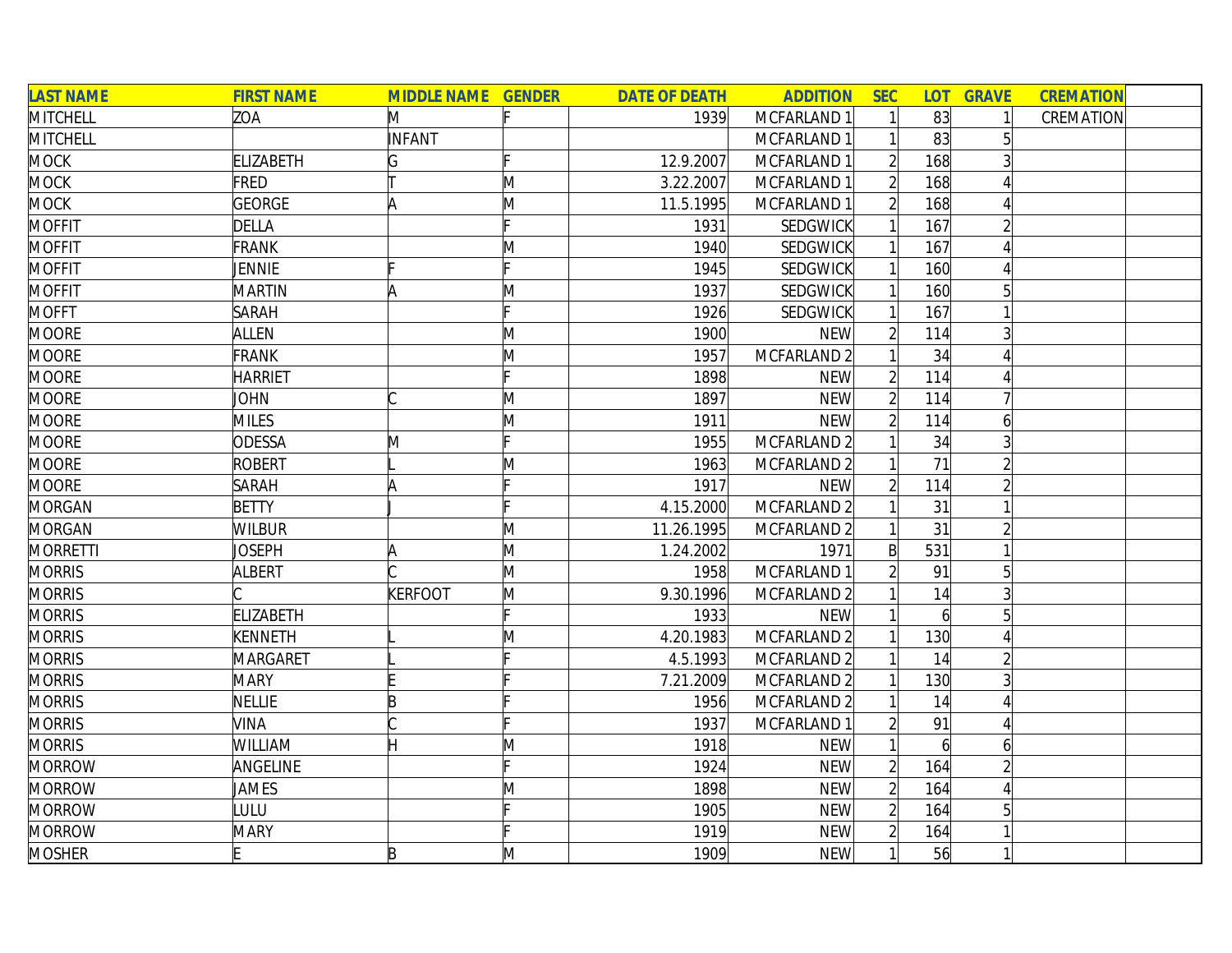| LAST NAME | FIRST NAME | MIDDLE NAME | GENDER | DATE OF DEATH | ADDITION | SEC | LOT | GRAVE | CREMATION | |
|---|---|---|---|---|---|---|---|---|---|---|
| MITCHELL | ZOA | M | F | 1939 | MCFARLAND 1 | 1 | 83 | 1 | CREMATION | |
| MITCHELL | | INFANT | | | MCFARLAND 1 | 1 | 83 | 5 | | |
| MOCK | ELIZABETH | G | F | 12.9.2007 | MCFARLAND 1 | 2 | 168 | 3 | | |
| MOCK | FRED | T | M | 3.22.2007 | MCFARLAND 1 | 2 | 168 | 4 | | |
| MOCK | GEORGE | A | M | 11.5.1995 | MCFARLAND 1 | 2 | 168 | 4 | | |
| MOFFIT | DELLA | | F | 1931 | SEDGWICK | 1 | 167 | 2 | | |
| MOFFIT | FRANK | | M | 1940 | SEDGWICK | 1 | 167 | 4 | | |
| MOFFIT | JENNIE | F | F | 1945 | SEDGWICK | 1 | 160 | 4 | | |
| MOFFIT | MARTIN | A | M | 1937 | SEDGWICK | 1 | 160 | 5 | | |
| MOFFT | SARAH | | F | 1926 | SEDGWICK | 1 | 167 | 1 | | |
| MOORE | ALLEN | | M | 1900 | NEW | 2 | 114 | 3 | | |
| MOORE | FRANK | | M | 1957 | MCFARLAND 2 | 1 | 34 | 4 | | |
| MOORE | HARRIET | | F | 1898 | NEW | 2 | 114 | 4 | | |
| MOORE | JOHN | C | M | 1897 | NEW | 2 | 114 | 7 | | |
| MOORE | MILES | | M | 1911 | NEW | 2 | 114 | 6 | | |
| MOORE | ODESSA | M | F | 1955 | MCFARLAND 2 | 1 | 34 | 3 | | |
| MOORE | ROBERT | L | M | 1963 | MCFARLAND 2 | 1 | 71 | 2 | | |
| MOORE | SARAH | A | F | 1917 | NEW | 2 | 114 | 2 | | |
| MORGAN | BETTY | J | F | 4.15.2000 | MCFARLAND 2 | 1 | 31 | 1 | | |
| MORGAN | WILBUR | | M | 11.26.1995 | MCFARLAND 2 | 1 | 31 | 2 | | |
| MORRETTI | JOSEPH | A | M | 1.24.2002 | 1971 | B | 531 | 1 | | |
| MORRIS | ALBERT | C | M | 1958 | MCFARLAND 1 | 2 | 91 | 5 | | |
| MORRIS | C | KERFOOT | M | 9.30.1996 | MCFARLAND 2 | 1 | 14 | 3 | | |
| MORRIS | ELIZABETH | | F | 1933 | NEW | 1 | 6 | 5 | | |
| MORRIS | KENNETH | L | M | 4.20.1983 | MCFARLAND 2 | 1 | 130 | 4 | | |
| MORRIS | MARGARET | L | F | 4.5.1993 | MCFARLAND 2 | 1 | 14 | 2 | | |
| MORRIS | MARY | E | F | 7.21.2009 | MCFARLAND 2 | 1 | 130 | 3 | | |
| MORRIS | NELLIE | B | F | 1956 | MCFARLAND 2 | 1 | 14 | 4 | | |
| MORRIS | VINA | C | F | 1937 | MCFARLAND 1 | 2 | 91 | 4 | | |
| MORRIS | WILLIAM | H | M | 1918 | NEW | 1 | 6 | 6 | | |
| MORROW | ANGELINE | | F | 1924 | NEW | 2 | 164 | 2 | | |
| MORROW | JAMES | | M | 1898 | NEW | 2 | 164 | 4 | | |
| MORROW | LULU | | F | 1905 | NEW | 2 | 164 | 5 | | |
| MORROW | MARY | | F | 1919 | NEW | 2 | 164 | 1 | | |
| MOSHER | E | B | M | 1909 | NEW | 1 | 56 | 1 | | |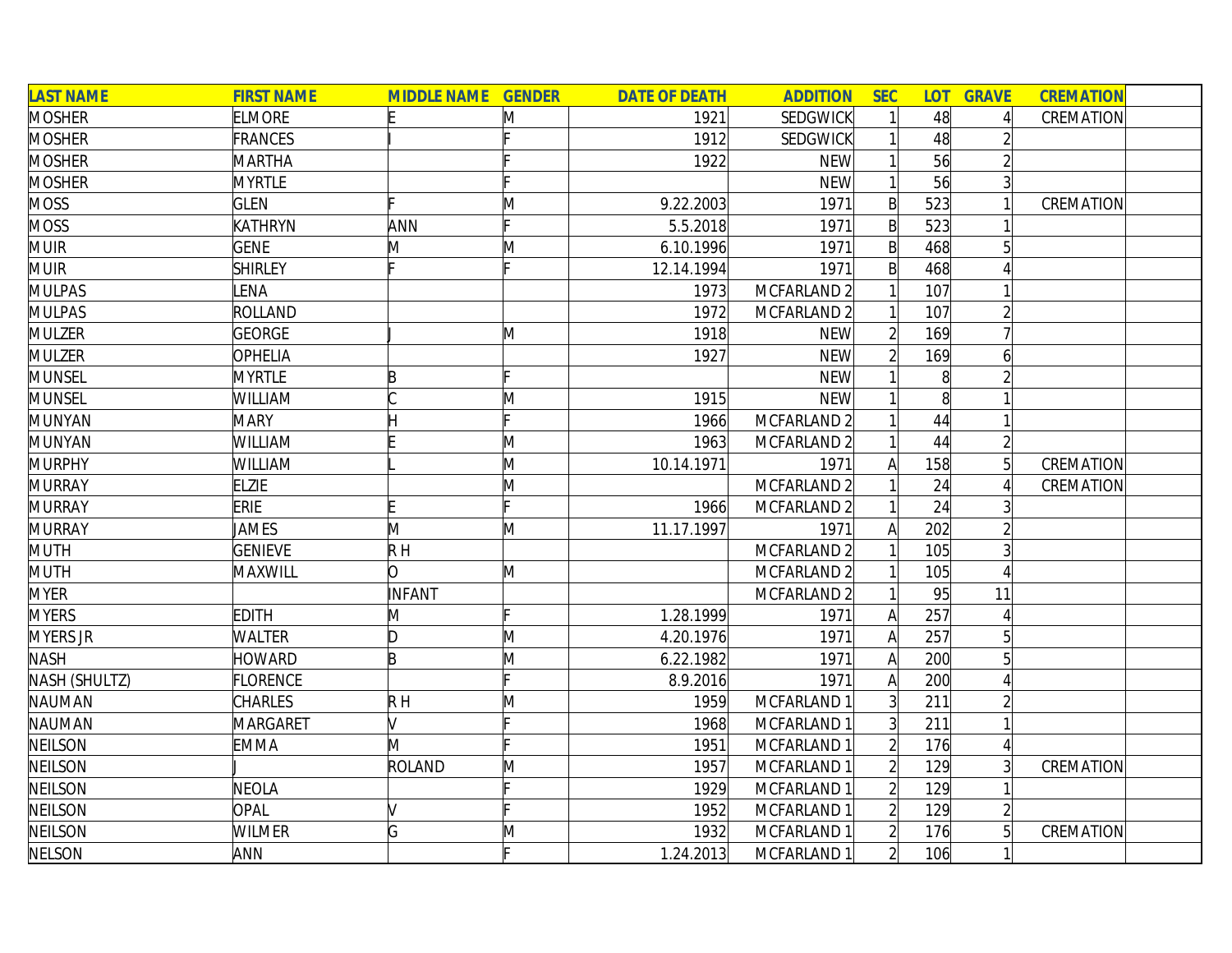| LAST NAME | FIRST NAME | MIDDLE NAME | GENDER | DATE OF DEATH | ADDITION | SEC | LOT | GRAVE | CREMATION |
|---|---|---|---|---|---|---|---|---|---|
| MOSHER | ELMORE | E | M | 1921 | SEDGWICK | 1 | 48 | 4 | CREMATION |
| MOSHER | FRANCES | I | F | 1912 | SEDGWICK | 1 | 48 | 2 | |
| MOSHER | MARTHA | | F | 1922 | NEW | 1 | 56 | 2 | |
| MOSHER | MYRTLE | | F | | NEW | 1 | 56 | 3 | |
| MOSS | GLEN | F | M | 9.22.2003 | 1971 | B | 523 | 1 | CREMATION |
| MOSS | KATHRYN | ANN | F | 5.5.2018 | 1971 | B | 523 | 1 | |
| MUIR | GENE | M | M | 6.10.1996 | 1971 | B | 468 | 5 | |
| MUIR | SHIRLEY | F | F | 12.14.1994 | 1971 | B | 468 | 4 | |
| MULPAS | LENA | | | 1973 | MCFARLAND 2 | 1 | 107 | 1 | |
| MULPAS | ROLLAND | | | 1972 | MCFARLAND 2 | 1 | 107 | 2 | |
| MULZER | GEORGE | J | M | 1918 | NEW | 2 | 169 | 7 | |
| MULZER | OPHELIA | | | 1927 | NEW | 2 | 169 | 6 | |
| MUNSEL | MYRTLE | B | F | | NEW | 1 | 8 | 2 | |
| MUNSEL | WILLIAM | C | M | 1915 | NEW | 1 | 8 | 1 | |
| MUNYAN | MARY | H | F | 1966 | MCFARLAND 2 | 1 | 44 | 1 | |
| MUNYAN | WILLIAM | E | M | 1963 | MCFARLAND 2 | 1 | 44 | 2 | |
| MURPHY | WILLIAM | L | M | 10.14.1971 | 1971 | A | 158 | 5 | CREMATION |
| MURRAY | ELZIE | | M | | MCFARLAND 2 | 1 | 24 | 4 | CREMATION |
| MURRAY | ERIE | E | F | 1966 | MCFARLAND 2 | 1 | 24 | 3 | |
| MURRAY | JAMES | M | M | 11.17.1997 | 1971 | A | 202 | 2 | |
| MUTH | GENIEVE | R H | | | MCFARLAND 2 | 1 | 105 | 3 | |
| MUTH | MAXWILL | O | M | | MCFARLAND 2 | 1 | 105 | 4 | |
| MYER | | INFANT | | | MCFARLAND 2 | 1 | 95 | 11 | |
| MYERS | EDITH | M | F | 1.28.1999 | 1971 | A | 257 | 4 | |
| MYERS JR | WALTER | D | M | 4.20.1976 | 1971 | A | 257 | 5 | |
| NASH | HOWARD | B | M | 6.22.1982 | 1971 | A | 200 | 5 | |
| NASH (SHULTZ) | FLORENCE | | F | 8.9.2016 | 1971 | A | 200 | 4 | |
| NAUMAN | CHARLES | R H | M | 1959 | MCFARLAND 1 | 3 | 211 | 2 | |
| NAUMAN | MARGARET | V | F | 1968 | MCFARLAND 1 | 3 | 211 | 1 | |
| NEILSON | EMMA | M | F | 1951 | MCFARLAND 1 | 2 | 176 | 4 | |
| NEILSON | J | ROLAND | M | 1957 | MCFARLAND 1 | 2 | 129 | 3 | CREMATION |
| NEILSON | NEOLA | | F | 1929 | MCFARLAND 1 | 2 | 129 | 1 | |
| NEILSON | OPAL | V | F | 1952 | MCFARLAND 1 | 2 | 129 | 2 | |
| NEILSON | WILMER | G | M | 1932 | MCFARLAND 1 | 2 | 176 | 5 | CREMATION |
| NELSON | ANN | | F | 1.24.2013 | MCFARLAND 1 | 2 | 106 | 1 | |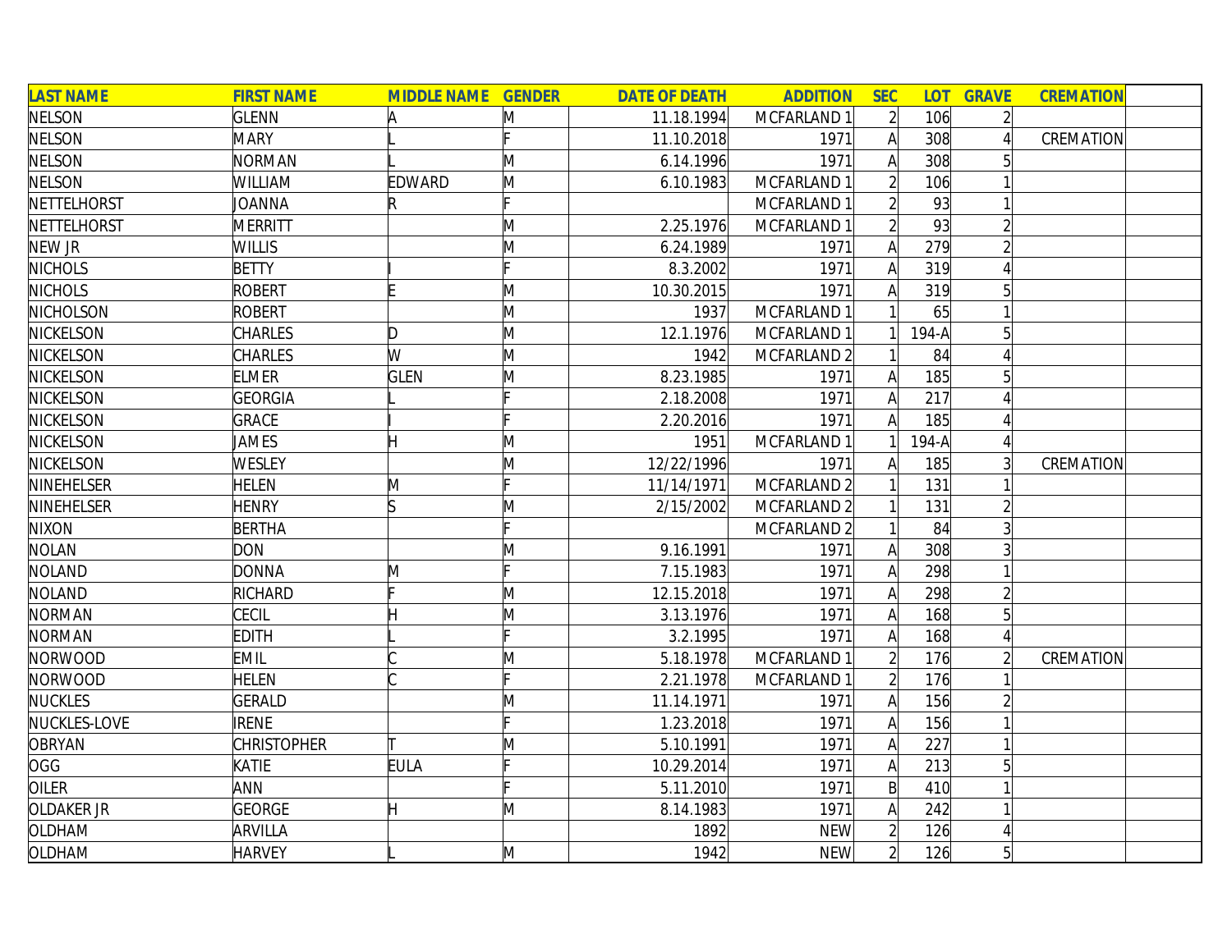| LAST NAME | FIRST NAME | MIDDLE NAME | GENDER | DATE OF DEATH | ADDITION | SEC | LOT | GRAVE | CREMATION | |
|---|---|---|---|---|---|---|---|---|---|---|
| NELSON | GLENN | A | M | 11.18.1994 | MCFARLAND 1 | 2 | 106 | 2 | | |
| NELSON | MARY | L | F | 11.10.2018 | 1971 | A | 308 | 4 | CREMATION | |
| NELSON | NORMAN | L | M | 6.14.1996 | 1971 | A | 308 | 5 | | |
| NELSON | WILLIAM | EDWARD | M | 6.10.1983 | MCFARLAND 1 | 2 | 106 | 1 | | |
| NETTELHORST | JOANNA | R | F | | MCFARLAND 1 | 2 | 93 | 1 | | |
| NETTELHORST | MERRITT | | M | 2.25.1976 | MCFARLAND 1 | 2 | 93 | 2 | | |
| NEW JR | WILLIS | | M | 6.24.1989 | 1971 | A | 279 | 2 | | |
| NICHOLS | BETTY | I | F | 8.3.2002 | 1971 | A | 319 | 4 | | |
| NICHOLS | ROBERT | E | M | 10.30.2015 | 1971 | A | 319 | 5 | | |
| NICHOLSON | ROBERT | | M | 1937 | MCFARLAND 1 | 1 | 65 | 1 | | |
| NICKELSON | CHARLES | D | M | 12.1.1976 | MCFARLAND 1 | 1 | 194-A | 5 | | |
| NICKELSON | CHARLES | W | M | 1942 | MCFARLAND 2 | 1 | 84 | 4 | | |
| NICKELSON | ELMER | GLEN | M | 8.23.1985 | 1971 | A | 185 | 5 | | |
| NICKELSON | GEORGIA | L | F | 2.18.2008 | 1971 | A | 217 | 4 | | |
| NICKELSON | GRACE | I | F | 2.20.2016 | 1971 | A | 185 | 4 | | |
| NICKELSON | JAMES | H | M | 1951 | MCFARLAND 1 | 1 | 194-A | 4 | | |
| NICKELSON | WESLEY | | M | 12/22/1996 | 1971 | A | 185 | 3 | CREMATION | |
| NINEHELSER | HELEN | M | F | 11/14/1971 | MCFARLAND 2 | 1 | 131 | 1 | | |
| NINEHELSER | HENRY | S | M | 2/15/2002 | MCFARLAND 2 | 1 | 131 | 2 | | |
| NIXON | BERTHA | | F | | MCFARLAND 2 | 1 | 84 | 3 | | |
| NOLAN | DON | | M | 9.16.1991 | 1971 | A | 308 | 3 | | |
| NOLAND | DONNA | M | F | 7.15.1983 | 1971 | A | 298 | 1 | | |
| NOLAND | RICHARD | F | M | 12.15.2018 | 1971 | A | 298 | 2 | | |
| NORMAN | CECIL | H | M | 3.13.1976 | 1971 | A | 168 | 5 | | |
| NORMAN | EDITH | L | F | 3.2.1995 | 1971 | A | 168 | 4 | | |
| NORWOOD | EMIL | C | M | 5.18.1978 | MCFARLAND 1 | 2 | 176 | 2 | CREMATION | |
| NORWOOD | HELEN | C | F | 2.21.1978 | MCFARLAND 1 | 2 | 176 | 1 | | |
| NUCKLES | GERALD | | M | 11.14.1971 | 1971 | A | 156 | 2 | | |
| NUCKLES-LOVE | IRENE | | F | 1.23.2018 | 1971 | A | 156 | 1 | | |
| OBRYAN | CHRISTOPHER | T | M | 5.10.1991 | 1971 | A | 227 | 1 | | |
| OGG | KATIE | EULA | F | 10.29.2014 | 1971 | A | 213 | 5 | | |
| OILER | ANN | | F | 5.11.2010 | 1971 | B | 410 | 1 | | |
| OLDAKER JR | GEORGE | H | M | 8.14.1983 | 1971 | A | 242 | 1 | | |
| OLDHAM | ARVILLA | | | 1892 | NEW | 2 | 126 | 4 | | |
| OLDHAM | HARVEY | L | M | 1942 | NEW | 2 | 126 | 5 | | |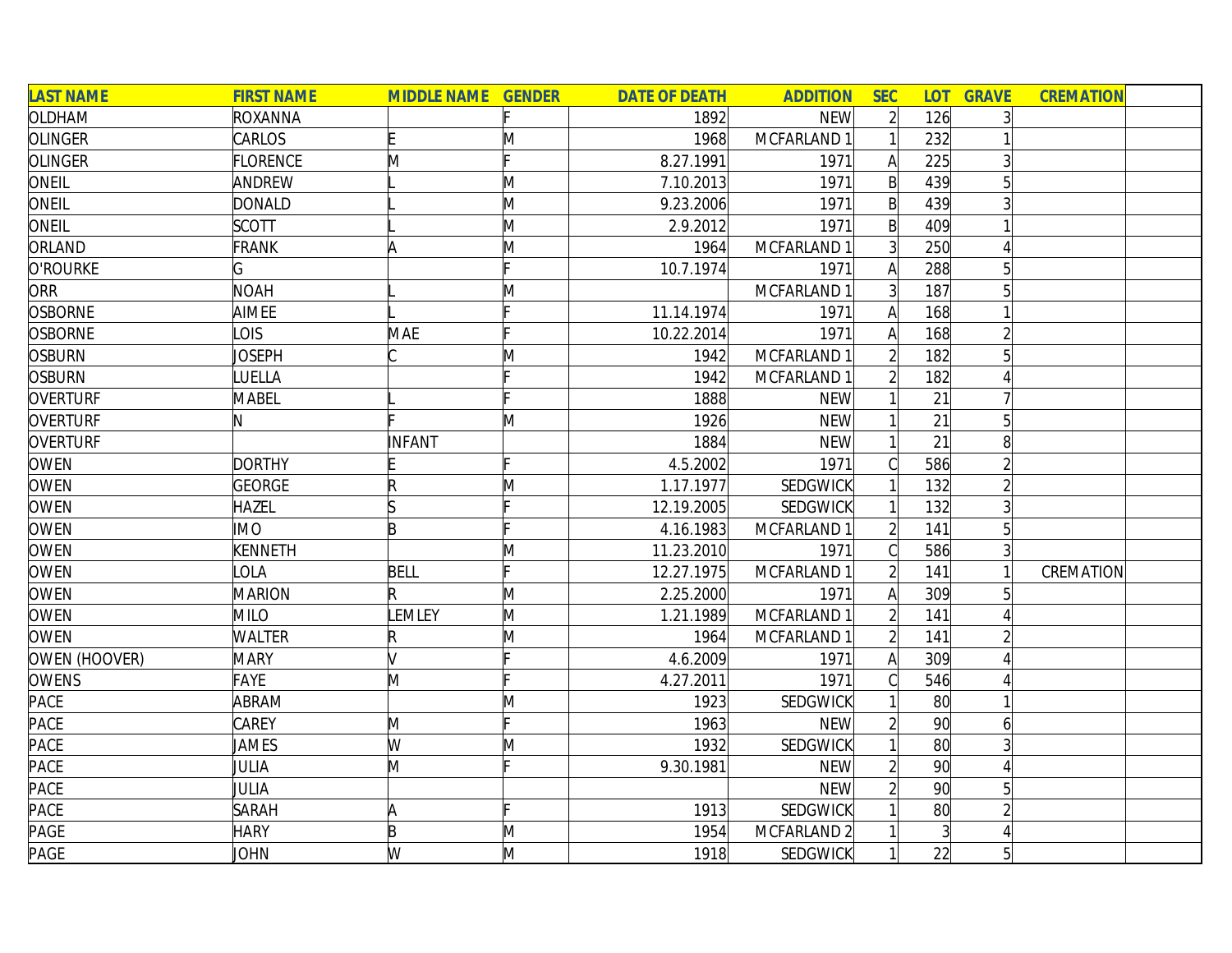| LAST NAME | FIRST NAME | MIDDLE NAME | GENDER | DATE OF DEATH | ADDITION | SEC | LOT | GRAVE | CREMATION | |
|---|---|---|---|---|---|---|---|---|---|---|
| OLDHAM | ROXANNA | | F | 1892 | NEW | 2 | 126 | 3 | | |
| OLINGER | CARLOS | E | M | 1968 | MCFARLAND 1 | 1 | 232 | 1 | | |
| OLINGER | FLORENCE | M | F | 8.27.1991 | 1971 | A | 225 | 3 | | |
| ONEIL | ANDREW | L | M | 7.10.2013 | 1971 | B | 439 | 5 | | |
| ONEIL | DONALD | L | M | 9.23.2006 | 1971 | B | 439 | 3 | | |
| ONEIL | SCOTT | L | M | 2.9.2012 | 1971 | B | 409 | 1 | | |
| ORLAND | FRANK | A | M | 1964 | MCFARLAND 1 | 3 | 250 | 4 | | |
| O'ROURKE | G | | F | 10.7.1974 | 1971 | A | 288 | 5 | | |
| ORR | NOAH | L | M | | MCFARLAND 1 | 3 | 187 | 5 | | |
| OSBORNE | AIMEE | L | F | 11.14.1974 | 1971 | A | 168 | 1 | | |
| OSBORNE | LOIS | MAE | F | 10.22.2014 | 1971 | A | 168 | 2 | | |
| OSBURN | JOSEPH | C | M | 1942 | MCFARLAND 1 | 2 | 182 | 5 | | |
| OSBURN | LUELLA | | F | 1942 | MCFARLAND 1 | 2 | 182 | 4 | | |
| OVERTURF | MABEL | L | F | 1888 | NEW | 1 | 21 | 7 | | |
| OVERTURF | N | F | M | 1926 | NEW | 1 | 21 | 5 | | |
| OVERTURF | | INFANT | | 1884 | NEW | 1 | 21 | 8 | | |
| OWEN | DORTHY | E | F | 4.5.2002 | 1971 | C | 586 | 2 | | |
| OWEN | GEORGE | R | M | 1.17.1977 | SEDGWICK | 1 | 132 | 2 | | |
| OWEN | HAZEL | S | F | 12.19.2005 | SEDGWICK | 1 | 132 | 3 | | |
| OWEN | IMO | B | F | 4.16.1983 | MCFARLAND 1 | 2 | 141 | 5 | | |
| OWEN | KENNETH | | M | 11.23.2010 | 1971 | C | 586 | 3 | | |
| OWEN | LOLA | BELL | F | 12.27.1975 | MCFARLAND 1 | 2 | 141 | 1 | CREMATION | |
| OWEN | MARION | R | M | 2.25.2000 | 1971 | A | 309 | 5 | | |
| OWEN | MILO | LEMLEY | M | 1.21.1989 | MCFARLAND 1 | 2 | 141 | 4 | | |
| OWEN | WALTER | R | M | 1964 | MCFARLAND 1 | 2 | 141 | 2 | | |
| OWEN (HOOVER) | MARY | V | F | 4.6.2009 | 1971 | A | 309 | 4 | | |
| OWENS | FAYE | M | F | 4.27.2011 | 1971 | C | 546 | 4 | | |
| PACE | ABRAM | | M | 1923 | SEDGWICK | 1 | 80 | 1 | | |
| PACE | CAREY | M | F | 1963 | NEW | 2 | 90 | 6 | | |
| PACE | JAMES | W | M | 1932 | SEDGWICK | 1 | 80 | 3 | | |
| PACE | JULIA | M | F | 9.30.1981 | NEW | 2 | 90 | 4 | | |
| PACE | JULIA | | | | NEW | 2 | 90 | 5 | | |
| PACE | SARAH | A | F | 1913 | SEDGWICK | 1 | 80 | 2 | | |
| PAGE | HARY | B | M | 1954 | MCFARLAND 2 | 1 | 3 | 4 | | |
| PAGE | JOHN | W | M | 1918 | SEDGWICK | 1 | 22 | 5 | | |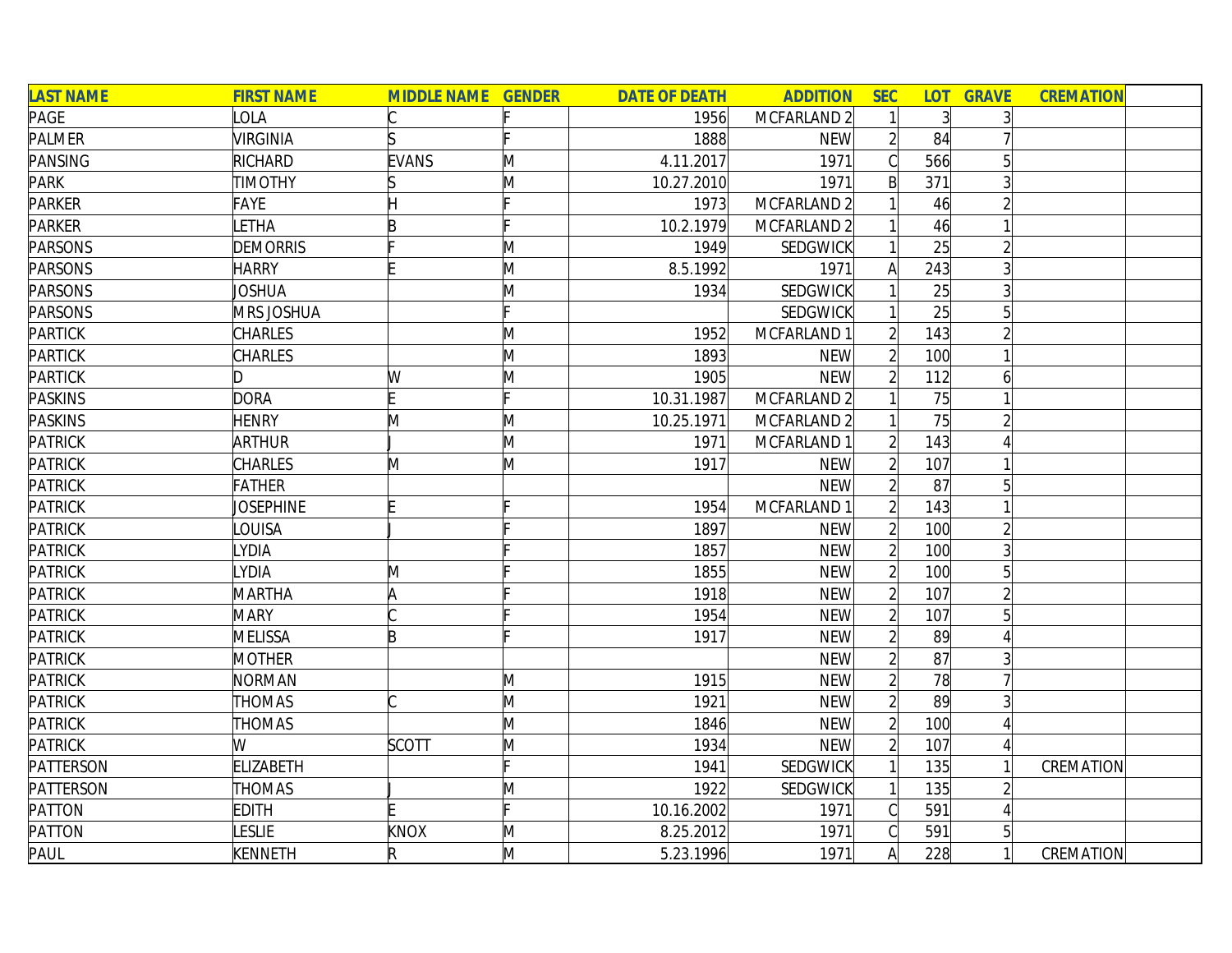| LAST NAME | FIRST NAME | MIDDLE NAME | GENDER | DATE OF DEATH | ADDITION | SEC | LOT | GRAVE | CREMATION | |
|---|---|---|---|---|---|---|---|---|---|---|
| PAGE | LOLA | C | F | 1956 | MCFARLAND 2 | 1 | 3 | 3 | | |
| PALMER | VIRGINIA | S | F | 1888 | NEW | 2 | 84 | 7 | | |
| PANSING | RICHARD | EVANS | M | 4.11.2017 | 1971 | C | 566 | 5 | | |
| PARK | TIMOTHY | S | M | 10.27.2010 | 1971 | B | 371 | 3 | | |
| PARKER | FAYE | H | F | 1973 | MCFARLAND 2 | 1 | 46 | 2 | | |
| PARKER | LETHA | B | F | 10.2.1979 | MCFARLAND 2 | 1 | 46 | 1 | | |
| PARSONS | DEMORRIS | F | M | 1949 | SEDGWICK | 1 | 25 | 2 | | |
| PARSONS | HARRY | E | M | 8.5.1992 | 1971 | A | 243 | 3 | | |
| PARSONS | JOSHUA | | M | 1934 | SEDGWICK | 1 | 25 | 3 | | |
| PARSONS | MRS JOSHUA | | F | | SEDGWICK | 1 | 25 | 5 | | |
| PARTICK | CHARLES | | M | 1952 | MCFARLAND 1 | 2 | 143 | 2 | | |
| PARTICK | CHARLES | | M | 1893 | NEW | 2 | 100 | 1 | | |
| PARTICK | D | W | M | 1905 | NEW | 2 | 112 | 6 | | |
| PASKINS | DORA | E | F | 10.31.1987 | MCFARLAND 2 | 1 | 75 | 1 | | |
| PASKINS | HENRY | M | M | 10.25.1971 | MCFARLAND 2 | 1 | 75 | 2 | | |
| PATRICK | ARTHUR | J | M | 1971 | MCFARLAND 1 | 2 | 143 | 4 | | |
| PATRICK | CHARLES | M | M | 1917 | NEW | 2 | 107 | 1 | | |
| PATRICK | FATHER | | | | NEW | 2 | 87 | 5 | | |
| PATRICK | JOSEPHINE | E | F | 1954 | MCFARLAND 1 | 2 | 143 | 1 | | |
| PATRICK | LOUISA | J | F | 1897 | NEW | 2 | 100 | 2 | | |
| PATRICK | LYDIA | | F | 1857 | NEW | 2 | 100 | 3 | | |
| PATRICK | LYDIA | M | F | 1855 | NEW | 2 | 100 | 5 | | |
| PATRICK | MARTHA | A | F | 1918 | NEW | 2 | 107 | 2 | | |
| PATRICK | MARY | C | F | 1954 | NEW | 2 | 107 | 5 | | |
| PATRICK | MELISSA | B | F | 1917 | NEW | 2 | 89 | 4 | | |
| PATRICK | MOTHER | | | | NEW | 2 | 87 | 3 | | |
| PATRICK | NORMAN | | M | 1915 | NEW | 2 | 78 | 7 | | |
| PATRICK | THOMAS | C | M | 1921 | NEW | 2 | 89 | 3 | | |
| PATRICK | THOMAS | | M | 1846 | NEW | 2 | 100 | 4 | | |
| PATRICK | W | SCOTT | M | 1934 | NEW | 2 | 107 | 4 | | |
| PATTERSON | ELIZABETH | | F | 1941 | SEDGWICK | 1 | 135 | 1 | CREMATION | |
| PATTERSON | THOMAS | J | M | 1922 | SEDGWICK | 1 | 135 | 2 | | |
| PATTON | EDITH | E | F | 10.16.2002 | 1971 | C | 591 | 4 | | |
| PATTON | LESLIE | KNOX | M | 8.25.2012 | 1971 | C | 591 | 5 | | |
| PAUL | KENNETH | R | M | 5.23.1996 | 1971 | A | 228 | 1 | CREMATION | |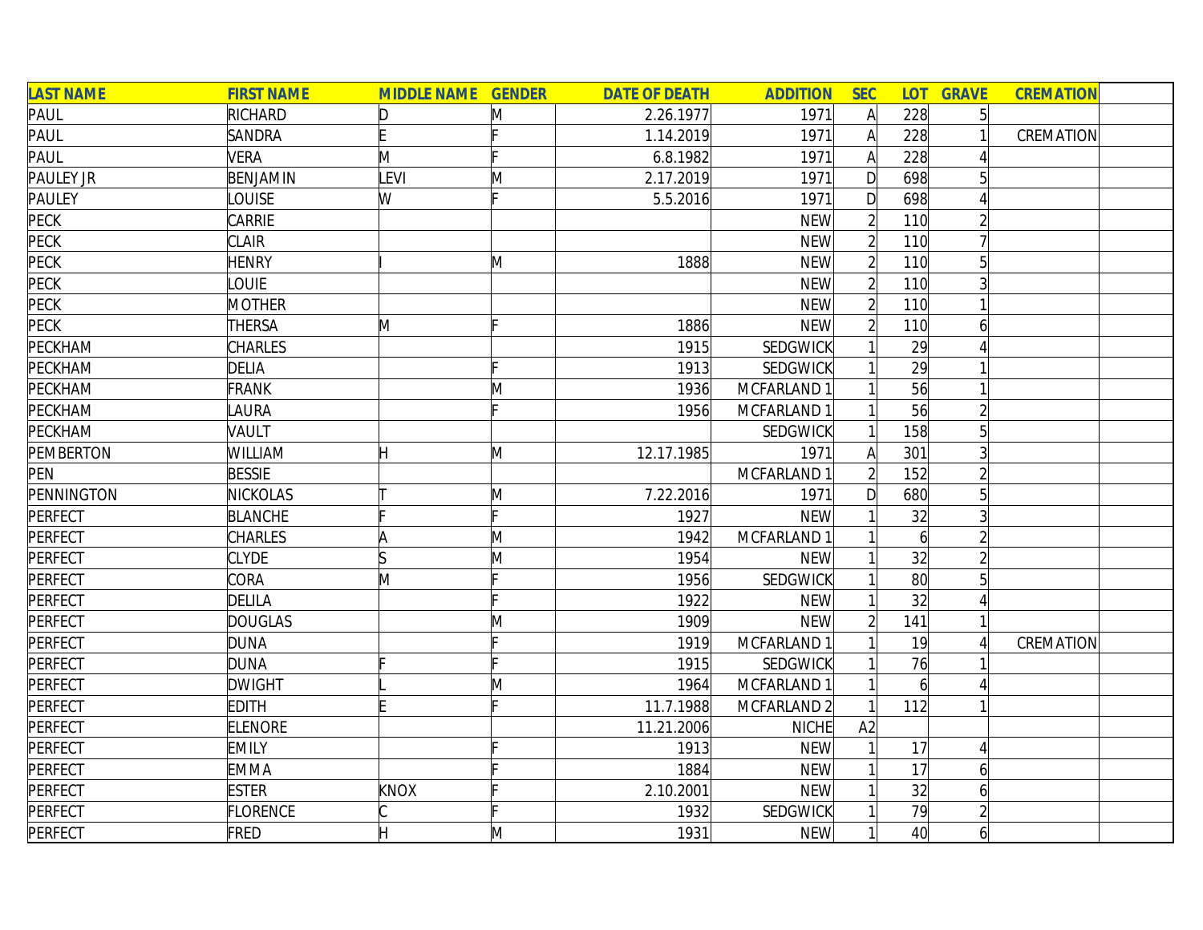| LAST NAME | FIRST NAME | MIDDLE NAME | GENDER | DATE OF DEATH | ADDITION | SEC | LOT | GRAVE | CREMATION | |
|---|---|---|---|---|---|---|---|---|---|---|
| PAUL | RICHARD | D | M | 2.26.1977 | 1971 | A | 228 | 5 | | |
| PAUL | SANDRA | E | F | 1.14.2019 | 1971 | A | 228 | 1 | CREMATION | |
| PAUL | VERA | M | F | 6.8.1982 | 1971 | A | 228 | 4 | | |
| PAULEY JR | BENJAMIN | LEVI | M | 2.17.2019 | 1971 | D | 698 | 5 | | |
| PAULEY | LOUISE | W | F | 5.5.2016 | 1971 | D | 698 | 4 | | |
| PECK | CARRIE | | | | NEW | 2 | 110 | 2 | | |
| PECK | CLAIR | | | | NEW | 2 | 110 | 7 | | |
| PECK | HENRY | I | M | 1888 | NEW | 2 | 110 | 5 | | |
| PECK | LOUIE | | | | NEW | 2 | 110 | 3 | | |
| PECK | MOTHER | | | | NEW | 2 | 110 | 1 | | |
| PECK | THERSA | M | F | 1886 | NEW | 2 | 110 | 6 | | |
| PECKHAM | CHARLES | | | 1915 | SEDGWICK | 1 | 29 | 4 | | |
| PECKHAM | DELIA | | F | 1913 | SEDGWICK | 1 | 29 | 1 | | |
| PECKHAM | FRANK | | M | 1936 | MCFARLAND 1 | 1 | 56 | 1 | | |
| PECKHAM | LAURA | | F | 1956 | MCFARLAND 1 | 1 | 56 | 2 | | |
| PECKHAM | VAULT | | | | SEDGWICK | 1 | 158 | 5 | | |
| PEMBERTON | WILLIAM | H | M | 12.17.1985 | 1971 | A | 301 | 3 | | |
| PEN | BESSIE | | | | MCFARLAND 1 | 2 | 152 | 2 | | |
| PENNINGTON | NICKOLAS | T | M | 7.22.2016 | 1971 | D | 680 | 5 | | |
| PERFECT | BLANCHE | F | F | 1927 | NEW | 1 | 32 | 3 | | |
| PERFECT | CHARLES | A | M | 1942 | MCFARLAND 1 | 1 | 6 | 2 | | |
| PERFECT | CLYDE | S | M | 1954 | NEW | 1 | 32 | 2 | | |
| PERFECT | CORA | M | F | 1956 | SEDGWICK | 1 | 80 | 5 | | |
| PERFECT | DELILA | | F | 1922 | NEW | 1 | 32 | 4 | | |
| PERFECT | DOUGLAS | | M | 1909 | NEW | 2 | 141 | 1 | | |
| PERFECT | DUNA | | F | 1919 | MCFARLAND 1 | 1 | 19 | 4 | CREMATION | |
| PERFECT | DUNA | F | F | 1915 | SEDGWICK | 1 | 76 | 1 | | |
| PERFECT | DWIGHT | L | M | 1964 | MCFARLAND 1 | 1 | 6 | 4 | | |
| PERFECT | EDITH | E | F | 11.7.1988 | MCFARLAND 2 | 1 | 112 | 1 | | |
| PERFECT | ELENORE | | | 11.21.2006 | NICHE | A2 | | | | |
| PERFECT | EMILY | | F | 1913 | NEW | 1 | 17 | 4 | | |
| PERFECT | EMMA | | F | 1884 | NEW | 1 | 17 | 6 | | |
| PERFECT | ESTER | KNOX | F | 2.10.2001 | NEW | 1 | 32 | 6 | | |
| PERFECT | FLORENCE | C | F | 1932 | SEDGWICK | 1 | 79 | 2 | | |
| PERFECT | FRED | H | M | 1931 | NEW | 1 | 40 | 6 | | |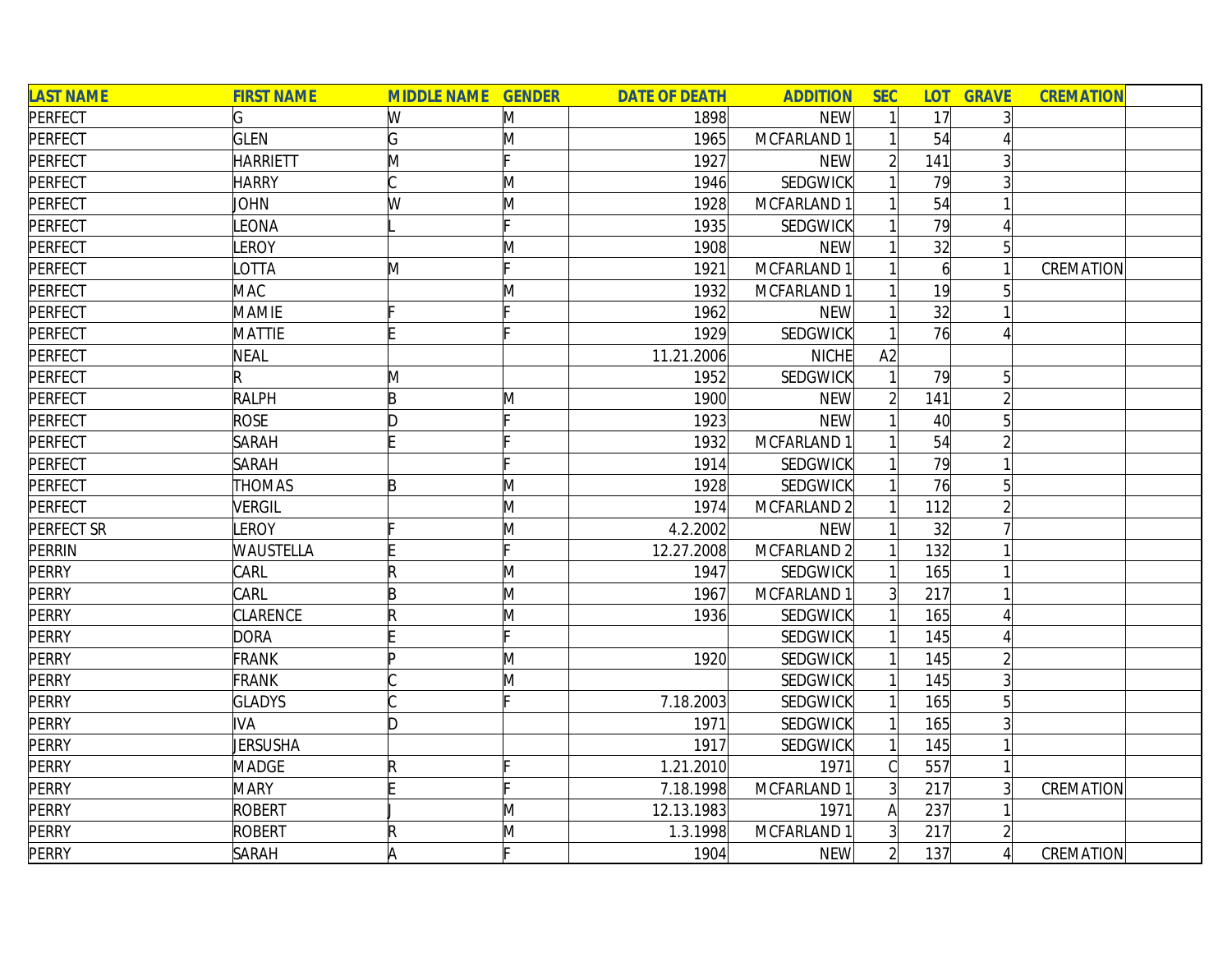| LAST NAME | FIRST NAME | MIDDLE NAME | GENDER | DATE OF DEATH | ADDITION | SEC | LOT | GRAVE | CREMATION | |
|---|---|---|---|---|---|---|---|---|---|---|
| PERFECT | G | W | M | 1898 | NEW | 1 | 17 | 3 | | |
| PERFECT | GLEN | G | M | 1965 | MCFARLAND 1 | 1 | 54 | 4 | | |
| PERFECT | HARRIETT | M | F | 1927 | NEW | 2 | 141 | 3 | | |
| PERFECT | HARRY | C | M | 1946 | SEDGWICK | 1 | 79 | 3 | | |
| PERFECT | JOHN | W | M | 1928 | MCFARLAND 1 | 1 | 54 | 1 | | |
| PERFECT | LEONA | L | F | 1935 | SEDGWICK | 1 | 79 | 4 | | |
| PERFECT | LEROY | | M | 1908 | NEW | 1 | 32 | 5 | | |
| PERFECT | LOTTA | M | F | 1921 | MCFARLAND 1 | 1 | 6 | 1 | CREMATION | |
| PERFECT | MAC | | M | 1932 | MCFARLAND 1 | 1 | 19 | 5 | | |
| PERFECT | MAMIE | F | F | 1962 | NEW | 1 | 32 | 1 | | |
| PERFECT | MATTIE | E | F | 1929 | SEDGWICK | 1 | 76 | 4 | | |
| PERFECT | NEAL | | | 11.21.2006 | NICHE | A2 | | | | |
| PERFECT | R | M | | 1952 | SEDGWICK | 1 | 79 | 5 | | |
| PERFECT | RALPH | B | M | 1900 | NEW | 2 | 141 | 2 | | |
| PERFECT | ROSE | D | F | 1923 | NEW | 1 | 40 | 5 | | |
| PERFECT | SARAH | E | F | 1932 | MCFARLAND 1 | 1 | 54 | 2 | | |
| PERFECT | SARAH | | F | 1914 | SEDGWICK | 1 | 79 | 1 | | |
| PERFECT | THOMAS | B | M | 1928 | SEDGWICK | 1 | 76 | 5 | | |
| PERFECT | VERGIL | | M | 1974 | MCFARLAND 2 | 1 | 112 | 2 | | |
| PERFECT SR | LEROY | F | M | 4.2.2002 | NEW | 1 | 32 | 7 | | |
| PERRIN | WAUSTELLA | E | F | 12.27.2008 | MCFARLAND 2 | 1 | 132 | 1 | | |
| PERRY | CARL | R | M | 1947 | SEDGWICK | 1 | 165 | 1 | | |
| PERRY | CARL | B | M | 1967 | MCFARLAND 1 | 3 | 217 | 1 | | |
| PERRY | CLARENCE | R | M | 1936 | SEDGWICK | 1 | 165 | 4 | | |
| PERRY | DORA | E | F | | SEDGWICK | 1 | 145 | 4 | | |
| PERRY | FRANK | P | M | 1920 | SEDGWICK | 1 | 145 | 2 | | |
| PERRY | FRANK | C | M | | SEDGWICK | 1 | 145 | 3 | | |
| PERRY | GLADYS | C | F | 7.18.2003 | SEDGWICK | 1 | 165 | 5 | | |
| PERRY | IVA | D | | 1971 | SEDGWICK | 1 | 165 | 3 | | |
| PERRY | JERSUSHA | | | 1917 | SEDGWICK | 1 | 145 | 1 | | |
| PERRY | MADGE | R | F | 1.21.2010 | 1971 | C | 557 | 1 | | |
| PERRY | MARY | E | F | 7.18.1998 | MCFARLAND 1 | 3 | 217 | 3 | CREMATION | |
| PERRY | ROBERT | J | M | 12.13.1983 | 1971 | A | 237 | 1 | | |
| PERRY | ROBERT | R | M | 1.3.1998 | MCFARLAND 1 | 3 | 217 | 2 | | |
| PERRY | SARAH | A | F | 1904 | NEW | 2 | 137 | 4 | CREMATION | |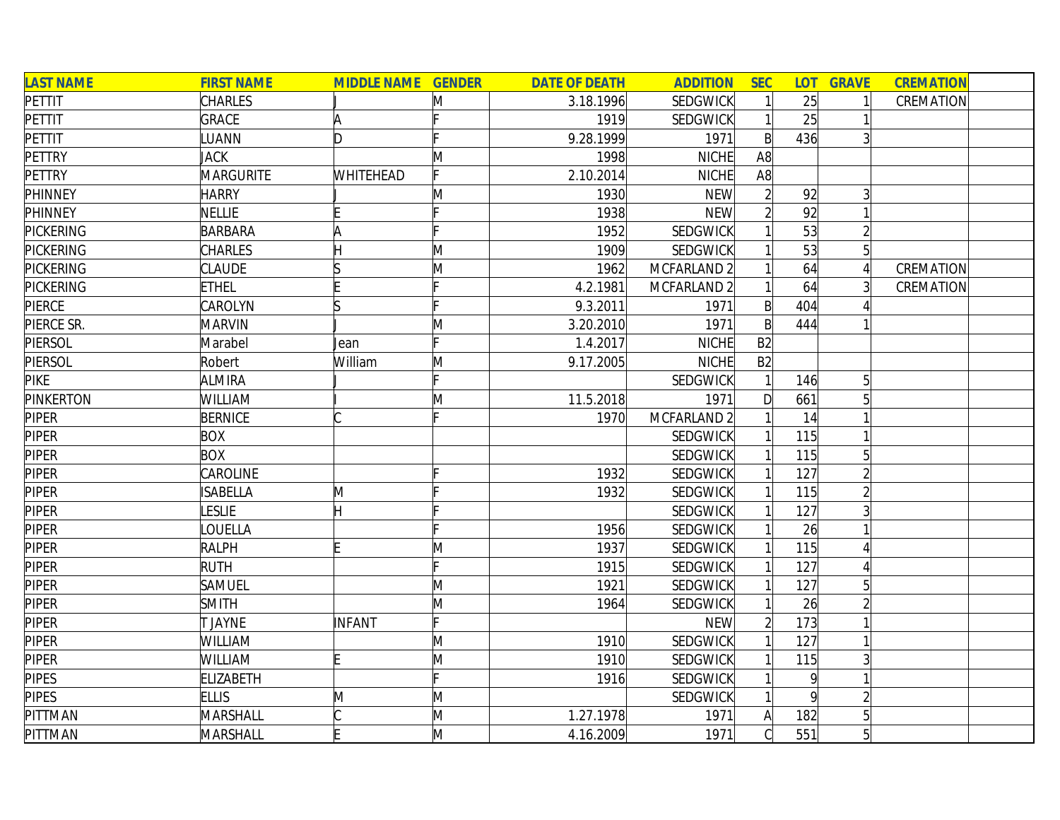| LAST NAME | FIRST NAME | MIDDLE NAME | GENDER | DATE OF DEATH | ADDITION | SEC | LOT | GRAVE | CREMATION | |
|---|---|---|---|---|---|---|---|---|---|---|
| PETTIT | CHARLES | J | M | 3.18.1996 | SEDGWICK | 1 | 25 | 1 | CREMATION | |
| PETTIT | GRACE | A | F | 1919 | SEDGWICK | 1 | 25 | 1 | | |
| PETTIT | LUANN | D | F | 9.28.1999 | 1971 | B | 436 | 3 | | |
| PETTRY | JACK | | M | 1998 | NICHE | A8 | | | | |
| PETTRY | MARGURITE | WHITEHEAD | F | 2.10.2014 | NICHE | A8 | | | | |
| PHINNEY | HARRY | J | M | 1930 | NEW | 2 | 92 | 3 | | |
| PHINNEY | NELLIE | E | F | 1938 | NEW | 2 | 92 | 1 | | |
| PICKERING | BARBARA | A | F | 1952 | SEDGWICK | 1 | 53 | 2 | | |
| PICKERING | CHARLES | H | M | 1909 | SEDGWICK | 1 | 53 | 5 | | |
| PICKERING | CLAUDE | S | M | 1962 | MCFARLAND 2 | 1 | 64 | 4 | CREMATION | |
| PICKERING | ETHEL | E | F | 4.2.1981 | MCFARLAND 2 | 1 | 64 | 3 | CREMATION | |
| PIERCE | CAROLYN | S | F | 9.3.2011 | 1971 | B | 404 | 4 | | |
| PIERCE SR. | MARVIN | J | M | 3.20.2010 | 1971 | B | 444 | 1 | | |
| PIERSOL | Marabel | Jean | F | 1.4.2017 | NICHE | B2 | | | | |
| PIERSOL | Robert | William | M | 9.17.2005 | NICHE | B2 | | | | |
| PIKE | ALMIRA | J | F | | SEDGWICK | 1 | 146 | 5 | | |
| PINKERTON | WILLIAM | I | M | 11.5.2018 | 1971 | D | 661 | 5 | | |
| PIPER | BERNICE | C | F | 1970 | MCFARLAND 2 | 1 | 14 | 1 | | |
| PIPER | BOX | | | | SEDGWICK | 1 | 115 | 1 | | |
| PIPER | BOX | | | | SEDGWICK | 1 | 115 | 5 | | |
| PIPER | CAROLINE | | F | 1932 | SEDGWICK | 1 | 127 | 2 | | |
| PIPER | ISABELLA | M | F | 1932 | SEDGWICK | 1 | 115 | 2 | | |
| PIPER | LESLIE | H | F | | SEDGWICK | 1 | 127 | 3 | | |
| PIPER | LOUELLA | | F | 1956 | SEDGWICK | 1 | 26 | 1 | | |
| PIPER | RALPH | E | M | 1937 | SEDGWICK | 1 | 115 | 4 | | |
| PIPER | RUTH | | F | 1915 | SEDGWICK | 1 | 127 | 4 | | |
| PIPER | SAMUEL | | M | 1921 | SEDGWICK | 1 | 127 | 5 | | |
| PIPER | SMITH | | M | 1964 | SEDGWICK | 1 | 26 | 2 | | |
| PIPER | T JAYNE | INFANT | F | | NEW | 2 | 173 | 1 | | |
| PIPER | WILLIAM | | M | 1910 | SEDGWICK | 1 | 127 | 1 | | |
| PIPER | WILLIAM | E | M | 1910 | SEDGWICK | 1 | 115 | 3 | | |
| PIPES | ELIZABETH | | F | 1916 | SEDGWICK | 1 | 9 | 1 | | |
| PIPES | ELLIS | M | M | | SEDGWICK | 1 | 9 | 2 | | |
| PITTMAN | MARSHALL | C | M | 1.27.1978 | 1971 | A | 182 | 5 | | |
| PITTMAN | MARSHALL | E | M | 4.16.2009 | 1971 | C | 551 | 5 | | |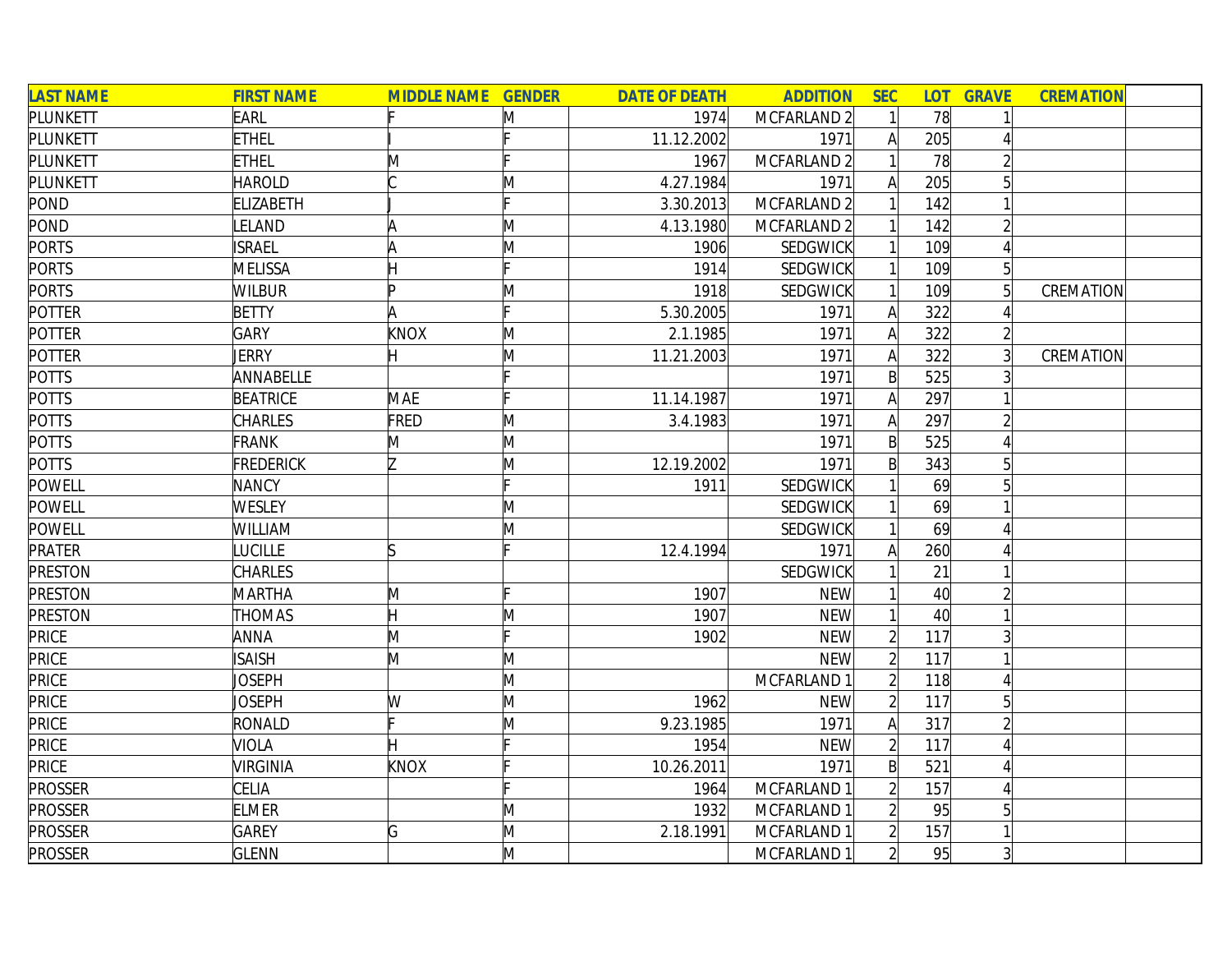| LAST NAME | FIRST NAME | MIDDLE NAME | GENDER | DATE OF DEATH | ADDITION | SEC | LOT | GRAVE | CREMATION | |
|---|---|---|---|---|---|---|---|---|---|---|
| PLUNKETT | EARL | F | M | 1974 | MCFARLAND 2 | 1 | 78 | 1 | | |
| PLUNKETT | ETHEL | I | F | 11.12.2002 | 1971 | A | 205 | 4 | | |
| PLUNKETT | ETHEL | M | F | 1967 | MCFARLAND 2 | 1 | 78 | 2 | | |
| PLUNKETT | HAROLD | C | M | 4.27.1984 | 1971 | A | 205 | 5 | | |
| POND | ELIZABETH | J | F | 3.30.2013 | MCFARLAND 2 | 1 | 142 | 1 | | |
| POND | LELAND | A | M | 4.13.1980 | MCFARLAND 2 | 1 | 142 | 2 | | |
| PORTS | ISRAEL | A | M | 1906 | SEDGWICK | 1 | 109 | 4 | | |
| PORTS | MELISSA | H | F | 1914 | SEDGWICK | 1 | 109 | 5 | | |
| PORTS | WILBUR | P | M | 1918 | SEDGWICK | 1 | 109 | 5 | CREMATION | |
| POTTER | BETTY | A | F | 5.30.2005 | 1971 | A | 322 | 4 | | |
| POTTER | GARY | KNOX | M | 2.1.1985 | 1971 | A | 322 | 2 | | |
| POTTER | JERRY | H | M | 11.21.2003 | 1971 | A | 322 | 3 | CREMATION | |
| POTTS | ANNABELLE | | F | | 1971 | B | 525 | 3 | | |
| POTTS | BEATRICE | MAE | F | 11.14.1987 | 1971 | A | 297 | 1 | | |
| POTTS | CHARLES | FRED | M | 3.4.1983 | 1971 | A | 297 | 2 | | |
| POTTS | FRANK | M | M | | 1971 | B | 525 | 4 | | |
| POTTS | FREDERICK | Z | M | 12.19.2002 | 1971 | B | 343 | 5 | | |
| POWELL | NANCY | | F | 1911 | SEDGWICK | 1 | 69 | 5 | | |
| POWELL | WESLEY | | M | | SEDGWICK | 1 | 69 | 1 | | |
| POWELL | WILLIAM | | M | | SEDGWICK | 1 | 69 | 4 | | |
| PRATER | LUCILLE | S | F | 12.4.1994 | 1971 | A | 260 | 4 | | |
| PRESTON | CHARLES | | | | SEDGWICK | 1 | 21 | 1 | | |
| PRESTON | MARTHA | M | F | 1907 | NEW | 1 | 40 | 2 | | |
| PRESTON | THOMAS | H | M | 1907 | NEW | 1 | 40 | 1 | | |
| PRICE | ANNA | M | F | 1902 | NEW | 2 | 117 | 3 | | |
| PRICE | ISAISH | M | M | | NEW | 2 | 117 | 1 | | |
| PRICE | JOSEPH | | M | | MCFARLAND 1 | 2 | 118 | 4 | | |
| PRICE | JOSEPH | W | M | 1962 | NEW | 2 | 117 | 5 | | |
| PRICE | RONALD | F | M | 9.23.1985 | 1971 | A | 317 | 2 | | |
| PRICE | VIOLA | H | F | 1954 | NEW | 2 | 117 | 4 | | |
| PRICE | VIRGINIA | KNOX | F | 10.26.2011 | 1971 | B | 521 | 4 | | |
| PROSSER | CELIA | | F | 1964 | MCFARLAND 1 | 2 | 157 | 4 | | |
| PROSSER | ELMER | | M | 1932 | MCFARLAND 1 | 2 | 95 | 5 | | |
| PROSSER | GAREY | G | M | 2.18.1991 | MCFARLAND 1 | 2 | 157 | 1 | | |
| PROSSER | GLENN | | M | | MCFARLAND 1 | 2 | 95 | 3 | | |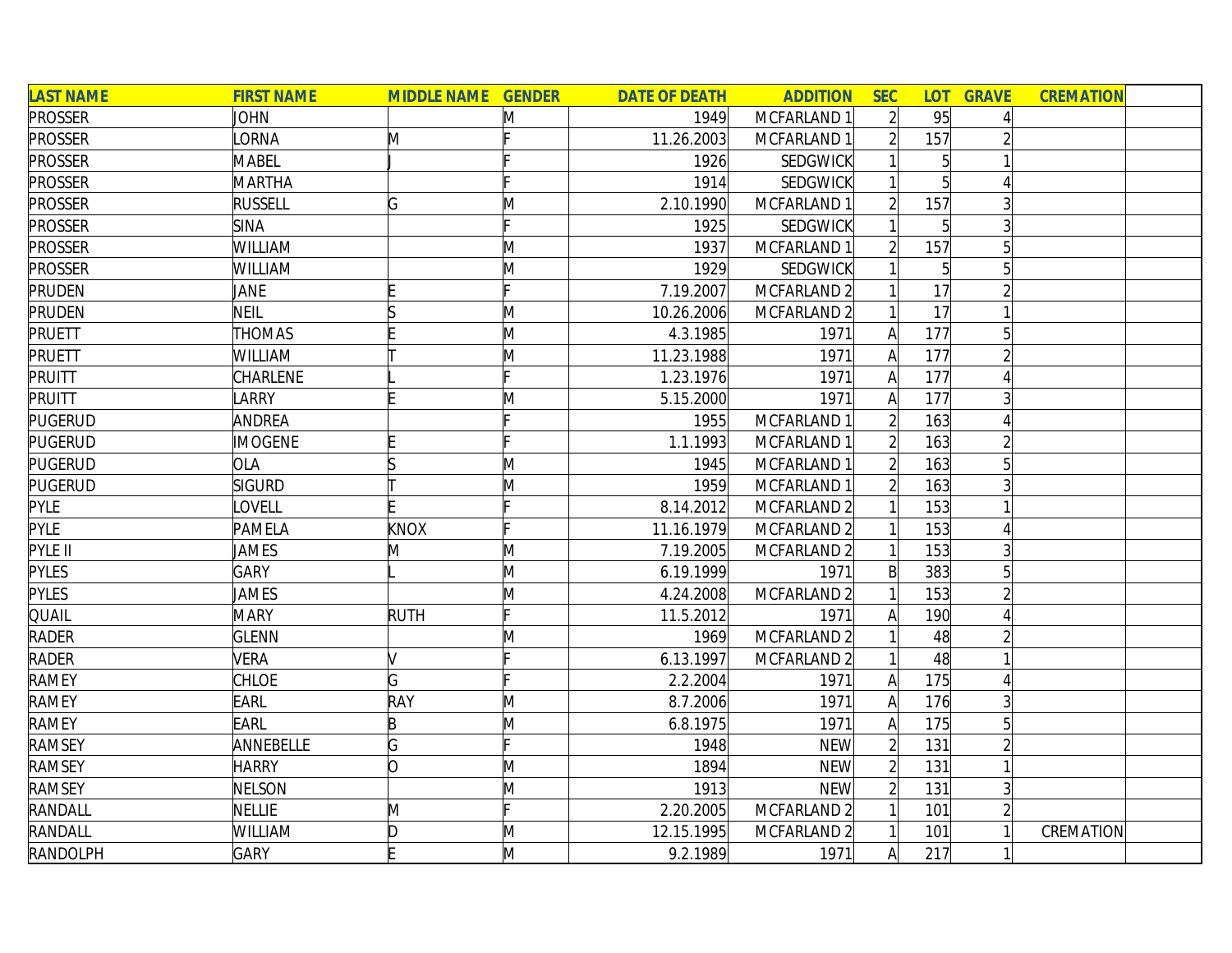| LAST NAME | FIRST NAME | MIDDLE NAME | GENDER | DATE OF DEATH | ADDITION | SEC | LOT | GRAVE | CREMATION | |
|---|---|---|---|---|---|---|---|---|---|---|
| PROSSER | JOHN | | M | 1949 | MCFARLAND 1 | 2 | 95 | 4 | | |
| PROSSER | LORNA | M | F | 11.26.2003 | MCFARLAND 1 | 2 | 157 | 2 | | |
| PROSSER | MABEL | J | F | 1926 | SEDGWICK | 1 | 5 | 1 | | |
| PROSSER | MARTHA | | F | 1914 | SEDGWICK | 1 | 5 | 4 | | |
| PROSSER | RUSSELL | G | M | 2.10.1990 | MCFARLAND 1 | 2 | 157 | 3 | | |
| PROSSER | SINA | | F | 1925 | SEDGWICK | 1 | 5 | 3 | | |
| PROSSER | WILLIAM | | M | 1937 | MCFARLAND 1 | 2 | 157 | 5 | | |
| PROSSER | WILLIAM | | M | 1929 | SEDGWICK | 1 | 5 | 5 | | |
| PRUDEN | JANE | E | F | 7.19.2007 | MCFARLAND 2 | 1 | 17 | 2 | | |
| PRUDEN | NEIL | S | M | 10.26.2006 | MCFARLAND 2 | 1 | 17 | 1 | | |
| PRUETT | THOMAS | E | M | 4.3.1985 | 1971 | A | 177 | 5 | | |
| PRUETT | WILLIAM | T | M | 11.23.1988 | 1971 | A | 177 | 2 | | |
| PRUITT | CHARLENE | L | F | 1.23.1976 | 1971 | A | 177 | 4 | | |
| PRUITT | LARRY | E | M | 5.15.2000 | 1971 | A | 177 | 3 | | |
| PUGERUD | ANDREA | | F | 1955 | MCFARLAND 1 | 2 | 163 | 4 | | |
| PUGERUD | IMOGENE | E | F | 1.1.1993 | MCFARLAND 1 | 2 | 163 | 2 | | |
| PUGERUD | OLA | S | M | 1945 | MCFARLAND 1 | 2 | 163 | 5 | | |
| PUGERUD | SIGURD | T | M | 1959 | MCFARLAND 1 | 2 | 163 | 3 | | |
| PYLE | LOVELL | E | F | 8.14.2012 | MCFARLAND 2 | 1 | 153 | 1 | | |
| PYLE | PAMELA | KNOX | F | 11.16.1979 | MCFARLAND 2 | 1 | 153 | 4 | | |
| PYLE II | JAMES | M | M | 7.19.2005 | MCFARLAND 2 | 1 | 153 | 3 | | |
| PYLES | GARY | L | M | 6.19.1999 | 1971 | B | 383 | 5 | | |
| PYLES | JAMES | | M | 4.24.2008 | MCFARLAND 2 | 1 | 153 | 2 | | |
| QUAIL | MARY | RUTH | F | 11.5.2012 | 1971 | A | 190 | 4 | | |
| RADER | GLENN | | M | 1969 | MCFARLAND 2 | 1 | 48 | 2 | | |
| RADER | VERA | V | F | 6.13.1997 | MCFARLAND 2 | 1 | 48 | 1 | | |
| RAMEY | CHLOE | G | F | 2.2.2004 | 1971 | A | 175 | 4 | | |
| RAMEY | EARL | RAY | M | 8.7.2006 | 1971 | A | 176 | 3 | | |
| RAMEY | EARL | B | M | 6.8.1975 | 1971 | A | 175 | 5 | | |
| RAMSEY | ANNEBELLE | G | F | 1948 | NEW | 2 | 131 | 2 | | |
| RAMSEY | HARRY | O | M | 1894 | NEW | 2 | 131 | 1 | | |
| RAMSEY | NELSON | | M | 1913 | NEW | 2 | 131 | 3 | | |
| RANDALL | NELLIE | M | F | 2.20.2005 | MCFARLAND 2 | 1 | 101 | 2 | | |
| RANDALL | WILLIAM | D | M | 12.15.1995 | MCFARLAND 2 | 1 | 101 | 1 | CREMATION | |
| RANDOLPH | GARY | E | M | 9.2.1989 | 1971 | A | 217 | 1 | | |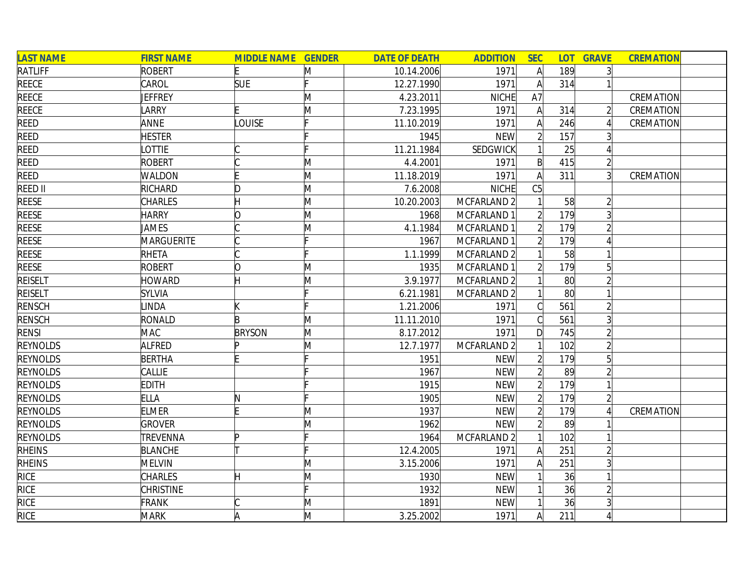| LAST NAME | FIRST NAME | MIDDLE NAME | GENDER | DATE OF DEATH | ADDITION | SEC | LOT | GRAVE | CREMATION | |
|---|---|---|---|---|---|---|---|---|---|---|
| RATLIFF | ROBERT | E | M | 10.14.2006 | 1971 | A | 189 | 3 | | |
| REECE | CAROL | SUE | F | 12.27.1990 | 1971 | A | 314 | 1 | | |
| REECE | JEFFREY | | M | 4.23.2011 | NICHE | A7 | | | CREMATION | |
| REECE | LARRY | E | M | 7.23.1995 | 1971 | A | 314 | 2 | CREMATION | |
| REED | ANNE | LOUISE | F | 11.10.2019 | 1971 | A | 246 | 4 | CREMATION | |
| REED | HESTER | | F | 1945 | NEW | 2 | 157 | 3 | | |
| REED | LOTTIE | C | F | 11.21.1984 | SEDGWICK | 1 | 25 | 4 | | |
| REED | ROBERT | C | M | 4.4.2001 | 1971 | B | 415 | 2 | | |
| REED | WALDON | E | M | 11.18.2019 | 1971 | A | 311 | 3 | CREMATION | |
| REED II | RICHARD | D | M | 7.6.2008 | NICHE | C5 | | | | |
| REESE | CHARLES | H | M | 10.20.2003 | MCFARLAND 2 | 1 | 58 | 2 | | |
| REESE | HARRY | O | M | 1968 | MCFARLAND 1 | 2 | 179 | 3 | | |
| REESE | JAMES | C | M | 4.1.1984 | MCFARLAND 1 | 2 | 179 | 2 | | |
| REESE | MARGUERITE | C | F | 1967 | MCFARLAND 1 | 2 | 179 | 4 | | |
| REESE | RHETA | C | F | 1.1.1999 | MCFARLAND 2 | 1 | 58 | 1 | | |
| REESE | ROBERT | O | M | 1935 | MCFARLAND 1 | 2 | 179 | 5 | | |
| REISELT | HOWARD | H | M | 3.9.1977 | MCFARLAND 2 | 1 | 80 | 2 | | |
| REISELT | SYLVIA | | F | 6.21.1981 | MCFARLAND 2 | 1 | 80 | 1 | | |
| RENSCH | LINDA | K | F | 1.21.2006 | 1971 | C | 561 | 2 | | |
| RENSCH | RONALD | B | M | 11.11.2010 | 1971 | C | 561 | 3 | | |
| RENSI | MAC | BRYSON | M | 8.17.2012 | 1971 | D | 745 | 2 | | |
| REYNOLDS | ALFRED | P | M | 12.7.1977 | MCFARLAND 2 | 1 | 102 | 2 | | |
| REYNOLDS | BERTHA | E | F | 1951 | NEW | 2 | 179 | 5 | | |
| REYNOLDS | CALLIE | | F | 1967 | NEW | 2 | 89 | 2 | | |
| REYNOLDS | EDITH | | F | 1915 | NEW | 2 | 179 | 1 | | |
| REYNOLDS | ELLA | N | F | 1905 | NEW | 2 | 179 | 2 | | |
| REYNOLDS | ELMER | E | M | 1937 | NEW | 2 | 179 | 4 | CREMATION | |
| REYNOLDS | GROVER | | M | 1962 | NEW | 2 | 89 | 1 | | |
| REYNOLDS | TREVENNA | P | F | 1964 | MCFARLAND 2 | 1 | 102 | 1 | | |
| RHEINS | BLANCHE | T | F | 12.4.2005 | 1971 | A | 251 | 2 | | |
| RHEINS | MELVIN | | M | 3.15.2006 | 1971 | A | 251 | 3 | | |
| RICE | CHARLES | H | M | 1930 | NEW | 1 | 36 | 1 | | |
| RICE | CHRISTINE | | F | 1932 | NEW | 1 | 36 | 2 | | |
| RICE | FRANK | C | M | 1891 | NEW | 1 | 36 | 3 | | |
| RICE | MARK | A | M | 3.25.2002 | 1971 | A | 211 | 4 | | |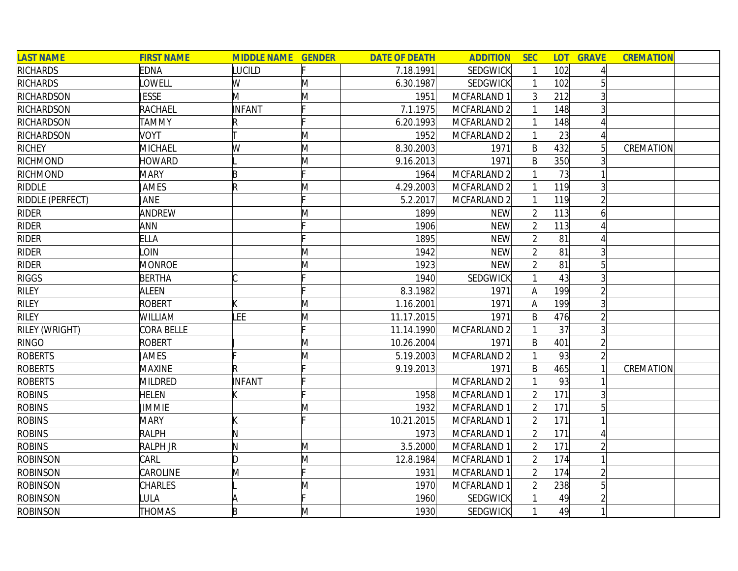| LAST NAME | FIRST NAME | MIDDLE NAME | GENDER | DATE OF DEATH | ADDITION | SEC | LOT | GRAVE | CREMATION | |
|---|---|---|---|---|---|---|---|---|---|---|
| RICHARDS | EDNA | LUCILD | F | 7.18.1991 | SEDGWICK | 1 | 102 | 4 | | |
| RICHARDS | LOWELL | W | M | 6.30.1987 | SEDGWICK | 1 | 102 | 5 | | |
| RICHARDSON | JESSE | M | M | 1951 | MCFARLAND 1 | 3 | 212 | 3 | | |
| RICHARDSON | RACHAEL | INFANT | F | 7.1.1975 | MCFARLAND 2 | 1 | 148 | 3 | | |
| RICHARDSON | TAMMY | R | F | 6.20.1993 | MCFARLAND 2 | 1 | 148 | 4 | | |
| RICHARDSON | VOYT | T | M | 1952 | MCFARLAND 2 | 1 | 23 | 4 | | |
| RICHEY | MICHAEL | W | M | 8.30.2003 | 1971 | B | 432 | 5 | CREMATION | |
| RICHMOND | HOWARD | L | M | 9.16.2013 | 1971 | B | 350 | 3 | | |
| RICHMOND | MARY | B | F | 1964 | MCFARLAND 2 | 1 | 73 | 1 | | |
| RIDDLE | JAMES | R | M | 4.29.2003 | MCFARLAND 2 | 1 | 119 | 3 | | |
| RIDDLE (PERFECT) | JANE | | F | 5.2.2017 | MCFARLAND 2 | 1 | 119 | 2 | | |
| RIDER | ANDREW | | M | 1899 | NEW | 2 | 113 | 6 | | |
| RIDER | ANN | | F | 1906 | NEW | 2 | 113 | 4 | | |
| RIDER | ELLA | | F | 1895 | NEW | 2 | 81 | 4 | | |
| RIDER | LOIN | | M | 1942 | NEW | 2 | 81 | 3 | | |
| RIDER | MONROE | | M | 1923 | NEW | 2 | 81 | 5 | | |
| RIGGS | BERTHA | C | F | 1940 | SEDGWICK | 1 | 43 | 3 | | |
| RILEY | ALEEN | | F | 8.3.1982 | 1971 | A | 199 | 2 | | |
| RILEY | ROBERT | K | M | 1.16.2001 | 1971 | A | 199 | 3 | | |
| RILEY | WILLIAM | LEE | M | 11.17.2015 | 1971 | B | 476 | 2 | | |
| RILEY (WRIGHT) | CORA BELLE | | F | 11.14.1990 | MCFARLAND 2 | 1 | 37 | 3 | | |
| RINGO | ROBERT | J | M | 10.26.2004 | 1971 | B | 401 | 2 | | |
| ROBERTS | JAMES | F | M | 5.19.2003 | MCFARLAND 2 | 1 | 93 | 2 | | |
| ROBERTS | MAXINE | R | F | 9.19.2013 | 1971 | B | 465 | 1 | CREMATION | |
| ROBERTS | MILDRED | INFANT | F | | MCFARLAND 2 | 1 | 93 | 1 | | |
| ROBINS | HELEN | K | F | 1958 | MCFARLAND 1 | 2 | 171 | 3 | | |
| ROBINS | JIMMIE | | M | 1932 | MCFARLAND 1 | 2 | 171 | 5 | | |
| ROBINS | MARY | K | F | 10.21.2015 | MCFARLAND 1 | 2 | 171 | 1 | | |
| ROBINS | RALPH | N | | 1973 | MCFARLAND 1 | 2 | 171 | 4 | | |
| ROBINS | RALPH JR | N | M | 3.5.2000 | MCFARLAND 1 | 2 | 171 | 2 | | |
| ROBINSON | CARL | D | M | 12.8.1984 | MCFARLAND 1 | 2 | 174 | 1 | | |
| ROBINSON | CAROLINE | M | F | 1931 | MCFARLAND 1 | 2 | 174 | 2 | | |
| ROBINSON | CHARLES | L | M | 1970 | MCFARLAND 1 | 2 | 238 | 5 | | |
| ROBINSON | LULA | A | F | 1960 | SEDGWICK | 1 | 49 | 2 | | |
| ROBINSON | THOMAS | B | M | 1930 | SEDGWICK | 1 | 49 | 1 | | |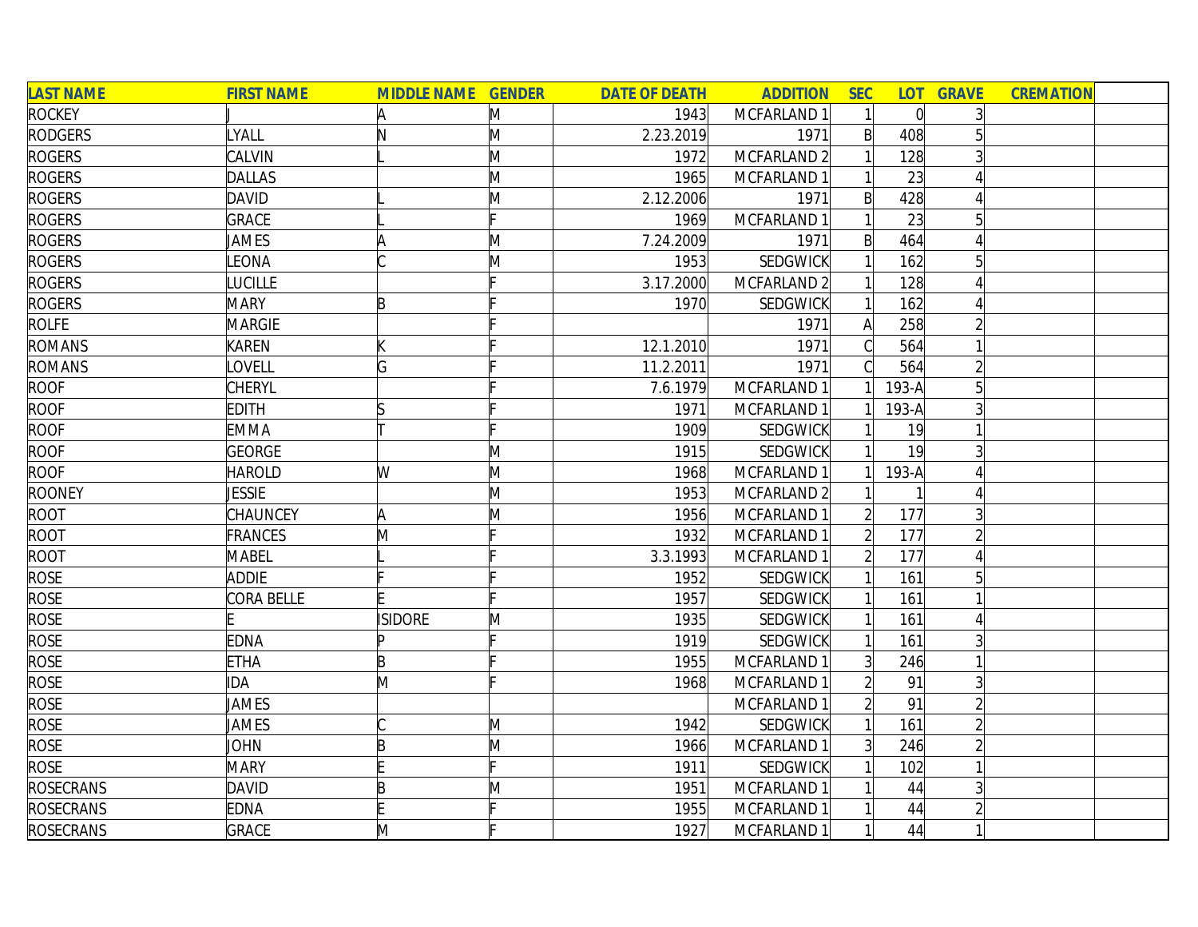| LAST NAME | FIRST NAME | MIDDLE NAME | GENDER | DATE OF DEATH | ADDITION | SEC | LOT | GRAVE | CREMATION | |
|---|---|---|---|---|---|---|---|---|---|---|
| ROCKEY | J | A | M | 1943 | MCFARLAND 1 | 1 | 0 | 3 | | |
| RODGERS | LYALL | N | M | 2.23.2019 | 1971 | B | 408 | 5 | | |
| ROGERS | CALVIN | L | M | 1972 | MCFARLAND 2 | 1 | 128 | 3 | | |
| ROGERS | DALLAS | | M | 1965 | MCFARLAND 1 | 1 | 23 | 4 | | |
| ROGERS | DAVID | L | M | 2.12.2006 | 1971 | B | 428 | 4 | | |
| ROGERS | GRACE | L | F | 1969 | MCFARLAND 1 | 1 | 23 | 5 | | |
| ROGERS | JAMES | A | M | 7.24.2009 | 1971 | B | 464 | 4 | | |
| ROGERS | LEONA | C | M | 1953 | SEDGWICK | 1 | 162 | 5 | | |
| ROGERS | LUCILLE | | F | 3.17.2000 | MCFARLAND 2 | 1 | 128 | 4 | | |
| ROGERS | MARY | B | F | 1970 | SEDGWICK | 1 | 162 | 4 | | |
| ROLFE | MARGIE | | F | | 1971 | A | 258 | 2 | | |
| ROMANS | KAREN | K | F | 12.1.2010 | 1971 | C | 564 | 1 | | |
| ROMANS | LOVELL | G | F | 11.2.2011 | 1971 | C | 564 | 2 | | |
| ROOF | CHERYL | | F | 7.6.1979 | MCFARLAND 1 | 1 | 193-A | 5 | | |
| ROOF | EDITH | S | F | 1971 | MCFARLAND 1 | 1 | 193-A | 3 | | |
| ROOF | EMMA | T | F | 1909 | SEDGWICK | 1 | 19 | 1 | | |
| ROOF | GEORGE | | M | 1915 | SEDGWICK | 1 | 19 | 3 | | |
| ROOF | HAROLD | W | M | 1968 | MCFARLAND 1 | 1 | 193-A | 4 | | |
| ROONEY | JESSIE | | M | 1953 | MCFARLAND 2 | 1 | 1 | 4 | | |
| ROOT | CHAUNCEY | A | M | 1956 | MCFARLAND 1 | 2 | 177 | 3 | | |
| ROOT | FRANCES | M | F | 1932 | MCFARLAND 1 | 2 | 177 | 2 | | |
| ROOT | MABEL | L | F | 3.3.1993 | MCFARLAND 1 | 2 | 177 | 4 | | |
| ROSE | ADDIE | F | F | 1952 | SEDGWICK | 1 | 161 | 5 | | |
| ROSE | CORA BELLE | E | F | 1957 | SEDGWICK | 1 | 161 | 1 | | |
| ROSE | E | ISIDORE | M | 1935 | SEDGWICK | 1 | 161 | 4 | | |
| ROSE | EDNA | P | F | 1919 | SEDGWICK | 1 | 161 | 3 | | |
| ROSE | ETHA | B | F | 1955 | MCFARLAND 1 | 3 | 246 | 1 | | |
| ROSE | IDA | M | F | 1968 | MCFARLAND 1 | 2 | 91 | 3 | | |
| ROSE | JAMES | | | | MCFARLAND 1 | 2 | 91 | 2 | | |
| ROSE | JAMES | C | M | 1942 | SEDGWICK | 1 | 161 | 2 | | |
| ROSE | JOHN | B | M | 1966 | MCFARLAND 1 | 3 | 246 | 2 | | |
| ROSE | MARY | E | F | 1911 | SEDGWICK | 1 | 102 | 1 | | |
| ROSECRANS | DAVID | B | M | 1951 | MCFARLAND 1 | 1 | 44 | 3 | | |
| ROSECRANS | EDNA | E | F | 1955 | MCFARLAND 1 | 1 | 44 | 2 | | |
| ROSECRANS | GRACE | M | F | 1927 | MCFARLAND 1 | 1 | 44 | 1 | | |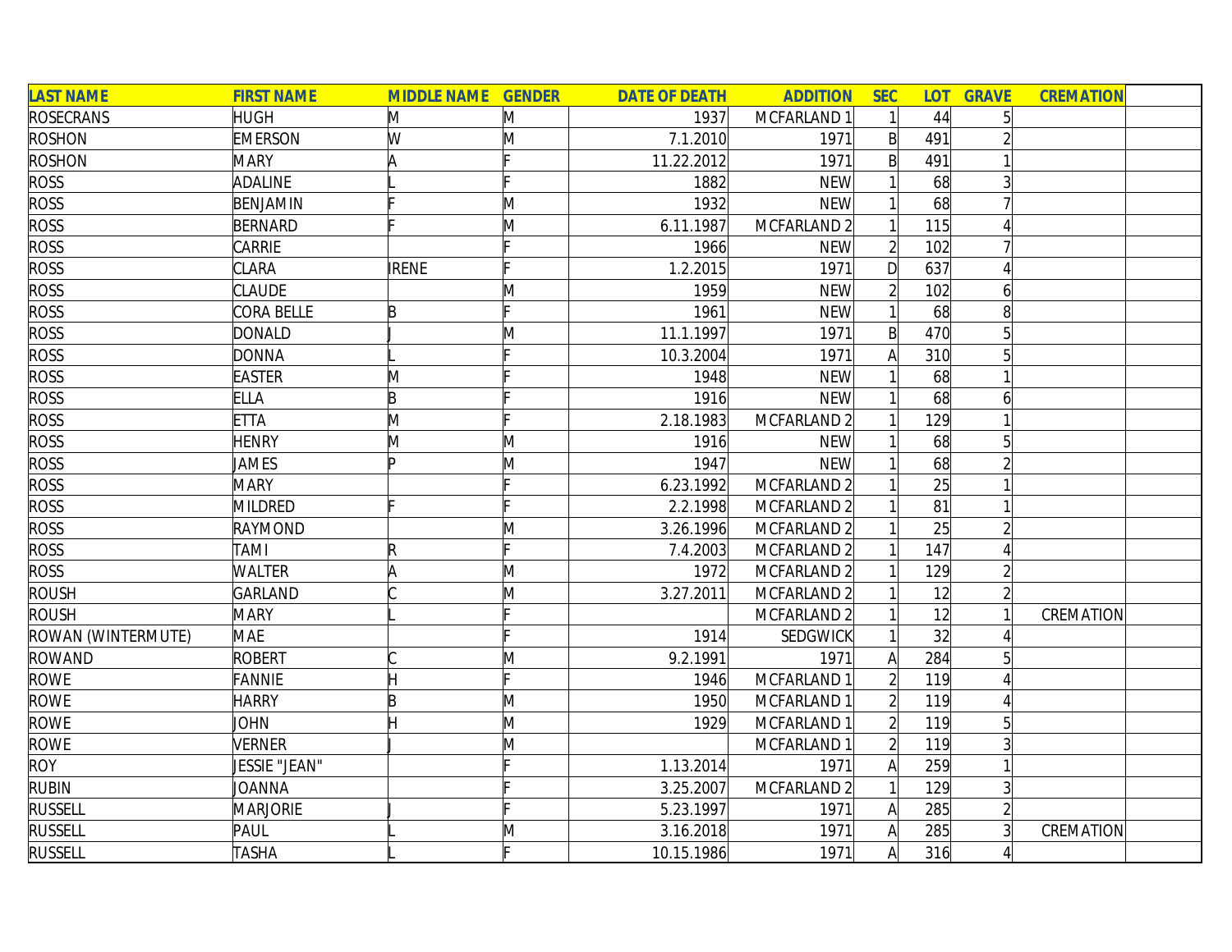| LAST NAME | FIRST NAME | MIDDLE NAME | GENDER | DATE OF DEATH | ADDITION | SEC | LOT | GRAVE | CREMATION | |
|---|---|---|---|---|---|---|---|---|---|---|
| ROSECRANS | HUGH | M | M | 1937 | MCFARLAND 1 | 1 | 44 | 5 | | |
| ROSHON | EMERSON | W | M | 7.1.2010 | 1971 | B | 491 | 2 | | |
| ROSHON | MARY | A | F | 11.22.2012 | 1971 | B | 491 | 1 | | |
| ROSS | ADALINE | L | F | 1882 | NEW | 1 | 68 | 3 | | |
| ROSS | BENJAMIN | F | M | 1932 | NEW | 1 | 68 | 7 | | |
| ROSS | BERNARD | F | M | 6.11.1987 | MCFARLAND 2 | 1 | 115 | 4 | | |
| ROSS | CARRIE | | F | 1966 | NEW | 2 | 102 | 7 | | |
| ROSS | CLARA | IRENE | F | 1.2.2015 | 1971 | D | 637 | 4 | | |
| ROSS | CLAUDE | | M | 1959 | NEW | 2 | 102 | 6 | | |
| ROSS | CORA BELLE | B | F | 1961 | NEW | 1 | 68 | 8 | | |
| ROSS | DONALD | J | M | 11.1.1997 | 1971 | B | 470 | 5 | | |
| ROSS | DONNA | L | F | 10.3.2004 | 1971 | A | 310 | 5 | | |
| ROSS | EASTER | M | F | 1948 | NEW | 1 | 68 | 1 | | |
| ROSS | ELLA | B | F | 1916 | NEW | 1 | 68 | 6 | | |
| ROSS | ETTA | M | F | 2.18.1983 | MCFARLAND 2 | 1 | 129 | 1 | | |
| ROSS | HENRY | M | M | 1916 | NEW | 1 | 68 | 5 | | |
| ROSS | JAMES | P | M | 1947 | NEW | 1 | 68 | 2 | | |
| ROSS | MARY | | F | 6.23.1992 | MCFARLAND 2 | 1 | 25 | 1 | | |
| ROSS | MILDRED | F | F | 2.2.1998 | MCFARLAND 2 | 1 | 81 | 1 | | |
| ROSS | RAYMOND | | M | 3.26.1996 | MCFARLAND 2 | 1 | 25 | 2 | | |
| ROSS | TAMI | R | F | 7.4.2003 | MCFARLAND 2 | 1 | 147 | 4 | | |
| ROSS | WALTER | A | M | 1972 | MCFARLAND 2 | 1 | 129 | 2 | | |
| ROUSH | GARLAND | C | M | 3.27.2011 | MCFARLAND 2 | 1 | 12 | 2 | | |
| ROUSH | MARY | L | F | | MCFARLAND 2 | 1 | 12 | 1 | CREMATION | |
| ROWAN (WINTERMUTE) | MAE | | F | 1914 | SEDGWICK | 1 | 32 | 4 | | |
| ROWAND | ROBERT | C | M | 9.2.1991 | 1971 | A | 284 | 5 | | |
| ROWE | FANNIE | H | F | 1946 | MCFARLAND 1 | 2 | 119 | 4 | | |
| ROWE | HARRY | B | M | 1950 | MCFARLAND 1 | 2 | 119 | 4 | | |
| ROWE | JOHN | H | M | 1929 | MCFARLAND 1 | 2 | 119 | 5 | | |
| ROWE | VERNER | J | M | | MCFARLAND 1 | 2 | 119 | 3 | | |
| ROY | JESSIE "JEAN" | | F | 1.13.2014 | 1971 | A | 259 | 1 | | |
| RUBIN | JOANNA | | F | 3.25.2007 | MCFARLAND 2 | 1 | 129 | 3 | | |
| RUSSELL | MARJORIE | J | F | 5.23.1997 | 1971 | A | 285 | 2 | | |
| RUSSELL | PAUL | L | M | 3.16.2018 | 1971 | A | 285 | 3 | CREMATION | |
| RUSSELL | TASHA | L | F | 10.15.1986 | 1971 | A | 316 | 4 | | |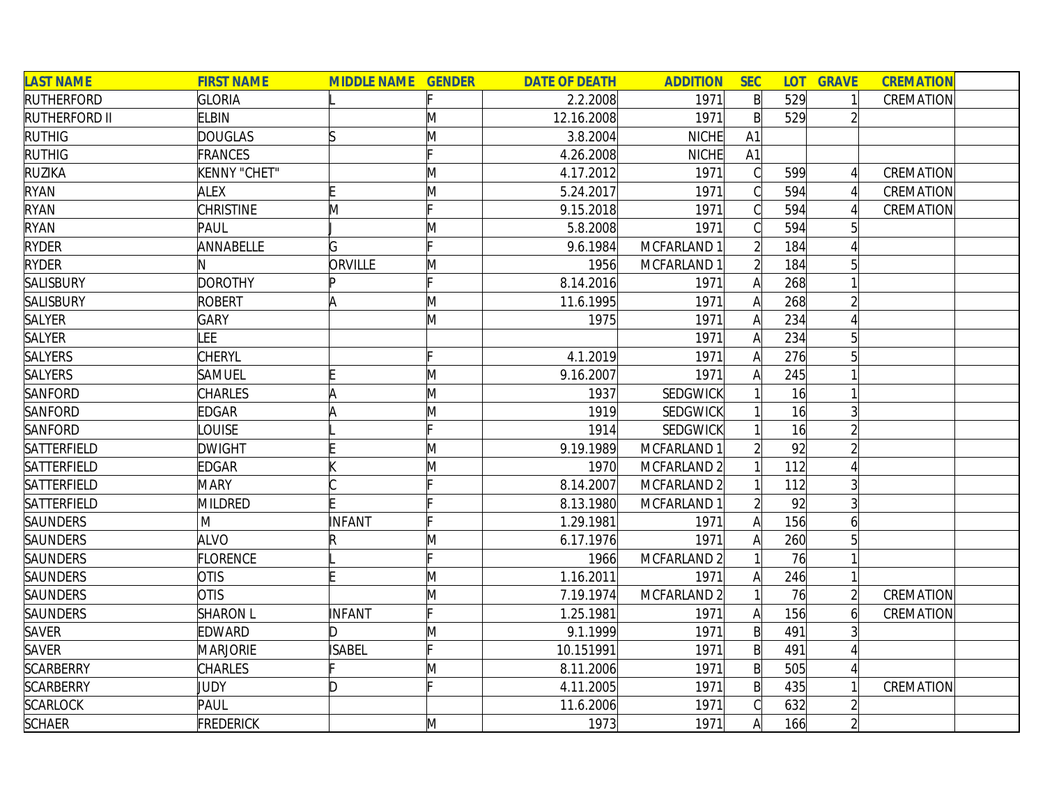| LAST NAME | FIRST NAME | MIDDLE NAME | GENDER | DATE OF DEATH | ADDITION | SEC | LOT | GRAVE | CREMATION | |
|---|---|---|---|---|---|---|---|---|---|---|
| RUTHERFORD | GLORIA | L | F | 2.2.2008 | 1971 | B | 529 | 1 | CREMATION | |
| RUTHERFORD II | ELBIN | | M | 12.16.2008 | 1971 | B | 529 | 2 | | |
| RUTHIG | DOUGLAS | S | M | 3.8.2004 | NICHE | A1 | | | | |
| RUTHIG | FRANCES | | F | 4.26.2008 | NICHE | A1 | | | | |
| RUZIKA | KENNY "CHET" | | M | 4.17.2012 | 1971 | C | 599 | 4 | CREMATION | |
| RYAN | ALEX | E | M | 5.24.2017 | 1971 | C | 594 | 4 | CREMATION | |
| RYAN | CHRISTINE | M | F | 9.15.2018 | 1971 | C | 594 | 4 | CREMATION | |
| RYAN | PAUL | J | M | 5.8.2008 | 1971 | C | 594 | 5 | | |
| RYDER | ANNABELLE | G | F | 9.6.1984 | MCFARLAND 1 | 2 | 184 | 4 | | |
| RYDER | N | ORVILLE | M | 1956 | MCFARLAND 1 | 2 | 184 | 5 | | |
| SALISBURY | DOROTHY | P | F | 8.14.2016 | 1971 | A | 268 | 1 | | |
| SALISBURY | ROBERT | A | M | 11.6.1995 | 1971 | A | 268 | 2 | | |
| SALYER | GARY | | M | 1975 | 1971 | A | 234 | 4 | | |
| SALYER | LEE | | | | 1971 | A | 234 | 5 | | |
| SALYERS | CHERYL | | F | 4.1.2019 | 1971 | A | 276 | 5 | | |
| SALYERS | SAMUEL | E | M | 9.16.2007 | 1971 | A | 245 | 1 | | |
| SANFORD | CHARLES | A | M | 1937 | SEDGWICK | 1 | 16 | 1 | | |
| SANFORD | EDGAR | A | M | 1919 | SEDGWICK | 1 | 16 | 3 | | |
| SANFORD | LOUISE | L | F | 1914 | SEDGWICK | 1 | 16 | 2 | | |
| SATTERFIELD | DWIGHT | E | M | 9.19.1989 | MCFARLAND 1 | 2 | 92 | 2 | | |
| SATTERFIELD | EDGAR | K | M | 1970 | MCFARLAND 2 | 1 | 112 | 4 | | |
| SATTERFIELD | MARY | C | F | 8.14.2007 | MCFARLAND 2 | 1 | 112 | 3 | | |
| SATTERFIELD | MILDRED | E | F | 8.13.1980 | MCFARLAND 1 | 2 | 92 | 3 | | |
| SAUNDERS | M | INFANT | F | 1.29.1981 | 1971 | A | 156 | 6 | | |
| SAUNDERS | ALVO | R | M | 6.17.1976 | 1971 | A | 260 | 5 | | |
| SAUNDERS | FLORENCE | L | F | 1966 | MCFARLAND 2 | 1 | 76 | 1 | | |
| SAUNDERS | OTIS | E | M | 1.16.2011 | 1971 | A | 246 | 1 | | |
| SAUNDERS | OTIS | | M | 7.19.1974 | MCFARLAND 2 | 1 | 76 | 2 | CREMATION | |
| SAUNDERS | SHARON L | INFANT | F | 1.25.1981 | 1971 | A | 156 | 6 | CREMATION | |
| SAVER | EDWARD | D | M | 9.1.1999 | 1971 | B | 491 | 3 | | |
| SAVER | MARJORIE | ISABEL | F | 10.151991 | 1971 | B | 491 | 4 | | |
| SCARBERRY | CHARLES | F | M | 8.11.2006 | 1971 | B | 505 | 4 | | |
| SCARBERRY | JUDY | D | F | 4.11.2005 | 1971 | B | 435 | 1 | CREMATION | |
| SCARLOCK | PAUL | | | 11.6.2006 | 1971 | C | 632 | 2 | | |
| SCHAER | FREDERICK | | M | 1973 | 1971 | A | 166 | 2 | | |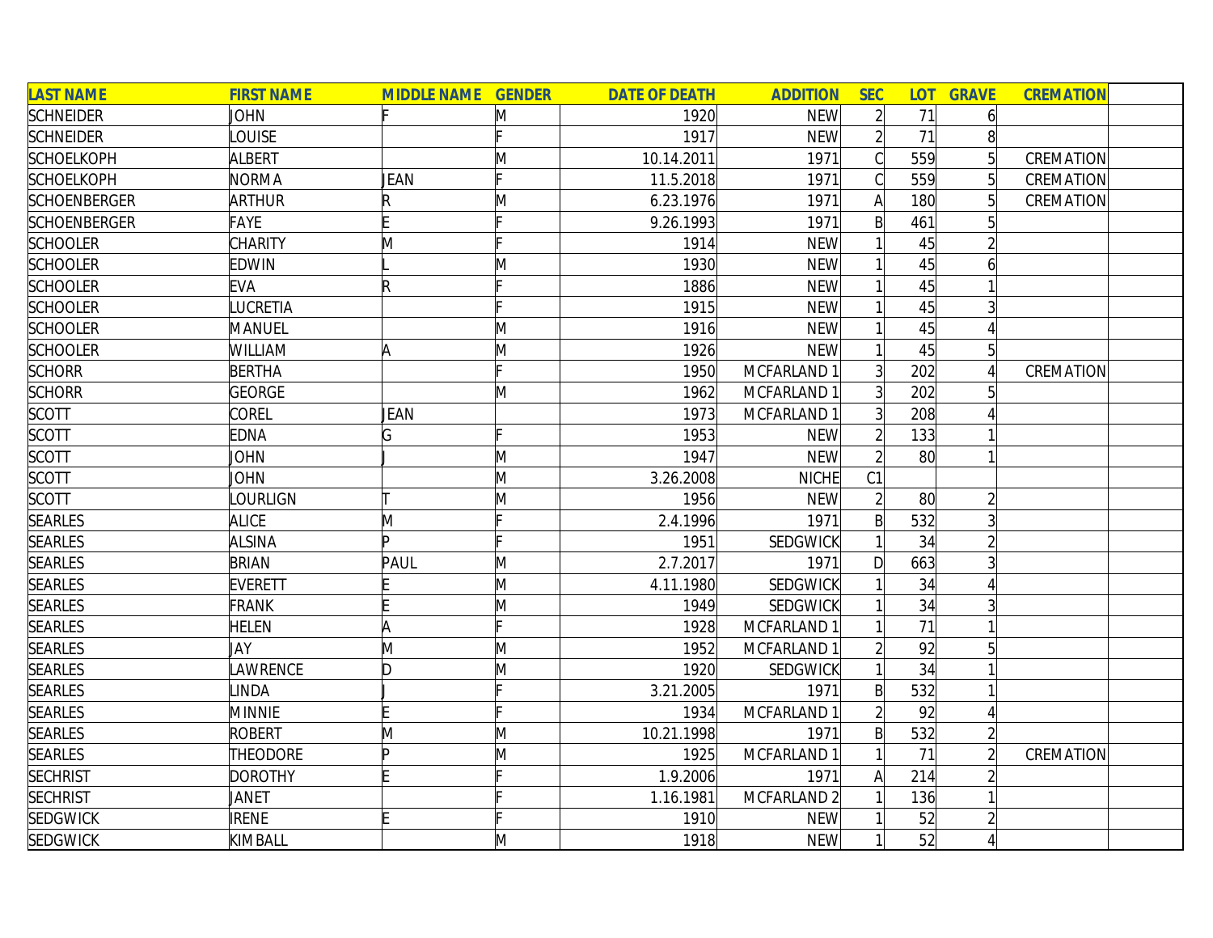| LAST NAME | FIRST NAME | MIDDLE NAME | GENDER | DATE OF DEATH | ADDITION | SEC | LOT | GRAVE | CREMATION | |
|---|---|---|---|---|---|---|---|---|---|---|
| SCHNEIDER | JOHN | F | M | 1920 | NEW | 2 | 71 | 6 | | |
| SCHNEIDER | LOUISE | | F | 1917 | NEW | 2 | 71 | 8 | | |
| SCHOELKOPH | ALBERT | | M | 10.14.2011 | 1971 | C | 559 | 5 | CREMATION | |
| SCHOELKOPH | NORMA | JEAN | F | 11.5.2018 | 1971 | C | 559 | 5 | CREMATION | |
| SCHOENBERGER | ARTHUR | R | M | 6.23.1976 | 1971 | A | 180 | 5 | CREMATION | |
| SCHOENBERGER | FAYE | E | F | 9.26.1993 | 1971 | B | 461 | 5 | | |
| SCHOOLER | CHARITY | M | F | 1914 | NEW | 1 | 45 | 2 | | |
| SCHOOLER | EDWIN | L | M | 1930 | NEW | 1 | 45 | 6 | | |
| SCHOOLER | EVA | R | F | 1886 | NEW | 1 | 45 | 1 | | |
| SCHOOLER | LUCRETIA | | F | 1915 | NEW | 1 | 45 | 3 | | |
| SCHOOLER | MANUEL | | M | 1916 | NEW | 1 | 45 | 4 | | |
| SCHOOLER | WILLIAM | A | M | 1926 | NEW | 1 | 45 | 5 | | |
| SCHORR | BERTHA | | F | 1950 | MCFARLAND 1 | 3 | 202 | 4 | CREMATION | |
| SCHORR | GEORGE | | M | 1962 | MCFARLAND 1 | 3 | 202 | 5 | | |
| SCOTT | COREL | JEAN | | 1973 | MCFARLAND 1 | 3 | 208 | 4 | | |
| SCOTT | EDNA | G | F | 1953 | NEW | 2 | 133 | 1 | | |
| SCOTT | JOHN | J | M | 1947 | NEW | 2 | 80 | 1 | | |
| SCOTT | JOHN | | M | 3.26.2008 | NICHE | C1 | | | | |
| SCOTT | LOURLIGN | T | M | 1956 | NEW | 2 | 80 | 2 | | |
| SEARLES | ALICE | M | F | 2.4.1996 | 1971 | B | 532 | 3 | | |
| SEARLES | ALSINA | P | F | 1951 | SEDGWICK | 1 | 34 | 2 | | |
| SEARLES | BRIAN | PAUL | M | 2.7.2017 | 1971 | D | 663 | 3 | | |
| SEARLES | EVERETT | E | M | 4.11.1980 | SEDGWICK | 1 | 34 | 4 | | |
| SEARLES | FRANK | E | M | 1949 | SEDGWICK | 1 | 34 | 3 | | |
| SEARLES | HELEN | A | F | 1928 | MCFARLAND 1 | 1 | 71 | 1 | | |
| SEARLES | JAY | M | M | 1952 | MCFARLAND 1 | 2 | 92 | 5 | | |
| SEARLES | LAWRENCE | D | M | 1920 | SEDGWICK | 1 | 34 | 1 | | |
| SEARLES | LINDA | J | F | 3.21.2005 | 1971 | B | 532 | 1 | | |
| SEARLES | MINNIE | E | F | 1934 | MCFARLAND 1 | 2 | 92 | 4 | | |
| SEARLES | ROBERT | M | M | 10.21.1998 | 1971 | B | 532 | 2 | | |
| SEARLES | THEODORE | P | M | 1925 | MCFARLAND 1 | 1 | 71 | 2 | CREMATION | |
| SECHRIST | DOROTHY | E | F | 1.9.2006 | 1971 | A | 214 | 2 | | |
| SECHRIST | JANET | | F | 1.16.1981 | MCFARLAND 2 | 1 | 136 | 1 | | |
| SEDGWICK | IRENE | E | F | 1910 | NEW | 1 | 52 | 2 | | |
| SEDGWICK | KIMBALL | | M | 1918 | NEW | 1 | 52 | 4 | | |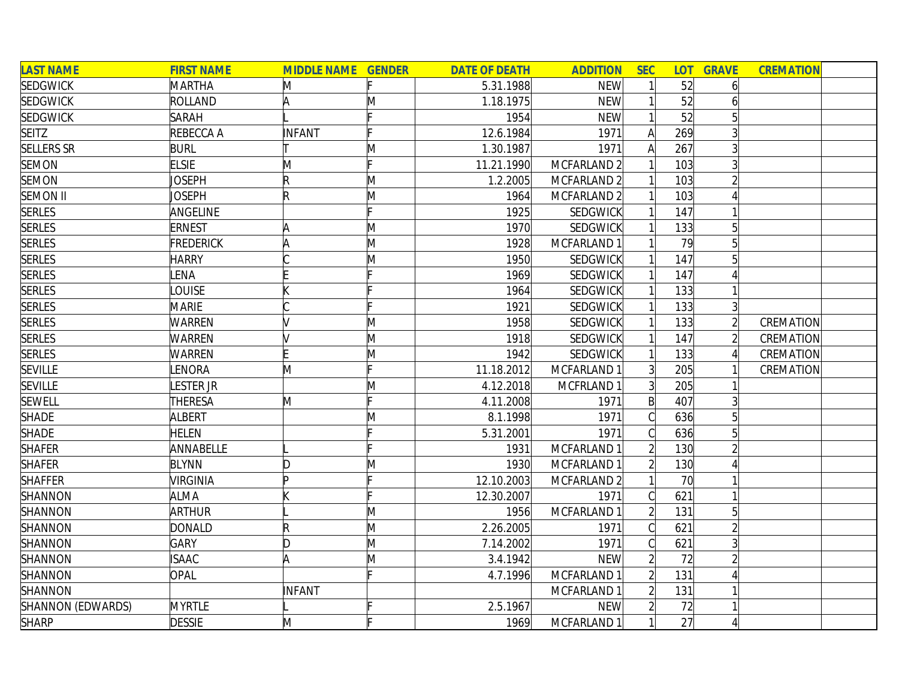| LAST NAME | FIRST NAME | MIDDLE NAME | GENDER | DATE OF DEATH | ADDITION | SEC | LOT | GRAVE | CREMATION | |
|---|---|---|---|---|---|---|---|---|---|---|
| SEDGWICK | MARTHA | M | F | 5.31.1988 | NEW | 1 | 52 | 6 | | |
| SEDGWICK | ROLLAND | A | M | 1.18.1975 | NEW | 1 | 52 | 6 | | |
| SEDGWICK | SARAH | L | F | 1954 | NEW | 1 | 52 | 5 | | |
| SEITZ | REBECCA A | INFANT | F | 12.6.1984 | 1971 | A | 269 | 3 | | |
| SELLERS SR | BURL | T | M | 1.30.1987 | 1971 | A | 267 | 3 | | |
| SEMON | ELSIE | M | F | 11.21.1990 | MCFARLAND 2 | 1 | 103 | 3 | | |
| SEMON | JOSEPH | R | M | 1.2.2005 | MCFARLAND 2 | 1 | 103 | 2 | | |
| SEMON II | JOSEPH | R | M | 1964 | MCFARLAND 2 | 1 | 103 | 4 | | |
| SERLES | ANGELINE | | F | 1925 | SEDGWICK | 1 | 147 | 1 | | |
| SERLES | ERNEST | A | M | 1970 | SEDGWICK | 1 | 133 | 5 | | |
| SERLES | FREDERICK | A | M | 1928 | MCFARLAND 1 | 1 | 79 | 5 | | |
| SERLES | HARRY | C | M | 1950 | SEDGWICK | 1 | 147 | 5 | | |
| SERLES | LENA | E | F | 1969 | SEDGWICK | 1 | 147 | 4 | | |
| SERLES | LOUISE | K | F | 1964 | SEDGWICK | 1 | 133 | 1 | | |
| SERLES | MARIE | C | F | 1921 | SEDGWICK | 1 | 133 | 3 | | |
| SERLES | WARREN | V | M | 1958 | SEDGWICK | 1 | 133 | 2 | CREMATION | |
| SERLES | WARREN | V | M | 1918 | SEDGWICK | 1 | 147 | 2 | CREMATION | |
| SERLES | WARREN | E | M | 1942 | SEDGWICK | 1 | 133 | 4 | CREMATION | |
| SEVILLE | LENORA | M | F | 11.18.2012 | MCFARLAND 1 | 3 | 205 | 1 | CREMATION | |
| SEVILLE | LESTER JR | | M | 4.12.2018 | MCFRLAND 1 | 3 | 205 | 1 | | |
| SEWELL | THERESA | M | F | 4.11.2008 | 1971 | B | 407 | 3 | | |
| SHADE | ALBERT | | M | 8.1.1998 | 1971 | C | 636 | 5 | | |
| SHADE | HELEN | | F | 5.31.2001 | 1971 | C | 636 | 5 | | |
| SHAFER | ANNABELLE | L | F | 1931 | MCFARLAND 1 | 2 | 130 | 2 | | |
| SHAFER | BLYNN | D | M | 1930 | MCFARLAND 1 | 2 | 130 | 4 | | |
| SHAFFER | VIRGINIA | P | F | 12.10.2003 | MCFARLAND 2 | 1 | 70 | 1 | | |
| SHANNON | ALMA | K | F | 12.30.2007 | 1971 | C | 621 | 1 | | |
| SHANNON | ARTHUR | L | M | 1956 | MCFARLAND 1 | 2 | 131 | 5 | | |
| SHANNON | DONALD | R | M | 2.26.2005 | 1971 | C | 621 | 2 | | |
| SHANNON | GARY | D | M | 7.14.2002 | 1971 | C | 621 | 3 | | |
| SHANNON | ISAAC | A | M | 3.4.1942 | NEW | 2 | 72 | 2 | | |
| SHANNON | OPAL | | F | 4.7.1996 | MCFARLAND 1 | 2 | 131 | 4 | | |
| SHANNON | | INFANT | | | MCFARLAND 1 | 2 | 131 | 1 | | |
| SHANNON (EDWARDS) | MYRTLE | L | F | 2.5.1967 | NEW | 2 | 72 | 1 | | |
| SHARP | DESSIE | M | F | 1969 | MCFARLAND 1 | 1 | 27 | 4 | | |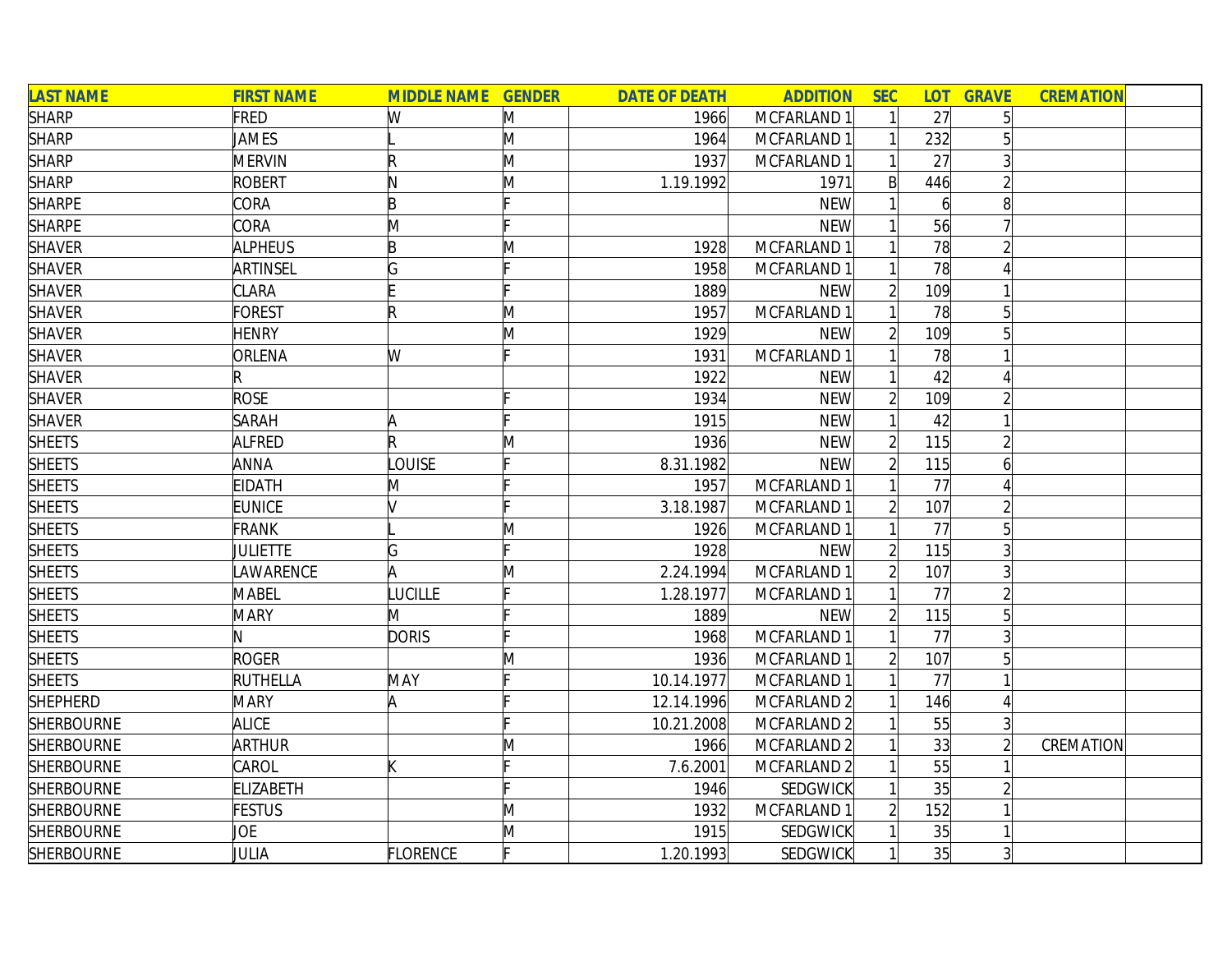| LAST NAME | FIRST NAME | MIDDLE NAME | GENDER | DATE OF DEATH | ADDITION | SEC | LOT | GRAVE | CREMATION | |
|---|---|---|---|---|---|---|---|---|---|---|
| SHARP | FRED | W | M | 1966 | MCFARLAND 1 | 1 | 27 | 5 | | |
| SHARP | JAMES | L | M | 1964 | MCFARLAND 1 | 1 | 232 | 5 | | |
| SHARP | MERVIN | R | M | 1937 | MCFARLAND 1 | 1 | 27 | 3 | | |
| SHARP | ROBERT | N | M | 1.19.1992 | 1971 | B | 446 | 2 | | |
| SHARPE | CORA | B | F | | NEW | 1 | 6 | 8 | | |
| SHARPE | CORA | M | F | | NEW | 1 | 56 | 7 | | |
| SHAVER | ALPHEUS | B | M | 1928 | MCFARLAND 1 | 1 | 78 | 2 | | |
| SHAVER | ARTINSEL | G | F | 1958 | MCFARLAND 1 | 1 | 78 | 4 | | |
| SHAVER | CLARA | E | F | 1889 | NEW | 2 | 109 | 1 | | |
| SHAVER | FOREST | R | M | 1957 | MCFARLAND 1 | 1 | 78 | 5 | | |
| SHAVER | HENRY | | M | 1929 | NEW | 2 | 109 | 5 | | |
| SHAVER | ORLENA | W | F | 1931 | MCFARLAND 1 | 1 | 78 | 1 | | |
| SHAVER | R | | | 1922 | NEW | 1 | 42 | 4 | | |
| SHAVER | ROSE | | F | 1934 | NEW | 2 | 109 | 2 | | |
| SHAVER | SARAH | A | F | 1915 | NEW | 1 | 42 | 1 | | |
| SHEETS | ALFRED | R | M | 1936 | NEW | 2 | 115 | 2 | | |
| SHEETS | ANNA | LOUISE | F | 8.31.1982 | NEW | 2 | 115 | 6 | | |
| SHEETS | EIDATH | M | F | 1957 | MCFARLAND 1 | 1 | 77 | 4 | | |
| SHEETS | EUNICE | V | F | 3.18.1987 | MCFARLAND 1 | 2 | 107 | 2 | | |
| SHEETS | FRANK | L | M | 1926 | MCFARLAND 1 | 1 | 77 | 5 | | |
| SHEETS | JULIETTE | G | F | 1928 | NEW | 2 | 115 | 3 | | |
| SHEETS | LAWARENCE | A | M | 2.24.1994 | MCFARLAND 1 | 2 | 107 | 3 | | |
| SHEETS | MABEL | LUCILLE | F | 1.28.1977 | MCFARLAND 1 | 1 | 77 | 2 | | |
| SHEETS | MARY | M | F | 1889 | NEW | 2 | 115 | 5 | | |
| SHEETS | N | DORIS | F | 1968 | MCFARLAND 1 | 1 | 77 | 3 | | |
| SHEETS | ROGER | | M | 1936 | MCFARLAND 1 | 2 | 107 | 5 | | |
| SHEETS | RUTHELLA | MAY | F | 10.14.1977 | MCFARLAND 1 | 1 | 77 | 1 | | |
| SHEPHERD | MARY | A | F | 12.14.1996 | MCFARLAND 2 | 1 | 146 | 4 | | |
| SHERBOURNE | ALICE | | F | 10.21.2008 | MCFARLAND 2 | 1 | 55 | 3 | | |
| SHERBOURNE | ARTHUR | | M | 1966 | MCFARLAND 2 | 1 | 33 | 2 | CREMATION | |
| SHERBOURNE | CAROL | K | F | 7.6.2001 | MCFARLAND 2 | 1 | 55 | 1 | | |
| SHERBOURNE | ELIZABETH | | F | 1946 | SEDGWICK | 1 | 35 | 2 | | |
| SHERBOURNE | FESTUS | | M | 1932 | MCFARLAND 1 | 2 | 152 | 1 | | |
| SHERBOURNE | JOE | | M | 1915 | SEDGWICK | 1 | 35 | 1 | | |
| SHERBOURNE | JULIA | FLORENCE | F | 1.20.1993 | SEDGWICK | 1 | 35 | 3 | | |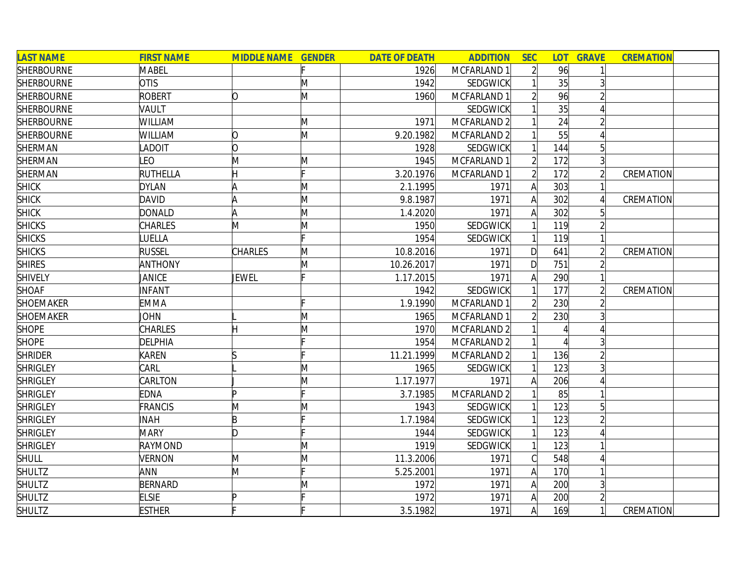| LAST NAME | FIRST NAME | MIDDLE NAME | GENDER | DATE OF DEATH | ADDITION | SEC | LOT | GRAVE | CREMATION | |
|---|---|---|---|---|---|---|---|---|---|---|
| SHERBOURNE | MABEL | | F | 1926 | MCFARLAND 1 | 2 | 96 | 1 | | |
| SHERBOURNE | OTIS | | M | 1942 | SEDGWICK | 1 | 35 | 3 | | |
| SHERBOURNE | ROBERT | O | M | 1960 | MCFARLAND 1 | 2 | 96 | 2 | | |
| SHERBOURNE | VAULT | | | | SEDGWICK | 1 | 35 | 4 | | |
| SHERBOURNE | WILLIAM | | M | 1971 | MCFARLAND 2 | 1 | 24 | 2 | | |
| SHERBOURNE | WILLIAM | O | M | 9.20.1982 | MCFARLAND 2 | 1 | 55 | 4 | | |
| SHERMAN | LADOIT | O | | 1928 | SEDGWICK | 1 | 144 | 5 | | |
| SHERMAN | LEO | M | M | 1945 | MCFARLAND 1 | 2 | 172 | 3 | | |
| SHERMAN | RUTHELLA | H | F | 3.20.1976 | MCFARLAND 1 | 2 | 172 | 2 | CREMATION | |
| SHICK | DYLAN | A | M | 2.1.1995 | 1971 | A | 303 | 1 | | |
| SHICK | DAVID | A | M | 9.8.1987 | 1971 | A | 302 | 4 | CREMATION | |
| SHICK | DONALD | A | M | 1.4.2020 | 1971 | A | 302 | 5 | | |
| SHICKS | CHARLES | M | M | 1950 | SEDGWICK | 1 | 119 | 2 | | |
| SHICKS | LUELLA | | F | 1954 | SEDGWICK | 1 | 119 | 1 | | |
| SHICKS | RUSSEL | CHARLES | M | 10.8.2016 | 1971 | D | 641 | 2 | CREMATION | |
| SHIRES | ANTHONY | | M | 10.26.2017 | 1971 | D | 751 | 2 | | |
| SHIVELY | JANICE | JEWEL | F | 1.17.2015 | 1971 | A | 290 | 1 | | |
| SHOAF | INFANT | | | 1942 | SEDGWICK | 1 | 177 | 2 | CREMATION | |
| SHOEMAKER | EMMA | | F | 1.9.1990 | MCFARLAND 1 | 2 | 230 | 2 | | |
| SHOEMAKER | JOHN | L | M | 1965 | MCFARLAND 1 | 2 | 230 | 3 | | |
| SHOPE | CHARLES | H | M | 1970 | MCFARLAND 2 | 1 | 4 | 4 | | |
| SHOPE | DELPHIA | | F | 1954 | MCFARLAND 2 | 1 | 4 | 3 | | |
| SHRIDER | KAREN | S | F | 11.21.1999 | MCFARLAND 2 | 1 | 136 | 2 | | |
| SHRIGLEY | CARL | L | M | 1965 | SEDGWICK | 1 | 123 | 3 | | |
| SHRIGLEY | CARLTON | J | M | 1.17.1977 | 1971 | A | 206 | 4 | | |
| SHRIGLEY | EDNA | P | F | 3.7.1985 | MCFARLAND 2 | 1 | 85 | 1 | | |
| SHRIGLEY | FRANCIS | M | M | 1943 | SEDGWICK | 1 | 123 | 5 | | |
| SHRIGLEY | INAH | B | F | 1.7.1984 | SEDGWICK | 1 | 123 | 2 | | |
| SHRIGLEY | MARY | D | F | 1944 | SEDGWICK | 1 | 123 | 4 | | |
| SHRIGLEY | RAYMOND | | M | 1919 | SEDGWICK | 1 | 123 | 1 | | |
| SHULL | VERNON | M | M | 11.3.2006 | 1971 | C | 548 | 4 | | |
| SHULTZ | ANN | M | F | 5.25.2001 | 1971 | A | 170 | 1 | | |
| SHULTZ | BERNARD | | M | 1972 | 1971 | A | 200 | 3 | | |
| SHULTZ | ELSIE | P | F | 1972 | 1971 | A | 200 | 2 | | |
| SHULTZ | ESTHER | F | F | 3.5.1982 | 1971 | A | 169 | 1 | CREMATION | |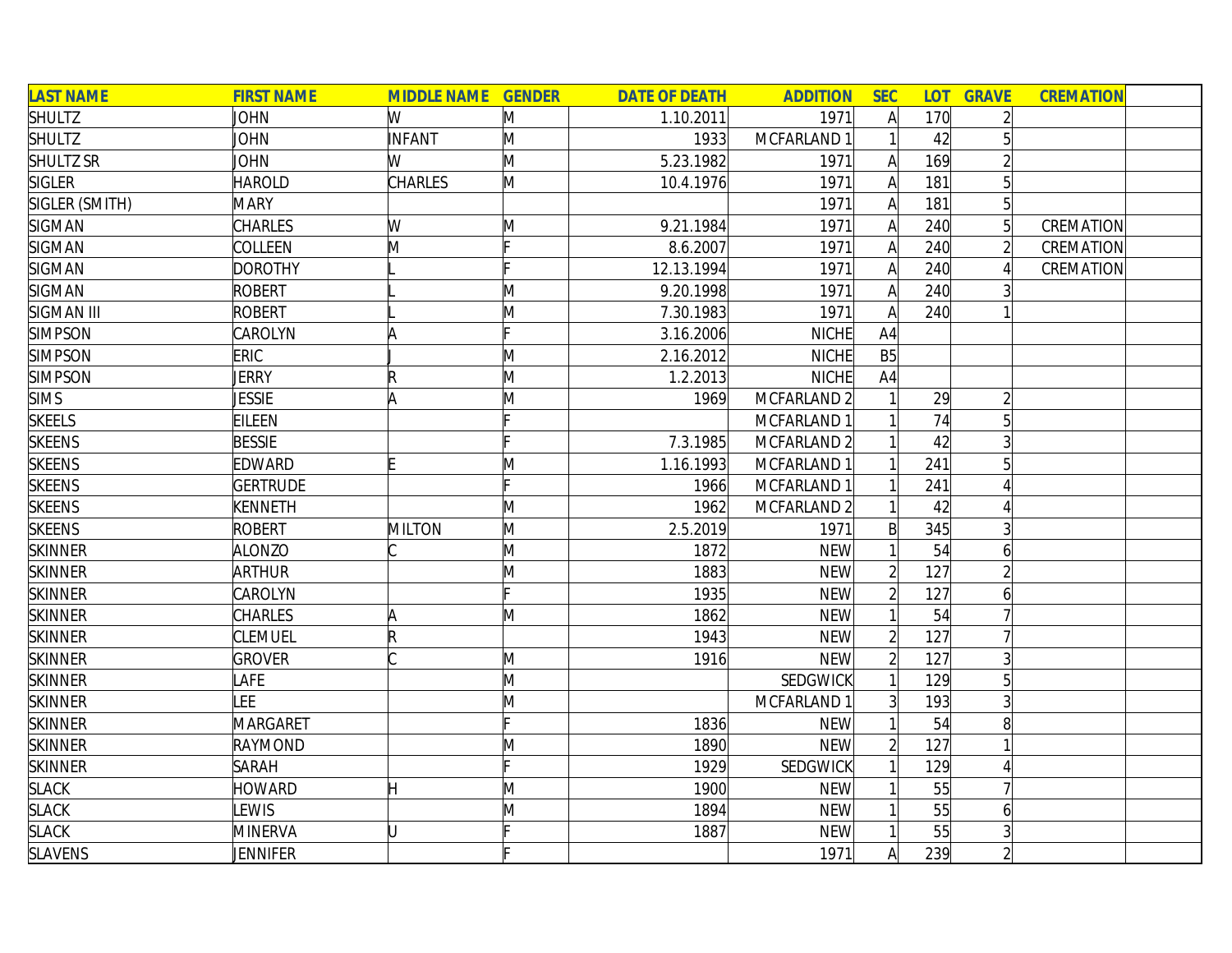| LAST NAME | FIRST NAME | MIDDLE NAME | GENDER | DATE OF DEATH | ADDITION | SEC | LOT | GRAVE | CREMATION | |
|---|---|---|---|---|---|---|---|---|---|---|
| SHULTZ | JOHN | W | M | 1.10.2011 | 1971 | A | 170 | 2 | | |
| SHULTZ | JOHN | INFANT | M | 1933 | MCFARLAND 1 | 1 | 42 | 5 | | |
| SHULTZ SR | JOHN | W | M | 5.23.1982 | 1971 | A | 169 | 2 | | |
| SIGLER | HAROLD | CHARLES | M | 10.4.1976 | 1971 | A | 181 | 5 | | |
| SIGLER (SMITH) | MARY | | | | 1971 | A | 181 | 5 | | |
| SIGMAN | CHARLES | W | M | 9.21.1984 | 1971 | A | 240 | 5 | CREMATION | |
| SIGMAN | COLLEEN | M | F | 8.6.2007 | 1971 | A | 240 | 2 | CREMATION | |
| SIGMAN | DOROTHY | L | F | 12.13.1994 | 1971 | A | 240 | 4 | CREMATION | |
| SIGMAN | ROBERT | L | M | 9.20.1998 | 1971 | A | 240 | 3 | | |
| SIGMAN III | ROBERT | L | M | 7.30.1983 | 1971 | A | 240 | 1 | | |
| SIMPSON | CAROLYN | A | F | 3.16.2006 | NICHE | A4 | | | | |
| SIMPSON | ERIC | J | M | 2.16.2012 | NICHE | B5 | | | | |
| SIMPSON | JERRY | R | M | 1.2.2013 | NICHE | A4 | | | | |
| SIMS | JESSIE | A | M | 1969 | MCFARLAND 2 | 1 | 29 | 2 | | |
| SKEELS | EILEEN | | F | | MCFARLAND 1 | 1 | 74 | 5 | | |
| SKEENS | BESSIE | | F | 7.3.1985 | MCFARLAND 2 | 1 | 42 | 3 | | |
| SKEENS | EDWARD | E | M | 1.16.1993 | MCFARLAND 1 | 1 | 241 | 5 | | |
| SKEENS | GERTRUDE | | F | 1966 | MCFARLAND 1 | 1 | 241 | 4 | | |
| SKEENS | KENNETH | | M | 1962 | MCFARLAND 2 | 1 | 42 | 4 | | |
| SKEENS | ROBERT | MILTON | M | 2.5.2019 | 1971 | B | 345 | 3 | | |
| SKINNER | ALONZO | C | M | 1872 | NEW | 1 | 54 | 6 | | |
| SKINNER | ARTHUR | | M | 1883 | NEW | 2 | 127 | 2 | | |
| SKINNER | CAROLYN | | F | 1935 | NEW | 2 | 127 | 6 | | |
| SKINNER | CHARLES | A | M | 1862 | NEW | 1 | 54 | 7 | | |
| SKINNER | CLEMUEL | R | | 1943 | NEW | 2 | 127 | 7 | | |
| SKINNER | GROVER | C | M | 1916 | NEW | 2 | 127 | 3 | | |
| SKINNER | LAFE | | M | | SEDGWICK | 1 | 129 | 5 | | |
| SKINNER | LEE | | M | | MCFARLAND 1 | 3 | 193 | 3 | | |
| SKINNER | MARGARET | | F | 1836 | NEW | 1 | 54 | 8 | | |
| SKINNER | RAYMOND | | M | 1890 | NEW | 2 | 127 | 1 | | |
| SKINNER | SARAH | | F | 1929 | SEDGWICK | 1 | 129 | 4 | | |
| SLACK | HOWARD | H | M | 1900 | NEW | 1 | 55 | 7 | | |
| SLACK | LEWIS | | M | 1894 | NEW | 1 | 55 | 6 | | |
| SLACK | MINERVA | U | F | 1887 | NEW | 1 | 55 | 3 | | |
| SLAVENS | JENNIFER | | F | | 1971 | A | 239 | 2 | | |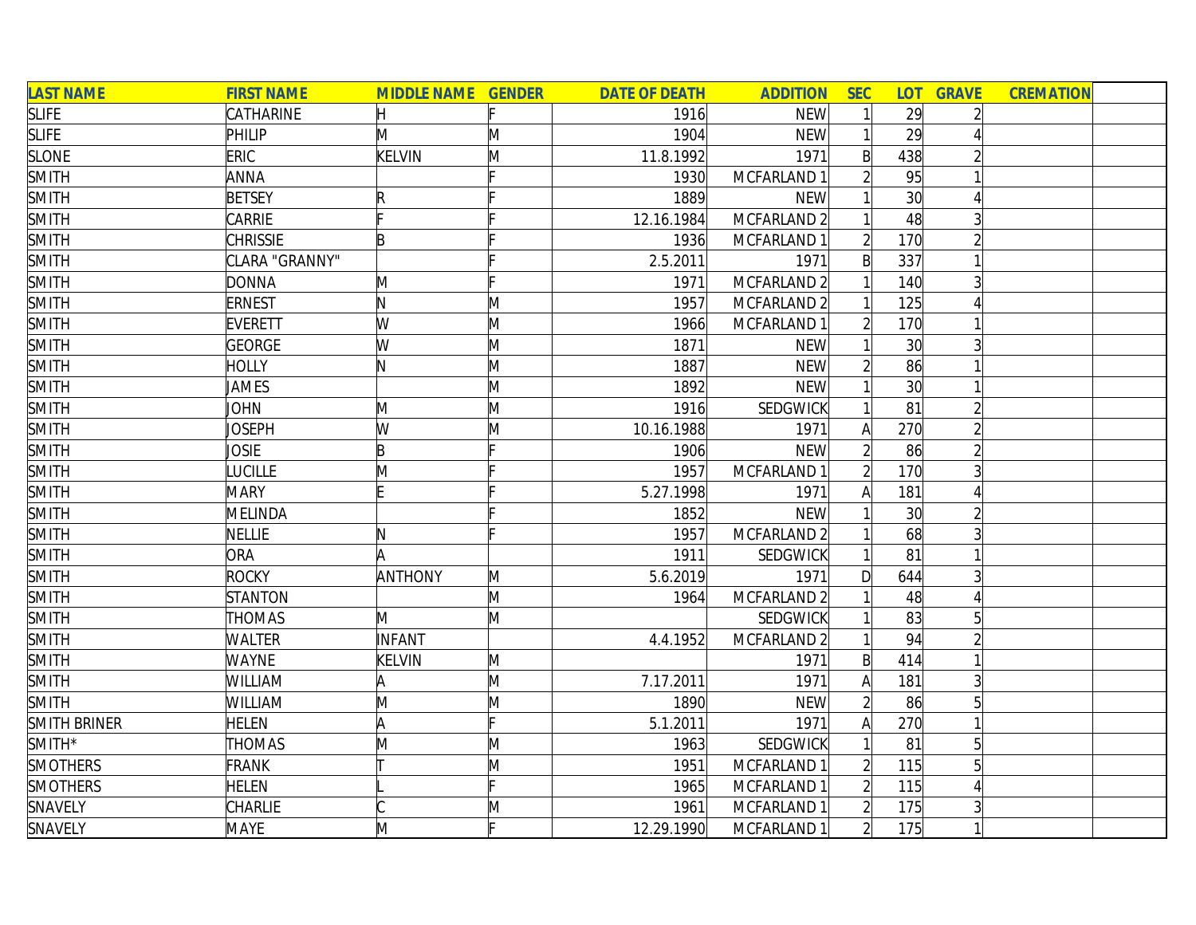| LAST NAME | FIRST NAME | MIDDLE NAME | GENDER | DATE OF DEATH | ADDITION | SEC | LOT | GRAVE | CREMATION | |
|---|---|---|---|---|---|---|---|---|---|---|
| SLIFE | CATHARINE | H | F | 1916 | NEW | 1 | 29 | 2 | | |
| SLIFE | PHILIP | M | M | 1904 | NEW | 1 | 29 | 4 | | |
| SLONE | ERIC | KELVIN | M | 11.8.1992 | 1971 | B | 438 | 2 | | |
| SMITH | ANNA | | F | 1930 | MCFARLAND 1 | 2 | 95 | 1 | | |
| SMITH | BETSEY | R | F | 1889 | NEW | 1 | 30 | 4 | | |
| SMITH | CARRIE | F | F | 12.16.1984 | MCFARLAND 2 | 1 | 48 | 3 | | |
| SMITH | CHRISSIE | B | F | 1936 | MCFARLAND 1 | 2 | 170 | 2 | | |
| SMITH | CLARA "GRANNY" | | F | 2.5.2011 | 1971 | B | 337 | 1 | | |
| SMITH | DONNA | M | F | 1971 | MCFARLAND 2 | 1 | 140 | 3 | | |
| SMITH | ERNEST | N | M | 1957 | MCFARLAND 2 | 1 | 125 | 4 | | |
| SMITH | EVERETT | W | M | 1966 | MCFARLAND 1 | 2 | 170 | 1 | | |
| SMITH | GEORGE | W | M | 1871 | NEW | 1 | 30 | 3 | | |
| SMITH | HOLLY | N | M | 1887 | NEW | 2 | 86 | 1 | | |
| SMITH | JAMES | | M | 1892 | NEW | 1 | 30 | 1 | | |
| SMITH | JOHN | M | M | 1916 | SEDGWICK | 1 | 81 | 2 | | |
| SMITH | JOSEPH | W | M | 10.16.1988 | 1971 | A | 270 | 2 | | |
| SMITH | JOSIE | B | F | 1906 | NEW | 2 | 86 | 2 | | |
| SMITH | LUCILLE | M | F | 1957 | MCFARLAND 1 | 2 | 170 | 3 | | |
| SMITH | MARY | E | F | 5.27.1998 | 1971 | A | 181 | 4 | | |
| SMITH | MELINDA | | F | 1852 | NEW | 1 | 30 | 2 | | |
| SMITH | NELLIE | N | F | 1957 | MCFARLAND 2 | 1 | 68 | 3 | | |
| SMITH | ORA | A | | 1911 | SEDGWICK | 1 | 81 | 1 | | |
| SMITH | ROCKY | ANTHONY | M | 5.6.2019 | 1971 | D | 644 | 3 | | |
| SMITH | STANTON | | M | 1964 | MCFARLAND 2 | 1 | 48 | 4 | | |
| SMITH | THOMAS | M | M | | SEDGWICK | 1 | 83 | 5 | | |
| SMITH | WALTER | INFANT | | 4.4.1952 | MCFARLAND 2 | 1 | 94 | 2 | | |
| SMITH | WAYNE | KELVIN | M | | 1971 | B | 414 | 1 | | |
| SMITH | WILLIAM | A | M | 7.17.2011 | 1971 | A | 181 | 3 | | |
| SMITH | WILLIAM | M | M | 1890 | NEW | 2 | 86 | 5 | | |
| SMITH BRINER | HELEN | A | F | 5.1.2011 | 1971 | A | 270 | 1 | | |
| SMITH* | THOMAS | M | M | 1963 | SEDGWICK | 1 | 81 | 5 | | |
| SMOTHERS | FRANK | T | M | 1951 | MCFARLAND 1 | 2 | 115 | 5 | | |
| SMOTHERS | HELEN | L | F | 1965 | MCFARLAND 1 | 2 | 115 | 4 | | |
| SNAVELY | CHARLIE | C | M | 1961 | MCFARLAND 1 | 2 | 175 | 3 | | |
| SNAVELY | MAYE | M | F | 12.29.1990 | MCFARLAND 1 | 2 | 175 | 1 | | |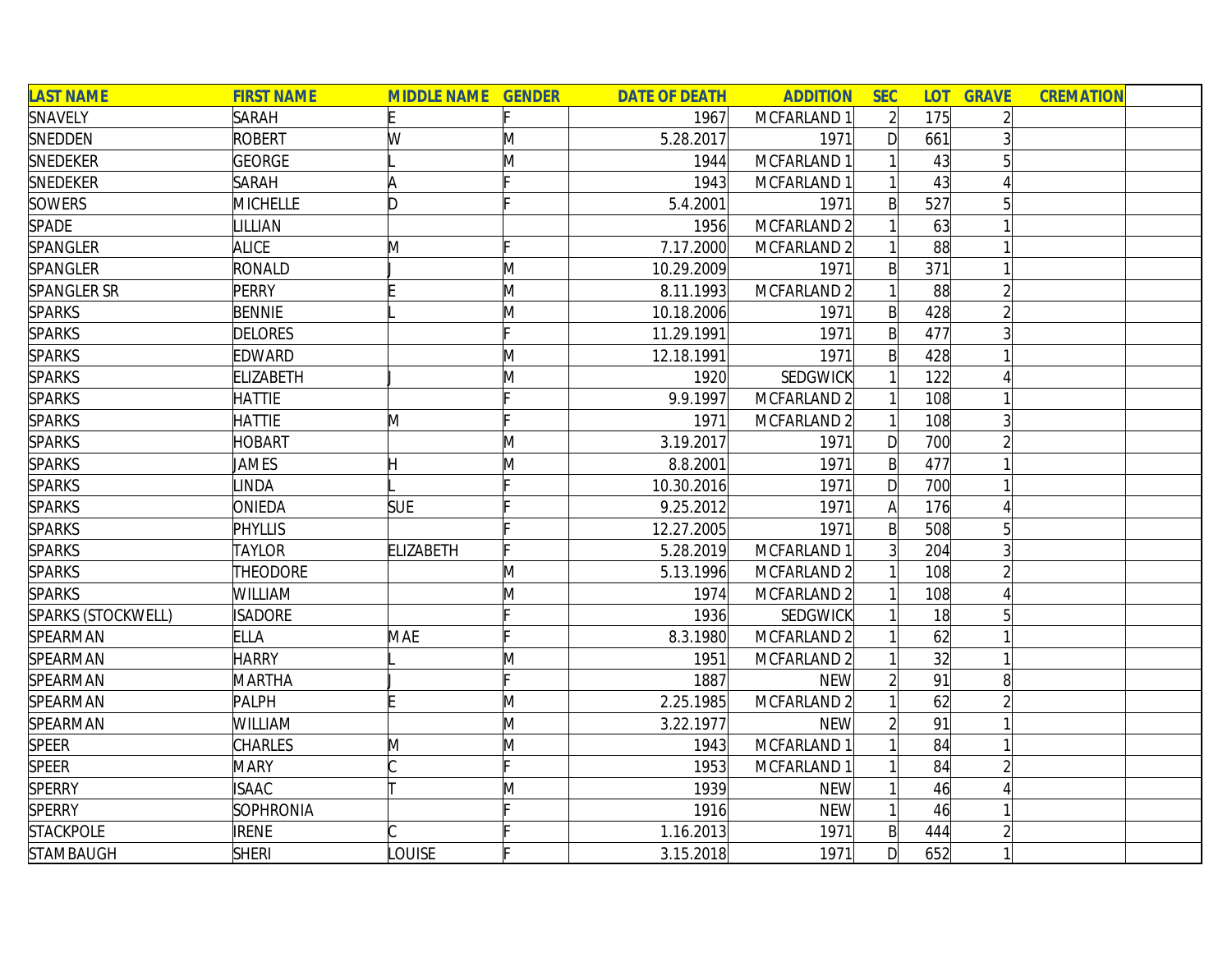| LAST NAME | FIRST NAME | MIDDLE NAME | GENDER | DATE OF DEATH | ADDITION | SEC | LOT | GRAVE | CREMATION | |
|---|---|---|---|---|---|---|---|---|---|---|
| SNAVELY | SARAH | E | F | 1967 | MCFARLAND 1 | 2 | 175 | 2 | | |
| SNEDDEN | ROBERT | W | M | 5.28.2017 | 1971 | D | 661 | 3 | | |
| SNEDEKER | GEORGE | L | M | 1944 | MCFARLAND 1 | 1 | 43 | 5 | | |
| SNEDEKER | SARAH | A | F | 1943 | MCFARLAND 1 | 1 | 43 | 4 | | |
| SOWERS | MICHELLE | D | F | 5.4.2001 | 1971 | B | 527 | 5 | | |
| SPADE | LILLIAN | | | 1956 | MCFARLAND 2 | 1 | 63 | 1 | | |
| SPANGLER | ALICE | M | F | 7.17.2000 | MCFARLAND 2 | 1 | 88 | 1 | | |
| SPANGLER | RONALD | J | M | 10.29.2009 | 1971 | B | 371 | 1 | | |
| SPANGLER SR | PERRY | E | M | 8.11.1993 | MCFARLAND 2 | 1 | 88 | 2 | | |
| SPARKS | BENNIE | L | M | 10.18.2006 | 1971 | B | 428 | 2 | | |
| SPARKS | DELORES | | F | 11.29.1991 | 1971 | B | 477 | 3 | | |
| SPARKS | EDWARD | | M | 12.18.1991 | 1971 | B | 428 | 1 | | |
| SPARKS | ELIZABETH | J | M | 1920 | SEDGWICK | 1 | 122 | 4 | | |
| SPARKS | HATTIE | | F | 9.9.1997 | MCFARLAND 2 | 1 | 108 | 1 | | |
| SPARKS | HATTIE | M | F | 1971 | MCFARLAND 2 | 1 | 108 | 3 | | |
| SPARKS | HOBART | | M | 3.19.2017 | 1971 | D | 700 | 2 | | |
| SPARKS | JAMES | H | M | 8.8.2001 | 1971 | B | 477 | 1 | | |
| SPARKS | LINDA | L | F | 10.30.2016 | 1971 | D | 700 | 1 | | |
| SPARKS | ONIEDA | SUE | F | 9.25.2012 | 1971 | A | 176 | 4 | | |
| SPARKS | PHYLLIS | | F | 12.27.2005 | 1971 | B | 508 | 5 | | |
| SPARKS | TAYLOR | ELIZABETH | F | 5.28.2019 | MCFARLAND 1 | 3 | 204 | 3 | | |
| SPARKS | THEODORE | | M | 5.13.1996 | MCFARLAND 2 | 1 | 108 | 2 | | |
| SPARKS | WILLIAM | | M | 1974 | MCFARLAND 2 | 1 | 108 | 4 | | |
| SPARKS (STOCKWELL) | ISADORE | | F | 1936 | SEDGWICK | 1 | 18 | 5 | | |
| SPEARMAN | ELLA | MAE | F | 8.3.1980 | MCFARLAND 2 | 1 | 62 | 1 | | |
| SPEARMAN | HARRY | L | M | 1951 | MCFARLAND 2 | 1 | 32 | 1 | | |
| SPEARMAN | MARTHA | J | F | 1887 | NEW | 2 | 91 | 8 | | |
| SPEARMAN | PALPH | E | M | 2.25.1985 | MCFARLAND 2 | 1 | 62 | 2 | | |
| SPEARMAN | WILLIAM | | M | 3.22.1977 | NEW | 2 | 91 | 1 | | |
| SPEER | CHARLES | M | M | 1943 | MCFARLAND 1 | 1 | 84 | 1 | | |
| SPEER | MARY | C | F | 1953 | MCFARLAND 1 | 1 | 84 | 2 | | |
| SPERRY | ISAAC | T | M | 1939 | NEW | 1 | 46 | 4 | | |
| SPERRY | SOPHRONIA | | F | 1916 | NEW | 1 | 46 | 1 | | |
| STACKPOLE | IRENE | C | F | 1.16.2013 | 1971 | B | 444 | 2 | | |
| STAMBAUGH | SHERI | LOUISE | F | 3.15.2018 | 1971 | D | 652 | 1 | | |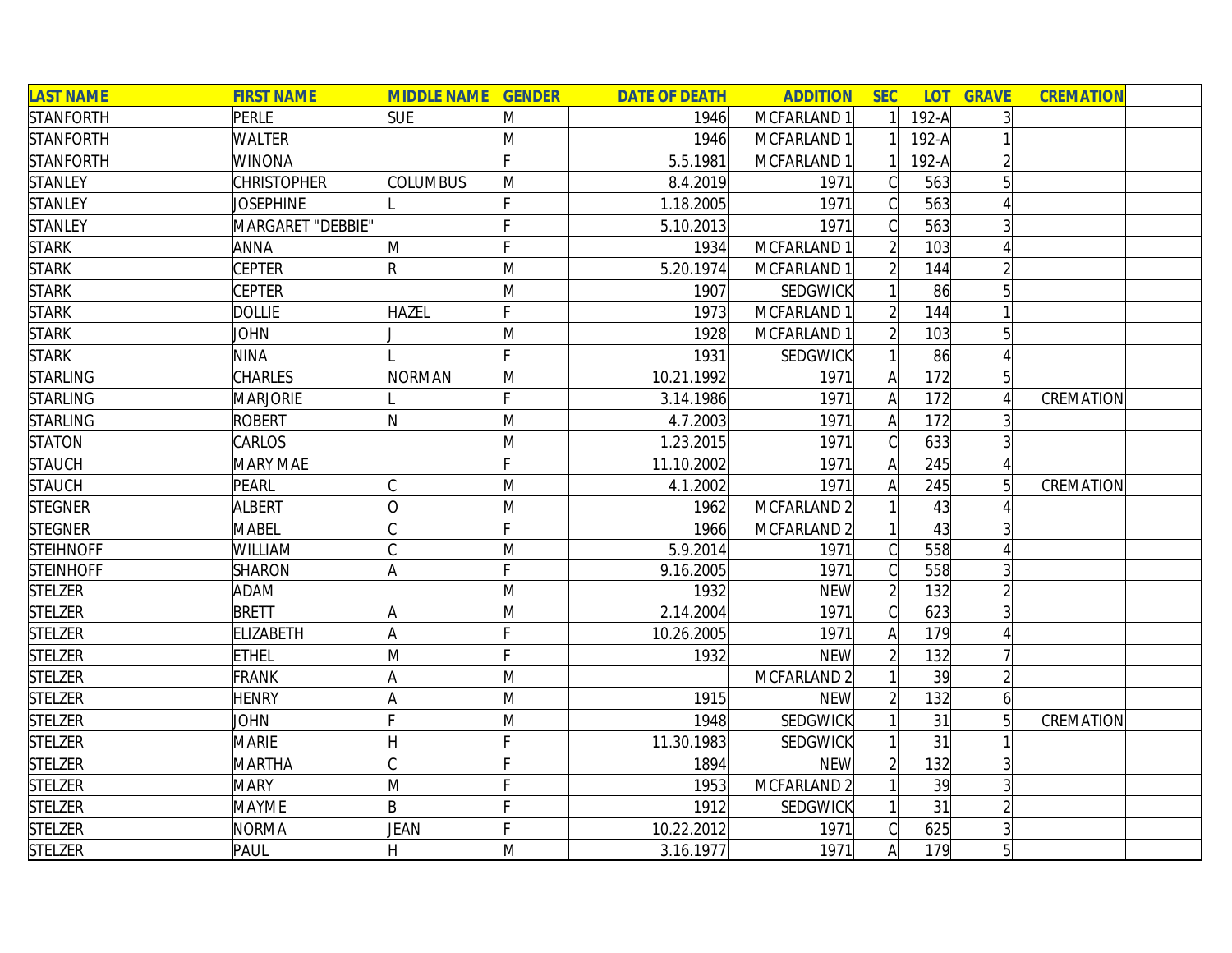| LAST NAME | FIRST NAME | MIDDLE NAME | GENDER | DATE OF DEATH | ADDITION | SEC | LOT | GRAVE | CREMATION | |
|---|---|---|---|---|---|---|---|---|---|---|
| STANFORTH | PERLE | SUE | M | 1946 | MCFARLAND 1 | 1 | 192-A | 3 | | |
| STANFORTH | WALTER | | M | 1946 | MCFARLAND 1 | 1 | 192-A | 1 | | |
| STANFORTH | WINONA | | F | 5.5.1981 | MCFARLAND 1 | 1 | 192-A | 2 | | |
| STANLEY | CHRISTOPHER | COLUMBUS | M | 8.4.2019 | 1971 | C | 563 | 5 | | |
| STANLEY | JOSEPHINE | L | F | 1.18.2005 | 1971 | C | 563 | 4 | | |
| STANLEY | MARGARET "DEBBIE" | | F | 5.10.2013 | 1971 | C | 563 | 3 | | |
| STARK | ANNA | M | F | 1934 | MCFARLAND 1 | 2 | 103 | 4 | | |
| STARK | CEPTER | R | M | 5.20.1974 | MCFARLAND 1 | 2 | 144 | 2 | | |
| STARK | CEPTER | | M | 1907 | SEDGWICK | 1 | 86 | 5 | | |
| STARK | DOLLIE | HAZEL | F | 1973 | MCFARLAND 1 | 2 | 144 | 1 | | |
| STARK | JOHN | J | M | 1928 | MCFARLAND 1 | 2 | 103 | 5 | | |
| STARK | NINA | L | F | 1931 | SEDGWICK | 1 | 86 | 4 | | |
| STARLING | CHARLES | NORMAN | M | 10.21.1992 | 1971 | A | 172 | 5 | | |
| STARLING | MARJORIE | L | F | 3.14.1986 | 1971 | A | 172 | 4 | CREMATION | |
| STARLING | ROBERT | N | M | 4.7.2003 | 1971 | A | 172 | 3 | | |
| STATON | CARLOS | | M | 1.23.2015 | 1971 | C | 633 | 3 | | |
| STAUCH | MARY MAE | | F | 11.10.2002 | 1971 | A | 245 | 4 | | |
| STAUCH | PEARL | C | M | 4.1.2002 | 1971 | A | 245 | 5 | CREMATION | |
| STEGNER | ALBERT | O | M | 1962 | MCFARLAND 2 | 1 | 43 | 4 | | |
| STEGNER | MABEL | C | F | 1966 | MCFARLAND 2 | 1 | 43 | 3 | | |
| STEIHNOFF | WILLIAM | C | M | 5.9.2014 | 1971 | C | 558 | 4 | | |
| STEINHOFF | SHARON | A | F | 9.16.2005 | 1971 | C | 558 | 3 | | |
| STELZER | ADAM | | M | 1932 | NEW | 2 | 132 | 2 | | |
| STELZER | BRETT | A | M | 2.14.2004 | 1971 | C | 623 | 3 | | |
| STELZER | ELIZABETH | A | F | 10.26.2005 | 1971 | A | 179 | 4 | | |
| STELZER | ETHEL | M | F | 1932 | NEW | 2 | 132 | 7 | | |
| STELZER | FRANK | A | M | | MCFARLAND 2 | 1 | 39 | 2 | | |
| STELZER | HENRY | A | M | 1915 | NEW | 2 | 132 | 6 | | |
| STELZER | JOHN | F | M | 1948 | SEDGWICK | 1 | 31 | 5 | CREMATION | |
| STELZER | MARIE | H | F | 11.30.1983 | SEDGWICK | 1 | 31 | 1 | | |
| STELZER | MARTHA | C | F | 1894 | NEW | 2 | 132 | 3 | | |
| STELZER | MARY | M | F | 1953 | MCFARLAND 2 | 1 | 39 | 3 | | |
| STELZER | MAYME | B | F | 1912 | SEDGWICK | 1 | 31 | 2 | | |
| STELZER | NORMA | JEAN | F | 10.22.2012 | 1971 | C | 625 | 3 | | |
| STELZER | PAUL | H | M | 3.16.1977 | 1971 | A | 179 | 5 | | |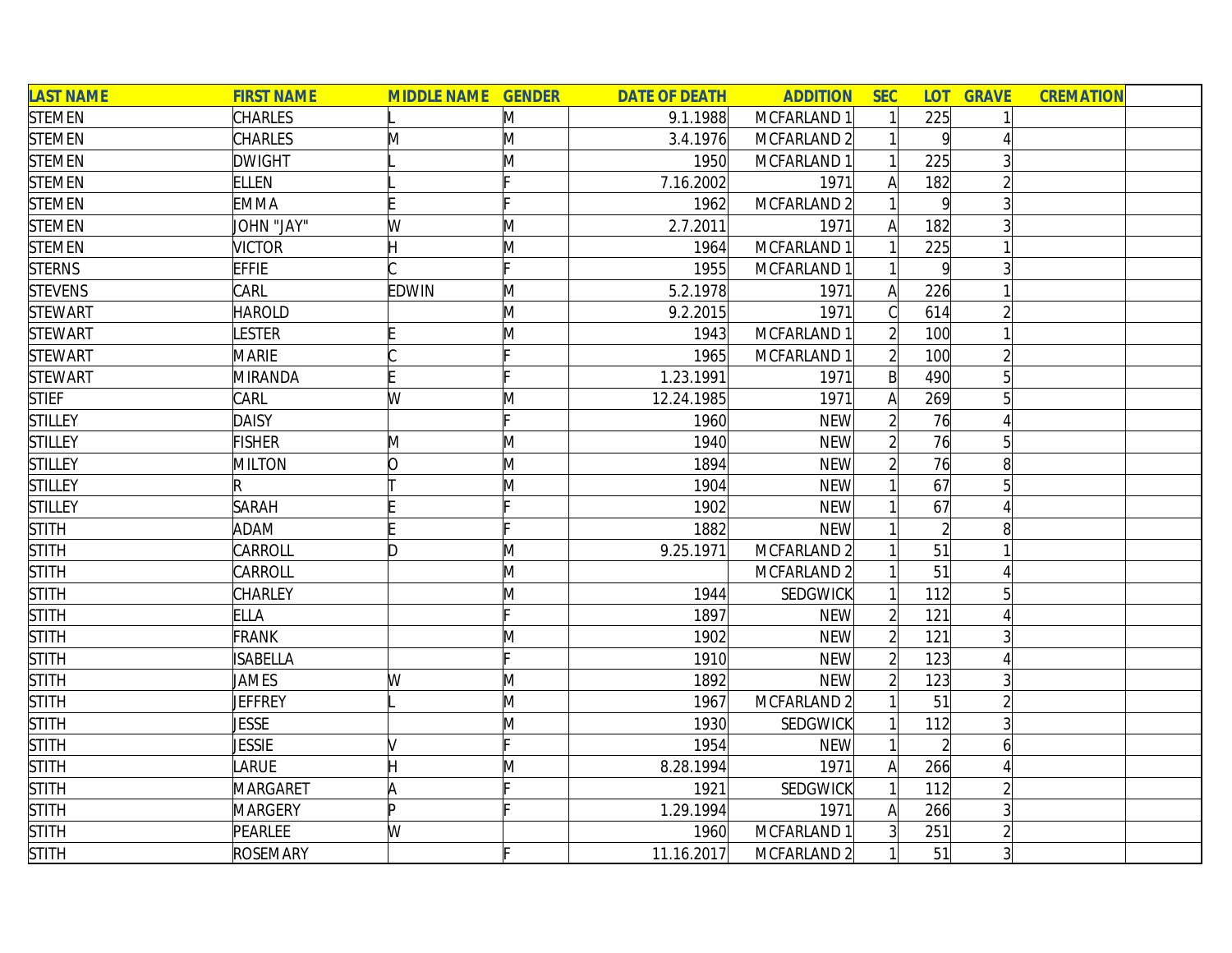| LAST NAME | FIRST NAME | MIDDLE NAME | GENDER | DATE OF DEATH | ADDITION | SEC | LOT | GRAVE | CREMATION | |
|---|---|---|---|---|---|---|---|---|---|---|
| STEMEN | CHARLES | L | M | 9.1.1988 | MCFARLAND 1 | 1 | 225 | 1 | | |
| STEMEN | CHARLES | M | M | 3.4.1976 | MCFARLAND 2 | 1 | 9 | 4 | | |
| STEMEN | DWIGHT | L | M | 1950 | MCFARLAND 1 | 1 | 225 | 3 | | |
| STEMEN | ELLEN | L | F | 7.16.2002 | 1971 | A | 182 | 2 | | |
| STEMEN | EMMA | E | F | 1962 | MCFARLAND 2 | 1 | 9 | 3 | | |
| STEMEN | JOHN "JAY" | W | M | 2.7.2011 | 1971 | A | 182 | 3 | | |
| STEMEN | VICTOR | H | M | 1964 | MCFARLAND 1 | 1 | 225 | 1 | | |
| STERNS | EFFIE | C | F | 1955 | MCFARLAND 1 | 1 | 9 | 3 | | |
| STEVENS | CARL | EDWIN | M | 5.2.1978 | 1971 | A | 226 | 1 | | |
| STEWART | HAROLD | | M | 9.2.2015 | 1971 | C | 614 | 2 | | |
| STEWART | LESTER | E | M | 1943 | MCFARLAND 1 | 2 | 100 | 1 | | |
| STEWART | MARIE | C | F | 1965 | MCFARLAND 1 | 2 | 100 | 2 | | |
| STEWART | MIRANDA | E | F | 1.23.1991 | 1971 | B | 490 | 5 | | |
| STIEF | CARL | W | M | 12.24.1985 | 1971 | A | 269 | 5 | | |
| STILLEY | DAISY | | F | 1960 | NEW | 2 | 76 | 4 | | |
| STILLEY | FISHER | M | M | 1940 | NEW | 2 | 76 | 5 | | |
| STILLEY | MILTON | O | M | 1894 | NEW | 2 | 76 | 8 | | |
| STILLEY | R | T | M | 1904 | NEW | 1 | 67 | 5 | | |
| STILLEY | SARAH | E | F | 1902 | NEW | 1 | 67 | 4 | | |
| STITH | ADAM | E | F | 1882 | NEW | 1 | 2 | 8 | | |
| STITH | CARROLL | D | M | 9.25.1971 | MCFARLAND 2 | 1 | 51 | 1 | | |
| STITH | CARROLL | | M | | MCFARLAND 2 | 1 | 51 | 4 | | |
| STITH | CHARLEY | | M | 1944 | SEDGWICK | 1 | 112 | 5 | | |
| STITH | ELLA | | F | 1897 | NEW | 2 | 121 | 4 | | |
| STITH | FRANK | | M | 1902 | NEW | 2 | 121 | 3 | | |
| STITH | ISABELLA | | F | 1910 | NEW | 2 | 123 | 4 | | |
| STITH | JAMES | W | M | 1892 | NEW | 2 | 123 | 3 | | |
| STITH | JEFFREY | L | M | 1967 | MCFARLAND 2 | 1 | 51 | 2 | | |
| STITH | JESSE | | M | 1930 | SEDGWICK | 1 | 112 | 3 | | |
| STITH | JESSIE | V | F | 1954 | NEW | 1 | 2 | 6 | | |
| STITH | LARUE | H | M | 8.28.1994 | 1971 | A | 266 | 4 | | |
| STITH | MARGARET | A | F | 1921 | SEDGWICK | 1 | 112 | 2 | | |
| STITH | MARGERY | P | F | 1.29.1994 | 1971 | A | 266 | 3 | | |
| STITH | PEARLEE | W | | 1960 | MCFARLAND 1 | 3 | 251 | 2 | | |
| STITH | ROSEMARY | | F | 11.16.2017 | MCFARLAND 2 | 1 | 51 | 3 | | |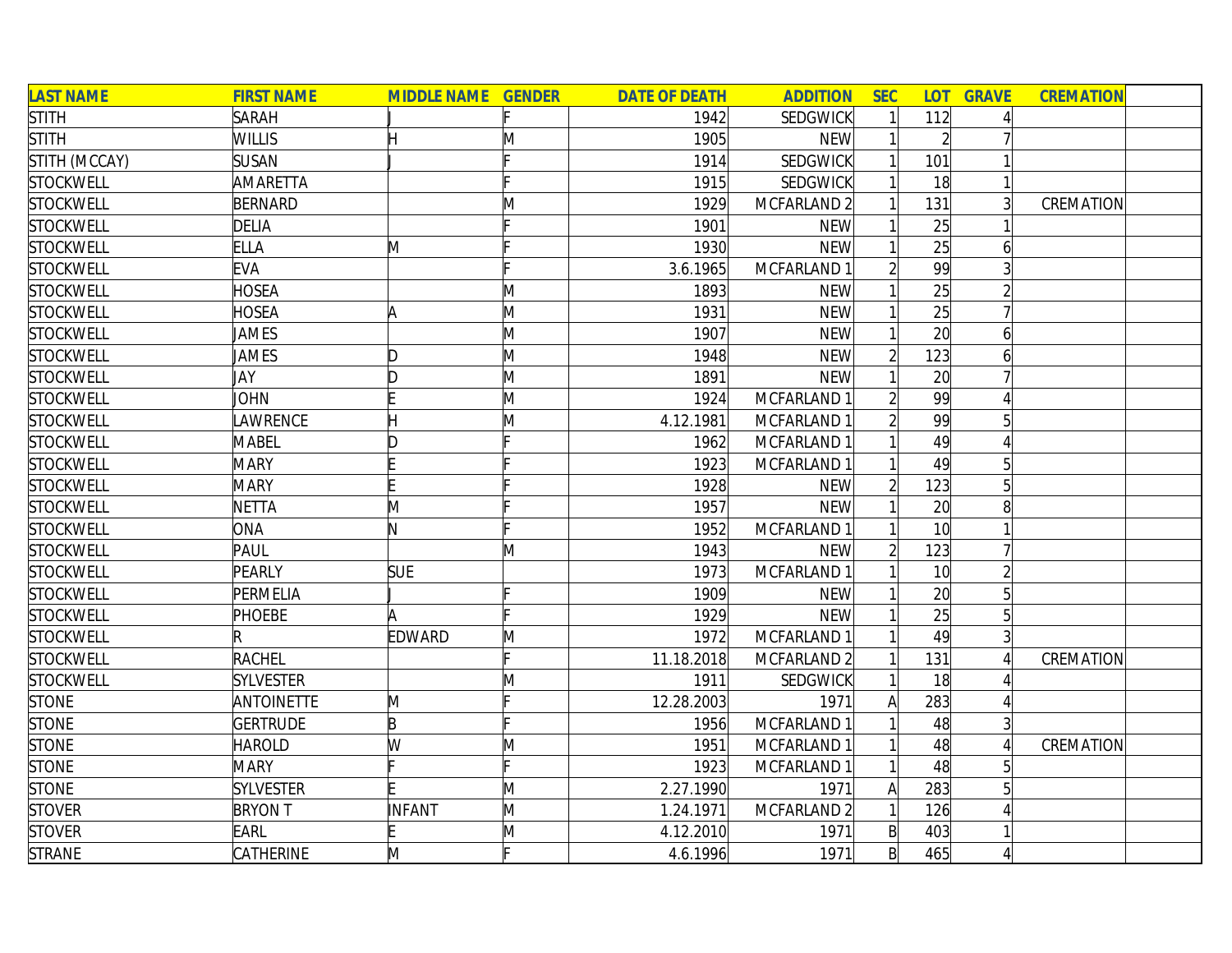| LAST NAME | FIRST NAME | MIDDLE NAME | GENDER | DATE OF DEATH | ADDITION | SEC | LOT | GRAVE | CREMATION | |
|---|---|---|---|---|---|---|---|---|---|---|
| STITH | SARAH | J | F | 1942 | SEDGWICK | 1 | 112 | 4 | | |
| STITH | WILLIS | H | M | 1905 | NEW | 1 | 2 | 7 | | |
| STITH (MCCAY) | SUSAN | J | F | 1914 | SEDGWICK | 1 | 101 | 1 | | |
| STOCKWELL | AMARETTA | | F | 1915 | SEDGWICK | 1 | 18 | 1 | | |
| STOCKWELL | BERNARD | | M | 1929 | MCFARLAND 2 | 1 | 131 | 3 | CREMATION | |
| STOCKWELL | DELIA | | F | 1901 | NEW | 1 | 25 | 1 | | |
| STOCKWELL | ELLA | M | F | 1930 | NEW | 1 | 25 | 6 | | |
| STOCKWELL | EVA | | F | 3.6.1965 | MCFARLAND 1 | 2 | 99 | 3 | | |
| STOCKWELL | HOSEA | | M | 1893 | NEW | 1 | 25 | 2 | | |
| STOCKWELL | HOSEA | A | M | 1931 | NEW | 1 | 25 | 7 | | |
| STOCKWELL | JAMES | | M | 1907 | NEW | 1 | 20 | 6 | | |
| STOCKWELL | JAMES | D | M | 1948 | NEW | 2 | 123 | 6 | | |
| STOCKWELL | JAY | D | M | 1891 | NEW | 1 | 20 | 7 | | |
| STOCKWELL | JOHN | E | M | 1924 | MCFARLAND 1 | 2 | 99 | 4 | | |
| STOCKWELL | LAWRENCE | H | M | 4.12.1981 | MCFARLAND 1 | 2 | 99 | 5 | | |
| STOCKWELL | MABEL | D | F | 1962 | MCFARLAND 1 | 1 | 49 | 4 | | |
| STOCKWELL | MARY | E | F | 1923 | MCFARLAND 1 | 1 | 49 | 5 | | |
| STOCKWELL | MARY | E | F | 1928 | NEW | 2 | 123 | 5 | | |
| STOCKWELL | NETTA | M | F | 1957 | NEW | 1 | 20 | 8 | | |
| STOCKWELL | ONA | N | F | 1952 | MCFARLAND 1 | 1 | 10 | 1 | | |
| STOCKWELL | PAUL | | M | 1943 | NEW | 2 | 123 | 7 | | |
| STOCKWELL | PEARLY | SUE | | 1973 | MCFARLAND 1 | 1 | 10 | 2 | | |
| STOCKWELL | PERMELIA | J | F | 1909 | NEW | 1 | 20 | 5 | | |
| STOCKWELL | PHOEBE | A | F | 1929 | NEW | 1 | 25 | 5 | | |
| STOCKWELL | R | EDWARD | M | 1972 | MCFARLAND 1 | 1 | 49 | 3 | | |
| STOCKWELL | RACHEL | | F | 11.18.2018 | MCFARLAND 2 | 1 | 131 | 4 | CREMATION | |
| STOCKWELL | SYLVESTER | | M | 1911 | SEDGWICK | 1 | 18 | 4 | | |
| STONE | ANTOINETTE | M | F | 12.28.2003 | 1971 | A | 283 | 4 | | |
| STONE | GERTRUDE | B | F | 1956 | MCFARLAND 1 | 1 | 48 | 3 | | |
| STONE | HAROLD | W | M | 1951 | MCFARLAND 1 | 1 | 48 | 4 | CREMATION | |
| STONE | MARY | F | F | 1923 | MCFARLAND 1 | 1 | 48 | 5 | | |
| STONE | SYLVESTER | E | M | 2.27.1990 | 1971 | A | 283 | 5 | | |
| STOVER | BRYON T | INFANT | M | 1.24.1971 | MCFARLAND 2 | 1 | 126 | 4 | | |
| STOVER | EARL | E | M | 4.12.2010 | 1971 | B | 403 | 1 | | |
| STRANE | CATHERINE | M | F | 4.6.1996 | 1971 | B | 465 | 4 | | |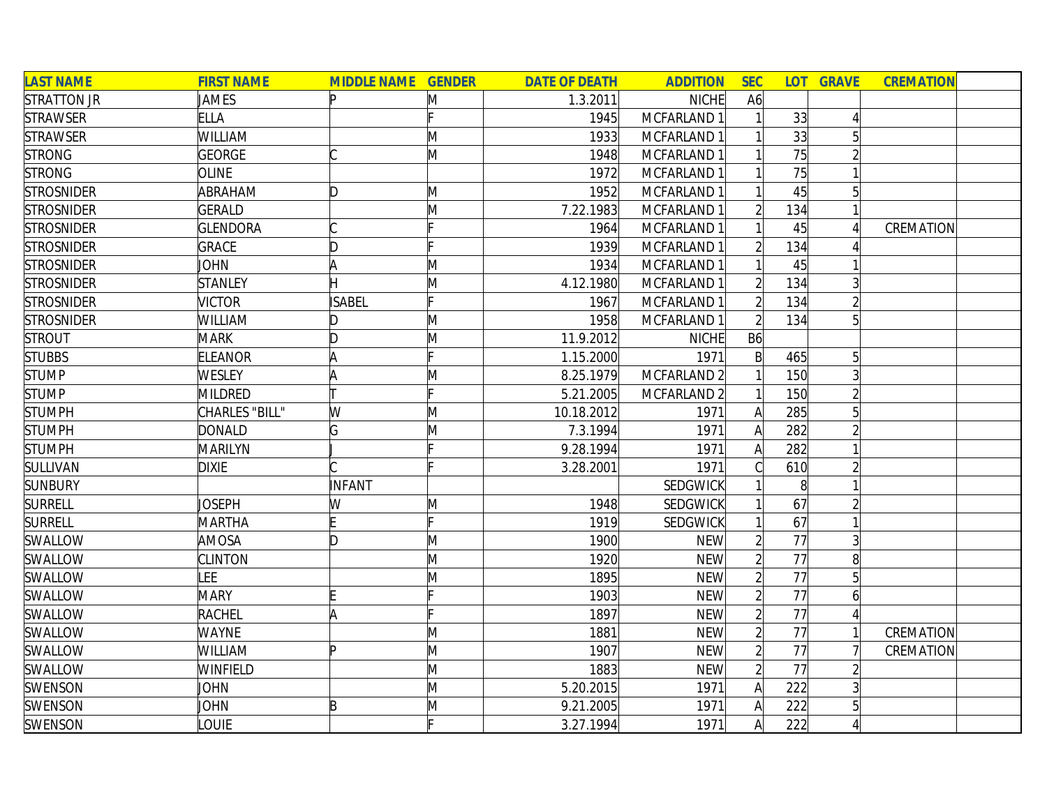| LAST NAME | FIRST NAME | MIDDLE NAME | GENDER | DATE OF DEATH | ADDITION | SEC | LOT | GRAVE | CREMATION | |
|---|---|---|---|---|---|---|---|---|---|---|
| STRATTON JR | JAMES | P | M | 1.3.2011 | NICHE | A6 | | | | |
| STRAWSER | ELLA | | F | 1945 | MCFARLAND 1 | 1 | 33 | 4 | | |
| STRAWSER | WILLIAM | | M | 1933 | MCFARLAND 1 | 1 | 33 | 5 | | |
| STRONG | GEORGE | C | M | 1948 | MCFARLAND 1 | 1 | 75 | 2 | | |
| STRONG | OLINE | | | 1972 | MCFARLAND 1 | 1 | 75 | 1 | | |
| STROSNIDER | ABRAHAM | D | M | 1952 | MCFARLAND 1 | 1 | 45 | 5 | | |
| STROSNIDER | GERALD | | M | 7.22.1983 | MCFARLAND 1 | 2 | 134 | 1 | | |
| STROSNIDER | GLENDORA | C | F | 1964 | MCFARLAND 1 | 1 | 45 | 4 | CREMATION | |
| STROSNIDER | GRACE | D | F | 1939 | MCFARLAND 1 | 2 | 134 | 4 | | |
| STROSNIDER | JOHN | A | M | 1934 | MCFARLAND 1 | 1 | 45 | 1 | | |
| STROSNIDER | STANLEY | H | M | 4.12.1980 | MCFARLAND 1 | 2 | 134 | 3 | | |
| STROSNIDER | VICTOR | ISABEL | F | 1967 | MCFARLAND 1 | 2 | 134 | 2 | | |
| STROSNIDER | WILLIAM | D | M | 1958 | MCFARLAND 1 | 2 | 134 | 5 | | |
| STROUT | MARK | D | M | 11.9.2012 | NICHE | B6 | | | | |
| STUBBS | ELEANOR | A | F | 1.15.2000 | 1971 | B | 465 | 5 | | |
| STUMP | WESLEY | A | M | 8.25.1979 | MCFARLAND 2 | 1 | 150 | 3 | | |
| STUMP | MILDRED | T | F | 5.21.2005 | MCFARLAND 2 | 1 | 150 | 2 | | |
| STUMPH | CHARLES "BILL" | W | M | 10.18.2012 | 1971 | A | 285 | 5 | | |
| STUMPH | DONALD | G | M | 7.3.1994 | 1971 | A | 282 | 2 | | |
| STUMPH | MARILYN | J | F | 9.28.1994 | 1971 | A | 282 | 1 | | |
| SULLIVAN | DIXIE | C | F | 3.28.2001 | 1971 | C | 610 | 2 | | |
| SUNBURY | | INFANT | | | SEDGWICK | 1 | 8 | 1 | | |
| SURRELL | JOSEPH | W | M | 1948 | SEDGWICK | 1 | 67 | 2 | | |
| SURRELL | MARTHA | E | F | 1919 | SEDGWICK | 1 | 67 | 1 | | |
| SWALLOW | AMOSA | D | M | 1900 | NEW | 2 | 77 | 3 | | |
| SWALLOW | CLINTON | | M | 1920 | NEW | 2 | 77 | 8 | | |
| SWALLOW | LEE | | M | 1895 | NEW | 2 | 77 | 5 | | |
| SWALLOW | MARY | E | F | 1903 | NEW | 2 | 77 | 6 | | |
| SWALLOW | RACHEL | A | F | 1897 | NEW | 2 | 77 | 4 | | |
| SWALLOW | WAYNE | | M | 1881 | NEW | 2 | 77 | 1 | CREMATION | |
| SWALLOW | WILLIAM | P | M | 1907 | NEW | 2 | 77 | 7 | CREMATION | |
| SWALLOW | WINFIELD | | M | 1883 | NEW | 2 | 77 | 2 | | |
| SWENSON | JOHN | | M | 5.20.2015 | 1971 | A | 222 | 3 | | |
| SWENSON | JOHN | B | M | 9.21.2005 | 1971 | A | 222 | 5 | | |
| SWENSON | LOUIE | | F | 3.27.1994 | 1971 | A | 222 | 4 | | |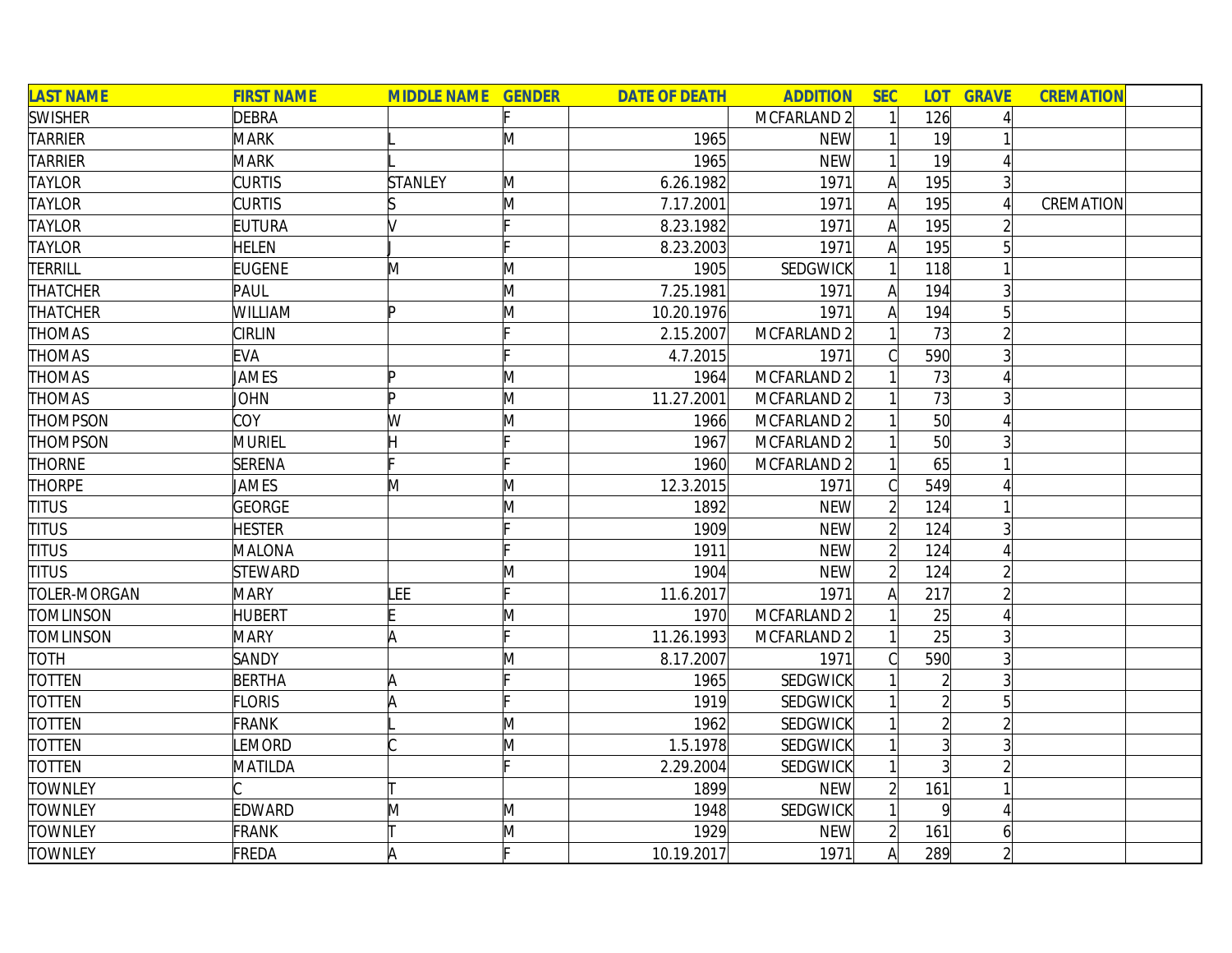| LAST NAME | FIRST NAME | MIDDLE NAME | GENDER | DATE OF DEATH | ADDITION | SEC | LOT | GRAVE | CREMATION | |
|---|---|---|---|---|---|---|---|---|---|---|
| SWISHER | DEBRA | | F | | MCFARLAND 2 | 1 | 126 | 4 | | |
| TARRIER | MARK | L | M | 1965 | NEW | 1 | 19 | 1 | | |
| TARRIER | MARK | L | | 1965 | NEW | 1 | 19 | 4 | | |
| TAYLOR | CURTIS | STANLEY | M | 6.26.1982 | 1971 | A | 195 | 3 | | |
| TAYLOR | CURTIS | S | M | 7.17.2001 | 1971 | A | 195 | 4 | CREMATION | |
| TAYLOR | EUTURA | V | F | 8.23.1982 | 1971 | A | 195 | 2 | | |
| TAYLOR | HELEN | J | F | 8.23.2003 | 1971 | A | 195 | 5 | | |
| TERRILL | EUGENE | M | M | 1905 | SEDGWICK | 1 | 118 | 1 | | |
| THATCHER | PAUL | | M | 7.25.1981 | 1971 | A | 194 | 3 | | |
| THATCHER | WILLIAM | P | M | 10.20.1976 | 1971 | A | 194 | 5 | | |
| THOMAS | CIRLIN | | F | 2.15.2007 | MCFARLAND 2 | 1 | 73 | 2 | | |
| THOMAS | EVA | | F | 4.7.2015 | 1971 | C | 590 | 3 | | |
| THOMAS | JAMES | P | M | 1964 | MCFARLAND 2 | 1 | 73 | 4 | | |
| THOMAS | JOHN | P | M | 11.27.2001 | MCFARLAND 2 | 1 | 73 | 3 | | |
| THOMPSON | COY | W | M | 1966 | MCFARLAND 2 | 1 | 50 | 4 | | |
| THOMPSON | MURIEL | H | F | 1967 | MCFARLAND 2 | 1 | 50 | 3 | | |
| THORNE | SERENA | F | F | 1960 | MCFARLAND 2 | 1 | 65 | 1 | | |
| THORPE | JAMES | M | M | 12.3.2015 | 1971 | C | 549 | 4 | | |
| TITUS | GEORGE | | M | 1892 | NEW | 2 | 124 | 1 | | |
| TITUS | HESTER | | F | 1909 | NEW | 2 | 124 | 3 | | |
| TITUS | MALONA | | F | 1911 | NEW | 2 | 124 | 4 | | |
| TITUS | STEWARD | | M | 1904 | NEW | 2 | 124 | 2 | | |
| TOLER-MORGAN | MARY | LEE | F | 11.6.2017 | 1971 | A | 217 | 2 | | |
| TOMLINSON | HUBERT | E | M | 1970 | MCFARLAND 2 | 1 | 25 | 4 | | |
| TOMLINSON | MARY | A | F | 11.26.1993 | MCFARLAND 2 | 1 | 25 | 3 | | |
| TOTH | SANDY | | M | 8.17.2007 | 1971 | C | 590 | 3 | | |
| TOTTEN | BERTHA | A | F | 1965 | SEDGWICK | 1 | 2 | 3 | | |
| TOTTEN | FLORIS | A | F | 1919 | SEDGWICK | 1 | 2 | 5 | | |
| TOTTEN | FRANK | L | M | 1962 | SEDGWICK | 1 | 2 | 2 | | |
| TOTTEN | LEMORD | C | M | 1.5.1978 | SEDGWICK | 1 | 3 | 3 | | |
| TOTTEN | MATILDA | | F | 2.29.2004 | SEDGWICK | 1 | 3 | 2 | | |
| TOWNLEY | C | T | | 1899 | NEW | 2 | 161 | 1 | | |
| TOWNLEY | EDWARD | M | M | 1948 | SEDGWICK | 1 | 9 | 4 | | |
| TOWNLEY | FRANK | T | M | 1929 | NEW | 2 | 161 | 6 | | |
| TOWNLEY | FREDA | A | F | 10.19.2017 | 1971 | A | 289 | 2 | | |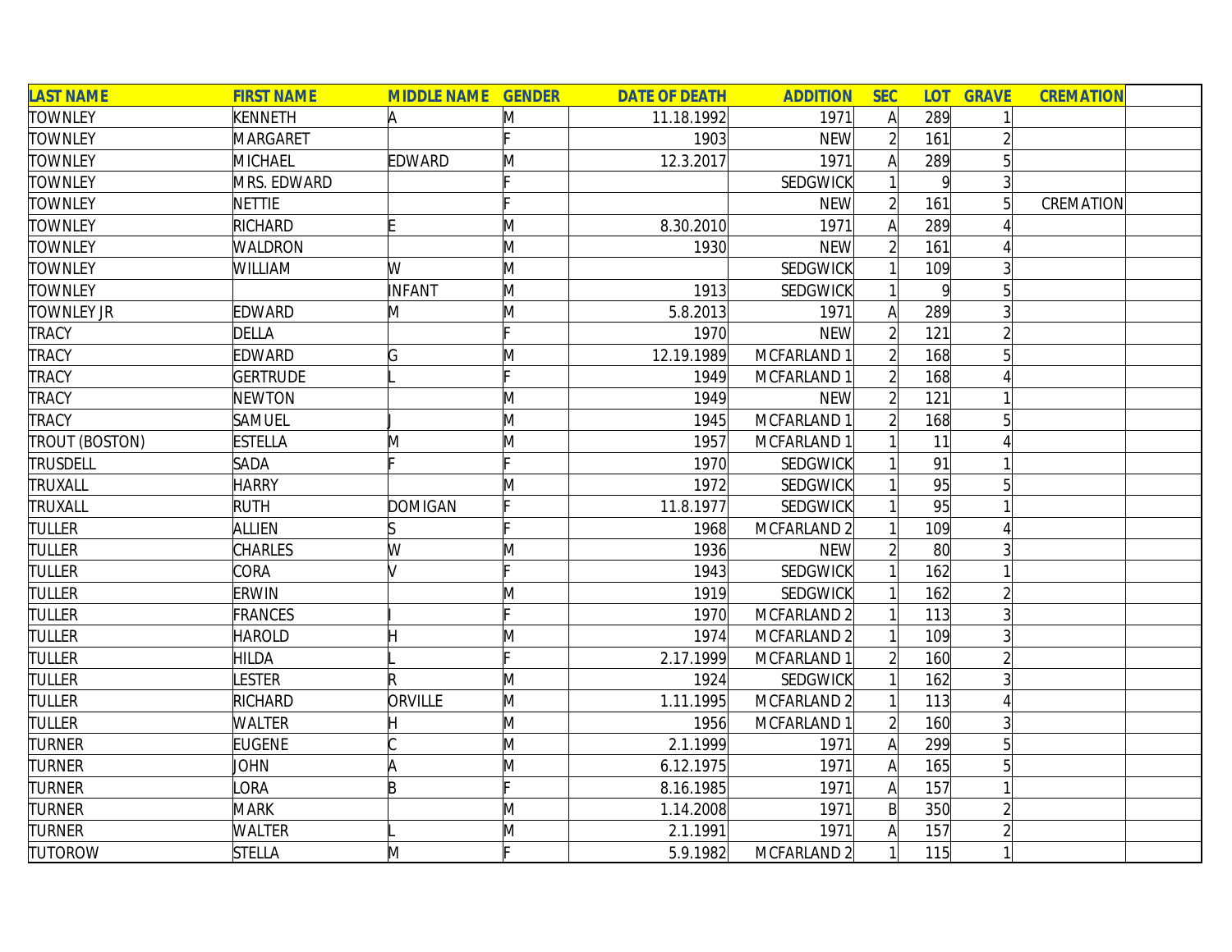| LAST NAME | FIRST NAME | MIDDLE NAME | GENDER | DATE OF DEATH | ADDITION | SEC | LOT | GRAVE | CREMATION | |
|---|---|---|---|---|---|---|---|---|---|---|
| TOWNLEY | KENNETH | A | M | 11.18.1992 | 1971 | A | 289 | 1 | | |
| TOWNLEY | MARGARET | | F | 1903 | NEW | 2 | 161 | 2 | | |
| TOWNLEY | MICHAEL | EDWARD | M | 12.3.2017 | 1971 | A | 289 | 5 | | |
| TOWNLEY | MRS. EDWARD | | F | | SEDGWICK | 1 | 9 | 3 | | |
| TOWNLEY | NETTIE | | F | | NEW | 2 | 161 | 5 | CREMATION | |
| TOWNLEY | RICHARD | E | M | 8.30.2010 | 1971 | A | 289 | 4 | | |
| TOWNLEY | WALDRON | | M | 1930 | NEW | 2 | 161 | 4 | | |
| TOWNLEY | WILLIAM | W | M | | SEDGWICK | 1 | 109 | 3 | | |
| TOWNLEY | | INFANT | M | 1913 | SEDGWICK | 1 | 9 | 5 | | |
| TOWNLEY JR | EDWARD | M | M | 5.8.2013 | 1971 | A | 289 | 3 | | |
| TRACY | DELLA | | F | 1970 | NEW | 2 | 121 | 2 | | |
| TRACY | EDWARD | G | M | 12.19.1989 | MCFARLAND 1 | 2 | 168 | 5 | | |
| TRACY | GERTRUDE | L | F | 1949 | MCFARLAND 1 | 2 | 168 | 4 | | |
| TRACY | NEWTON | | M | 1949 | NEW | 2 | 121 | 1 | | |
| TRACY | SAMUEL | J | M | 1945 | MCFARLAND 1 | 2 | 168 | 5 | | |
| TROUT (BOSTON) | ESTELLA | M | M | 1957 | MCFARLAND 1 | 1 | 11 | 4 | | |
| TRUSDELL | SADA | F | F | 1970 | SEDGWICK | 1 | 91 | 1 | | |
| TRUXALL | HARRY | | M | 1972 | SEDGWICK | 1 | 95 | 5 | | |
| TRUXALL | RUTH | DOMIGAN | F | 11.8.1977 | SEDGWICK | 1 | 95 | 1 | | |
| TULLER | ALLIEN | S | F | 1968 | MCFARLAND 2 | 1 | 109 | 4 | | |
| TULLER | CHARLES | W | M | 1936 | NEW | 2 | 80 | 3 | | |
| TULLER | CORA | V | F | 1943 | SEDGWICK | 1 | 162 | 1 | | |
| TULLER | ERWIN | | M | 1919 | SEDGWICK | 1 | 162 | 2 | | |
| TULLER | FRANCES | I | F | 1970 | MCFARLAND 2 | 1 | 113 | 3 | | |
| TULLER | HAROLD | H | M | 1974 | MCFARLAND 2 | 1 | 109 | 3 | | |
| TULLER | HILDA | L | F | 2.17.1999 | MCFARLAND 1 | 2 | 160 | 2 | | |
| TULLER | LESTER | R | M | 1924 | SEDGWICK | 1 | 162 | 3 | | |
| TULLER | RICHARD | ORVILLE | M | 1.11.1995 | MCFARLAND 2 | 1 | 113 | 4 | | |
| TULLER | WALTER | H | M | 1956 | MCFARLAND 1 | 2 | 160 | 3 | | |
| TURNER | EUGENE | C | M | 2.1.1999 | 1971 | A | 299 | 5 | | |
| TURNER | JOHN | A | M | 6.12.1975 | 1971 | A | 165 | 5 | | |
| TURNER | LORA | B | F | 8.16.1985 | 1971 | A | 157 | 1 | | |
| TURNER | MARK | | M | 1.14.2008 | 1971 | B | 350 | 2 | | |
| TURNER | WALTER | L | M | 2.1.1991 | 1971 | A | 157 | 2 | | |
| TUTOROW | STELLA | M | F | 5.9.1982 | MCFARLAND 2 | 1 | 115 | 1 | | |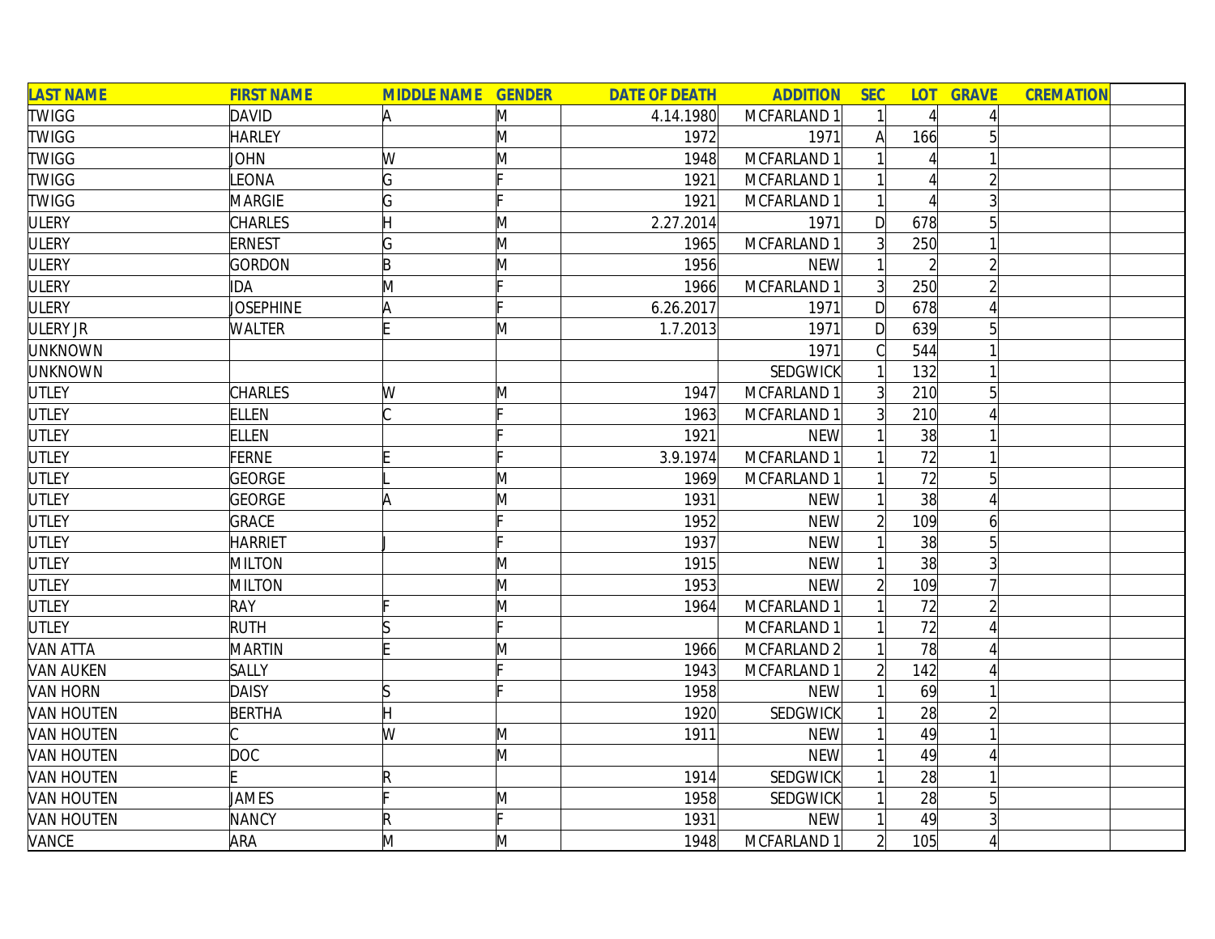| LAST NAME | FIRST NAME | MIDDLE NAME | GENDER | DATE OF DEATH | ADDITION | SEC | LOT | GRAVE | CREMATION | |
|---|---|---|---|---|---|---|---|---|---|---|
| TWIGG | DAVID | A | M | 4.14.1980 | MCFARLAND 1 | 1 | 4 | 4 | | |
| TWIGG | HARLEY | | M | 1972 | 1971 | A | 166 | 5 | | |
| TWIGG | JOHN | W | M | 1948 | MCFARLAND 1 | 1 | 4 | 1 | | |
| TWIGG | LEONA | G | F | 1921 | MCFARLAND 1 | 1 | 4 | 2 | | |
| TWIGG | MARGIE | G | F | 1921 | MCFARLAND 1 | 1 | 4 | 3 | | |
| ULERY | CHARLES | H | M | 2.27.2014 | 1971 | D | 678 | 5 | | |
| ULERY | ERNEST | G | M | 1965 | MCFARLAND 1 | 3 | 250 | 1 | | |
| ULERY | GORDON | B | M | 1956 | NEW | 1 | 2 | 2 | | |
| ULERY | IDA | M | F | 1966 | MCFARLAND 1 | 3 | 250 | 2 | | |
| ULERY | JOSEPHINE | A | F | 6.26.2017 | 1971 | D | 678 | 4 | | |
| ULERY JR | WALTER | E | M | 1.7.2013 | 1971 | D | 639 | 5 | | |
| UNKNOWN | | | | | 1971 | C | 544 | 1 | | |
| UNKNOWN | | | | | SEDGWICK | 1 | 132 | 1 | | |
| UTLEY | CHARLES | W | M | 1947 | MCFARLAND 1 | 3 | 210 | 5 | | |
| UTLEY | ELLEN | C | F | 1963 | MCFARLAND 1 | 3 | 210 | 4 | | |
| UTLEY | ELLEN | | F | 1921 | NEW | 1 | 38 | 1 | | |
| UTLEY | FERNE | E | F | 3.9.1974 | MCFARLAND 1 | 1 | 72 | 1 | | |
| UTLEY | GEORGE | L | M | 1969 | MCFARLAND 1 | 1 | 72 | 5 | | |
| UTLEY | GEORGE | A | M | 1931 | NEW | 1 | 38 | 4 | | |
| UTLEY | GRACE | | F | 1952 | NEW | 2 | 109 | 6 | | |
| UTLEY | HARRIET | J | F | 1937 | NEW | 1 | 38 | 5 | | |
| UTLEY | MILTON | | M | 1915 | NEW | 1 | 38 | 3 | | |
| UTLEY | MILTON | | M | 1953 | NEW | 2 | 109 | 7 | | |
| UTLEY | RAY | F | M | 1964 | MCFARLAND 1 | 1 | 72 | 2 | | |
| UTLEY | RUTH | S | F | | MCFARLAND 1 | 1 | 72 | 4 | | |
| VAN ATTA | MARTIN | E | M | 1966 | MCFARLAND 2 | 1 | 78 | 4 | | |
| VAN AUKEN | SALLY | | F | 1943 | MCFARLAND 1 | 2 | 142 | 4 | | |
| VAN HORN | DAISY | S | F | 1958 | NEW | 1 | 69 | 1 | | |
| VAN HOUTEN | BERTHA | H | | 1920 | SEDGWICK | 1 | 28 | 2 | | |
| VAN HOUTEN | C | W | M | 1911 | NEW | 1 | 49 | 1 | | |
| VAN HOUTEN | DOC | | M | | NEW | 1 | 49 | 4 | | |
| VAN HOUTEN | E | R | | 1914 | SEDGWICK | 1 | 28 | 1 | | |
| VAN HOUTEN | JAMES | F | M | 1958 | SEDGWICK | 1 | 28 | 5 | | |
| VAN HOUTEN | NANCY | R | F | 1931 | NEW | 1 | 49 | 3 | | |
| VANCE | ARA | M | M | 1948 | MCFARLAND 1 | 2 | 105 | 4 | | |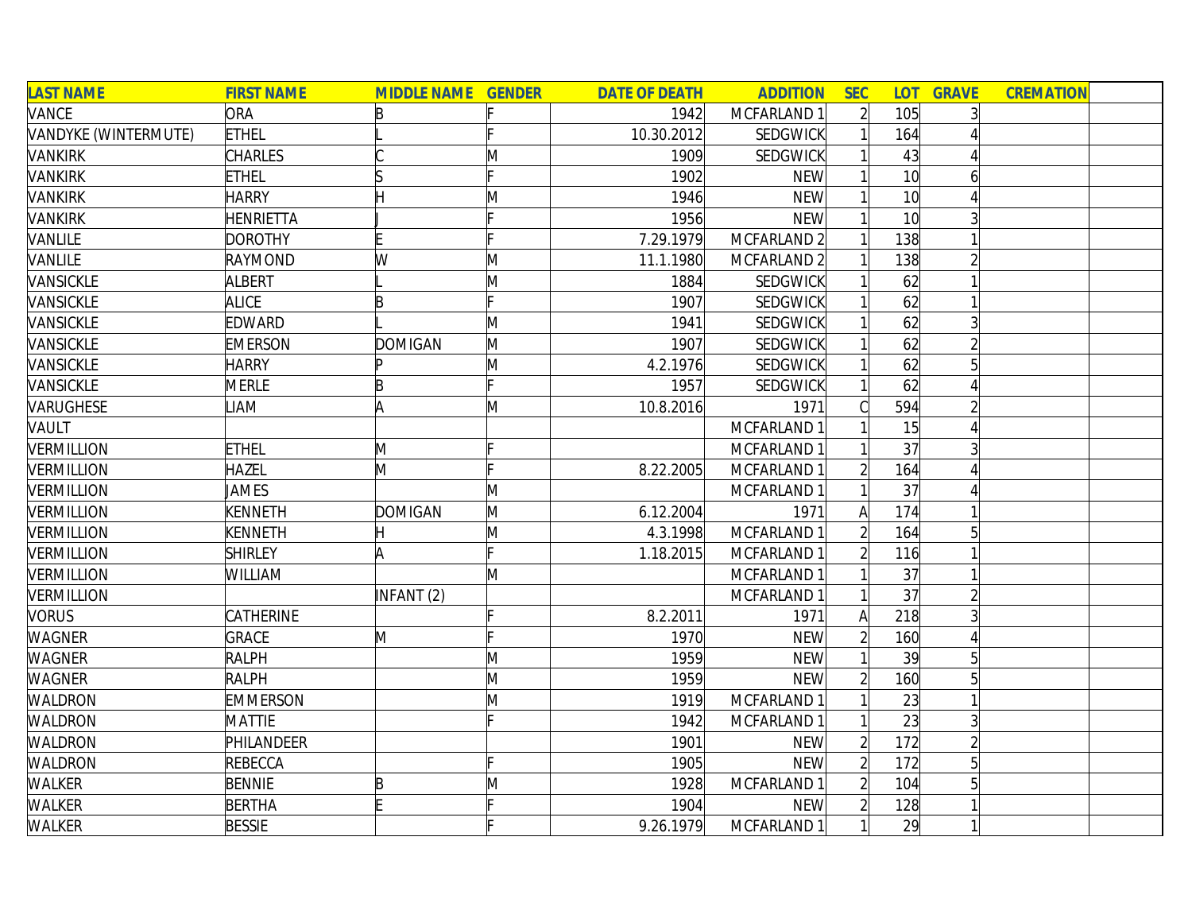| LAST NAME | FIRST NAME | MIDDLE NAME | GENDER | DATE OF DEATH | ADDITION | SEC | LOT | GRAVE | CREMATION | |
|---|---|---|---|---|---|---|---|---|---|---|
| VANCE | ORA | B | F | 1942 | MCFARLAND 1 | 2 | 105 | 3 | | |
| VANDYKE (WINTERMUTE) | ETHEL | L | F | 10.30.2012 | SEDGWICK | 1 | 164 | 4 | | |
| VANKIRK | CHARLES | C | M | 1909 | SEDGWICK | 1 | 43 | 4 | | |
| VANKIRK | ETHEL | S | F | 1902 | NEW | 1 | 10 | 6 | | |
| VANKIRK | HARRY | H | M | 1946 | NEW | 1 | 10 | 4 | | |
| VANKIRK | HENRIETTA | J | F | 1956 | NEW | 1 | 10 | 3 | | |
| VANLILE | DOROTHY | E | F | 7.29.1979 | MCFARLAND 2 | 1 | 138 | 1 | | |
| VANLILE | RAYMOND | W | M | 11.1.1980 | MCFARLAND 2 | 1 | 138 | 2 | | |
| VANSICKLE | ALBERT | L | M | 1884 | SEDGWICK | 1 | 62 | 1 | | |
| VANSICKLE | ALICE | B | F | 1907 | SEDGWICK | 1 | 62 | 1 | | |
| VANSICKLE | EDWARD | L | M | 1941 | SEDGWICK | 1 | 62 | 3 | | |
| VANSICKLE | EMERSON | DOMIGAN | M | 1907 | SEDGWICK | 1 | 62 | 2 | | |
| VANSICKLE | HARRY | P | M | 4.2.1976 | SEDGWICK | 1 | 62 | 5 | | |
| VANSICKLE | MERLE | B | F | 1957 | SEDGWICK | 1 | 62 | 4 | | |
| VARUGHESE | LIAM | A | M | 10.8.2016 | 1971 | C | 594 | 2 | | |
| VAULT | | | | | MCFARLAND 1 | 1 | 15 | 4 | | |
| VERMILLION | ETHEL | M | F | | MCFARLAND 1 | 1 | 37 | 3 | | |
| VERMILLION | HAZEL | M | F | 8.22.2005 | MCFARLAND 1 | 2 | 164 | 4 | | |
| VERMILLION | JAMES | | M | | MCFARLAND 1 | 1 | 37 | 4 | | |
| VERMILLION | KENNETH | DOMIGAN | M | 6.12.2004 | 1971 | A | 174 | 1 | | |
| VERMILLION | KENNETH | H | M | 4.3.1998 | MCFARLAND 1 | 2 | 164 | 5 | | |
| VERMILLION | SHIRLEY | A | F | 1.18.2015 | MCFARLAND 1 | 2 | 116 | 1 | | |
| VERMILLION | WILLIAM | | M | | MCFARLAND 1 | 1 | 37 | 1 | | |
| VERMILLION | | INFANT (2) | | | MCFARLAND 1 | 1 | 37 | 2 | | |
| VORUS | CATHERINE | | F | 8.2.2011 | 1971 | A | 218 | 3 | | |
| WAGNER | GRACE | M | F | 1970 | NEW | 2 | 160 | 4 | | |
| WAGNER | RALPH | | M | 1959 | NEW | 1 | 39 | 5 | | |
| WAGNER | RALPH | | M | 1959 | NEW | 2 | 160 | 5 | | |
| WALDRON | EMMERSON | | M | 1919 | MCFARLAND 1 | 1 | 23 | 1 | | |
| WALDRON | MATTIE | | F | 1942 | MCFARLAND 1 | 1 | 23 | 3 | | |
| WALDRON | PHILANDEER | | | 1901 | NEW | 2 | 172 | 2 | | |
| WALDRON | REBECCA | | F | 1905 | NEW | 2 | 172 | 5 | | |
| WALKER | BENNIE | B | M | 1928 | MCFARLAND 1 | 2 | 104 | 5 | | |
| WALKER | BERTHA | E | F | 1904 | NEW | 2 | 128 | 1 | | |
| WALKER | BESSIE | | F | 9.26.1979 | MCFARLAND 1 | 1 | 29 | 1 | | |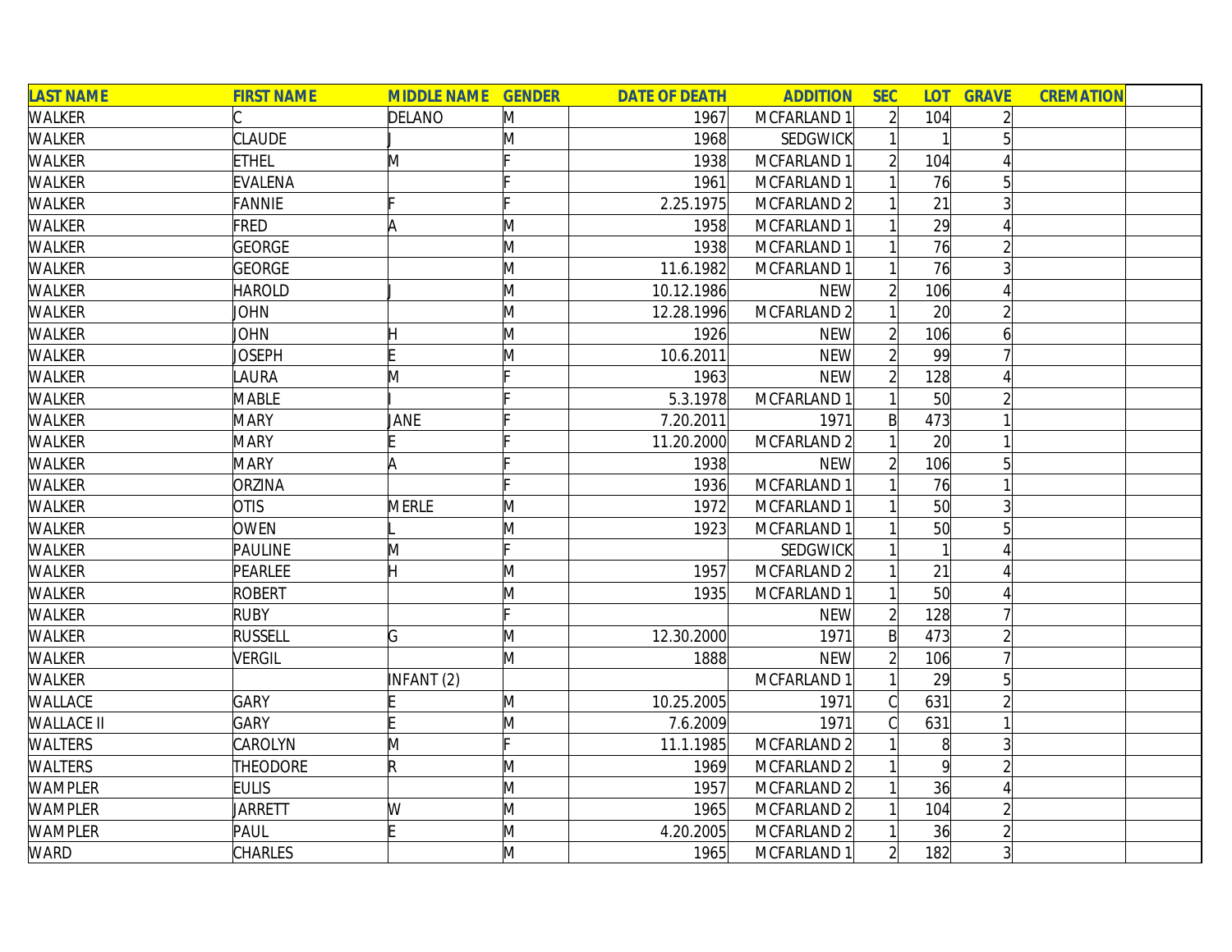| LAST NAME | FIRST NAME | MIDDLE NAME | GENDER | DATE OF DEATH | ADDITION | SEC | LOT | GRAVE | CREMATION | |
|---|---|---|---|---|---|---|---|---|---|---|
| WALKER | C | DELANO | M | 1967 | MCFARLAND 1 | 2 | 104 | 2 | | |
| WALKER | CLAUDE | J | M | 1968 | SEDGWICK | 1 | 1 | 5 | | |
| WALKER | ETHEL | M | F | 1938 | MCFARLAND 1 | 2 | 104 | 4 | | |
| WALKER | EVALENA | | F | 1961 | MCFARLAND 1 | 1 | 76 | 5 | | |
| WALKER | FANNIE | F | F | 2.25.1975 | MCFARLAND 2 | 1 | 21 | 3 | | |
| WALKER | FRED | A | M | 1958 | MCFARLAND 1 | 1 | 29 | 4 | | |
| WALKER | GEORGE | | M | 1938 | MCFARLAND 1 | 1 | 76 | 2 | | |
| WALKER | GEORGE | | M | 11.6.1982 | MCFARLAND 1 | 1 | 76 | 3 | | |
| WALKER | HAROLD | J | M | 10.12.1986 | NEW | 2 | 106 | 4 | | |
| WALKER | JOHN | | M | 12.28.1996 | MCFARLAND 2 | 1 | 20 | 2 | | |
| WALKER | JOHN | H | M | 1926 | NEW | 2 | 106 | 6 | | |
| WALKER | JOSEPH | E | M | 10.6.2011 | NEW | 2 | 99 | 7 | | |
| WALKER | LAURA | M | F | 1963 | NEW | 2 | 128 | 4 | | |
| WALKER | MABLE | I | F | 5.3.1978 | MCFARLAND 1 | 1 | 50 | 2 | | |
| WALKER | MARY | JANE | F | 7.20.2011 | 1971 | B | 473 | 1 | | |
| WALKER | MARY | E | F | 11.20.2000 | MCFARLAND 2 | 1 | 20 | 1 | | |
| WALKER | MARY | A | F | 1938 | NEW | 2 | 106 | 5 | | |
| WALKER | ORZINA | | F | 1936 | MCFARLAND 1 | 1 | 76 | 1 | | |
| WALKER | OTIS | MERLE | M | 1972 | MCFARLAND 1 | 1 | 50 | 3 | | |
| WALKER | OWEN | L | M | 1923 | MCFARLAND 1 | 1 | 50 | 5 | | |
| WALKER | PAULINE | M | F | | SEDGWICK | 1 | 1 | 4 | | |
| WALKER | PEARLEE | H | M | 1957 | MCFARLAND 2 | 1 | 21 | 4 | | |
| WALKER | ROBERT | | M | 1935 | MCFARLAND 1 | 1 | 50 | 4 | | |
| WALKER | RUBY | | F | | NEW | 2 | 128 | 7 | | |
| WALKER | RUSSELL | G | M | 12.30.2000 | 1971 | B | 473 | 2 | | |
| WALKER | VERGIL | | M | 1888 | NEW | 2 | 106 | 7 | | |
| WALKER | | INFANT (2) | | | MCFARLAND 1 | 1 | 29 | 5 | | |
| WALLACE | GARY | E | M | 10.25.2005 | 1971 | C | 631 | 2 | | |
| WALLACE II | GARY | E | M | 7.6.2009 | 1971 | C | 631 | 1 | | |
| WALTERS | CAROLYN | M | F | 11.1.1985 | MCFARLAND 2 | 1 | 8 | 3 | | |
| WALTERS | THEODORE | R | M | 1969 | MCFARLAND 2 | 1 | 9 | 2 | | |
| WAMPLER | EULIS | | M | 1957 | MCFARLAND 2 | 1 | 36 | 4 | | |
| WAMPLER | JARRETT | W | M | 1965 | MCFARLAND 2 | 1 | 104 | 2 | | |
| WAMPLER | PAUL | E | M | 4.20.2005 | MCFARLAND 2 | 1 | 36 | 2 | | |
| WARD | CHARLES | | M | 1965 | MCFARLAND 1 | 2 | 182 | 3 | | |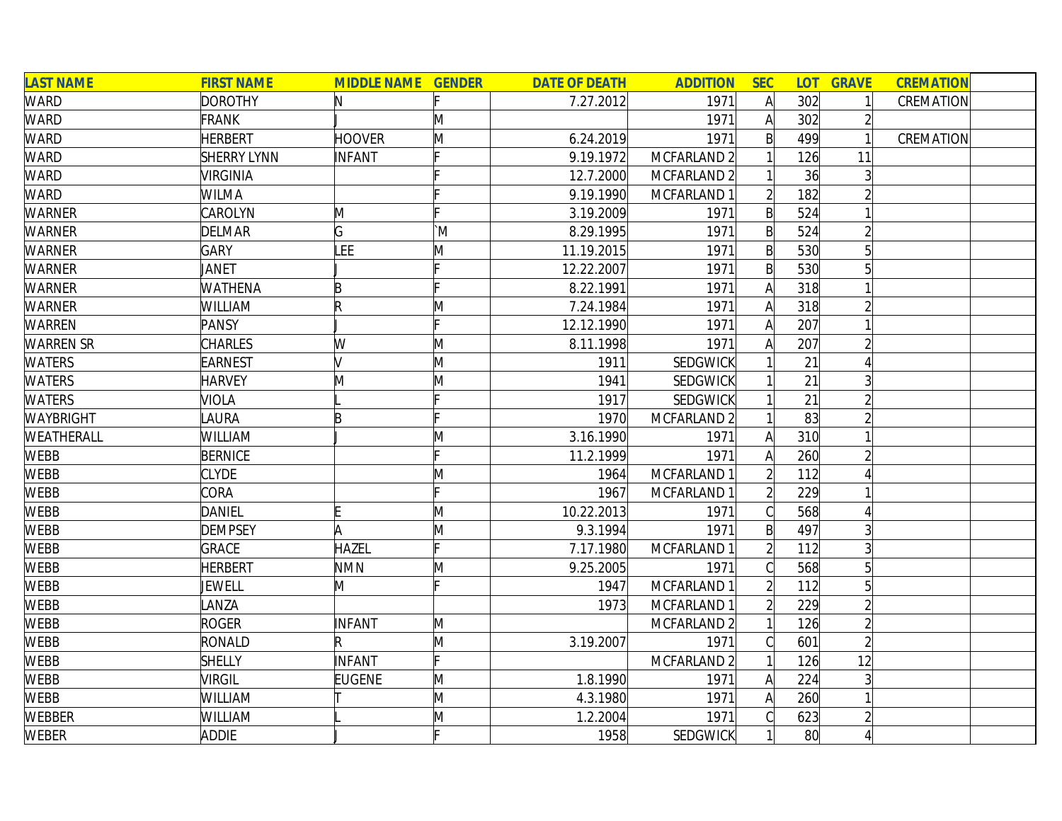| LAST NAME | FIRST NAME | MIDDLE NAME | GENDER | DATE OF DEATH | ADDITION | SEC | LOT | GRAVE | CREMATION | |
|---|---|---|---|---|---|---|---|---|---|---|
| WARD | DOROTHY | N | F | 7.27.2012 | 1971 | A | 302 | 1 | CREMATION | |
| WARD | FRANK | J | M | | 1971 | A | 302 | 2 | | |
| WARD | HERBERT | HOOVER | M | 6.24.2019 | 1971 | B | 499 | 1 | CREMATION | |
| WARD | SHERRY LYNN | INFANT | F | 9.19.1972 | MCFARLAND 2 | 1 | 126 | 11 | | |
| WARD | VIRGINIA | | F | 12.7.2000 | MCFARLAND 2 | 1 | 36 | 3 | | |
| WARD | WILMA | | F | 9.19.1990 | MCFARLAND 1 | 2 | 182 | 2 | | |
| WARNER | CAROLYN | M | F | 3.19.2009 | 1971 | B | 524 | 1 | | |
| WARNER | DELMAR | G | `M | 8.29.1995 | 1971 | B | 524 | 2 | | |
| WARNER | GARY | LEE | M | 11.19.2015 | 1971 | B | 530 | 5 | | |
| WARNER | JANET | J | F | 12.22.2007 | 1971 | B | 530 | 5 | | |
| WARNER | WATHENA | B | F | 8.22.1991 | 1971 | A | 318 | 1 | | |
| WARNER | WILLIAM | R | M | 7.24.1984 | 1971 | A | 318 | 2 | | |
| WARREN | PANSY | J | F | 12.12.1990 | 1971 | A | 207 | 1 | | |
| WARREN SR | CHARLES | W | M | 8.11.1998 | 1971 | A | 207 | 2 | | |
| WATERS | EARNEST | V | M | 1911 | SEDGWICK | 1 | 21 | 4 | | |
| WATERS | HARVEY | M | M | 1941 | SEDGWICK | 1 | 21 | 3 | | |
| WATERS | VIOLA | L | F | 1917 | SEDGWICK | 1 | 21 | 2 | | |
| WAYBRIGHT | LAURA | B | F | 1970 | MCFARLAND 2 | 1 | 83 | 2 | | |
| WEATHERALL | WILLIAM | J | M | 3.16.1990 | 1971 | A | 310 | 1 | | |
| WEBB | BERNICE | | F | 11.2.1999 | 1971 | A | 260 | 2 | | |
| WEBB | CLYDE | | M | 1964 | MCFARLAND 1 | 2 | 112 | 4 | | |
| WEBB | CORA | | F | 1967 | MCFARLAND 1 | 2 | 229 | 1 | | |
| WEBB | DANIEL | E | M | 10.22.2013 | 1971 | C | 568 | 4 | | |
| WEBB | DEMPSEY | A | M | 9.3.1994 | 1971 | B | 497 | 3 | | |
| WEBB | GRACE | HAZEL | F | 7.17.1980 | MCFARLAND 1 | 2 | 112 | 3 | | |
| WEBB | HERBERT | NMN | M | 9.25.2005 | 1971 | C | 568 | 5 | | |
| WEBB | JEWELL | M | F | 1947 | MCFARLAND 1 | 2 | 112 | 5 | | |
| WEBB | LANZA | | | 1973 | MCFARLAND 1 | 2 | 229 | 2 | | |
| WEBB | ROGER | INFANT | M | | MCFARLAND 2 | 1 | 126 | 2 | | |
| WEBB | RONALD | R | M | 3.19.2007 | 1971 | C | 601 | 2 | | |
| WEBB | SHELLY | INFANT | F | | MCFARLAND 2 | 1 | 126 | 12 | | |
| WEBB | VIRGIL | EUGENE | M | 1.8.1990 | 1971 | A | 224 | 3 | | |
| WEBB | WILLIAM | T | M | 4.3.1980 | 1971 | A | 260 | 1 | | |
| WEBBER | WILLIAM | L | M | 1.2.2004 | 1971 | C | 623 | 2 | | |
| WEBER | ADDIE | J | F | 1958 | SEDGWICK | 1 | 80 | 4 | | |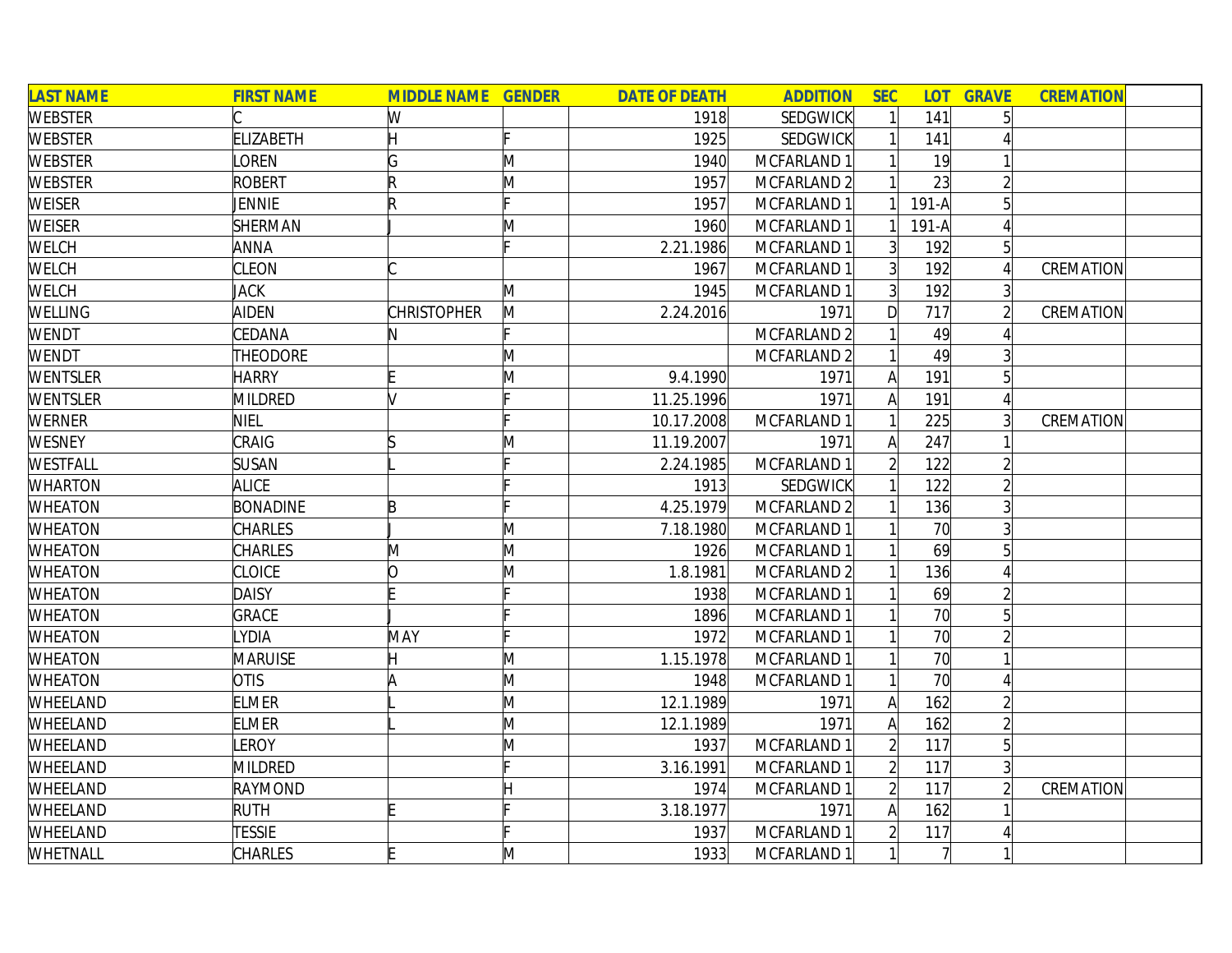| LAST NAME | FIRST NAME | MIDDLE NAME | GENDER | DATE OF DEATH | ADDITION | SEC | LOT | GRAVE | CREMATION | |
|---|---|---|---|---|---|---|---|---|---|---|
| WEBSTER | C | W | | 1918 | SEDGWICK | 1 | 141 | 5 | | |
| WEBSTER | ELIZABETH | H | F | 1925 | SEDGWICK | 1 | 141 | 4 | | |
| WEBSTER | LOREN | G | M | 1940 | MCFARLAND 1 | 1 | 19 | 1 | | |
| WEBSTER | ROBERT | R | M | 1957 | MCFARLAND 2 | 1 | 23 | 2 | | |
| WEISER | JENNIE | R | F | 1957 | MCFARLAND 1 | 1 | 191-A | 5 | | |
| WEISER | SHERMAN | J | M | 1960 | MCFARLAND 1 | 1 | 191-A | 4 | | |
| WELCH | ANNA | | F | 2.21.1986 | MCFARLAND 1 | 3 | 192 | 5 | | |
| WELCH | CLEON | C | | 1967 | MCFARLAND 1 | 3 | 192 | 4 | CREMATION | |
| WELCH | JACK | | M | 1945 | MCFARLAND 1 | 3 | 192 | 3 | | |
| WELLING | AIDEN | CHRISTOPHER | M | 2.24.2016 | 1971 | D | 717 | 2 | CREMATION | |
| WENDT | CEDANA | N | F | | MCFARLAND 2 | 1 | 49 | 4 | | |
| WENDT | THEODORE | | M | | MCFARLAND 2 | 1 | 49 | 3 | | |
| WENTSLER | HARRY | E | M | 9.4.1990 | 1971 | A | 191 | 5 | | |
| WENTSLER | MILDRED | V | F | 11.25.1996 | 1971 | A | 191 | 4 | | |
| WERNER | NIEL | | F | 10.17.2008 | MCFARLAND 1 | 1 | 225 | 3 | CREMATION | |
| WESNEY | CRAIG | S | M | 11.19.2007 | 1971 | A | 247 | 1 | | |
| WESTFALL | SUSAN | L | F | 2.24.1985 | MCFARLAND 1 | 2 | 122 | 2 | | |
| WHARTON | ALICE | | F | 1913 | SEDGWICK | 1 | 122 | 2 | | |
| WHEATON | BONADINE | B | F | 4.25.1979 | MCFARLAND 2 | 1 | 136 | 3 | | |
| WHEATON | CHARLES | J | M | 7.18.1980 | MCFARLAND 1 | 1 | 70 | 3 | | |
| WHEATON | CHARLES | M | M | 1926 | MCFARLAND 1 | 1 | 69 | 5 | | |
| WHEATON | CLOICE | O | M | 1.8.1981 | MCFARLAND 2 | 1 | 136 | 4 | | |
| WHEATON | DAISY | E | F | 1938 | MCFARLAND 1 | 1 | 69 | 2 | | |
| WHEATON | GRACE | J | F | 1896 | MCFARLAND 1 | 1 | 70 | 5 | | |
| WHEATON | LYDIA | MAY | F | 1972 | MCFARLAND 1 | 1 | 70 | 2 | | |
| WHEATON | MARUISE | H | M | 1.15.1978 | MCFARLAND 1 | 1 | 70 | 1 | | |
| WHEATON | OTIS | A | M | 1948 | MCFARLAND 1 | 1 | 70 | 4 | | |
| WHEELAND | ELMER | L | M | 12.1.1989 | 1971 | A | 162 | 2 | | |
| WHEELAND | ELMER | L | M | 12.1.1989 | 1971 | A | 162 | 2 | | |
| WHEELAND | LEROY | | M | 1937 | MCFARLAND 1 | 2 | 117 | 5 | | |
| WHEELAND | MILDRED | | F | 3.16.1991 | MCFARLAND 1 | 2 | 117 | 3 | | |
| WHEELAND | RAYMOND | | H | 1974 | MCFARLAND 1 | 2 | 117 | 2 | CREMATION | |
| WHEELAND | RUTH | E | F | 3.18.1977 | 1971 | A | 162 | 1 | | |
| WHEELAND | TESSIE | | F | 1937 | MCFARLAND 1 | 2 | 117 | 4 | | |
| WHETNALL | CHARLES | E | M | 1933 | MCFARLAND 1 | 1 | 7 | 1 | | |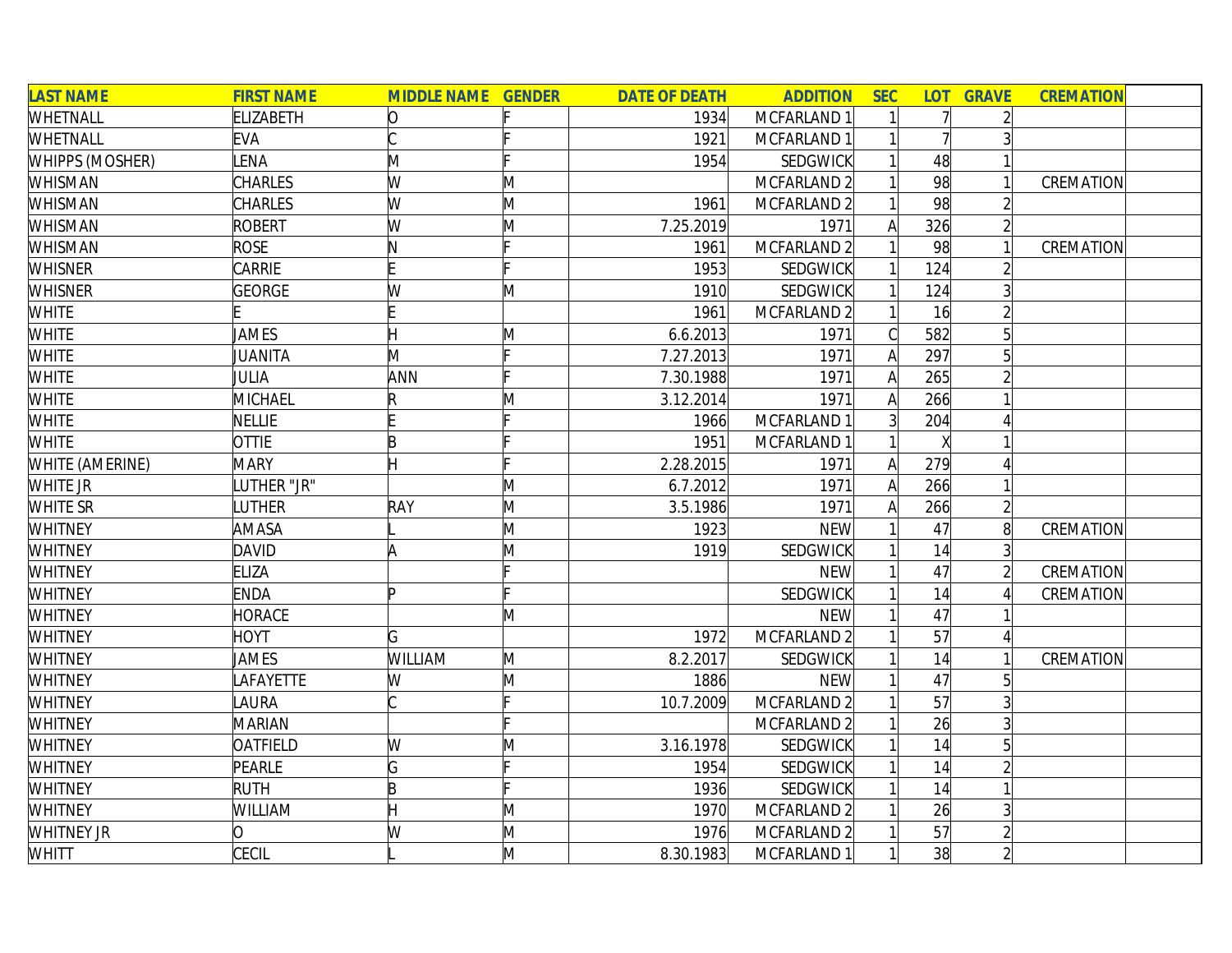| LAST NAME | FIRST NAME | MIDDLE NAME | GENDER | DATE OF DEATH | ADDITION | SEC | LOT | GRAVE | CREMATION | |
|---|---|---|---|---|---|---|---|---|---|---|
| WHETNALL | ELIZABETH | O | F | 1934 | MCFARLAND 1 | 1 | 7 | 2 | | |
| WHETNALL | EVA | C | F | 1921 | MCFARLAND 1 | 1 | 7 | 3 | | |
| WHIPPS (MOSHER) | LENA | M | F | 1954 | SEDGWICK | 1 | 48 | 1 | | |
| WHISMAN | CHARLES | W | M | | MCFARLAND 2 | 1 | 98 | 1 | CREMATION | |
| WHISMAN | CHARLES | W | M | 1961 | MCFARLAND 2 | 1 | 98 | 2 | | |
| WHISMAN | ROBERT | W | M | 7.25.2019 | 1971 | A | 326 | 2 | | |
| WHISMAN | ROSE | N | F | 1961 | MCFARLAND 2 | 1 | 98 | 1 | CREMATION | |
| WHISNER | CARRIE | E | F | 1953 | SEDGWICK | 1 | 124 | 2 | | |
| WHISNER | GEORGE | W | M | 1910 | SEDGWICK | 1 | 124 | 3 | | |
| WHITE | E | E | | 1961 | MCFARLAND 2 | 1 | 16 | 2 | | |
| WHITE | JAMES | H | M | 6.6.2013 | 1971 | C | 582 | 5 | | |
| WHITE | JUANITA | M | F | 7.27.2013 | 1971 | A | 297 | 5 | | |
| WHITE | JULIA | ANN | F | 7.30.1988 | 1971 | A | 265 | 2 | | |
| WHITE | MICHAEL | R | M | 3.12.2014 | 1971 | A | 266 | 1 | | |
| WHITE | NELLIE | E | F | 1966 | MCFARLAND 1 | 3 | 204 | 4 | | |
| WHITE | OTTIE | B | F | 1951 | MCFARLAND 1 | 1 | X | 1 | | |
| WHITE (AMERINE) | MARY | H | F | 2.28.2015 | 1971 | A | 279 | 4 | | |
| WHITE JR | LUTHER "JR" | | M | 6.7.2012 | 1971 | A | 266 | 1 | | |
| WHITE SR | LUTHER | RAY | M | 3.5.1986 | 1971 | A | 266 | 2 | | |
| WHITNEY | AMASA | L | M | 1923 | NEW | 1 | 47 | 8 | CREMATION | |
| WHITNEY | DAVID | A | M | 1919 | SEDGWICK | 1 | 14 | 3 | | |
| WHITNEY | ELIZA | | F | | NEW | 1 | 47 | 2 | CREMATION | |
| WHITNEY | ENDA | P | F | | SEDGWICK | 1 | 14 | 4 | CREMATION | |
| WHITNEY | HORACE | | M | | NEW | 1 | 47 | 1 | | |
| WHITNEY | HOYT | G | | 1972 | MCFARLAND 2 | 1 | 57 | 4 | | |
| WHITNEY | JAMES | WILLIAM | M | 8.2.2017 | SEDGWICK | 1 | 14 | 1 | CREMATION | |
| WHITNEY | LAFAYETTE | W | M | 1886 | NEW | 1 | 47 | 5 | | |
| WHITNEY | LAURA | C | F | 10.7.2009 | MCFARLAND 2 | 1 | 57 | 3 | | |
| WHITNEY | MARIAN | | F | | MCFARLAND 2 | 1 | 26 | 3 | | |
| WHITNEY | OATFIELD | W | M | 3.16.1978 | SEDGWICK | 1 | 14 | 5 | | |
| WHITNEY | PEARLE | G | F | 1954 | SEDGWICK | 1 | 14 | 2 | | |
| WHITNEY | RUTH | B | F | 1936 | SEDGWICK | 1 | 14 | 1 | | |
| WHITNEY | WILLIAM | H | M | 1970 | MCFARLAND 2 | 1 | 26 | 3 | | |
| WHITNEY JR | O | W | M | 1976 | MCFARLAND 2 | 1 | 57 | 2 | | |
| WHITT | CECIL | L | M | 8.30.1983 | MCFARLAND 1 | 1 | 38 | 2 | | |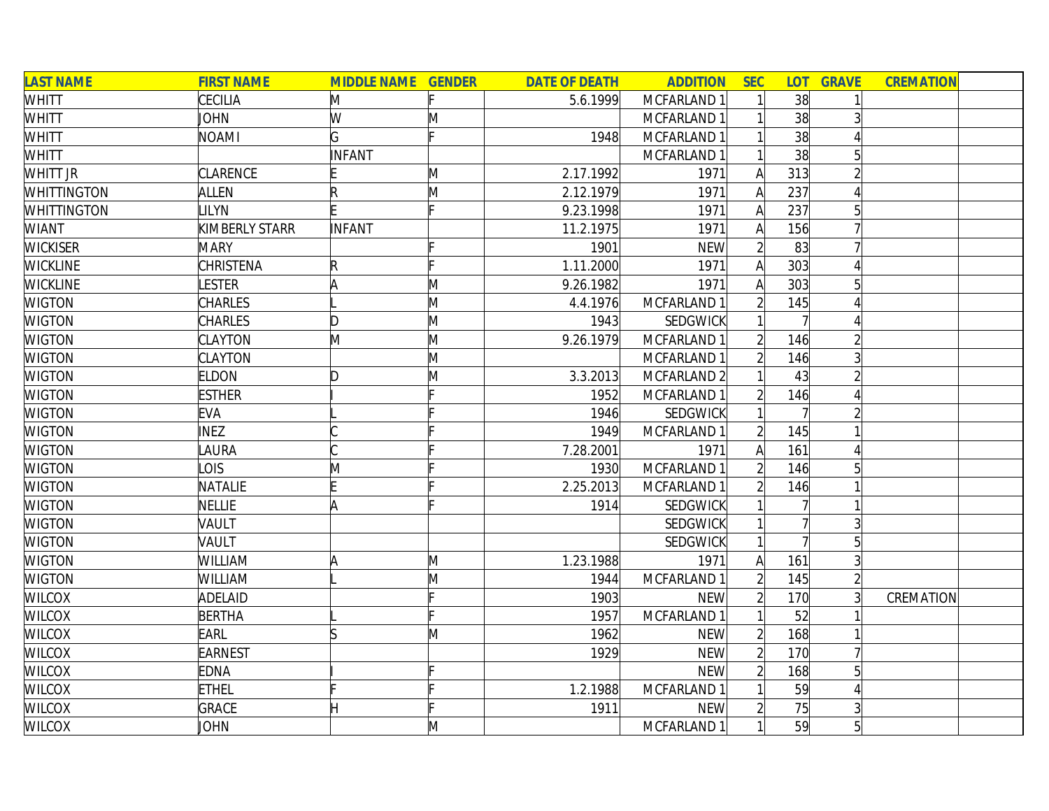| LAST NAME | FIRST NAME | MIDDLE NAME | GENDER | DATE OF DEATH | ADDITION | SEC | LOT | GRAVE | CREMATION | |
|---|---|---|---|---|---|---|---|---|---|---|
| WHITT | CECILIA | M | F | 5.6.1999 | MCFARLAND 1 | 1 | 38 | 1 | | |
| WHITT | JOHN | W | M | | MCFARLAND 1 | 1 | 38 | 3 | | |
| WHITT | NOAMI | G | F | 1948 | MCFARLAND 1 | 1 | 38 | 4 | | |
| WHITT | | INFANT | | | MCFARLAND 1 | 1 | 38 | 5 | | |
| WHITT JR | CLARENCE | E | M | 2.17.1992 | 1971 | A | 313 | 2 | | |
| WHITTINGTON | ALLEN | R | M | 2.12.1979 | 1971 | A | 237 | 4 | | |
| WHITTINGTON | LILYN | E | F | 9.23.1998 | 1971 | A | 237 | 5 | | |
| WIANT | KIMBERLY STARR | INFANT | | 11.2.1975 | 1971 | A | 156 | 7 | | |
| WICKISER | MARY | | F | 1901 | NEW | 2 | 83 | 7 | | |
| WICKLINE | CHRISTENA | R | F | 1.11.2000 | 1971 | A | 303 | 4 | | |
| WICKLINE | LESTER | A | M | 9.26.1982 | 1971 | A | 303 | 5 | | |
| WIGTON | CHARLES | L | M | 4.4.1976 | MCFARLAND 1 | 2 | 145 | 4 | | |
| WIGTON | CHARLES | D | M | 1943 | SEDGWICK | 1 | 7 | 4 | | |
| WIGTON | CLAYTON | M | M | 9.26.1979 | MCFARLAND 1 | 2 | 146 | 2 | | |
| WIGTON | CLAYTON | | M | | MCFARLAND 1 | 2 | 146 | 3 | | |
| WIGTON | ELDON | D | M | 3.3.2013 | MCFARLAND 2 | 1 | 43 | 2 | | |
| WIGTON | ESTHER | I | F | 1952 | MCFARLAND 1 | 2 | 146 | 4 | | |
| WIGTON | EVA | L | F | 1946 | SEDGWICK | 1 | 7 | 2 | | |
| WIGTON | INEZ | C | F | 1949 | MCFARLAND 1 | 2 | 145 | 1 | | |
| WIGTON | LAURA | C | F | 7.28.2001 | 1971 | A | 161 | 4 | | |
| WIGTON | LOIS | M | F | 1930 | MCFARLAND 1 | 2 | 146 | 5 | | |
| WIGTON | NATALIE | E | F | 2.25.2013 | MCFARLAND 1 | 2 | 146 | 1 | | |
| WIGTON | NELLIE | A | F | 1914 | SEDGWICK | 1 | 7 | 1 | | |
| WIGTON | VAULT | | | | SEDGWICK | 1 | 7 | 3 | | |
| WIGTON | VAULT | | | | SEDGWICK | 1 | 7 | 5 | | |
| WIGTON | WILLIAM | A | M | 1.23.1988 | 1971 | A | 161 | 3 | | |
| WIGTON | WILLIAM | L | M | 1944 | MCFARLAND 1 | 2 | 145 | 2 | | |
| WILCOX | ADELAID | | F | 1903 | NEW | 2 | 170 | 3 | CREMATION | |
| WILCOX | BERTHA | L | F | 1957 | MCFARLAND 1 | 1 | 52 | 1 | | |
| WILCOX | EARL | S | M | 1962 | NEW | 2 | 168 | 1 | | |
| WILCOX | EARNEST | | | 1929 | NEW | 2 | 170 | 7 | | |
| WILCOX | EDNA | I | F | | NEW | 2 | 168 | 5 | | |
| WILCOX | ETHEL | F | F | 1.2.1988 | MCFARLAND 1 | 1 | 59 | 4 | | |
| WILCOX | GRACE | H | F | 1911 | NEW | 2 | 75 | 3 | | |
| WILCOX | JOHN | | M | | MCFARLAND 1 | 1 | 59 | 5 | | |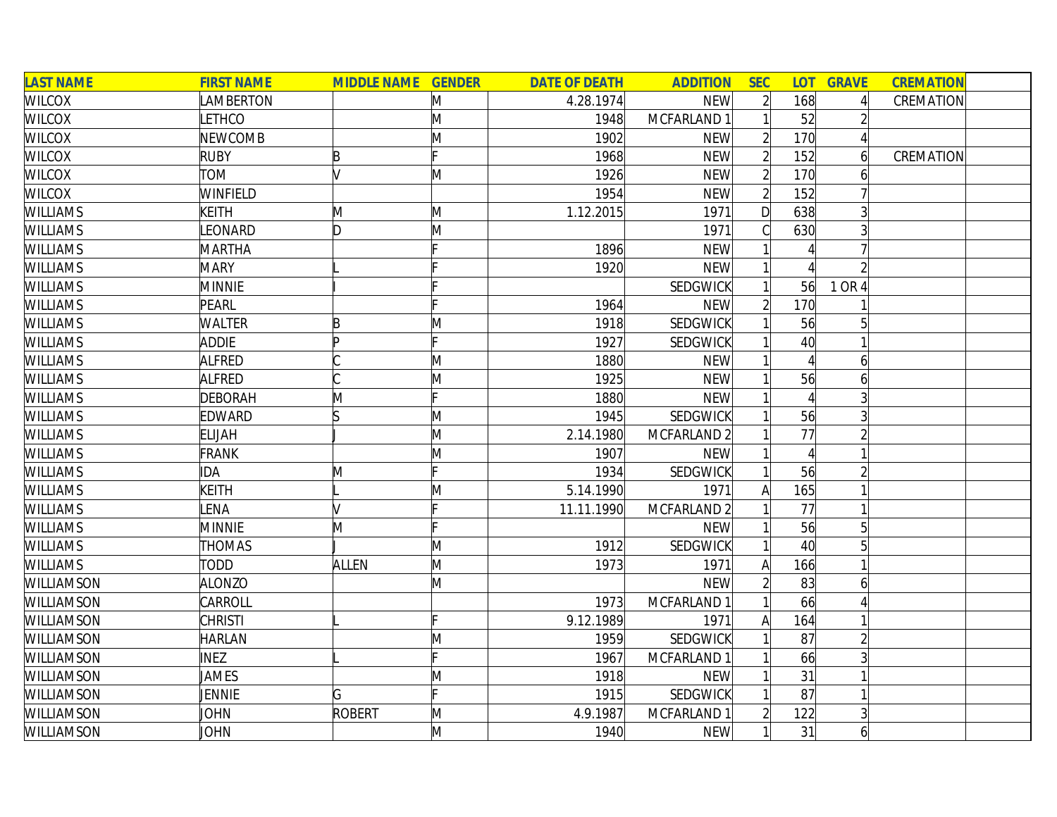| LAST NAME | FIRST NAME | MIDDLE NAME | GENDER | DATE OF DEATH | ADDITION | SEC | LOT | GRAVE | CREMATION |
|---|---|---|---|---|---|---|---|---|---|
| WILCOX | LAMBERTON | | M | 4.28.1974 | NEW | 2 | 168 | 4 | CREMATION |
| WILCOX | LETHCO | | M | 1948 | MCFARLAND 1 | 1 | 52 | 2 | |
| WILCOX | NEWCOMB | | M | 1902 | NEW | 2 | 170 | 4 | |
| WILCOX | RUBY | B | F | 1968 | NEW | 2 | 152 | 6 | CREMATION |
| WILCOX | TOM | V | M | 1926 | NEW | 2 | 170 | 6 | |
| WILCOX | WINFIELD | | | 1954 | NEW | 2 | 152 | 7 | |
| WILLIAMS | KEITH | M | M | 1.12.2015 | 1971 | D | 638 | 3 | |
| WILLIAMS | LEONARD | D | M | | 1971 | C | 630 | 3 | |
| WILLIAMS | MARTHA | | F | 1896 | NEW | 1 | 4 | 7 | |
| WILLIAMS | MARY | L | F | 1920 | NEW | 1 | 4 | 2 | |
| WILLIAMS | MINNIE | I | F | | SEDGWICK | 1 | 56 | 1 OR 4 | |
| WILLIAMS | PEARL | | F | 1964 | NEW | 2 | 170 | 1 | |
| WILLIAMS | WALTER | B | M | 1918 | SEDGWICK | 1 | 56 | 5 | |
| WILLIAMS | ADDIE | P | F | 1927 | SEDGWICK | 1 | 40 | 1 | |
| WILLIAMS | ALFRED | C | M | 1880 | NEW | 1 | 4 | 6 | |
| WILLIAMS | ALFRED | C | M | 1925 | NEW | 1 | 56 | 6 | |
| WILLIAMS | DEBORAH | M | F | 1880 | NEW | 1 | 4 | 3 | |
| WILLIAMS | EDWARD | S | M | 1945 | SEDGWICK | 1 | 56 | 3 | |
| WILLIAMS | ELIJAH | J | M | 2.14.1980 | MCFARLAND 2 | 1 | 77 | 2 | |
| WILLIAMS | FRANK | | M | 1907 | NEW | 1 | 4 | 1 | |
| WILLIAMS | IDA | M | F | 1934 | SEDGWICK | 1 | 56 | 2 | |
| WILLIAMS | KEITH | L | M | 5.14.1990 | 1971 | A | 165 | 1 | |
| WILLIAMS | LENA | V | F | 11.11.1990 | MCFARLAND 2 | 1 | 77 | 1 | |
| WILLIAMS | MINNIE | M | F | | NEW | 1 | 56 | 5 | |
| WILLIAMS | THOMAS | J | M | 1912 | SEDGWICK | 1 | 40 | 5 | |
| WILLIAMS | TODD | ALLEN | M | 1973 | 1971 | A | 166 | 1 | |
| WILLIAMSON | ALONZO | | M | | NEW | 2 | 83 | 6 | |
| WILLIAMSON | CARROLL | | | 1973 | MCFARLAND 1 | 1 | 66 | 4 | |
| WILLIAMSON | CHRISTI | L | F | 9.12.1989 | 1971 | A | 164 | 1 | |
| WILLIAMSON | HARLAN | | M | 1959 | SEDGWICK | 1 | 87 | 2 | |
| WILLIAMSON | INEZ | L | F | 1967 | MCFARLAND 1 | 1 | 66 | 3 | |
| WILLIAMSON | JAMES | | M | 1918 | NEW | 1 | 31 | 1 | |
| WILLIAMSON | JENNIE | G | F | 1915 | SEDGWICK | 1 | 87 | 1 | |
| WILLIAMSON | JOHN | ROBERT | M | 4.9.1987 | MCFARLAND 1 | 2 | 122 | 3 | |
| WILLIAMSON | JOHN | | M | 1940 | NEW | 1 | 31 | 6 | |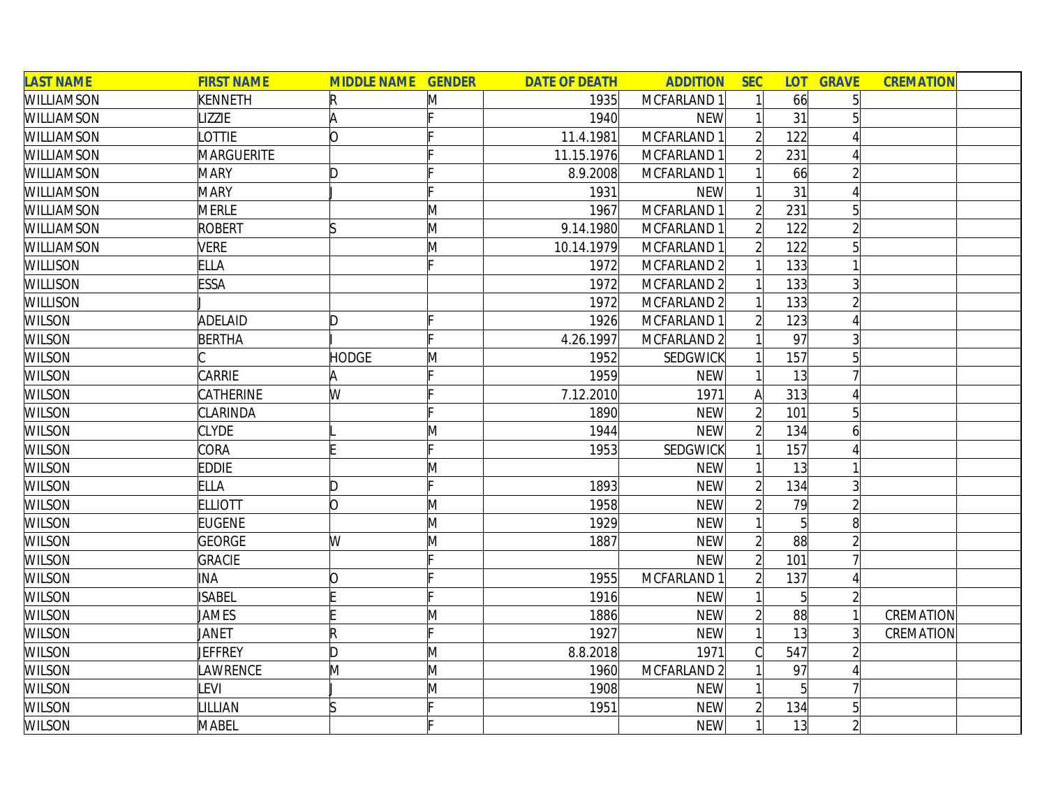| LAST NAME | FIRST NAME | MIDDLE NAME | GENDER | DATE OF DEATH | ADDITION | SEC | LOT | GRAVE | CREMATION | |
|---|---|---|---|---|---|---|---|---|---|---|
| WILLIAMSON | KENNETH | R | M | 1935 | MCFARLAND 1 | 1 | 66 | 5 | | |
| WILLIAMSON | LIZZIE | A | F | 1940 | NEW | 1 | 31 | 5 | | |
| WILLIAMSON | LOTTIE | O | F | 11.4.1981 | MCFARLAND 1 | 2 | 122 | 4 | | |
| WILLIAMSON | MARGUERITE | | F | 11.15.1976 | MCFARLAND 1 | 2 | 231 | 4 | | |
| WILLIAMSON | MARY | D | F | 8.9.2008 | MCFARLAND 1 | 1 | 66 | 2 | | |
| WILLIAMSON | MARY | J | F | 1931 | NEW | 1 | 31 | 4 | | |
| WILLIAMSON | MERLE | | M | 1967 | MCFARLAND 1 | 2 | 231 | 5 | | |
| WILLIAMSON | ROBERT | S | M | 9.14.1980 | MCFARLAND 1 | 2 | 122 | 2 | | |
| WILLIAMSON | VERE | | M | 10.14.1979 | MCFARLAND 1 | 2 | 122 | 5 | | |
| WILLISON | ELLA | | F | 1972 | MCFARLAND 2 | 1 | 133 | 1 | | |
| WILLISON | ESSA | | | 1972 | MCFARLAND 2 | 1 | 133 | 3 | | |
| WILLISON | J | | | 1972 | MCFARLAND 2 | 1 | 133 | 2 | | |
| WILSON | ADELAID | D | F | 1926 | MCFARLAND 1 | 2 | 123 | 4 | | |
| WILSON | BERTHA | I | F | 4.26.1997 | MCFARLAND 2 | 1 | 97 | 3 | | |
| WILSON | C | HODGE | M | 1952 | SEDGWICK | 1 | 157 | 5 | | |
| WILSON | CARRIE | A | F | 1959 | NEW | 1 | 13 | 7 | | |
| WILSON | CATHERINE | W | F | 7.12.2010 | 1971 | A | 313 | 4 | | |
| WILSON | CLARINDA | | F | 1890 | NEW | 2 | 101 | 5 | | |
| WILSON | CLYDE | L | M | 1944 | NEW | 2 | 134 | 6 | | |
| WILSON | CORA | E | F | 1953 | SEDGWICK | 1 | 157 | 4 | | |
| WILSON | EDDIE | | M | | NEW | 1 | 13 | 1 | | |
| WILSON | ELLA | D | F | 1893 | NEW | 2 | 134 | 3 | | |
| WILSON | ELLIOTT | O | M | 1958 | NEW | 2 | 79 | 2 | | |
| WILSON | EUGENE | | M | 1929 | NEW | 1 | 5 | 8 | | |
| WILSON | GEORGE | W | M | 1887 | NEW | 2 | 88 | 2 | | |
| WILSON | GRACIE | | F | | NEW | 2 | 101 | 7 | | |
| WILSON | INA | O | F | 1955 | MCFARLAND 1 | 2 | 137 | 4 | | |
| WILSON | ISABEL | E | F | 1916 | NEW | 1 | 5 | 2 | | |
| WILSON | JAMES | E | M | 1886 | NEW | 2 | 88 | 1 | CREMATION | |
| WILSON | JANET | R | F | 1927 | NEW | 1 | 13 | 3 | CREMATION | |
| WILSON | JEFFREY | D | M | 8.8.2018 | 1971 | C | 547 | 2 | | |
| WILSON | LAWRENCE | M | M | 1960 | MCFARLAND 2 | 1 | 97 | 4 | | |
| WILSON | LEVI | J | M | 1908 | NEW | 1 | 5 | 7 | | |
| WILSON | LILLIAN | S | F | 1951 | NEW | 2 | 134 | 5 | | |
| WILSON | MABEL | | F | | NEW | 1 | 13 | 2 | | |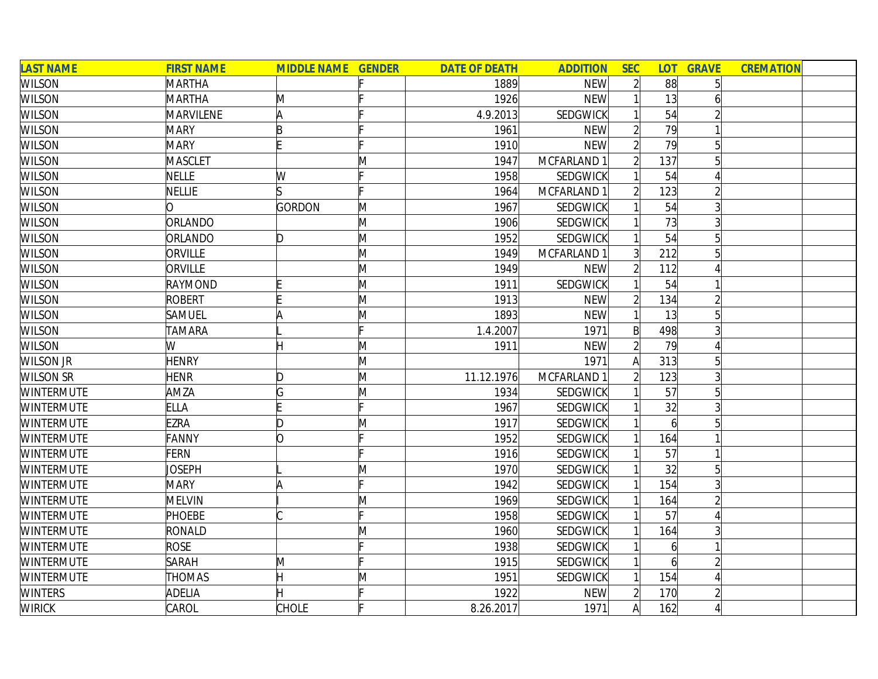| LAST NAME | FIRST NAME | MIDDLE NAME | GENDER | DATE OF DEATH | ADDITION | SEC | LOT | GRAVE | CREMATION | |
|---|---|---|---|---|---|---|---|---|---|---|
| WILSON | MARTHA | | F | 1889 | NEW | 2 | 88 | 5 | | |
| WILSON | MARTHA | M | F | 1926 | NEW | 1 | 13 | 6 | | |
| WILSON | MARVILENE | A | F | 4.9.2013 | SEDGWICK | 1 | 54 | 2 | | |
| WILSON | MARY | B | F | 1961 | NEW | 2 | 79 | 1 | | |
| WILSON | MARY | E | F | 1910 | NEW | 2 | 79 | 5 | | |
| WILSON | MASCLET | | M | 1947 | MCFARLAND 1 | 2 | 137 | 5 | | |
| WILSON | NELLE | W | F | 1958 | SEDGWICK | 1 | 54 | 4 | | |
| WILSON | NELLIE | S | F | 1964 | MCFARLAND 1 | 2 | 123 | 2 | | |
| WILSON | O | GORDON | M | 1967 | SEDGWICK | 1 | 54 | 3 | | |
| WILSON | ORLANDO | | M | 1906 | SEDGWICK | 1 | 73 | 3 | | |
| WILSON | ORLANDO | D | M | 1952 | SEDGWICK | 1 | 54 | 5 | | |
| WILSON | ORVILLE | | M | 1949 | MCFARLAND 1 | 3 | 212 | 5 | | |
| WILSON | ORVILLE | | M | 1949 | NEW | 2 | 112 | 4 | | |
| WILSON | RAYMOND | E | M | 1911 | SEDGWICK | 1 | 54 | 1 | | |
| WILSON | ROBERT | E | M | 1913 | NEW | 2 | 134 | 2 | | |
| WILSON | SAMUEL | A | M | 1893 | NEW | 1 | 13 | 5 | | |
| WILSON | TAMARA | L | F | 1.4.2007 | 1971 | B | 498 | 3 | | |
| WILSON | W | H | M | 1911 | NEW | 2 | 79 | 4 | | |
| WILSON JR | HENRY | | M | | 1971 | A | 313 | 5 | | |
| WILSON SR | HENR | D | M | 11.12.1976 | MCFARLAND 1 | 2 | 123 | 3 | | |
| WINTERMUTE | AMZA | G | M | 1934 | SEDGWICK | 1 | 57 | 5 | | |
| WINTERMUTE | ELLA | E | F | 1967 | SEDGWICK | 1 | 32 | 3 | | |
| WINTERMUTE | EZRA | D | M | 1917 | SEDGWICK | 1 | 6 | 5 | | |
| WINTERMUTE | FANNY | O | F | 1952 | SEDGWICK | 1 | 164 | 1 | | |
| WINTERMUTE | FERN | | F | 1916 | SEDGWICK | 1 | 57 | 1 | | |
| WINTERMUTE | JOSEPH | L | M | 1970 | SEDGWICK | 1 | 32 | 5 | | |
| WINTERMUTE | MARY | A | F | 1942 | SEDGWICK | 1 | 154 | 3 | | |
| WINTERMUTE | MELVIN | I | M | 1969 | SEDGWICK | 1 | 164 | 2 | | |
| WINTERMUTE | PHOEBE | C | F | 1958 | SEDGWICK | 1 | 57 | 4 | | |
| WINTERMUTE | RONALD | | M | 1960 | SEDGWICK | 1 | 164 | 3 | | |
| WINTERMUTE | ROSE | | F | 1938 | SEDGWICK | 1 | 6 | 1 | | |
| WINTERMUTE | SARAH | M | F | 1915 | SEDGWICK | 1 | 6 | 2 | | |
| WINTERMUTE | THOMAS | H | M | 1951 | SEDGWICK | 1 | 154 | 4 | | |
| WINTERS | ADELIA | H | F | 1922 | NEW | 2 | 170 | 2 | | |
| WIRICK | CAROL | CHOLE | F | 8.26.2017 | 1971 | A | 162 | 4 | | |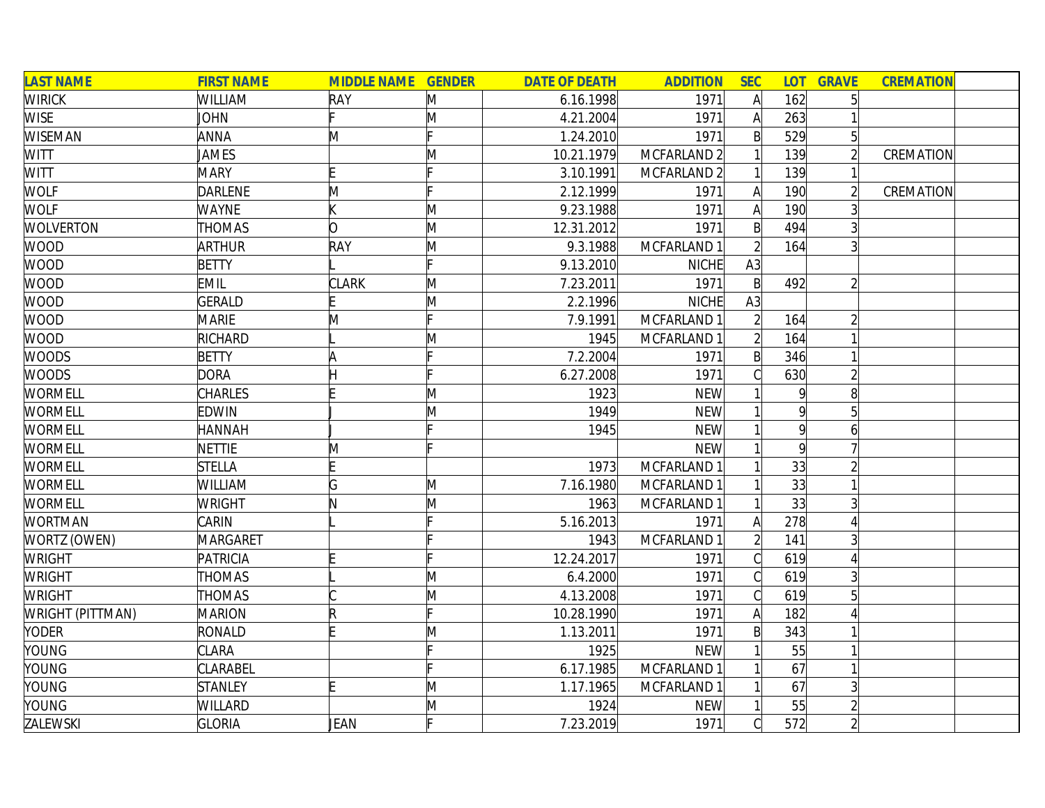| LAST NAME | FIRST NAME | MIDDLE NAME | GENDER | DATE OF DEATH | ADDITION | SEC | LOT | GRAVE | CREMATION | |
|---|---|---|---|---|---|---|---|---|---|---|
| WIRICK | WILLIAM | RAY | M | 6.16.1998 | 1971 | A | 162 | 5 | | |
| WISE | JOHN | F | M | 4.21.2004 | 1971 | A | 263 | 1 | | |
| WISEMAN | ANNA | M | F | 1.24.2010 | 1971 | B | 529 | 5 | | |
| WITT | JAMES | | M | 10.21.1979 | MCFARLAND 2 | 1 | 139 | 2 | CREMATION | |
| WITT | MARY | E | F | 3.10.1991 | MCFARLAND 2 | 1 | 139 | 1 | | |
| WOLF | DARLENE | M | F | 2.12.1999 | 1971 | A | 190 | 2 | CREMATION | |
| WOLF | WAYNE | K | M | 9.23.1988 | 1971 | A | 190 | 3 | | |
| WOLVERTON | THOMAS | O | M | 12.31.2012 | 1971 | B | 494 | 3 | | |
| WOOD | ARTHUR | RAY | M | 9.3.1988 | MCFARLAND 1 | 2 | 164 | 3 | | |
| WOOD | BETTY | L | F | 9.13.2010 | NICHE | A3 | | | | |
| WOOD | EMIL | CLARK | M | 7.23.2011 | 1971 | B | 492 | 2 | | |
| WOOD | GERALD | E | M | 2.2.1996 | NICHE | A3 | | | | |
| WOOD | MARIE | M | F | 7.9.1991 | MCFARLAND 1 | 2 | 164 | 2 | | |
| WOOD | RICHARD | L | M | 1945 | MCFARLAND 1 | 2 | 164 | 1 | | |
| WOODS | BETTY | A | F | 7.2.2004 | 1971 | B | 346 | 1 | | |
| WOODS | DORA | H | F | 6.27.2008 | 1971 | C | 630 | 2 | | |
| WORMELL | CHARLES | E | M | 1923 | NEW | 1 | 9 | 8 | | |
| WORMELL | EDWIN | J | M | 1949 | NEW | 1 | 9 | 5 | | |
| WORMELL | HANNAH | J | F | 1945 | NEW | 1 | 9 | 6 | | |
| WORMELL | NETTIE | M | F | | NEW | 1 | 9 | 7 | | |
| WORMELL | STELLA | E | | 1973 | MCFARLAND 1 | 1 | 33 | 2 | | |
| WORMELL | WILLIAM | G | M | 7.16.1980 | MCFARLAND 1 | 1 | 33 | 1 | | |
| WORMELL | WRIGHT | N | M | 1963 | MCFARLAND 1 | 1 | 33 | 3 | | |
| WORTMAN | CARIN | L | F | 5.16.2013 | 1971 | A | 278 | 4 | | |
| WORTZ (OWEN) | MARGARET | | F | 1943 | MCFARLAND 1 | 2 | 141 | 3 | | |
| WRIGHT | PATRICIA | E | F | 12.24.2017 | 1971 | C | 619 | 4 | | |
| WRIGHT | THOMAS | L | M | 6.4.2000 | 1971 | C | 619 | 3 | | |
| WRIGHT | THOMAS | C | M | 4.13.2008 | 1971 | C | 619 | 5 | | |
| WRIGHT (PITTMAN) | MARION | R | F | 10.28.1990 | 1971 | A | 182 | 4 | | |
| YODER | RONALD | E | M | 1.13.2011 | 1971 | B | 343 | 1 | | |
| YOUNG | CLARA | | F | 1925 | NEW | 1 | 55 | 1 | | |
| YOUNG | CLARABEL | | F | 6.17.1985 | MCFARLAND 1 | 1 | 67 | 1 | | |
| YOUNG | STANLEY | E | M | 1.17.1965 | MCFARLAND 1 | 1 | 67 | 3 | | |
| YOUNG | WILLARD | | M | 1924 | NEW | 1 | 55 | 2 | | |
| ZALEWSKI | GLORIA | JEAN | F | 7.23.2019 | 1971 | C | 572 | 2 | | |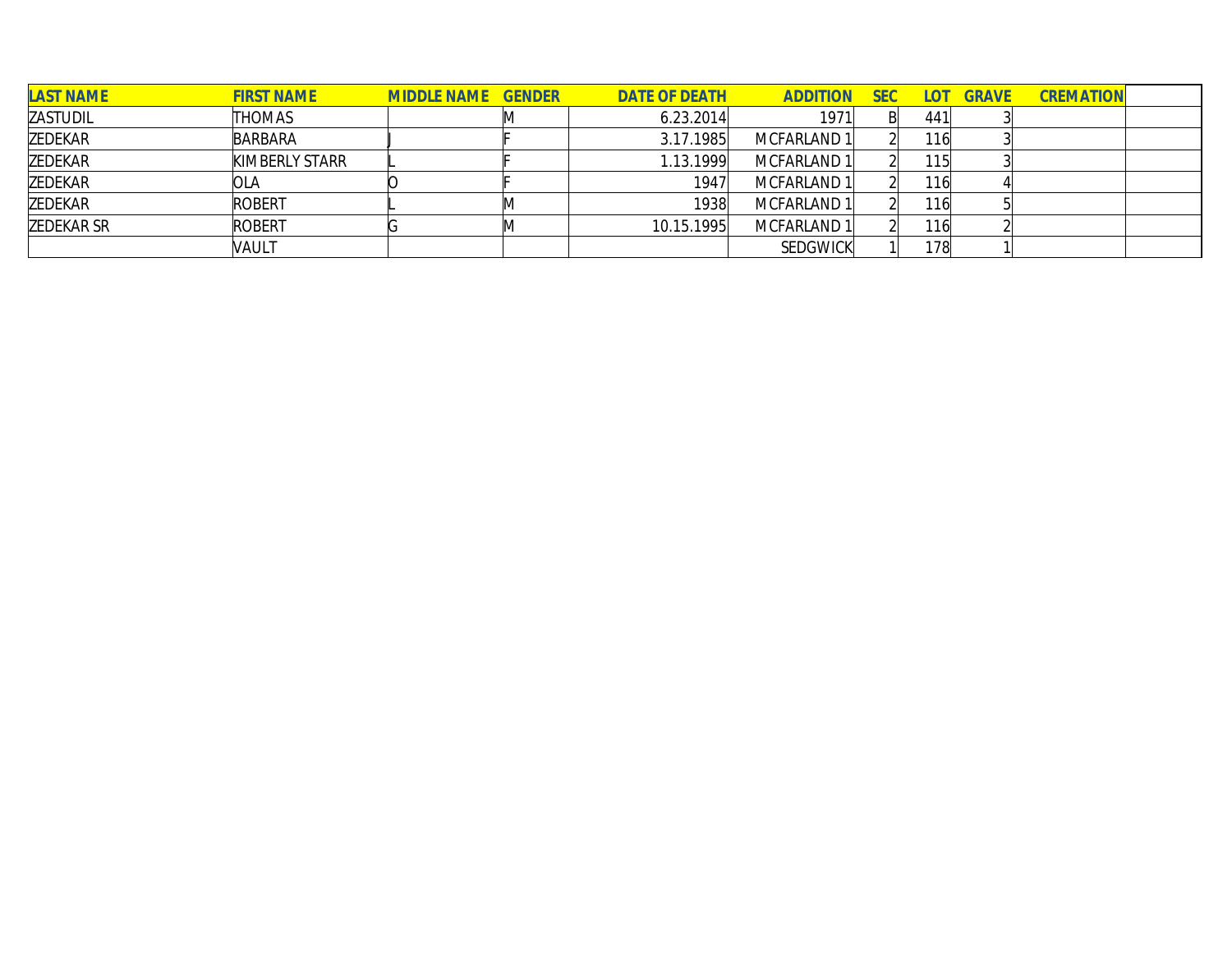| LAST NAME | FIRST NAME | MIDDLE NAME | GENDER | DATE OF DEATH | ADDITION | SEC | LOT | GRAVE | CREMATION | |
|---|---|---|---|---|---|---|---|---|---|---|
| ZASTUDIL | THOMAS | | M | 6.23.2014 | 1971 | B | 441 | 3 | | |
| ZEDEKAR | BARBARA | J | F | 3.17.1985 | MCFARLAND 1 | 2 | 116 | 3 | | |
| ZEDEKAR | KIMBERLY STARR | L | F | 1.13.1999 | MCFARLAND 1 | 2 | 115 | 3 | | |
| ZEDEKAR | OLA | O | F | 1947 | MCFARLAND 1 | 2 | 116 | 4 | | |
| ZEDEKAR | ROBERT | L | M | 1938 | MCFARLAND 1 | 2 | 116 | 5 | | |
| ZEDEKAR SR | ROBERT | G | M | 10.15.1995 | MCFARLAND 1 | 2 | 116 | 2 | | |
| | VAULT | | | | SEDGWICK | 1 | 178 | 1 | | |